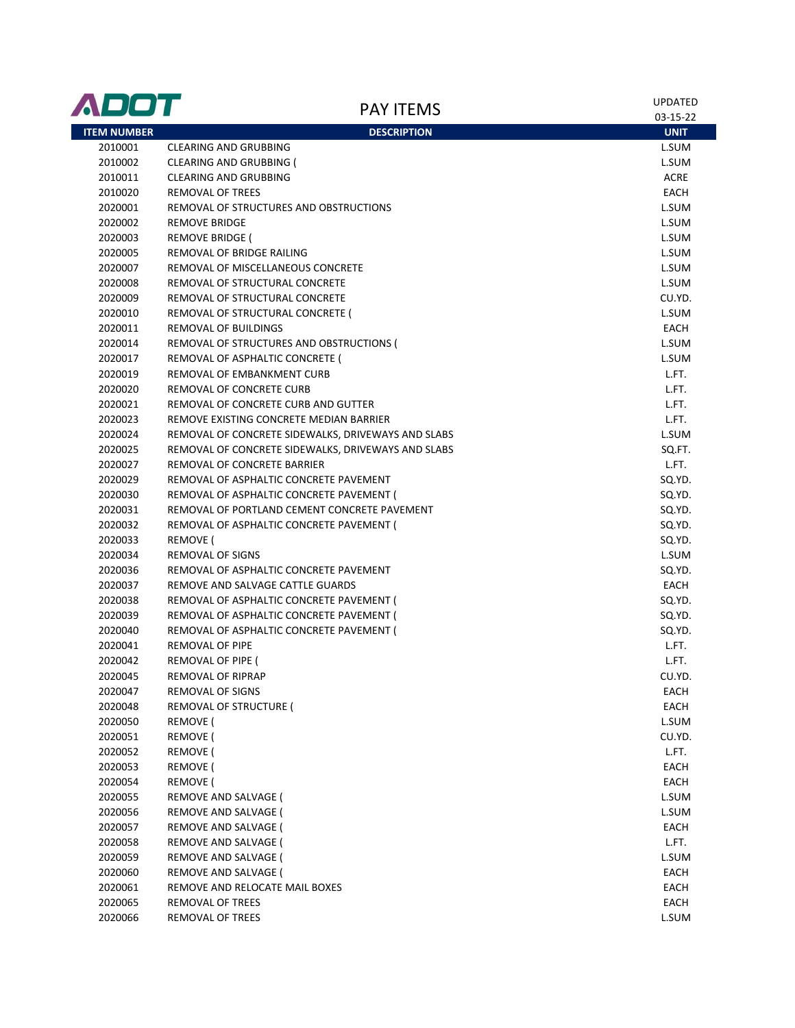# ADOT

## PAY ITEMS

UPDATED 03-15-22

| ITEM NUMBER | DESCRIPTION | UNIT |
|---|---|---|
| 2010001 | CLEARING AND GRUBBING | L.SUM |
| 2010002 | CLEARING AND GRUBBING ( | L.SUM |
| 2010011 | CLEARING AND GRUBBING | ACRE |
| 2010020 | REMOVAL OF TREES | EACH |
| 2020001 | REMOVAL OF STRUCTURES AND OBSTRUCTIONS | L.SUM |
| 2020002 | REMOVE BRIDGE | L.SUM |
| 2020003 | REMOVE BRIDGE ( | L.SUM |
| 2020005 | REMOVAL OF BRIDGE RAILING | L.SUM |
| 2020007 | REMOVAL OF MISCELLANEOUS CONCRETE | L.SUM |
| 2020008 | REMOVAL OF STRUCTURAL CONCRETE | L.SUM |
| 2020009 | REMOVAL OF STRUCTURAL CONCRETE | CU.YD. |
| 2020010 | REMOVAL OF STRUCTURAL CONCRETE ( | L.SUM |
| 2020011 | REMOVAL OF BUILDINGS | EACH |
| 2020014 | REMOVAL OF STRUCTURES AND OBSTRUCTIONS ( | L.SUM |
| 2020017 | REMOVAL OF ASPHALTIC CONCRETE ( | L.SUM |
| 2020019 | REMOVAL OF EMBANKMENT CURB | L.FT. |
| 2020020 | REMOVAL OF CONCRETE CURB | L.FT. |
| 2020021 | REMOVAL OF CONCRETE CURB AND GUTTER | L.FT. |
| 2020023 | REMOVE EXISTING CONCRETE MEDIAN BARRIER | L.FT. |
| 2020024 | REMOVAL OF CONCRETE SIDEWALKS, DRIVEWAYS AND SLABS | L.SUM |
| 2020025 | REMOVAL OF CONCRETE SIDEWALKS, DRIVEWAYS AND SLABS | SQ.FT. |
| 2020027 | REMOVAL OF CONCRETE BARRIER | L.FT. |
| 2020029 | REMOVAL OF ASPHALTIC CONCRETE PAVEMENT | SQ.YD. |
| 2020030 | REMOVAL OF ASPHALTIC CONCRETE PAVEMENT ( | SQ.YD. |
| 2020031 | REMOVAL OF PORTLAND CEMENT CONCRETE PAVEMENT | SQ.YD. |
| 2020032 | REMOVAL OF ASPHALTIC CONCRETE PAVEMENT ( | SQ.YD. |
| 2020033 | REMOVE ( | SQ.YD. |
| 2020034 | REMOVAL OF SIGNS | L.SUM |
| 2020036 | REMOVAL OF ASPHALTIC CONCRETE PAVEMENT | SQ.YD. |
| 2020037 | REMOVE AND SALVAGE CATTLE GUARDS | EACH |
| 2020038 | REMOVAL OF ASPHALTIC CONCRETE PAVEMENT ( | SQ.YD. |
| 2020039 | REMOVAL OF ASPHALTIC CONCRETE PAVEMENT ( | SQ.YD. |
| 2020040 | REMOVAL OF ASPHALTIC CONCRETE PAVEMENT ( | SQ.YD. |
| 2020041 | REMOVAL OF PIPE | L.FT. |
| 2020042 | REMOVAL OF PIPE ( | L.FT. |
| 2020045 | REMOVAL OF RIPRAP | CU.YD. |
| 2020047 | REMOVAL OF SIGNS | EACH |
| 2020048 | REMOVAL OF STRUCTURE ( | EACH |
| 2020050 | REMOVE ( | L.SUM |
| 2020051 | REMOVE ( | CU.YD. |
| 2020052 | REMOVE ( | L.FT. |
| 2020053 | REMOVE ( | EACH |
| 2020054 | REMOVE ( | EACH |
| 2020055 | REMOVE AND SALVAGE ( | L.SUM |
| 2020056 | REMOVE AND SALVAGE ( | L.SUM |
| 2020057 | REMOVE AND SALVAGE ( | EACH |
| 2020058 | REMOVE AND SALVAGE ( | L.FT. |
| 2020059 | REMOVE AND SALVAGE ( | L.SUM |
| 2020060 | REMOVE AND SALVAGE ( | EACH |
| 2020061 | REMOVE AND RELOCATE MAIL BOXES | EACH |
| 2020065 | REMOVAL OF TREES | EACH |
| 2020066 | REMOVAL OF TREES | L.SUM |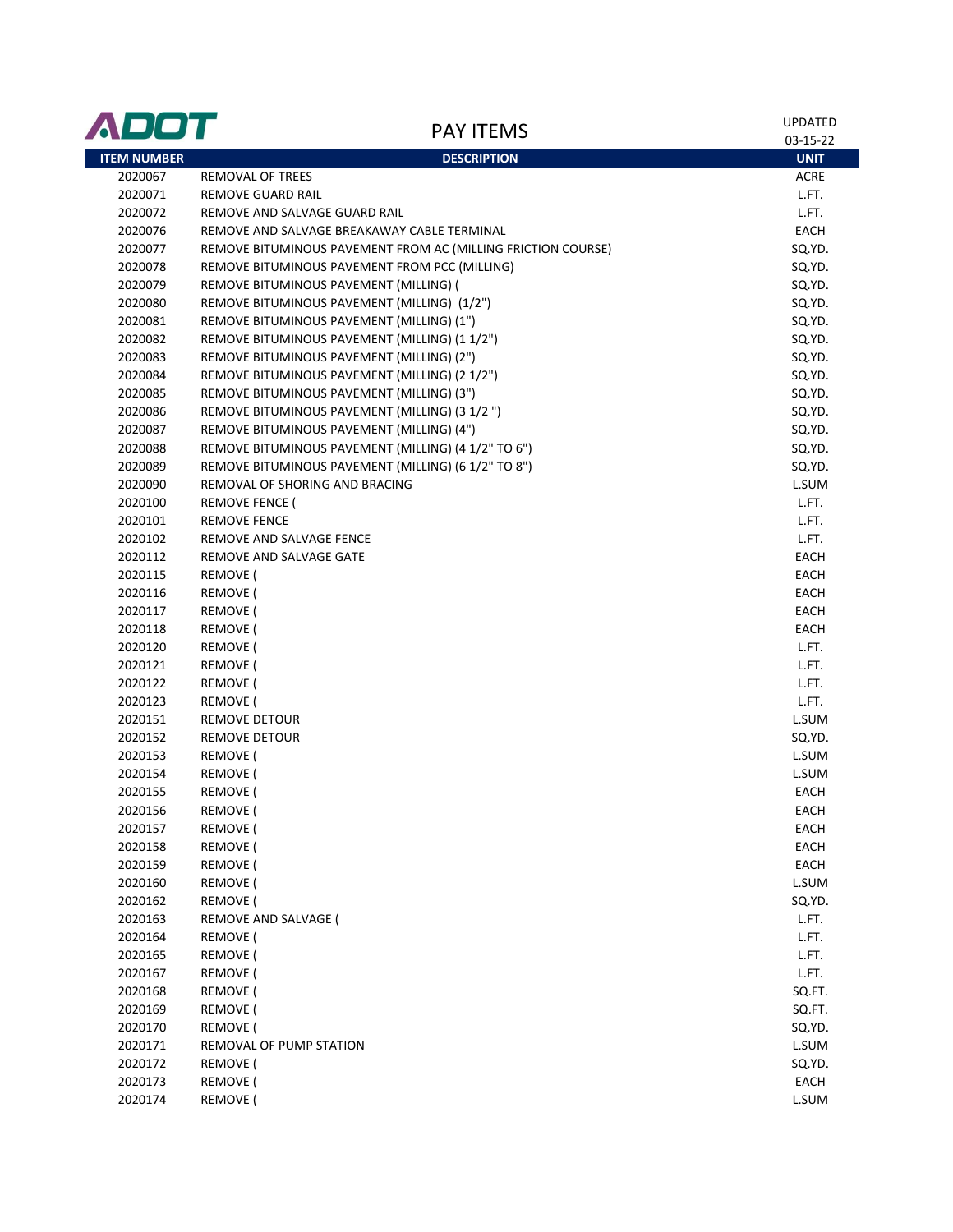# ADOT

## PAY ITEMS

UPDATED 03-15-22

| ITEM NUMBER | DESCRIPTION | UNIT |
|---|---|---|
| 2020067 | REMOVAL OF TREES | ACRE |
| 2020071 | REMOVE GUARD RAIL | L.FT. |
| 2020072 | REMOVE AND SALVAGE GUARD RAIL | L.FT. |
| 2020076 | REMOVE AND SALVAGE BREAKAWAY CABLE TERMINAL | EACH |
| 2020077 | REMOVE BITUMINOUS PAVEMENT FROM AC (MILLING FRICTION COURSE) | SQ.YD. |
| 2020078 | REMOVE BITUMINOUS PAVEMENT FROM PCC (MILLING) | SQ.YD. |
| 2020079 | REMOVE BITUMINOUS PAVEMENT (MILLING) ( | SQ.YD. |
| 2020080 | REMOVE BITUMINOUS PAVEMENT (MILLING) (1/2") | SQ.YD. |
| 2020081 | REMOVE BITUMINOUS PAVEMENT (MILLING) (1") | SQ.YD. |
| 2020082 | REMOVE BITUMINOUS PAVEMENT (MILLING) (1 1/2") | SQ.YD. |
| 2020083 | REMOVE BITUMINOUS PAVEMENT (MILLING) (2") | SQ.YD. |
| 2020084 | REMOVE BITUMINOUS PAVEMENT (MILLING) (2 1/2") | SQ.YD. |
| 2020085 | REMOVE BITUMINOUS PAVEMENT (MILLING) (3") | SQ.YD. |
| 2020086 | REMOVE BITUMINOUS PAVEMENT (MILLING) (3 1/2 ") | SQ.YD. |
| 2020087 | REMOVE BITUMINOUS PAVEMENT (MILLING) (4") | SQ.YD. |
| 2020088 | REMOVE BITUMINOUS PAVEMENT (MILLING) (4 1/2" TO 6") | SQ.YD. |
| 2020089 | REMOVE BITUMINOUS PAVEMENT (MILLING) (6 1/2" TO 8") | SQ.YD. |
| 2020090 | REMOVAL OF SHORING AND BRACING | L.SUM |
| 2020100 | REMOVE FENCE ( | L.FT. |
| 2020101 | REMOVE FENCE | L.FT. |
| 2020102 | REMOVE AND SALVAGE FENCE | L.FT. |
| 2020112 | REMOVE AND SALVAGE GATE | EACH |
| 2020115 | REMOVE ( | EACH |
| 2020116 | REMOVE ( | EACH |
| 2020117 | REMOVE ( | EACH |
| 2020118 | REMOVE ( | EACH |
| 2020120 | REMOVE ( | L.FT. |
| 2020121 | REMOVE ( | L.FT. |
| 2020122 | REMOVE ( | L.FT. |
| 2020123 | REMOVE ( | L.FT. |
| 2020151 | REMOVE DETOUR | L.SUM |
| 2020152 | REMOVE DETOUR | SQ.YD. |
| 2020153 | REMOVE ( | L.SUM |
| 2020154 | REMOVE ( | L.SUM |
| 2020155 | REMOVE ( | EACH |
| 2020156 | REMOVE ( | EACH |
| 2020157 | REMOVE ( | EACH |
| 2020158 | REMOVE ( | EACH |
| 2020159 | REMOVE ( | EACH |
| 2020160 | REMOVE ( | L.SUM |
| 2020162 | REMOVE ( | SQ.YD. |
| 2020163 | REMOVE AND SALVAGE ( | L.FT. |
| 2020164 | REMOVE ( | L.FT. |
| 2020165 | REMOVE ( | L.FT. |
| 2020167 | REMOVE ( | L.FT. |
| 2020168 | REMOVE ( | SQ.FT. |
| 2020169 | REMOVE ( | SQ.FT. |
| 2020170 | REMOVE ( | SQ.YD. |
| 2020171 | REMOVAL OF PUMP STATION | L.SUM |
| 2020172 | REMOVE ( | SQ.YD. |
| 2020173 | REMOVE ( | EACH |
| 2020174 | REMOVE ( | L.SUM |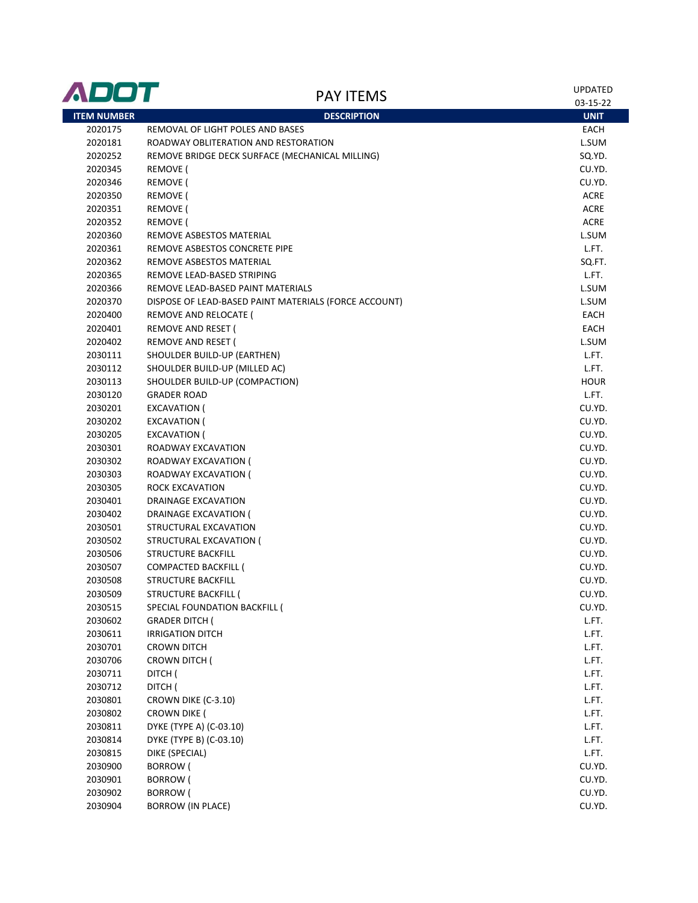ADOT

# PAY ITEMS

UPDATED 03-15-22

| ITEM NUMBER | DESCRIPTION | UNIT |
|---|---|---|
| 2020175 | REMOVAL OF LIGHT POLES AND BASES | EACH |
| 2020181 | ROADWAY OBLITERATION AND RESTORATION | L.SUM |
| 2020252 | REMOVE BRIDGE DECK SURFACE (MECHANICAL MILLING) | SQ.YD. |
| 2020345 | REMOVE ( | CU.YD. |
| 2020346 | REMOVE ( | CU.YD. |
| 2020350 | REMOVE ( | ACRE |
| 2020351 | REMOVE ( | ACRE |
| 2020352 | REMOVE ( | ACRE |
| 2020360 | REMOVE ASBESTOS MATERIAL | L.SUM |
| 2020361 | REMOVE ASBESTOS CONCRETE PIPE | L.FT. |
| 2020362 | REMOVE ASBESTOS MATERIAL | SQ.FT. |
| 2020365 | REMOVE LEAD-BASED STRIPING | L.FT. |
| 2020366 | REMOVE LEAD-BASED PAINT MATERIALS | L.SUM |
| 2020370 | DISPOSE OF LEAD-BASED PAINT MATERIALS (FORCE ACCOUNT) | L.SUM |
| 2020400 | REMOVE AND RELOCATE ( | EACH |
| 2020401 | REMOVE AND RESET ( | EACH |
| 2020402 | REMOVE AND RESET ( | L.SUM |
| 2030111 | SHOULDER BUILD-UP (EARTHEN) | L.FT. |
| 2030112 | SHOULDER BUILD-UP (MILLED AC) | L.FT. |
| 2030113 | SHOULDER BUILD-UP (COMPACTION) | HOUR |
| 2030120 | GRADER ROAD | L.FT. |
| 2030201 | EXCAVATION ( | CU.YD. |
| 2030202 | EXCAVATION ( | CU.YD. |
| 2030205 | EXCAVATION ( | CU.YD. |
| 2030301 | ROADWAY EXCAVATION | CU.YD. |
| 2030302 | ROADWAY EXCAVATION ( | CU.YD. |
| 2030303 | ROADWAY EXCAVATION ( | CU.YD. |
| 2030305 | ROCK EXCAVATION | CU.YD. |
| 2030401 | DRAINAGE EXCAVATION | CU.YD. |
| 2030402 | DRAINAGE EXCAVATION ( | CU.YD. |
| 2030501 | STRUCTURAL EXCAVATION | CU.YD. |
| 2030502 | STRUCTURAL EXCAVATION ( | CU.YD. |
| 2030506 | STRUCTURE BACKFILL | CU.YD. |
| 2030507 | COMPACTED BACKFILL ( | CU.YD. |
| 2030508 | STRUCTURE BACKFILL | CU.YD. |
| 2030509 | STRUCTURE BACKFILL ( | CU.YD. |
| 2030515 | SPECIAL FOUNDATION BACKFILL ( | CU.YD. |
| 2030602 | GRADER DITCH ( | L.FT. |
| 2030611 | IRRIGATION DITCH | L.FT. |
| 2030701 | CROWN DITCH | L.FT. |
| 2030706 | CROWN DITCH ( | L.FT. |
| 2030711 | DITCH ( | L.FT. |
| 2030712 | DITCH ( | L.FT. |
| 2030801 | CROWN DIKE (C-3.10) | L.FT. |
| 2030802 | CROWN DIKE ( | L.FT. |
| 2030811 | DYKE (TYPE A) (C-03.10) | L.FT. |
| 2030814 | DYKE (TYPE B) (C-03.10) | L.FT. |
| 2030815 | DIKE (SPECIAL) | L.FT. |
| 2030900 | BORROW ( | CU.YD. |
| 2030901 | BORROW ( | CU.YD. |
| 2030902 | BORROW ( | CU.YD. |
| 2030904 | BORROW (IN PLACE) | CU.YD. |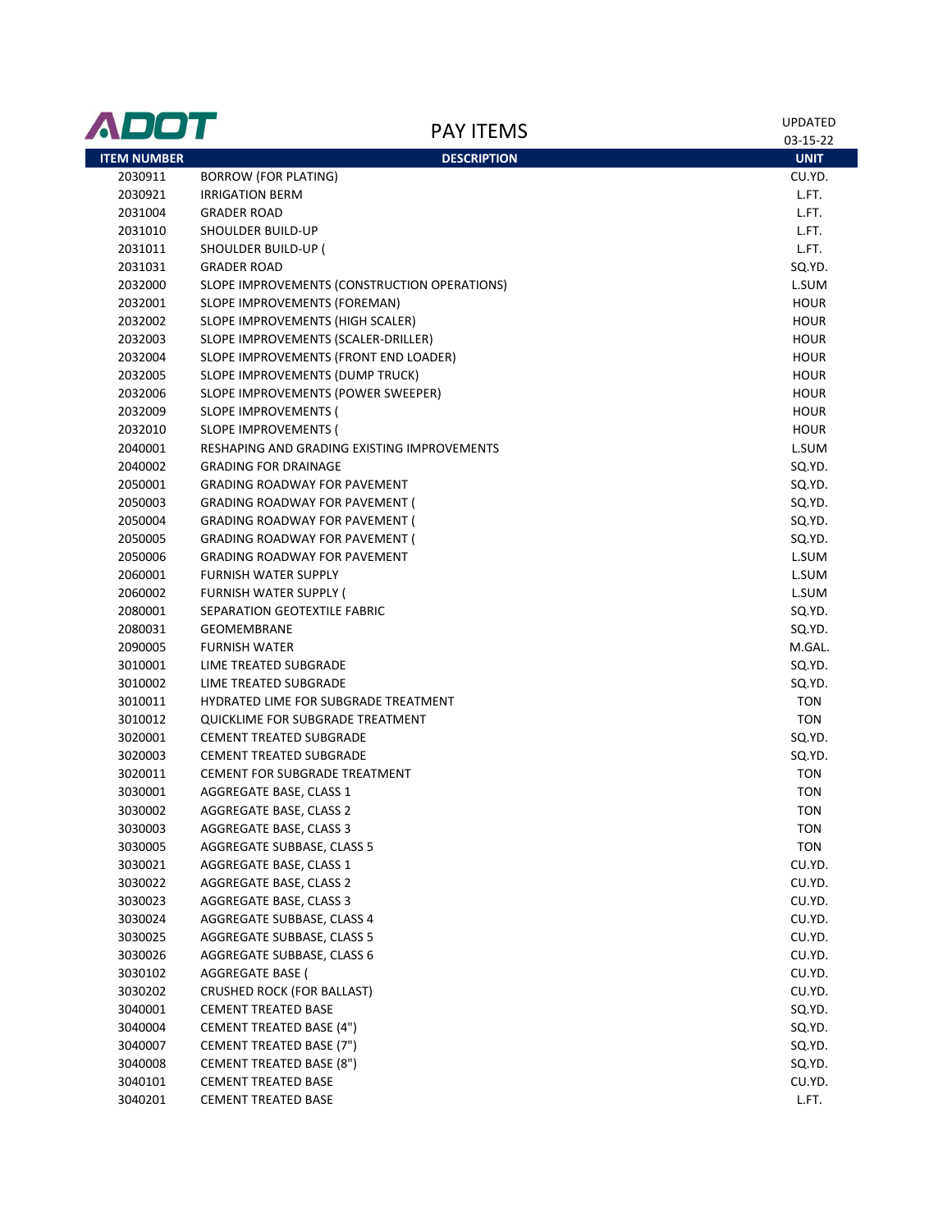# PAY ITEMS

UPDATED 03-15-22

| ITEM NUMBER | DESCRIPTION | UNIT |
|---|---|---|
| 2030911 | BORROW (FOR PLATING) | CU.YD. |
| 2030921 | IRRIGATION BERM | L.FT. |
| 2031004 | GRADER ROAD | L.FT. |
| 2031010 | SHOULDER BUILD-UP | L.FT. |
| 2031011 | SHOULDER BUILD-UP ( | L.FT. |
| 2031031 | GRADER ROAD | SQ.YD. |
| 2032000 | SLOPE IMPROVEMENTS (CONSTRUCTION OPERATIONS) | L.SUM |
| 2032001 | SLOPE IMPROVEMENTS (FOREMAN) | HOUR |
| 2032002 | SLOPE IMPROVEMENTS (HIGH SCALER) | HOUR |
| 2032003 | SLOPE IMPROVEMENTS (SCALER-DRILLER) | HOUR |
| 2032004 | SLOPE IMPROVEMENTS (FRONT END LOADER) | HOUR |
| 2032005 | SLOPE IMPROVEMENTS (DUMP TRUCK) | HOUR |
| 2032006 | SLOPE IMPROVEMENTS (POWER SWEEPER) | HOUR |
| 2032009 | SLOPE IMPROVEMENTS ( | HOUR |
| 2032010 | SLOPE IMPROVEMENTS ( | HOUR |
| 2040001 | RESHAPING AND GRADING EXISTING IMPROVEMENTS | L.SUM |
| 2040002 | GRADING FOR DRAINAGE | SQ.YD. |
| 2050001 | GRADING ROADWAY FOR PAVEMENT | SQ.YD. |
| 2050003 | GRADING ROADWAY FOR PAVEMENT ( | SQ.YD. |
| 2050004 | GRADING ROADWAY FOR PAVEMENT ( | SQ.YD. |
| 2050005 | GRADING ROADWAY FOR PAVEMENT ( | SQ.YD. |
| 2050006 | GRADING ROADWAY FOR PAVEMENT | L.SUM |
| 2060001 | FURNISH WATER SUPPLY | L.SUM |
| 2060002 | FURNISH WATER SUPPLY ( | L.SUM |
| 2080001 | SEPARATION GEOTEXTILE FABRIC | SQ.YD. |
| 2080031 | GEOMEMBRANE | SQ.YD. |
| 2090005 | FURNISH WATER | M.GAL. |
| 3010001 | LIME TREATED SUBGRADE | SQ.YD. |
| 3010002 | LIME TREATED SUBGRADE | SQ.YD. |
| 3010011 | HYDRATED LIME FOR SUBGRADE TREATMENT | TON |
| 3010012 | QUICKLIME FOR SUBGRADE TREATMENT | TON |
| 3020001 | CEMENT TREATED SUBGRADE | SQ.YD. |
| 3020003 | CEMENT TREATED SUBGRADE | SQ.YD. |
| 3020011 | CEMENT FOR SUBGRADE TREATMENT | TON |
| 3030001 | AGGREGATE BASE, CLASS 1 | TON |
| 3030002 | AGGREGATE BASE, CLASS 2 | TON |
| 3030003 | AGGREGATE BASE, CLASS 3 | TON |
| 3030005 | AGGREGATE SUBBASE, CLASS 5 | TON |
| 3030021 | AGGREGATE BASE, CLASS 1 | CU.YD. |
| 3030022 | AGGREGATE BASE, CLASS 2 | CU.YD. |
| 3030023 | AGGREGATE BASE, CLASS 3 | CU.YD. |
| 3030024 | AGGREGATE SUBBASE, CLASS 4 | CU.YD. |
| 3030025 | AGGREGATE SUBBASE, CLASS 5 | CU.YD. |
| 3030026 | AGGREGATE SUBBASE, CLASS 6 | CU.YD. |
| 3030102 | AGGREGATE BASE ( | CU.YD. |
| 3030202 | CRUSHED ROCK (FOR BALLAST) | CU.YD. |
| 3040001 | CEMENT TREATED BASE | SQ.YD. |
| 3040004 | CEMENT TREATED BASE (4") | SQ.YD. |
| 3040007 | CEMENT TREATED BASE (7") | SQ.YD. |
| 3040008 | CEMENT TREATED BASE (8") | SQ.YD. |
| 3040101 | CEMENT TREATED BASE | CU.YD. |
| 3040201 | CEMENT TREATED BASE | L.FT. |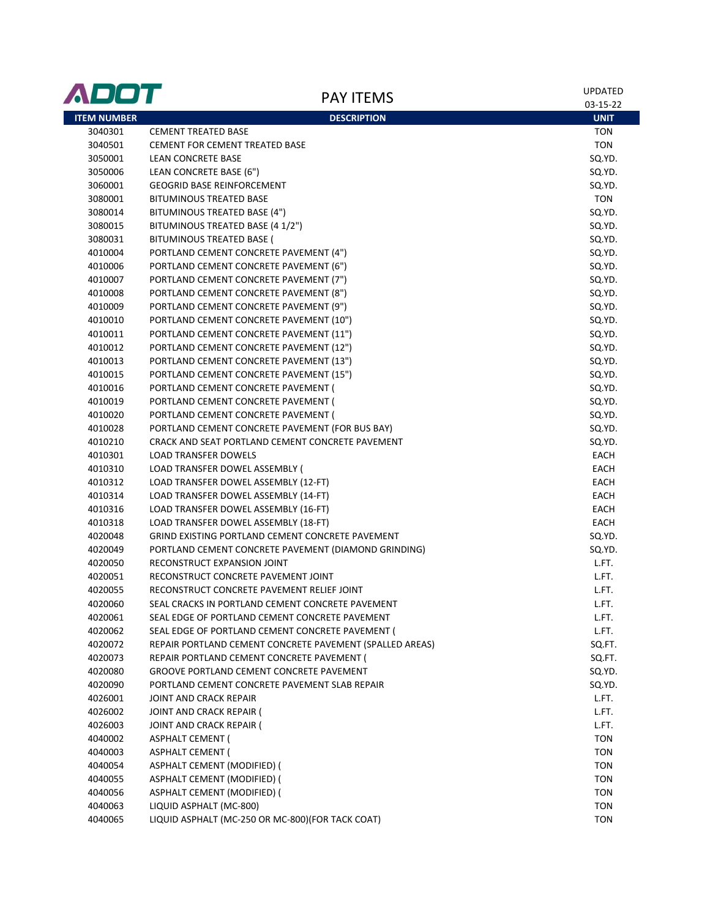# PAY ITEMS

UPDATED 03-15-22

| ITEM NUMBER | DESCRIPTION | UNIT |
|---|---|---|
| 3040301 | CEMENT TREATED BASE | TON |
| 3040501 | CEMENT FOR CEMENT TREATED BASE | TON |
| 3050001 | LEAN CONCRETE BASE | SQ.YD. |
| 3050006 | LEAN CONCRETE BASE (6") | SQ.YD. |
| 3060001 | GEOGRID BASE REINFORCEMENT | SQ.YD. |
| 3080001 | BITUMINOUS TREATED BASE | TON |
| 3080014 | BITUMINOUS TREATED BASE (4") | SQ.YD. |
| 3080015 | BITUMINOUS TREATED BASE (4 1/2") | SQ.YD. |
| 3080031 | BITUMINOUS TREATED BASE ( | SQ.YD. |
| 4010004 | PORTLAND CEMENT CONCRETE PAVEMENT (4") | SQ.YD. |
| 4010006 | PORTLAND CEMENT CONCRETE PAVEMENT (6") | SQ.YD. |
| 4010007 | PORTLAND CEMENT CONCRETE PAVEMENT (7") | SQ.YD. |
| 4010008 | PORTLAND CEMENT CONCRETE PAVEMENT (8") | SQ.YD. |
| 4010009 | PORTLAND CEMENT CONCRETE PAVEMENT (9") | SQ.YD. |
| 4010010 | PORTLAND CEMENT CONCRETE PAVEMENT (10") | SQ.YD. |
| 4010011 | PORTLAND CEMENT CONCRETE PAVEMENT (11") | SQ.YD. |
| 4010012 | PORTLAND CEMENT CONCRETE PAVEMENT (12") | SQ.YD. |
| 4010013 | PORTLAND CEMENT CONCRETE PAVEMENT (13") | SQ.YD. |
| 4010015 | PORTLAND CEMENT CONCRETE PAVEMENT (15") | SQ.YD. |
| 4010016 | PORTLAND CEMENT CONCRETE PAVEMENT ( | SQ.YD. |
| 4010019 | PORTLAND CEMENT CONCRETE PAVEMENT ( | SQ.YD. |
| 4010020 | PORTLAND CEMENT CONCRETE PAVEMENT ( | SQ.YD. |
| 4010028 | PORTLAND CEMENT CONCRETE PAVEMENT (FOR BUS BAY) | SQ.YD. |
| 4010210 | CRACK AND SEAT PORTLAND CEMENT CONCRETE PAVEMENT | SQ.YD. |
| 4010301 | LOAD TRANSFER DOWELS | EACH |
| 4010310 | LOAD TRANSFER DOWEL ASSEMBLY ( | EACH |
| 4010312 | LOAD TRANSFER DOWEL ASSEMBLY (12-FT) | EACH |
| 4010314 | LOAD TRANSFER DOWEL ASSEMBLY (14-FT) | EACH |
| 4010316 | LOAD TRANSFER DOWEL ASSEMBLY (16-FT) | EACH |
| 4010318 | LOAD TRANSFER DOWEL ASSEMBLY (18-FT) | EACH |
| 4020048 | GRIND EXISTING PORTLAND CEMENT CONCRETE PAVEMENT | SQ.YD. |
| 4020049 | PORTLAND CEMENT CONCRETE PAVEMENT (DIAMOND GRINDING) | SQ.YD. |
| 4020050 | RECONSTRUCT EXPANSION JOINT | L.FT. |
| 4020051 | RECONSTRUCT CONCRETE PAVEMENT JOINT | L.FT. |
| 4020055 | RECONSTRUCT CONCRETE PAVEMENT RELIEF JOINT | L.FT. |
| 4020060 | SEAL CRACKS IN PORTLAND CEMENT CONCRETE PAVEMENT | L.FT. |
| 4020061 | SEAL EDGE OF PORTLAND CEMENT CONCRETE PAVEMENT | L.FT. |
| 4020062 | SEAL EDGE OF PORTLAND CEMENT CONCRETE PAVEMENT ( | L.FT. |
| 4020072 | REPAIR PORTLAND CEMENT CONCRETE PAVEMENT (SPALLED AREAS) | SQ.FT. |
| 4020073 | REPAIR PORTLAND CEMENT CONCRETE PAVEMENT ( | SQ.FT. |
| 4020080 | GROOVE PORTLAND CEMENT CONCRETE PAVEMENT | SQ.YD. |
| 4020090 | PORTLAND CEMENT CONCRETE PAVEMENT SLAB REPAIR | SQ.YD. |
| 4026001 | JOINT AND CRACK REPAIR | L.FT. |
| 4026002 | JOINT AND CRACK REPAIR ( | L.FT. |
| 4026003 | JOINT AND CRACK REPAIR ( | L.FT. |
| 4040002 | ASPHALT CEMENT ( | TON |
| 4040003 | ASPHALT CEMENT ( | TON |
| 4040054 | ASPHALT CEMENT (MODIFIED) ( | TON |
| 4040055 | ASPHALT CEMENT (MODIFIED) ( | TON |
| 4040056 | ASPHALT CEMENT (MODIFIED) ( | TON |
| 4040063 | LIQUID ASPHALT (MC-800) | TON |
| 4040065 | LIQUID ASPHALT (MC-250 OR MC-800)(FOR TACK COAT) | TON |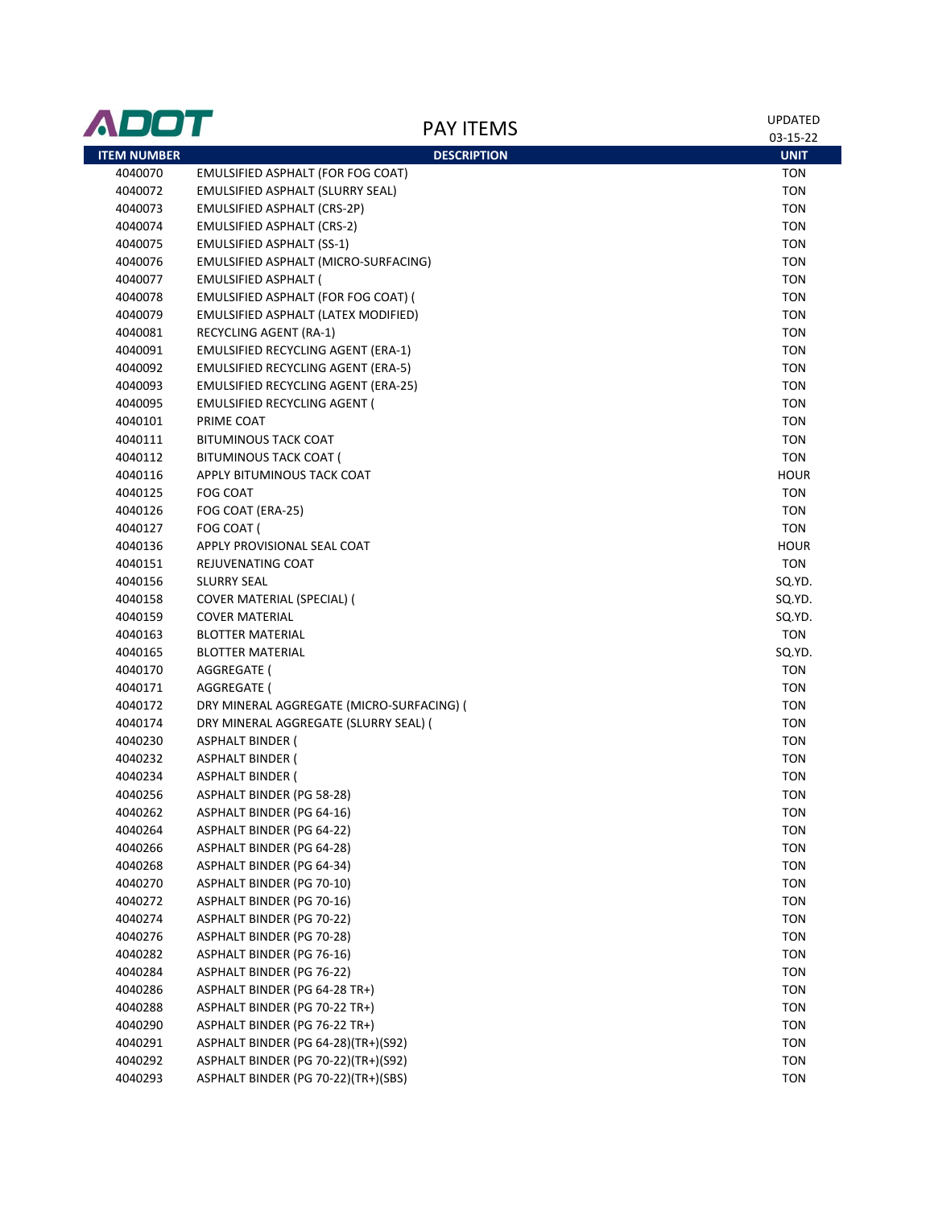# PAY ITEMS

UPDATED 03-15-22

| ITEM NUMBER | DESCRIPTION | UNIT |
|---|---|---|
| 4040070 | EMULSIFIED ASPHALT (FOR FOG COAT) | TON |
| 4040072 | EMULSIFIED ASPHALT (SLURRY SEAL) | TON |
| 4040073 | EMULSIFIED ASPHALT (CRS-2P) | TON |
| 4040074 | EMULSIFIED ASPHALT (CRS-2) | TON |
| 4040075 | EMULSIFIED ASPHALT (SS-1) | TON |
| 4040076 | EMULSIFIED ASPHALT (MICRO-SURFACING) | TON |
| 4040077 | EMULSIFIED ASPHALT ( | TON |
| 4040078 | EMULSIFIED ASPHALT (FOR FOG COAT) ( | TON |
| 4040079 | EMULSIFIED ASPHALT (LATEX MODIFIED) | TON |
| 4040081 | RECYCLING AGENT (RA-1) | TON |
| 4040091 | EMULSIFIED RECYCLING AGENT (ERA-1) | TON |
| 4040092 | EMULSIFIED RECYCLING AGENT (ERA-5) | TON |
| 4040093 | EMULSIFIED RECYCLING AGENT (ERA-25) | TON |
| 4040095 | EMULSIFIED RECYCLING AGENT ( | TON |
| 4040101 | PRIME COAT | TON |
| 4040111 | BITUMINOUS TACK COAT | TON |
| 4040112 | BITUMINOUS TACK COAT ( | TON |
| 4040116 | APPLY BITUMINOUS TACK COAT | HOUR |
| 4040125 | FOG COAT | TON |
| 4040126 | FOG COAT (ERA-25) | TON |
| 4040127 | FOG COAT ( | TON |
| 4040136 | APPLY PROVISIONAL SEAL COAT | HOUR |
| 4040151 | REJUVENATING COAT | TON |
| 4040156 | SLURRY SEAL | SQ.YD. |
| 4040158 | COVER MATERIAL (SPECIAL) ( | SQ.YD. |
| 4040159 | COVER MATERIAL | SQ.YD. |
| 4040163 | BLOTTER MATERIAL | TON |
| 4040165 | BLOTTER MATERIAL | SQ.YD. |
| 4040170 | AGGREGATE ( | TON |
| 4040171 | AGGREGATE ( | TON |
| 4040172 | DRY MINERAL AGGREGATE (MICRO-SURFACING) ( | TON |
| 4040174 | DRY MINERAL AGGREGATE (SLURRY SEAL) ( | TON |
| 4040230 | ASPHALT BINDER ( | TON |
| 4040232 | ASPHALT BINDER ( | TON |
| 4040234 | ASPHALT BINDER ( | TON |
| 4040256 | ASPHALT BINDER (PG 58-28) | TON |
| 4040262 | ASPHALT BINDER (PG 64-16) | TON |
| 4040264 | ASPHALT BINDER (PG 64-22) | TON |
| 4040266 | ASPHALT BINDER (PG 64-28) | TON |
| 4040268 | ASPHALT BINDER (PG 64-34) | TON |
| 4040270 | ASPHALT BINDER (PG 70-10) | TON |
| 4040272 | ASPHALT BINDER (PG 70-16) | TON |
| 4040274 | ASPHALT BINDER (PG 70-22) | TON |
| 4040276 | ASPHALT BINDER (PG 70-28) | TON |
| 4040282 | ASPHALT BINDER (PG 76-16) | TON |
| 4040284 | ASPHALT BINDER (PG 76-22) | TON |
| 4040286 | ASPHALT BINDER (PG 64-28 TR+) | TON |
| 4040288 | ASPHALT BINDER (PG 70-22 TR+) | TON |
| 4040290 | ASPHALT BINDER (PG 76-22 TR+) | TON |
| 4040291 | ASPHALT BINDER (PG 64-28)(TR+)(S92) | TON |
| 4040292 | ASPHALT BINDER (PG 70-22)(TR+)(S92) | TON |
| 4040293 | ASPHALT BINDER (PG 70-22)(TR+)(SBS) | TON |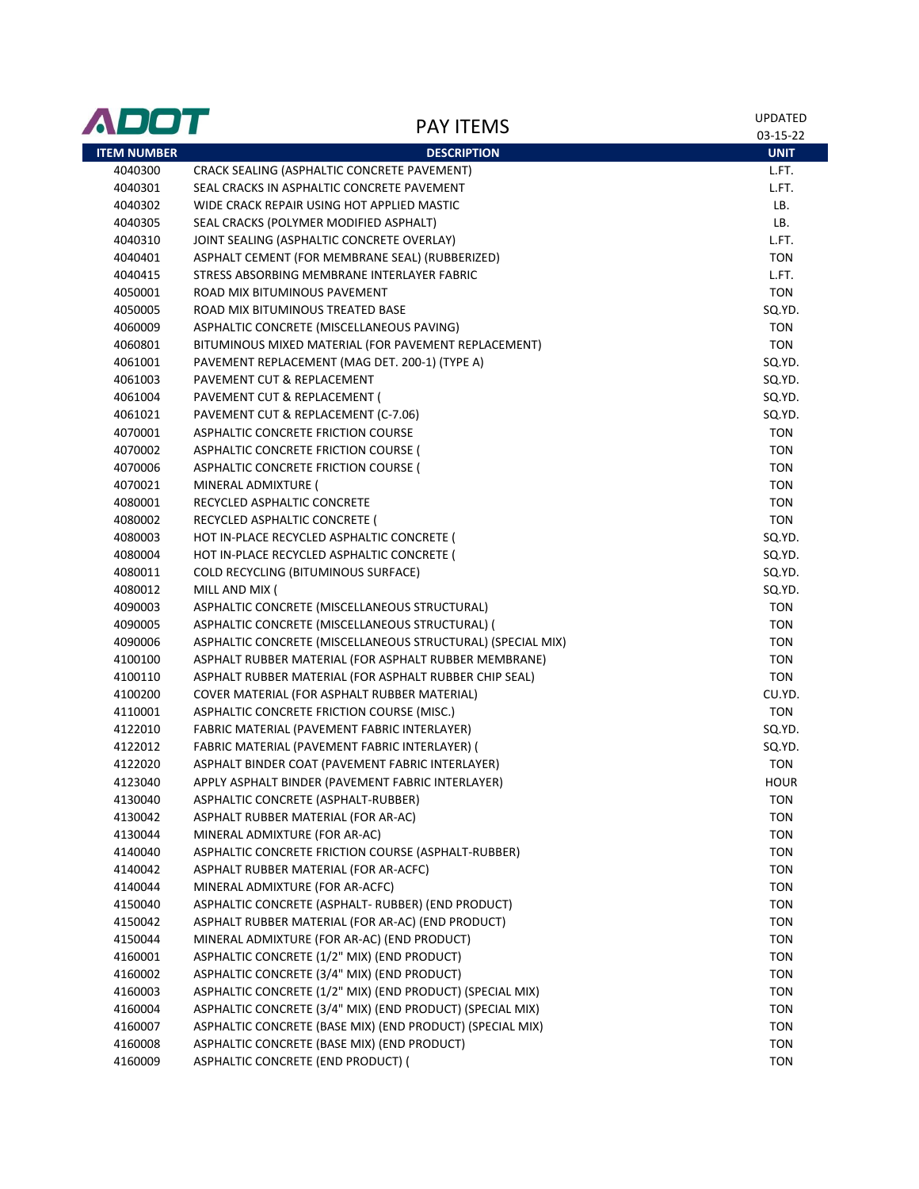| ITEM NUMBER | DESCRIPTION | UNIT |
|---|---|---|
| 4040300 | CRACK SEALING (ASPHALTIC CONCRETE PAVEMENT) | L.FT. |
| 4040301 | SEAL CRACKS IN ASPHALTIC CONCRETE PAVEMENT | L.FT. |
| 4040302 | WIDE CRACK REPAIR USING HOT APPLIED MASTIC | LB. |
| 4040305 | SEAL CRACKS (POLYMER MODIFIED ASPHALT) | LB. |
| 4040310 | JOINT SEALING (ASPHALTIC CONCRETE OVERLAY) | L.FT. |
| 4040401 | ASPHALT CEMENT (FOR MEMBRANE SEAL) (RUBBERIZED) | TON |
| 4040415 | STRESS ABSORBING MEMBRANE INTERLAYER FABRIC | L.FT. |
| 4050001 | ROAD MIX BITUMINOUS PAVEMENT | TON |
| 4050005 | ROAD MIX BITUMINOUS TREATED BASE | SQ.YD. |
| 4060009 | ASPHALTIC CONCRETE (MISCELLANEOUS PAVING) | TON |
| 4060801 | BITUMINOUS MIXED MATERIAL (FOR PAVEMENT REPLACEMENT) | TON |
| 4061001 | PAVEMENT REPLACEMENT (MAG DET. 200-1) (TYPE A) | SQ.YD. |
| 4061003 | PAVEMENT CUT & REPLACEMENT | SQ.YD. |
| 4061004 | PAVEMENT CUT & REPLACEMENT ( | SQ.YD. |
| 4061021 | PAVEMENT CUT & REPLACEMENT (C-7.06) | SQ.YD. |
| 4070001 | ASPHALTIC CONCRETE FRICTION COURSE | TON |
| 4070002 | ASPHALTIC CONCRETE FRICTION COURSE ( | TON |
| 4070006 | ASPHALTIC CONCRETE FRICTION COURSE ( | TON |
| 4070021 | MINERAL ADMIXTURE ( | TON |
| 4080001 | RECYCLED ASPHALTIC CONCRETE | TON |
| 4080002 | RECYCLED ASPHALTIC CONCRETE ( | TON |
| 4080003 | HOT IN-PLACE RECYCLED ASPHALTIC CONCRETE ( | SQ.YD. |
| 4080004 | HOT IN-PLACE RECYCLED ASPHALTIC CONCRETE ( | SQ.YD. |
| 4080011 | COLD RECYCLING (BITUMINOUS SURFACE) | SQ.YD. |
| 4080012 | MILL AND MIX ( | SQ.YD. |
| 4090003 | ASPHALTIC CONCRETE (MISCELLANEOUS STRUCTURAL) | TON |
| 4090005 | ASPHALTIC CONCRETE (MISCELLANEOUS STRUCTURAL) ( | TON |
| 4090006 | ASPHALTIC CONCRETE (MISCELLANEOUS STRUCTURAL) (SPECIAL MIX) | TON |
| 4100100 | ASPHALT RUBBER MATERIAL (FOR ASPHALT RUBBER MEMBRANE) | TON |
| 4100110 | ASPHALT RUBBER MATERIAL (FOR ASPHALT RUBBER CHIP SEAL) | TON |
| 4100200 | COVER MATERIAL (FOR ASPHALT RUBBER MATERIAL) | CU.YD. |
| 4110001 | ASPHALTIC CONCRETE FRICTION COURSE (MISC.) | TON |
| 4122010 | FABRIC MATERIAL (PAVEMENT FABRIC INTERLAYER) | SQ.YD. |
| 4122012 | FABRIC MATERIAL (PAVEMENT FABRIC INTERLAYER) ( | SQ.YD. |
| 4122020 | ASPHALT BINDER COAT (PAVEMENT FABRIC INTERLAYER) | TON |
| 4123040 | APPLY ASPHALT BINDER (PAVEMENT FABRIC INTERLAYER) | HOUR |
| 4130040 | ASPHALTIC CONCRETE (ASPHALT-RUBBER) | TON |
| 4130042 | ASPHALT RUBBER MATERIAL (FOR AR-AC) | TON |
| 4130044 | MINERAL ADMIXTURE (FOR AR-AC) | TON |
| 4140040 | ASPHALTIC CONCRETE FRICTION COURSE (ASPHALT-RUBBER) | TON |
| 4140042 | ASPHALT RUBBER MATERIAL (FOR AR-ACFC) | TON |
| 4140044 | MINERAL ADMIXTURE (FOR AR-ACFC) | TON |
| 4150040 | ASPHALTIC CONCRETE (ASPHALT- RUBBER) (END PRODUCT) | TON |
| 4150042 | ASPHALT RUBBER MATERIAL (FOR AR-AC) (END PRODUCT) | TON |
| 4150044 | MINERAL ADMIXTURE (FOR AR-AC) (END PRODUCT) | TON |
| 4160001 | ASPHALTIC CONCRETE (1/2" MIX) (END PRODUCT) | TON |
| 4160002 | ASPHALTIC CONCRETE (3/4" MIX) (END PRODUCT) | TON |
| 4160003 | ASPHALTIC CONCRETE (1/2" MIX) (END PRODUCT) (SPECIAL MIX) | TON |
| 4160004 | ASPHALTIC CONCRETE (3/4" MIX) (END PRODUCT) (SPECIAL MIX) | TON |
| 4160007 | ASPHALTIC CONCRETE (BASE MIX) (END PRODUCT) (SPECIAL MIX) | TON |
| 4160008 | ASPHALTIC CONCRETE (BASE MIX) (END PRODUCT) | TON |
| 4160009 | ASPHALTIC CONCRETE (END PRODUCT) ( | TON |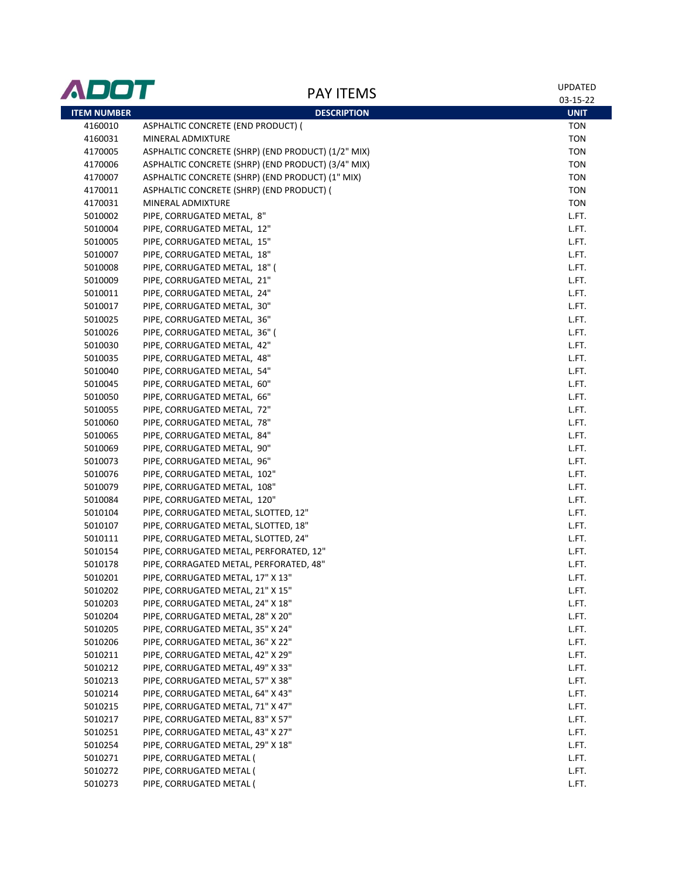ADOT

# PAY ITEMS

UPDATED 03-15-22

| ITEM NUMBER | DESCRIPTION | UNIT |
|---|---|---|
| 4160010 | ASPHALTIC CONCRETE (END PRODUCT) ( | TON |
| 4160031 | MINERAL ADMIXTURE | TON |
| 4170005 | ASPHALTIC CONCRETE (SHRP) (END PRODUCT) (1/2" MIX) | TON |
| 4170006 | ASPHALTIC CONCRETE (SHRP) (END PRODUCT) (3/4" MIX) | TON |
| 4170007 | ASPHALTIC CONCRETE (SHRP) (END PRODUCT) (1" MIX) | TON |
| 4170011 | ASPHALTIC CONCRETE (SHRP) (END PRODUCT) ( | TON |
| 4170031 | MINERAL ADMIXTURE | TON |
| 5010002 | PIPE, CORRUGATED METAL, 8" | L.FT. |
| 5010004 | PIPE, CORRUGATED METAL, 12" | L.FT. |
| 5010005 | PIPE, CORRUGATED METAL, 15" | L.FT. |
| 5010007 | PIPE, CORRUGATED METAL, 18" | L.FT. |
| 5010008 | PIPE, CORRUGATED METAL, 18" ( | L.FT. |
| 5010009 | PIPE, CORRUGATED METAL, 21" | L.FT. |
| 5010011 | PIPE, CORRUGATED METAL, 24" | L.FT. |
| 5010017 | PIPE, CORRUGATED METAL, 30" | L.FT. |
| 5010025 | PIPE, CORRUGATED METAL, 36" | L.FT. |
| 5010026 | PIPE, CORRUGATED METAL, 36" ( | L.FT. |
| 5010030 | PIPE, CORRUGATED METAL, 42" | L.FT. |
| 5010035 | PIPE, CORRUGATED METAL, 48" | L.FT. |
| 5010040 | PIPE, CORRUGATED METAL, 54" | L.FT. |
| 5010045 | PIPE, CORRUGATED METAL, 60" | L.FT. |
| 5010050 | PIPE, CORRUGATED METAL, 66" | L.FT. |
| 5010055 | PIPE, CORRUGATED METAL, 72" | L.FT. |
| 5010060 | PIPE, CORRUGATED METAL, 78" | L.FT. |
| 5010065 | PIPE, CORRUGATED METAL, 84" | L.FT. |
| 5010069 | PIPE, CORRUGATED METAL, 90" | L.FT. |
| 5010073 | PIPE, CORRUGATED METAL, 96" | L.FT. |
| 5010076 | PIPE, CORRUGATED METAL, 102" | L.FT. |
| 5010079 | PIPE, CORRUGATED METAL, 108" | L.FT. |
| 5010084 | PIPE, CORRUGATED METAL, 120" | L.FT. |
| 5010104 | PIPE, CORRUGATED METAL, SLOTTED, 12" | L.FT. |
| 5010107 | PIPE, CORRUGATED METAL, SLOTTED, 18" | L.FT. |
| 5010111 | PIPE, CORRUGATED METAL, SLOTTED, 24" | L.FT. |
| 5010154 | PIPE, CORRUGATED METAL, PERFORATED, 12" | L.FT. |
| 5010178 | PIPE, CORRAGATED METAL, PERFORATED, 48" | L.FT. |
| 5010201 | PIPE, CORRUGATED METAL, 17" X 13" | L.FT. |
| 5010202 | PIPE, CORRUGATED METAL, 21" X 15" | L.FT. |
| 5010203 | PIPE, CORRUGATED METAL, 24" X 18" | L.FT. |
| 5010204 | PIPE, CORRUGATED METAL, 28" X 20" | L.FT. |
| 5010205 | PIPE, CORRUGATED METAL, 35" X 24" | L.FT. |
| 5010206 | PIPE, CORRUGATED METAL, 36" X 22" | L.FT. |
| 5010211 | PIPE, CORRUGATED METAL, 42" X 29" | L.FT. |
| 5010212 | PIPE, CORRUGATED METAL, 49" X 33" | L.FT. |
| 5010213 | PIPE, CORRUGATED METAL, 57" X 38" | L.FT. |
| 5010214 | PIPE, CORRUGATED METAL, 64" X 43" | L.FT. |
| 5010215 | PIPE, CORRUGATED METAL, 71" X 47" | L.FT. |
| 5010217 | PIPE, CORRUGATED METAL, 83" X 57" | L.FT. |
| 5010251 | PIPE, CORRUGATED METAL, 43" X 27" | L.FT. |
| 5010254 | PIPE, CORRUGATED METAL, 29" X 18" | L.FT. |
| 5010271 | PIPE, CORRUGATED METAL ( | L.FT. |
| 5010272 | PIPE, CORRUGATED METAL ( | L.FT. |
| 5010273 | PIPE, CORRUGATED METAL ( | L.FT. |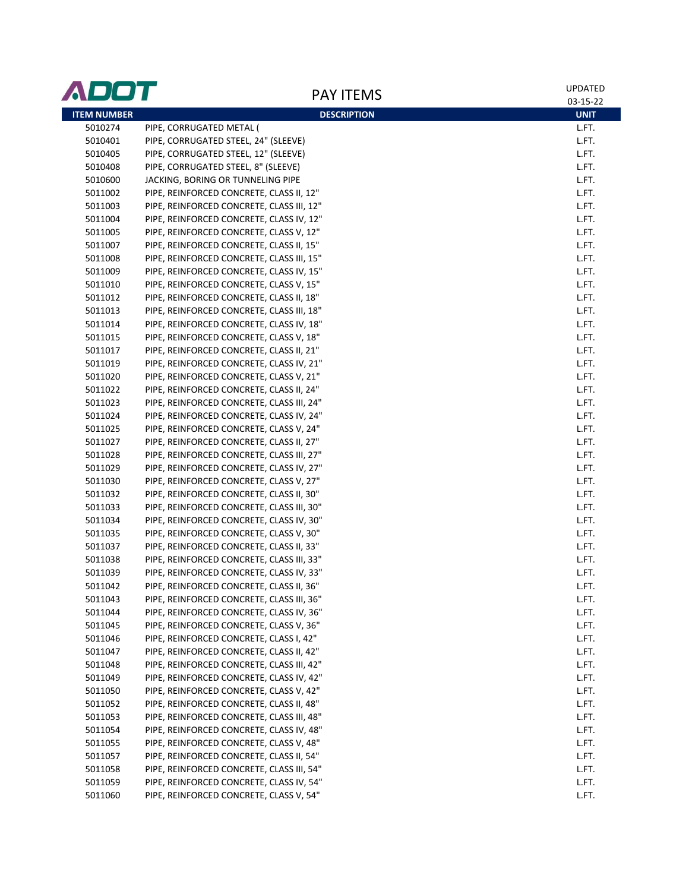# PAY ITEMS

UPDATED 03-15-22

| ITEM NUMBER | DESCRIPTION | UNIT |
|---|---|---|
| 5010274 | PIPE, CORRUGATED METAL ( | L.FT. |
| 5010401 | PIPE, CORRUGATED STEEL, 24" (SLEEVE) | L.FT. |
| 5010405 | PIPE, CORRUGATED STEEL, 12" (SLEEVE) | L.FT. |
| 5010408 | PIPE, CORRUGATED STEEL, 8" (SLEEVE) | L.FT. |
| 5010600 | JACKING, BORING OR TUNNELING PIPE | L.FT. |
| 5011002 | PIPE, REINFORCED CONCRETE, CLASS II, 12" | L.FT. |
| 5011003 | PIPE, REINFORCED CONCRETE, CLASS III, 12" | L.FT. |
| 5011004 | PIPE, REINFORCED CONCRETE, CLASS IV, 12" | L.FT. |
| 5011005 | PIPE, REINFORCED CONCRETE, CLASS V, 12" | L.FT. |
| 5011007 | PIPE, REINFORCED CONCRETE, CLASS II, 15" | L.FT. |
| 5011008 | PIPE, REINFORCED CONCRETE, CLASS III, 15" | L.FT. |
| 5011009 | PIPE, REINFORCED CONCRETE, CLASS IV, 15" | L.FT. |
| 5011010 | PIPE, REINFORCED CONCRETE, CLASS V, 15" | L.FT. |
| 5011012 | PIPE, REINFORCED CONCRETE, CLASS II, 18" | L.FT. |
| 5011013 | PIPE, REINFORCED CONCRETE, CLASS III, 18" | L.FT. |
| 5011014 | PIPE, REINFORCED CONCRETE, CLASS IV, 18" | L.FT. |
| 5011015 | PIPE, REINFORCED CONCRETE, CLASS V, 18" | L.FT. |
| 5011017 | PIPE, REINFORCED CONCRETE, CLASS II, 21" | L.FT. |
| 5011019 | PIPE, REINFORCED CONCRETE, CLASS IV, 21" | L.FT. |
| 5011020 | PIPE, REINFORCED CONCRETE, CLASS V, 21" | L.FT. |
| 5011022 | PIPE, REINFORCED CONCRETE, CLASS II, 24" | L.FT. |
| 5011023 | PIPE, REINFORCED CONCRETE, CLASS III, 24" | L.FT. |
| 5011024 | PIPE, REINFORCED CONCRETE, CLASS IV, 24" | L.FT. |
| 5011025 | PIPE, REINFORCED CONCRETE, CLASS V, 24" | L.FT. |
| 5011027 | PIPE, REINFORCED CONCRETE, CLASS II, 27" | L.FT. |
| 5011028 | PIPE, REINFORCED CONCRETE, CLASS III, 27" | L.FT. |
| 5011029 | PIPE, REINFORCED CONCRETE, CLASS IV, 27" | L.FT. |
| 5011030 | PIPE, REINFORCED CONCRETE, CLASS V, 27" | L.FT. |
| 5011032 | PIPE, REINFORCED CONCRETE, CLASS II, 30" | L.FT. |
| 5011033 | PIPE, REINFORCED CONCRETE, CLASS III, 30" | L.FT. |
| 5011034 | PIPE, REINFORCED CONCRETE, CLASS IV, 30" | L.FT. |
| 5011035 | PIPE, REINFORCED CONCRETE, CLASS V, 30" | L.FT. |
| 5011037 | PIPE, REINFORCED CONCRETE, CLASS II, 33" | L.FT. |
| 5011038 | PIPE, REINFORCED CONCRETE, CLASS III, 33" | L.FT. |
| 5011039 | PIPE, REINFORCED CONCRETE, CLASS IV, 33" | L.FT. |
| 5011042 | PIPE, REINFORCED CONCRETE, CLASS II, 36" | L.FT. |
| 5011043 | PIPE, REINFORCED CONCRETE, CLASS III, 36" | L.FT. |
| 5011044 | PIPE, REINFORCED CONCRETE, CLASS IV, 36" | L.FT. |
| 5011045 | PIPE, REINFORCED CONCRETE, CLASS V, 36" | L.FT. |
| 5011046 | PIPE, REINFORCED CONCRETE, CLASS I, 42" | L.FT. |
| 5011047 | PIPE, REINFORCED CONCRETE, CLASS II, 42" | L.FT. |
| 5011048 | PIPE, REINFORCED CONCRETE, CLASS III, 42" | L.FT. |
| 5011049 | PIPE, REINFORCED CONCRETE, CLASS IV, 42" | L.FT. |
| 5011050 | PIPE, REINFORCED CONCRETE, CLASS V, 42" | L.FT. |
| 5011052 | PIPE, REINFORCED CONCRETE, CLASS II, 48" | L.FT. |
| 5011053 | PIPE, REINFORCED CONCRETE, CLASS III, 48" | L.FT. |
| 5011054 | PIPE, REINFORCED CONCRETE, CLASS IV, 48" | L.FT. |
| 5011055 | PIPE, REINFORCED CONCRETE, CLASS V, 48" | L.FT. |
| 5011057 | PIPE, REINFORCED CONCRETE, CLASS II, 54" | L.FT. |
| 5011058 | PIPE, REINFORCED CONCRETE, CLASS III, 54" | L.FT. |
| 5011059 | PIPE, REINFORCED CONCRETE, CLASS IV, 54" | L.FT. |
| 5011060 | PIPE, REINFORCED CONCRETE, CLASS V, 54" | L.FT. |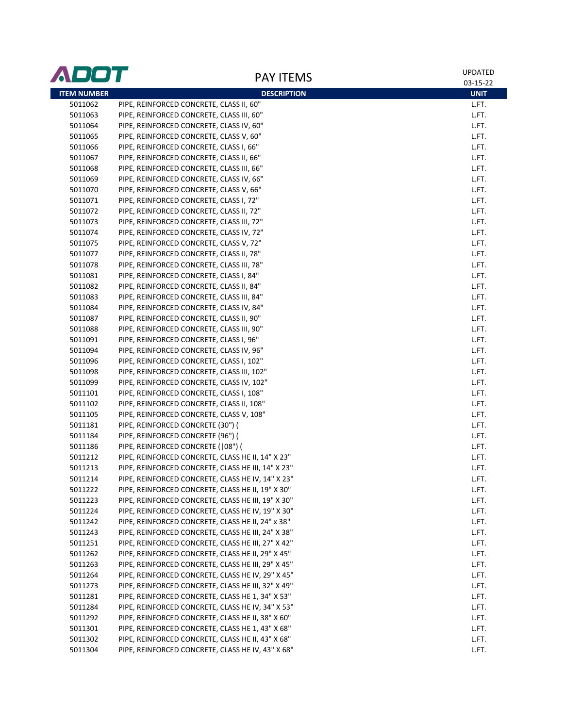| ITEM NUMBER | DESCRIPTION | UNIT |
|---|---|---|
| 5011062 | PIPE, REINFORCED CONCRETE, CLASS II, 60" | L.FT. |
| 5011063 | PIPE, REINFORCED CONCRETE, CLASS III, 60" | L.FT. |
| 5011064 | PIPE, REINFORCED CONCRETE, CLASS IV, 60" | L.FT. |
| 5011065 | PIPE, REINFORCED CONCRETE, CLASS V, 60" | L.FT. |
| 5011066 | PIPE, REINFORCED CONCRETE, CLASS I, 66" | L.FT. |
| 5011067 | PIPE, REINFORCED CONCRETE, CLASS II, 66" | L.FT. |
| 5011068 | PIPE, REINFORCED CONCRETE, CLASS III, 66" | L.FT. |
| 5011069 | PIPE, REINFORCED CONCRETE, CLASS IV, 66" | L.FT. |
| 5011070 | PIPE, REINFORCED CONCRETE, CLASS V, 66" | L.FT. |
| 5011071 | PIPE, REINFORCED CONCRETE, CLASS I, 72" | L.FT. |
| 5011072 | PIPE, REINFORCED CONCRETE, CLASS II, 72" | L.FT. |
| 5011073 | PIPE, REINFORCED CONCRETE, CLASS III, 72" | L.FT. |
| 5011074 | PIPE, REINFORCED CONCRETE, CLASS IV, 72" | L.FT. |
| 5011075 | PIPE, REINFORCED CONCRETE, CLASS V, 72" | L.FT. |
| 5011077 | PIPE, REINFORCED CONCRETE, CLASS II, 78" | L.FT. |
| 5011078 | PIPE, REINFORCED CONCRETE, CLASS III, 78" | L.FT. |
| 5011081 | PIPE, REINFORCED CONCRETE, CLASS I, 84" | L.FT. |
| 5011082 | PIPE, REINFORCED CONCRETE, CLASS II, 84" | L.FT. |
| 5011083 | PIPE, REINFORCED CONCRETE, CLASS III, 84" | L.FT. |
| 5011084 | PIPE, REINFORCED CONCRETE, CLASS IV, 84" | L.FT. |
| 5011087 | PIPE, REINFORCED CONCRETE, CLASS II, 90" | L.FT. |
| 5011088 | PIPE, REINFORCED CONCRETE, CLASS III, 90" | L.FT. |
| 5011091 | PIPE, REINFORCED CONCRETE, CLASS I, 96" | L.FT. |
| 5011094 | PIPE, REINFORCED CONCRETE, CLASS IV, 96" | L.FT. |
| 5011096 | PIPE, REINFORCED CONCRETE, CLASS I, 102" | L.FT. |
| 5011098 | PIPE, REINFORCED CONCRETE, CLASS III, 102" | L.FT. |
| 5011099 | PIPE, REINFORCED CONCRETE, CLASS IV, 102" | L.FT. |
| 5011101 | PIPE, REINFORCED CONCRETE, CLASS I, 108" | L.FT. |
| 5011102 | PIPE, REINFORCED CONCRETE, CLASS II, 108" | L.FT. |
| 5011105 | PIPE, REINFORCED CONCRETE, CLASS V, 108" | L.FT. |
| 5011181 | PIPE, REINFORCED CONCRETE (30") ( | L.FT. |
| 5011184 | PIPE, REINFORCED CONCRETE (96") ( | L.FT. |
| 5011186 | PIPE, REINFORCED CONCRETE (\|08") ( | L.FT. |
| 5011212 | PIPE, REINFORCED CONCRETE, CLASS HE II, 14" X 23" | L.FT. |
| 5011213 | PIPE, REINFORCED CONCRETE, CLASS HE III, 14" X 23" | L.FT. |
| 5011214 | PIPE, REINFORCED CONCRETE, CLASS HE IV, 14" X 23" | L.FT. |
| 5011222 | PIPE, REINFORCED CONCRETE, CLASS HE II, 19" X 30" | L.FT. |
| 5011223 | PIPE, REINFORCED CONCRETE, CLASS HE III, 19" X 30" | L.FT. |
| 5011224 | PIPE, REINFORCED CONCRETE, CLASS HE IV, 19" X 30" | L.FT. |
| 5011242 | PIPE, REINFORCED CONCRETE, CLASS HE II, 24" x 38" | L.FT. |
| 5011243 | PIPE, REINFORCED CONCRETE, CLASS HE III, 24" X 38" | L.FT. |
| 5011251 | PIPE, REINFORCED CONCRETE, CLASS HE III, 27" X 42" | L.FT. |
| 5011262 | PIPE, REINFORCED CONCRETE, CLASS HE II, 29" X 45" | L.FT. |
| 5011263 | PIPE, REINFORCED CONCRETE, CLASS HE III, 29" X 45" | L.FT. |
| 5011264 | PIPE, REINFORCED CONCRETE, CLASS HE IV, 29" X 45" | L.FT. |
| 5011273 | PIPE, REINFORCED CONCRETE, CLASS HE III, 32" X 49" | L.FT. |
| 5011281 | PIPE, REINFORCED CONCRETE, CLASS HE 1, 34" X 53" | L.FT. |
| 5011284 | PIPE, REINFORCED CONCRETE, CLASS HE IV, 34" X 53" | L.FT. |
| 5011292 | PIPE, REINFORCED CONCRETE, CLASS HE II, 38" X 60" | L.FT. |
| 5011301 | PIPE, REINFORCED CONCRETE, CLASS HE 1, 43" X 68" | L.FT. |
| 5011302 | PIPE, REINFORCED CONCRETE, CLASS HE II, 43" X 68" | L.FT. |
| 5011304 | PIPE, REINFORCED CONCRETE, CLASS HE IV, 43" X 68" | L.FT. |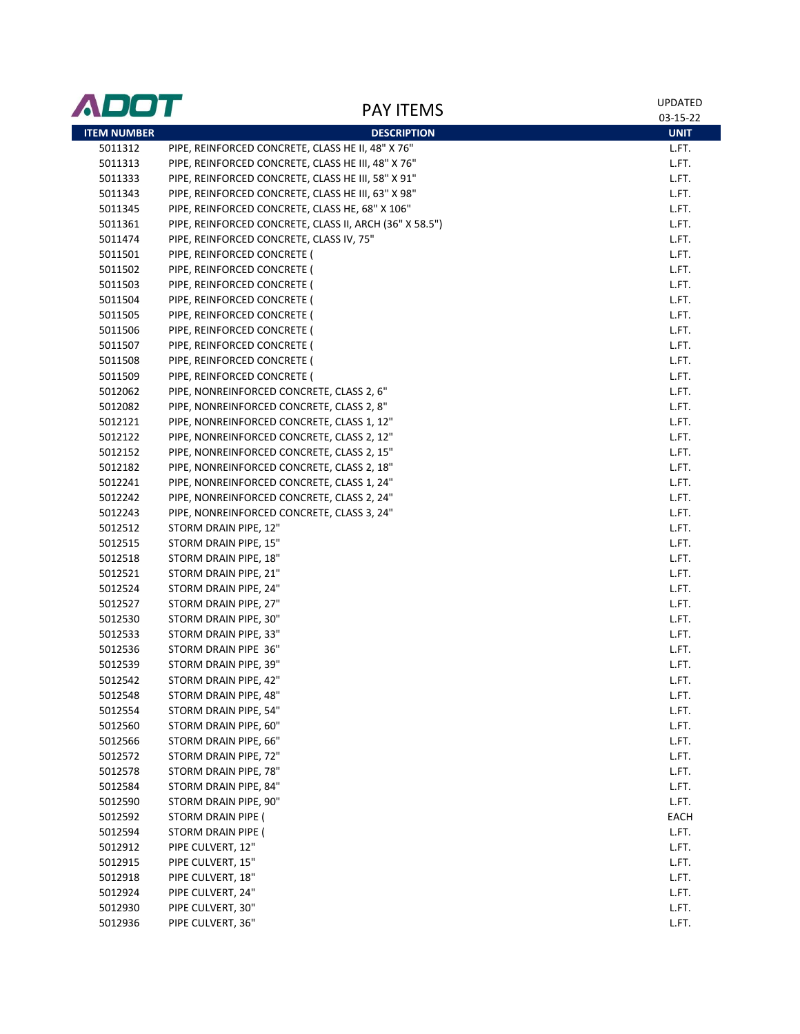# PAY ITEMS

ADOT

UPDATED 03-15-22

| ITEM NUMBER | DESCRIPTION | UNIT |
|---|---|---|
| 5011312 | PIPE, REINFORCED CONCRETE, CLASS HE II, 48" X 76" | L.FT. |
| 5011313 | PIPE, REINFORCED CONCRETE, CLASS HE III, 48" X 76" | L.FT. |
| 5011333 | PIPE, REINFORCED CONCRETE, CLASS HE III, 58" X 91" | L.FT. |
| 5011343 | PIPE, REINFORCED CONCRETE, CLASS HE III, 63" X 98" | L.FT. |
| 5011345 | PIPE, REINFORCED CONCRETE, CLASS HE, 68" X 106" | L.FT. |
| 5011361 | PIPE, REINFORCED CONCRETE, CLASS II, ARCH (36" X 58.5") | L.FT. |
| 5011474 | PIPE, REINFORCED CONCRETE, CLASS IV, 75" | L.FT. |
| 5011501 | PIPE, REINFORCED CONCRETE ( | L.FT. |
| 5011502 | PIPE, REINFORCED CONCRETE ( | L.FT. |
| 5011503 | PIPE, REINFORCED CONCRETE ( | L.FT. |
| 5011504 | PIPE, REINFORCED CONCRETE ( | L.FT. |
| 5011505 | PIPE, REINFORCED CONCRETE ( | L.FT. |
| 5011506 | PIPE, REINFORCED CONCRETE ( | L.FT. |
| 5011507 | PIPE, REINFORCED CONCRETE ( | L.FT. |
| 5011508 | PIPE, REINFORCED CONCRETE ( | L.FT. |
| 5011509 | PIPE, REINFORCED CONCRETE ( | L.FT. |
| 5012062 | PIPE, NONREINFORCED CONCRETE, CLASS 2, 6" | L.FT. |
| 5012082 | PIPE, NONREINFORCED CONCRETE, CLASS 2, 8" | L.FT. |
| 5012121 | PIPE, NONREINFORCED CONCRETE, CLASS 1, 12" | L.FT. |
| 5012122 | PIPE, NONREINFORCED CONCRETE, CLASS 2, 12" | L.FT. |
| 5012152 | PIPE, NONREINFORCED CONCRETE, CLASS 2, 15" | L.FT. |
| 5012182 | PIPE, NONREINFORCED CONCRETE, CLASS 2, 18" | L.FT. |
| 5012241 | PIPE, NONREINFORCED CONCRETE, CLASS 1, 24" | L.FT. |
| 5012242 | PIPE, NONREINFORCED CONCRETE, CLASS 2, 24" | L.FT. |
| 5012243 | PIPE, NONREINFORCED CONCRETE, CLASS 3, 24" | L.FT. |
| 5012512 | STORM DRAIN PIPE, 12" | L.FT. |
| 5012515 | STORM DRAIN PIPE, 15" | L.FT. |
| 5012518 | STORM DRAIN PIPE, 18" | L.FT. |
| 5012521 | STORM DRAIN PIPE, 21" | L.FT. |
| 5012524 | STORM DRAIN PIPE, 24" | L.FT. |
| 5012527 | STORM DRAIN PIPE, 27" | L.FT. |
| 5012530 | STORM DRAIN PIPE, 30" | L.FT. |
| 5012533 | STORM DRAIN PIPE, 33" | L.FT. |
| 5012536 | STORM DRAIN PIPE  36" | L.FT. |
| 5012539 | STORM DRAIN PIPE, 39" | L.FT. |
| 5012542 | STORM DRAIN PIPE, 42" | L.FT. |
| 5012548 | STORM DRAIN PIPE, 48" | L.FT. |
| 5012554 | STORM DRAIN PIPE, 54" | L.FT. |
| 5012560 | STORM DRAIN PIPE, 60" | L.FT. |
| 5012566 | STORM DRAIN PIPE, 66" | L.FT. |
| 5012572 | STORM DRAIN PIPE, 72" | L.FT. |
| 5012578 | STORM DRAIN PIPE, 78" | L.FT. |
| 5012584 | STORM DRAIN PIPE, 84" | L.FT. |
| 5012590 | STORM DRAIN PIPE, 90" | L.FT. |
| 5012592 | STORM DRAIN PIPE ( | EACH |
| 5012594 | STORM DRAIN PIPE ( | L.FT. |
| 5012912 | PIPE CULVERT, 12" | L.FT. |
| 5012915 | PIPE CULVERT, 15" | L.FT. |
| 5012918 | PIPE CULVERT, 18" | L.FT. |
| 5012924 | PIPE CULVERT, 24" | L.FT. |
| 5012930 | PIPE CULVERT, 30" | L.FT. |
| 5012936 | PIPE CULVERT, 36" | L.FT. |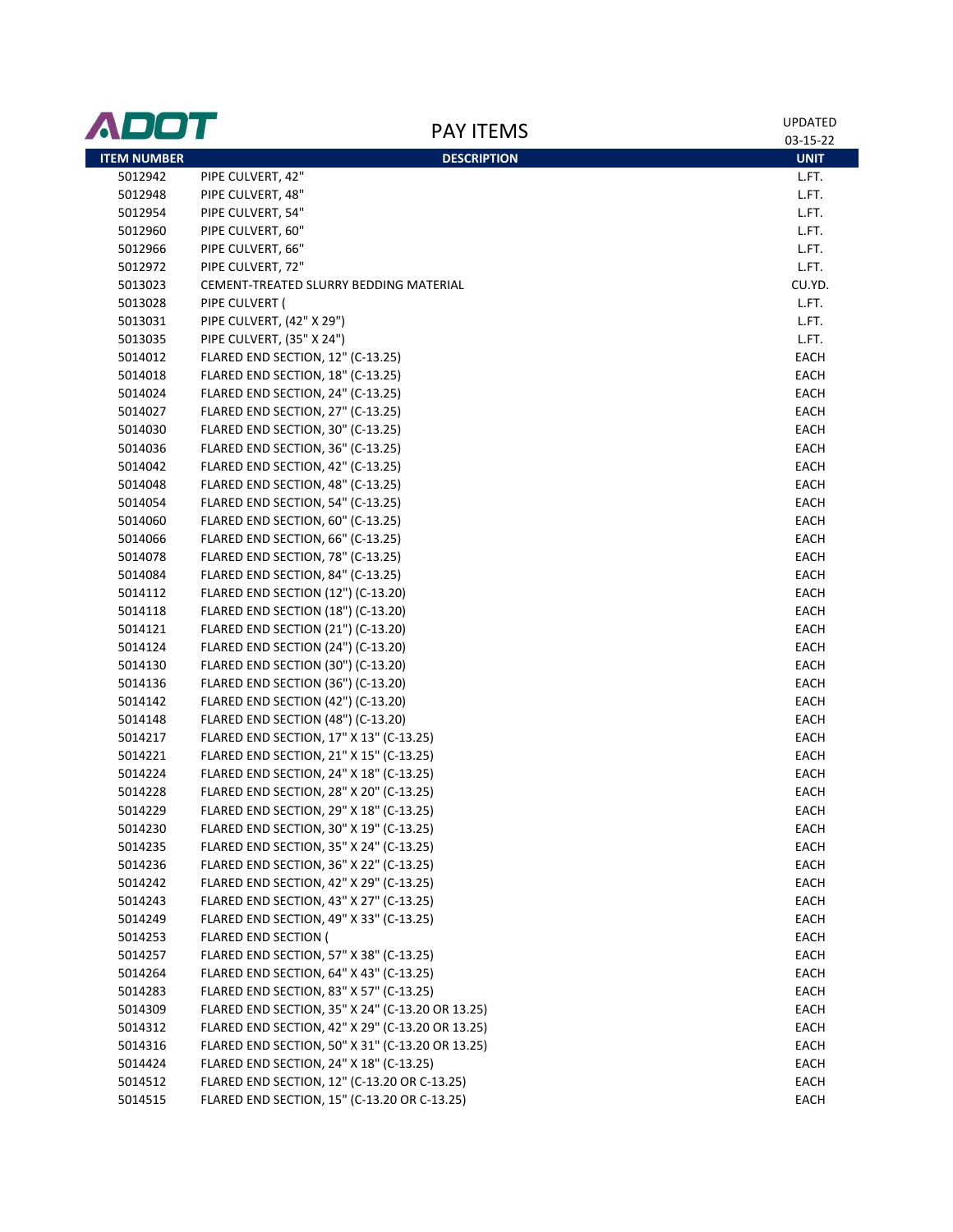# ADOT PAY ITEMS

UPDATED 03-15-22

| ITEM NUMBER | DESCRIPTION | UNIT |
|---|---|---|
| 5012942 | PIPE CULVERT, 42" | L.FT. |
| 5012948 | PIPE CULVERT, 48" | L.FT. |
| 5012954 | PIPE CULVERT, 54" | L.FT. |
| 5012960 | PIPE CULVERT, 60" | L.FT. |
| 5012966 | PIPE CULVERT, 66" | L.FT. |
| 5012972 | PIPE CULVERT, 72" | L.FT. |
| 5013023 | CEMENT-TREATED SLURRY BEDDING MATERIAL | CU.YD. |
| 5013028 | PIPE CULVERT ( | L.FT. |
| 5013031 | PIPE CULVERT, (42" X 29") | L.FT. |
| 5013035 | PIPE CULVERT, (35" X 24") | L.FT. |
| 5014012 | FLARED END SECTION, 12" (C-13.25) | EACH |
| 5014018 | FLARED END SECTION, 18" (C-13.25) | EACH |
| 5014024 | FLARED END SECTION, 24" (C-13.25) | EACH |
| 5014027 | FLARED END SECTION, 27" (C-13.25) | EACH |
| 5014030 | FLARED END SECTION, 30" (C-13.25) | EACH |
| 5014036 | FLARED END SECTION, 36" (C-13.25) | EACH |
| 5014042 | FLARED END SECTION, 42" (C-13.25) | EACH |
| 5014048 | FLARED END SECTION, 48" (C-13.25) | EACH |
| 5014054 | FLARED END SECTION, 54" (C-13.25) | EACH |
| 5014060 | FLARED END SECTION, 60" (C-13.25) | EACH |
| 5014066 | FLARED END SECTION, 66" (C-13.25) | EACH |
| 5014078 | FLARED END SECTION, 78" (C-13.25) | EACH |
| 5014084 | FLARED END SECTION, 84" (C-13.25) | EACH |
| 5014112 | FLARED END SECTION (12") (C-13.20) | EACH |
| 5014118 | FLARED END SECTION (18") (C-13.20) | EACH |
| 5014121 | FLARED END SECTION (21") (C-13.20) | EACH |
| 5014124 | FLARED END SECTION (24") (C-13.20) | EACH |
| 5014130 | FLARED END SECTION (30") (C-13.20) | EACH |
| 5014136 | FLARED END SECTION (36") (C-13.20) | EACH |
| 5014142 | FLARED END SECTION (42") (C-13.20) | EACH |
| 5014148 | FLARED END SECTION (48") (C-13.20) | EACH |
| 5014217 | FLARED END SECTION, 17" X 13" (C-13.25) | EACH |
| 5014221 | FLARED END SECTION, 21" X 15" (C-13.25) | EACH |
| 5014224 | FLARED END SECTION, 24" X 18" (C-13.25) | EACH |
| 5014228 | FLARED END SECTION, 28" X 20" (C-13.25) | EACH |
| 5014229 | FLARED END SECTION, 29" X 18" (C-13.25) | EACH |
| 5014230 | FLARED END SECTION, 30" X 19" (C-13.25) | EACH |
| 5014235 | FLARED END SECTION, 35" X 24" (C-13.25) | EACH |
| 5014236 | FLARED END SECTION, 36" X 22" (C-13.25) | EACH |
| 5014242 | FLARED END SECTION, 42" X 29" (C-13.25) | EACH |
| 5014243 | FLARED END SECTION, 43" X 27" (C-13.25) | EACH |
| 5014249 | FLARED END SECTION, 49" X 33" (C-13.25) | EACH |
| 5014253 | FLARED END SECTION ( | EACH |
| 5014257 | FLARED END SECTION, 57" X 38" (C-13.25) | EACH |
| 5014264 | FLARED END SECTION, 64" X 43" (C-13.25) | EACH |
| 5014283 | FLARED END SECTION, 83" X 57" (C-13.25) | EACH |
| 5014309 | FLARED END SECTION, 35" X 24" (C-13.20 OR 13.25) | EACH |
| 5014312 | FLARED END SECTION, 42" X 29" (C-13.20 OR 13.25) | EACH |
| 5014316 | FLARED END SECTION, 50" X 31" (C-13.20 OR 13.25) | EACH |
| 5014424 | FLARED END SECTION, 24" X 18" (C-13.25) | EACH |
| 5014512 | FLARED END SECTION, 12" (C-13.20 OR C-13.25) | EACH |
| 5014515 | FLARED END SECTION, 15" (C-13.20 OR C-13.25) | EACH |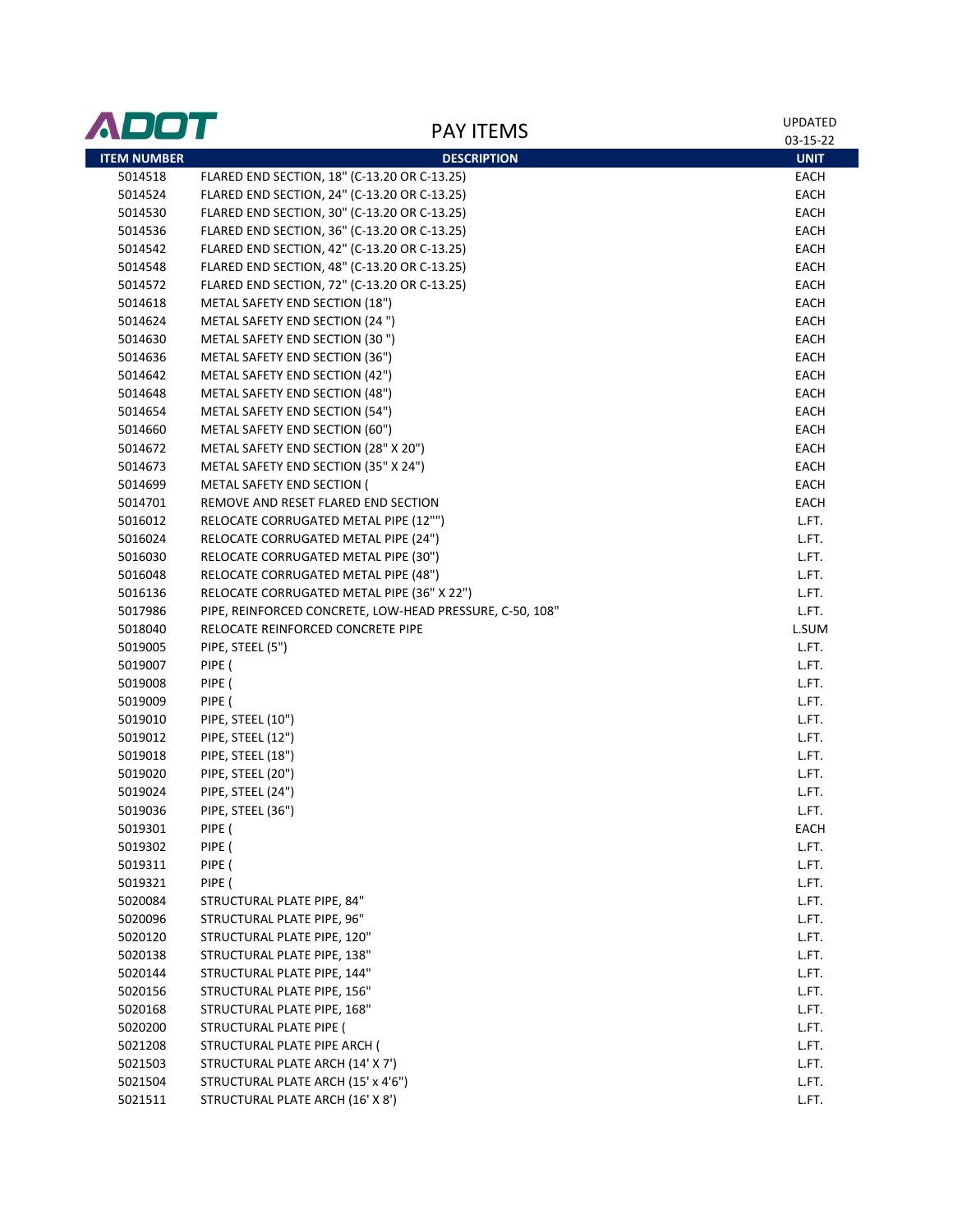ADOT

# PAY ITEMS

UPDATED 03-15-22

| ITEM NUMBER | DESCRIPTION | UNIT |
|---|---|---|
| 5014518 | FLARED END SECTION, 18" (C-13.20 OR C-13.25) | EACH |
| 5014524 | FLARED END SECTION, 24" (C-13.20 OR C-13.25) | EACH |
| 5014530 | FLARED END SECTION, 30" (C-13.20 OR C-13.25) | EACH |
| 5014536 | FLARED END SECTION, 36" (C-13.20 OR C-13.25) | EACH |
| 5014542 | FLARED END SECTION, 42" (C-13.20 OR C-13.25) | EACH |
| 5014548 | FLARED END SECTION, 48" (C-13.20 OR C-13.25) | EACH |
| 5014572 | FLARED END SECTION, 72" (C-13.20 OR C-13.25) | EACH |
| 5014618 | METAL SAFETY END SECTION (18") | EACH |
| 5014624 | METAL SAFETY END SECTION (24 ") | EACH |
| 5014630 | METAL SAFETY END SECTION (30 ") | EACH |
| 5014636 | METAL SAFETY END SECTION (36") | EACH |
| 5014642 | METAL SAFETY END SECTION (42") | EACH |
| 5014648 | METAL SAFETY END SECTION (48") | EACH |
| 5014654 | METAL SAFETY END SECTION (54") | EACH |
| 5014660 | METAL SAFETY END SECTION (60") | EACH |
| 5014672 | METAL SAFETY END SECTION (28" X 20") | EACH |
| 5014673 | METAL SAFETY END SECTION (35" X 24") | EACH |
| 5014699 | METAL SAFETY END SECTION ( | EACH |
| 5014701 | REMOVE AND RESET FLARED END SECTION | EACH |
| 5016012 | RELOCATE CORRUGATED METAL PIPE (12"") | L.FT. |
| 5016024 | RELOCATE CORRUGATED METAL PIPE (24") | L.FT. |
| 5016030 | RELOCATE CORRUGATED METAL PIPE (30") | L.FT. |
| 5016048 | RELOCATE CORRUGATED METAL PIPE (48") | L.FT. |
| 5016136 | RELOCATE CORRUGATED METAL PIPE (36" X 22") | L.FT. |
| 5017986 | PIPE, REINFORCED CONCRETE, LOW-HEAD PRESSURE, C-50, 108" | L.FT. |
| 5018040 | RELOCATE REINFORCED CONCRETE PIPE | L.SUM |
| 5019005 | PIPE, STEEL (5") | L.FT. |
| 5019007 | PIPE ( | L.FT. |
| 5019008 | PIPE ( | L.FT. |
| 5019009 | PIPE ( | L.FT. |
| 5019010 | PIPE, STEEL (10") | L.FT. |
| 5019012 | PIPE, STEEL (12") | L.FT. |
| 5019018 | PIPE, STEEL (18") | L.FT. |
| 5019020 | PIPE, STEEL (20") | L.FT. |
| 5019024 | PIPE, STEEL (24") | L.FT. |
| 5019036 | PIPE, STEEL (36") | L.FT. |
| 5019301 | PIPE ( | EACH |
| 5019302 | PIPE ( | L.FT. |
| 5019311 | PIPE ( | L.FT. |
| 5019321 | PIPE ( | L.FT. |
| 5020084 | STRUCTURAL PLATE PIPE, 84" | L.FT. |
| 5020096 | STRUCTURAL PLATE PIPE, 96" | L.FT. |
| 5020120 | STRUCTURAL PLATE PIPE, 120" | L.FT. |
| 5020138 | STRUCTURAL PLATE PIPE, 138" | L.FT. |
| 5020144 | STRUCTURAL PLATE PIPE, 144" | L.FT. |
| 5020156 | STRUCTURAL PLATE PIPE, 156" | L.FT. |
| 5020168 | STRUCTURAL PLATE PIPE, 168" | L.FT. |
| 5020200 | STRUCTURAL PLATE PIPE ( | L.FT. |
| 5021208 | STRUCTURAL PLATE PIPE ARCH ( | L.FT. |
| 5021503 | STRUCTURAL PLATE ARCH (14' X 7') | L.FT. |
| 5021504 | STRUCTURAL PLATE ARCH (15' x 4'6") | L.FT. |
| 5021511 | STRUCTURAL PLATE ARCH (16' X 8') | L.FT. |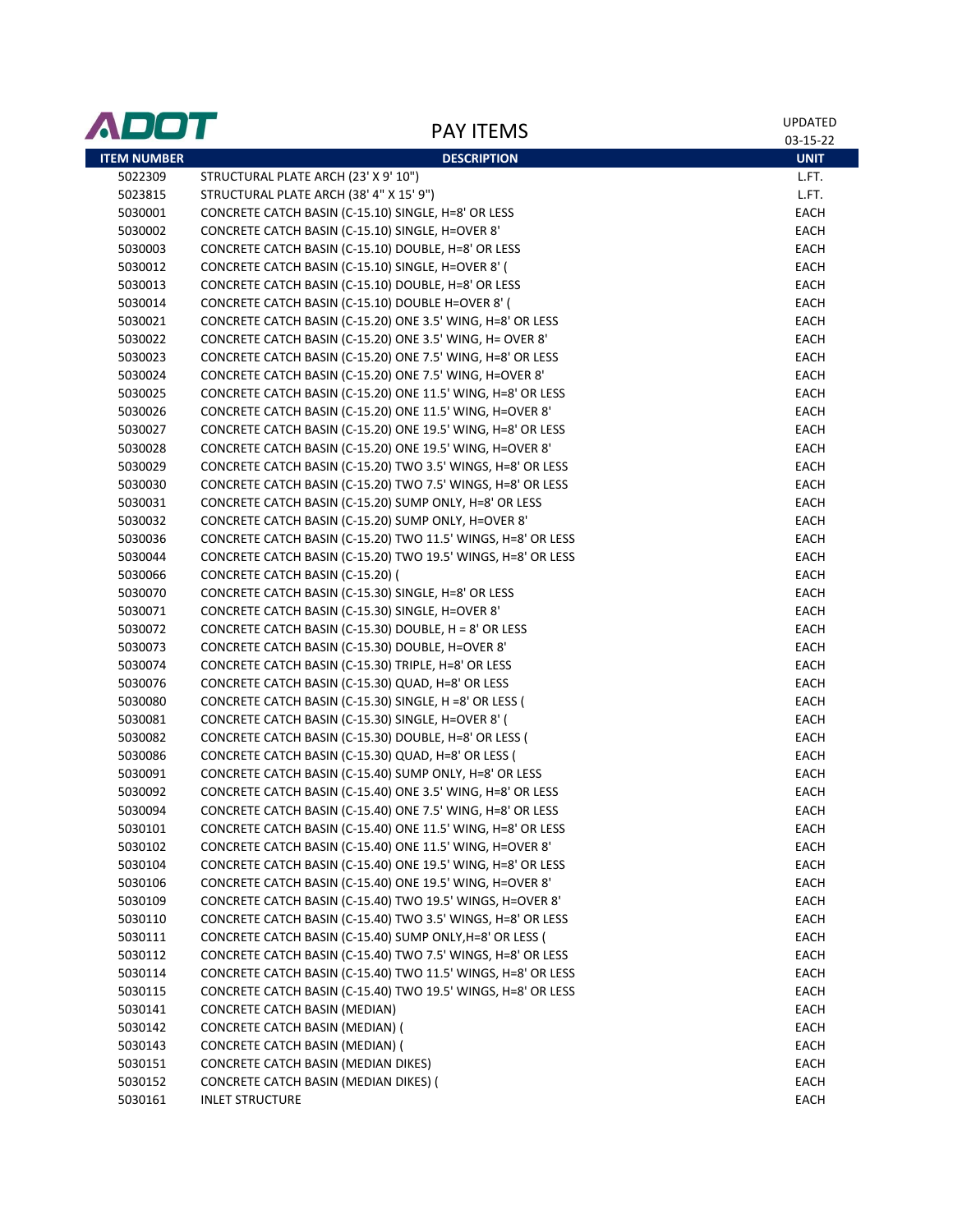# PAY ITEMS

UPDATED 03-15-22

| ITEM NUMBER | DESCRIPTION | UNIT |
|---|---|---|
| 5022309 | STRUCTURAL PLATE ARCH (23' X 9' 10") | L.FT. |
| 5023815 | STRUCTURAL PLATE ARCH (38' 4" X 15' 9") | L.FT. |
| 5030001 | CONCRETE CATCH BASIN (C-15.10) SINGLE, H=8' OR LESS | EACH |
| 5030002 | CONCRETE CATCH BASIN (C-15.10) SINGLE, H=OVER 8' | EACH |
| 5030003 | CONCRETE CATCH BASIN (C-15.10) DOUBLE, H=8' OR LESS | EACH |
| 5030012 | CONCRETE CATCH BASIN (C-15.10) SINGLE, H=OVER 8' ( | EACH |
| 5030013 | CONCRETE CATCH BASIN (C-15.10) DOUBLE, H=8' OR LESS | EACH |
| 5030014 | CONCRETE CATCH BASIN (C-15.10) DOUBLE H=OVER 8' ( | EACH |
| 5030021 | CONCRETE CATCH BASIN (C-15.20) ONE 3.5' WING, H=8' OR LESS | EACH |
| 5030022 | CONCRETE CATCH BASIN (C-15.20) ONE 3.5' WING, H= OVER 8' | EACH |
| 5030023 | CONCRETE CATCH BASIN (C-15.20) ONE 7.5' WING, H=8' OR LESS | EACH |
| 5030024 | CONCRETE CATCH BASIN (C-15.20) ONE 7.5' WING, H=OVER 8' | EACH |
| 5030025 | CONCRETE CATCH BASIN (C-15.20) ONE 11.5' WING, H=8' OR LESS | EACH |
| 5030026 | CONCRETE CATCH BASIN (C-15.20) ONE 11.5' WING, H=OVER 8' | EACH |
| 5030027 | CONCRETE CATCH BASIN (C-15.20) ONE 19.5' WING, H=8' OR LESS | EACH |
| 5030028 | CONCRETE CATCH BASIN (C-15.20) ONE 19.5' WING, H=OVER 8' | EACH |
| 5030029 | CONCRETE CATCH BASIN (C-15.20) TWO 3.5' WINGS, H=8' OR LESS | EACH |
| 5030030 | CONCRETE CATCH BASIN (C-15.20) TWO 7.5' WINGS, H=8' OR LESS | EACH |
| 5030031 | CONCRETE CATCH BASIN (C-15.20) SUMP ONLY, H=8' OR LESS | EACH |
| 5030032 | CONCRETE CATCH BASIN (C-15.20) SUMP ONLY, H=OVER 8' | EACH |
| 5030036 | CONCRETE CATCH BASIN (C-15.20) TWO 11.5' WINGS, H=8' OR LESS | EACH |
| 5030044 | CONCRETE CATCH BASIN (C-15.20) TWO 19.5' WINGS, H=8' OR LESS | EACH |
| 5030066 | CONCRETE CATCH BASIN (C-15.20) ( | EACH |
| 5030070 | CONCRETE CATCH BASIN (C-15.30) SINGLE, H=8' OR LESS | EACH |
| 5030071 | CONCRETE CATCH BASIN (C-15.30) SINGLE, H=OVER 8' | EACH |
| 5030072 | CONCRETE CATCH BASIN (C-15.30) DOUBLE, H = 8' OR LESS | EACH |
| 5030073 | CONCRETE CATCH BASIN (C-15.30) DOUBLE, H=OVER 8' | EACH |
| 5030074 | CONCRETE CATCH BASIN (C-15.30) TRIPLE, H=8' OR LESS | EACH |
| 5030076 | CONCRETE CATCH BASIN (C-15.30) QUAD, H=8' OR LESS | EACH |
| 5030080 | CONCRETE CATCH BASIN (C-15.30) SINGLE, H =8' OR LESS ( | EACH |
| 5030081 | CONCRETE CATCH BASIN (C-15.30) SINGLE, H=OVER 8' ( | EACH |
| 5030082 | CONCRETE CATCH BASIN (C-15.30) DOUBLE, H=8' OR LESS ( | EACH |
| 5030086 | CONCRETE CATCH BASIN (C-15.30) QUAD, H=8' OR LESS ( | EACH |
| 5030091 | CONCRETE CATCH BASIN (C-15.40) SUMP ONLY, H=8' OR LESS | EACH |
| 5030092 | CONCRETE CATCH BASIN (C-15.40) ONE 3.5' WING, H=8' OR LESS | EACH |
| 5030094 | CONCRETE CATCH BASIN (C-15.40) ONE 7.5' WING, H=8' OR LESS | EACH |
| 5030101 | CONCRETE CATCH BASIN (C-15.40) ONE 11.5' WING, H=8' OR LESS | EACH |
| 5030102 | CONCRETE CATCH BASIN (C-15.40) ONE 11.5' WING, H=OVER 8' | EACH |
| 5030104 | CONCRETE CATCH BASIN (C-15.40) ONE 19.5' WING, H=8' OR LESS | EACH |
| 5030106 | CONCRETE CATCH BASIN (C-15.40) ONE 19.5' WING, H=OVER 8' | EACH |
| 5030109 | CONCRETE CATCH BASIN (C-15.40) TWO 19.5' WINGS, H=OVER 8' | EACH |
| 5030110 | CONCRETE CATCH BASIN (C-15.40) TWO 3.5' WINGS, H=8' OR LESS | EACH |
| 5030111 | CONCRETE CATCH BASIN (C-15.40) SUMP ONLY,H=8' OR LESS ( | EACH |
| 5030112 | CONCRETE CATCH BASIN (C-15.40) TWO 7.5' WINGS, H=8' OR LESS | EACH |
| 5030114 | CONCRETE CATCH BASIN (C-15.40) TWO 11.5' WINGS, H=8' OR LESS | EACH |
| 5030115 | CONCRETE CATCH BASIN (C-15.40) TWO 19.5' WINGS, H=8' OR LESS | EACH |
| 5030141 | CONCRETE CATCH BASIN (MEDIAN) | EACH |
| 5030142 | CONCRETE CATCH BASIN (MEDIAN) ( | EACH |
| 5030143 | CONCRETE CATCH BASIN (MEDIAN) ( | EACH |
| 5030151 | CONCRETE CATCH BASIN (MEDIAN DIKES) | EACH |
| 5030152 | CONCRETE CATCH BASIN (MEDIAN DIKES) ( | EACH |
| 5030161 | INLET STRUCTURE | EACH |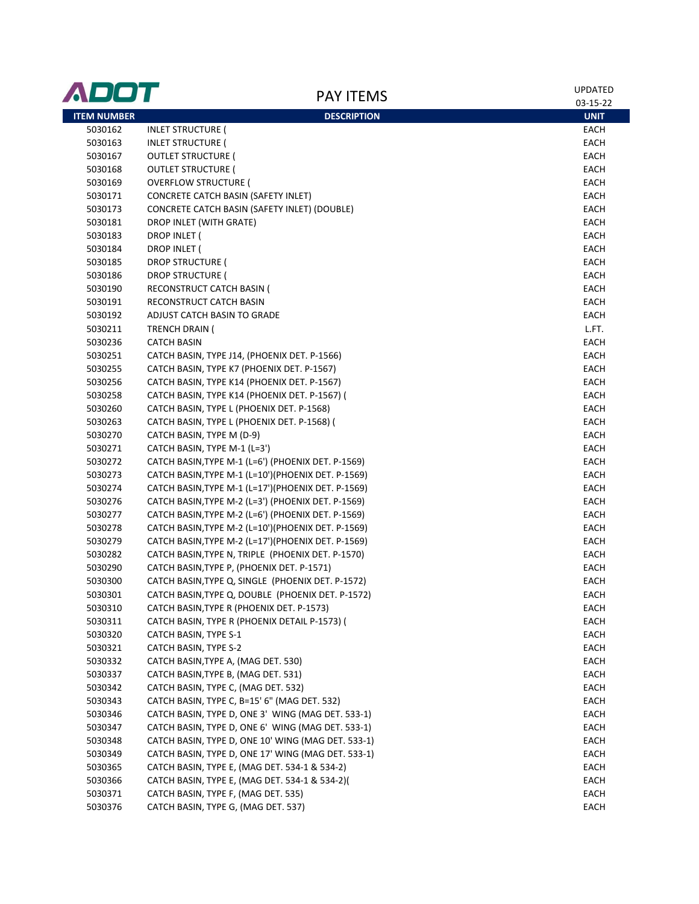# PAY ITEMS

UPDATED 03-15-22

| ITEM NUMBER | DESCRIPTION | UNIT |
|---|---|---|
| 5030162 | INLET STRUCTURE ( | EACH |
| 5030163 | INLET STRUCTURE ( | EACH |
| 5030167 | OUTLET STRUCTURE ( | EACH |
| 5030168 | OUTLET STRUCTURE ( | EACH |
| 5030169 | OVERFLOW STRUCTURE ( | EACH |
| 5030171 | CONCRETE CATCH BASIN (SAFETY INLET) | EACH |
| 5030173 | CONCRETE CATCH BASIN (SAFETY INLET) (DOUBLE) | EACH |
| 5030181 | DROP INLET (WITH GRATE) | EACH |
| 5030183 | DROP INLET ( | EACH |
| 5030184 | DROP INLET ( | EACH |
| 5030185 | DROP STRUCTURE ( | EACH |
| 5030186 | DROP STRUCTURE ( | EACH |
| 5030190 | RECONSTRUCT CATCH BASIN ( | EACH |
| 5030191 | RECONSTRUCT CATCH BASIN | EACH |
| 5030192 | ADJUST CATCH BASIN TO GRADE | EACH |
| 5030211 | TRENCH DRAIN ( | L.FT. |
| 5030236 | CATCH BASIN | EACH |
| 5030251 | CATCH BASIN, TYPE J14, (PHOENIX DET. P-1566) | EACH |
| 5030255 | CATCH BASIN, TYPE K7 (PHOENIX DET. P-1567) | EACH |
| 5030256 | CATCH BASIN, TYPE K14 (PHOENIX DET. P-1567) | EACH |
| 5030258 | CATCH BASIN, TYPE K14 (PHOENIX DET. P-1567) ( | EACH |
| 5030260 | CATCH BASIN, TYPE L (PHOENIX DET. P-1568) | EACH |
| 5030263 | CATCH BASIN, TYPE L (PHOENIX DET. P-1568) ( | EACH |
| 5030270 | CATCH BASIN, TYPE M (D-9) | EACH |
| 5030271 | CATCH BASIN, TYPE M-1 (L=3') | EACH |
| 5030272 | CATCH BASIN,TYPE M-1 (L=6') (PHOENIX DET. P-1569) | EACH |
| 5030273 | CATCH BASIN,TYPE M-1 (L=10')(PHOENIX DET. P-1569) | EACH |
| 5030274 | CATCH BASIN,TYPE M-1 (L=17')(PHOENIX DET. P-1569) | EACH |
| 5030276 | CATCH BASIN,TYPE M-2 (L=3') (PHOENIX DET. P-1569) | EACH |
| 5030277 | CATCH BASIN,TYPE M-2 (L=6') (PHOENIX DET. P-1569) | EACH |
| 5030278 | CATCH BASIN,TYPE M-2 (L=10')(PHOENIX DET. P-1569) | EACH |
| 5030279 | CATCH BASIN,TYPE M-2 (L=17')(PHOENIX DET. P-1569) | EACH |
| 5030282 | CATCH BASIN,TYPE N, TRIPLE (PHOENIX DET. P-1570) | EACH |
| 5030290 | CATCH BASIN,TYPE P, (PHOENIX DET. P-1571) | EACH |
| 5030300 | CATCH BASIN,TYPE Q, SINGLE (PHOENIX DET. P-1572) | EACH |
| 5030301 | CATCH BASIN,TYPE Q, DOUBLE (PHOENIX DET. P-1572) | EACH |
| 5030310 | CATCH BASIN,TYPE R (PHOENIX DET. P-1573) | EACH |
| 5030311 | CATCH BASIN, TYPE R (PHOENIX DETAIL P-1573) ( | EACH |
| 5030320 | CATCH BASIN, TYPE S-1 | EACH |
| 5030321 | CATCH BASIN, TYPE S-2 | EACH |
| 5030332 | CATCH BASIN,TYPE A, (MAG DET. 530) | EACH |
| 5030337 | CATCH BASIN,TYPE B, (MAG DET. 531) | EACH |
| 5030342 | CATCH BASIN, TYPE C, (MAG DET. 532) | EACH |
| 5030343 | CATCH BASIN, TYPE C, B=15' 6" (MAG DET. 532) | EACH |
| 5030346 | CATCH BASIN, TYPE D, ONE 3' WING (MAG DET. 533-1) | EACH |
| 5030347 | CATCH BASIN, TYPE D, ONE 6' WING (MAG DET. 533-1) | EACH |
| 5030348 | CATCH BASIN, TYPE D, ONE 10' WING (MAG DET. 533-1) | EACH |
| 5030349 | CATCH BASIN, TYPE D, ONE 17' WING (MAG DET. 533-1) | EACH |
| 5030365 | CATCH BASIN, TYPE E, (MAG DET. 534-1 & 534-2) | EACH |
| 5030366 | CATCH BASIN, TYPE E, (MAG DET. 534-1 & 534-2)( | EACH |
| 5030371 | CATCH BASIN, TYPE F, (MAG DET. 535) | EACH |
| 5030376 | CATCH BASIN, TYPE G, (MAG DET. 537) | EACH |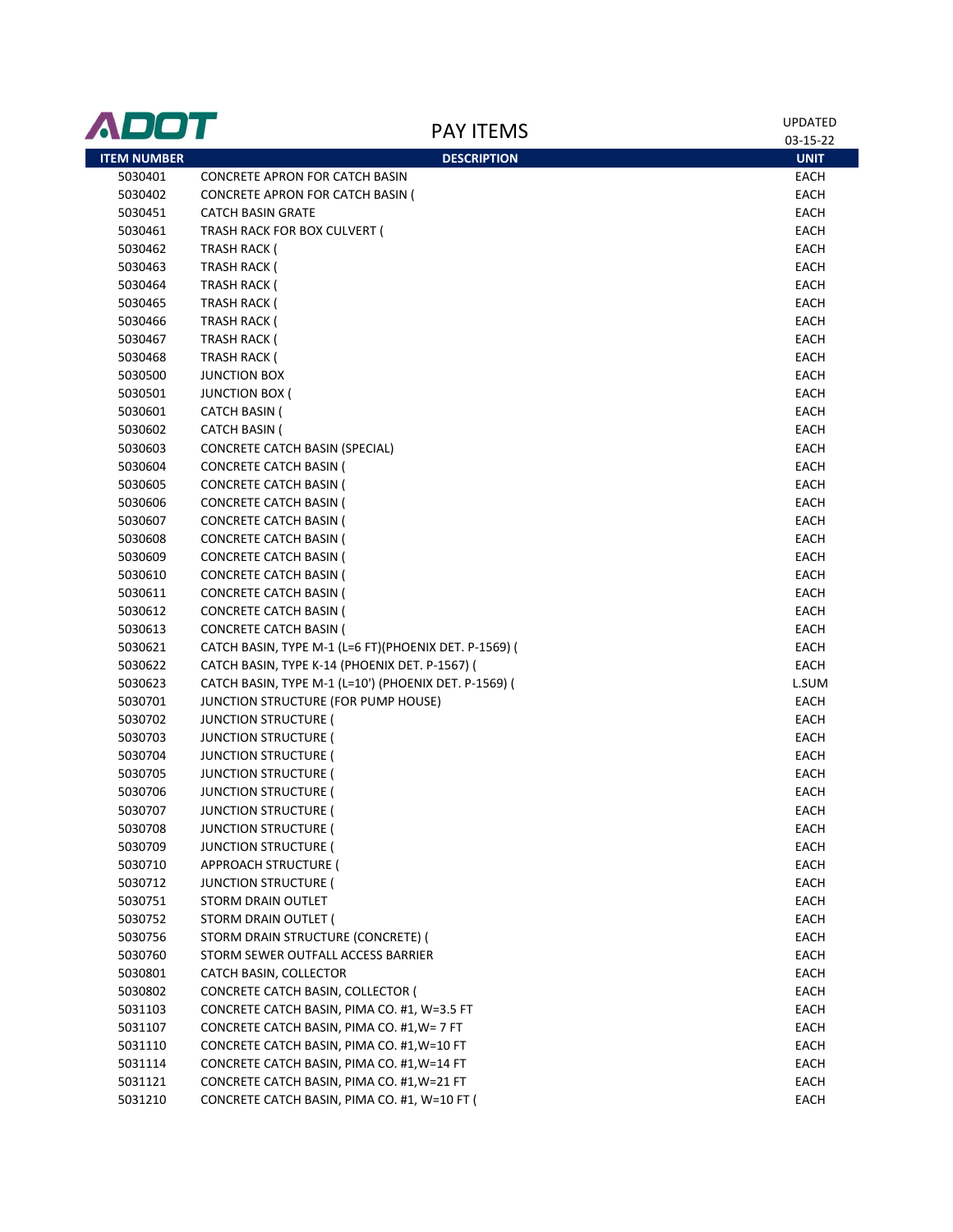# PAY ITEMS

UPDATED 03-15-22

| ITEM NUMBER | DESCRIPTION | UNIT |
|---|---|---|
| 5030401 | CONCRETE APRON FOR CATCH BASIN | EACH |
| 5030402 | CONCRETE APRON FOR CATCH BASIN ( | EACH |
| 5030451 | CATCH BASIN GRATE | EACH |
| 5030461 | TRASH RACK FOR BOX CULVERT ( | EACH |
| 5030462 | TRASH RACK ( | EACH |
| 5030463 | TRASH RACK ( | EACH |
| 5030464 | TRASH RACK ( | EACH |
| 5030465 | TRASH RACK ( | EACH |
| 5030466 | TRASH RACK ( | EACH |
| 5030467 | TRASH RACK ( | EACH |
| 5030468 | TRASH RACK ( | EACH |
| 5030500 | JUNCTION BOX | EACH |
| 5030501 | JUNCTION BOX ( | EACH |
| 5030601 | CATCH BASIN ( | EACH |
| 5030602 | CATCH BASIN ( | EACH |
| 5030603 | CONCRETE CATCH BASIN (SPECIAL) | EACH |
| 5030604 | CONCRETE CATCH BASIN ( | EACH |
| 5030605 | CONCRETE CATCH BASIN ( | EACH |
| 5030606 | CONCRETE CATCH BASIN ( | EACH |
| 5030607 | CONCRETE CATCH BASIN ( | EACH |
| 5030608 | CONCRETE CATCH BASIN ( | EACH |
| 5030609 | CONCRETE CATCH BASIN ( | EACH |
| 5030610 | CONCRETE CATCH BASIN ( | EACH |
| 5030611 | CONCRETE CATCH BASIN ( | EACH |
| 5030612 | CONCRETE CATCH BASIN ( | EACH |
| 5030613 | CONCRETE CATCH BASIN ( | EACH |
| 5030621 | CATCH BASIN, TYPE M-1 (L=6 FT)(PHOENIX DET. P-1569) ( | EACH |
| 5030622 | CATCH BASIN, TYPE K-14 (PHOENIX DET. P-1567) ( | EACH |
| 5030623 | CATCH BASIN, TYPE M-1 (L=10') (PHOENIX DET. P-1569) ( | L.SUM |
| 5030701 | JUNCTION STRUCTURE (FOR PUMP HOUSE) | EACH |
| 5030702 | JUNCTION STRUCTURE ( | EACH |
| 5030703 | JUNCTION STRUCTURE ( | EACH |
| 5030704 | JUNCTION STRUCTURE ( | EACH |
| 5030705 | JUNCTION STRUCTURE ( | EACH |
| 5030706 | JUNCTION STRUCTURE ( | EACH |
| 5030707 | JUNCTION STRUCTURE ( | EACH |
| 5030708 | JUNCTION STRUCTURE ( | EACH |
| 5030709 | JUNCTION STRUCTURE ( | EACH |
| 5030710 | APPROACH STRUCTURE ( | EACH |
| 5030712 | JUNCTION STRUCTURE ( | EACH |
| 5030751 | STORM DRAIN OUTLET | EACH |
| 5030752 | STORM DRAIN OUTLET ( | EACH |
| 5030756 | STORM DRAIN STRUCTURE (CONCRETE) ( | EACH |
| 5030760 | STORM SEWER OUTFALL ACCESS BARRIER | EACH |
| 5030801 | CATCH BASIN, COLLECTOR | EACH |
| 5030802 | CONCRETE CATCH BASIN, COLLECTOR ( | EACH |
| 5031103 | CONCRETE CATCH BASIN, PIMA CO. #1, W=3.5 FT | EACH |
| 5031107 | CONCRETE CATCH BASIN, PIMA CO. #1,W= 7 FT | EACH |
| 5031110 | CONCRETE CATCH BASIN, PIMA CO. #1,W=10 FT | EACH |
| 5031114 | CONCRETE CATCH BASIN, PIMA CO. #1,W=14 FT | EACH |
| 5031121 | CONCRETE CATCH BASIN, PIMA CO. #1,W=21 FT | EACH |
| 5031210 | CONCRETE CATCH BASIN, PIMA CO. #1, W=10 FT ( | EACH |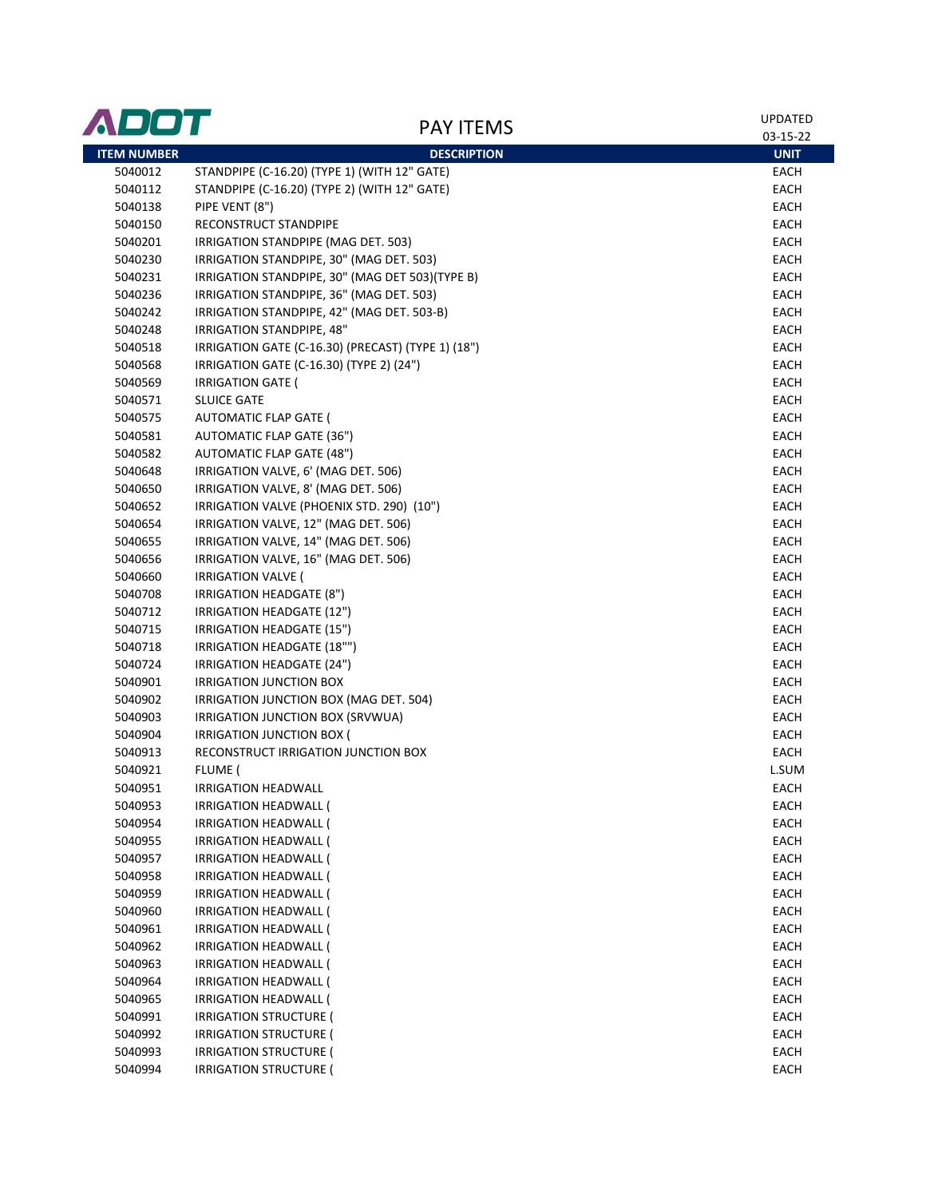# PAY ITEMS

UPDATED 03-15-22

| ITEM NUMBER | DESCRIPTION | UNIT |
|---|---|---|
| 5040012 | STANDPIPE (C-16.20) (TYPE 1) (WITH 12" GATE) | EACH |
| 5040112 | STANDPIPE (C-16.20) (TYPE 2) (WITH 12" GATE) | EACH |
| 5040138 | PIPE VENT (8") | EACH |
| 5040150 | RECONSTRUCT STANDPIPE | EACH |
| 5040201 | IRRIGATION STANDPIPE (MAG DET. 503) | EACH |
| 5040230 | IRRIGATION STANDPIPE, 30" (MAG DET. 503) | EACH |
| 5040231 | IRRIGATION STANDPIPE, 30" (MAG DET 503)(TYPE B) | EACH |
| 5040236 | IRRIGATION STANDPIPE, 36" (MAG DET. 503) | EACH |
| 5040242 | IRRIGATION STANDPIPE, 42" (MAG DET. 503-B) | EACH |
| 5040248 | IRRIGATION STANDPIPE, 48" | EACH |
| 5040518 | IRRIGATION GATE (C-16.30) (PRECAST) (TYPE 1) (18") | EACH |
| 5040568 | IRRIGATION GATE (C-16.30) (TYPE 2) (24") | EACH |
| 5040569 | IRRIGATION GATE ( | EACH |
| 5040571 | SLUICE GATE | EACH |
| 5040575 | AUTOMATIC FLAP GATE ( | EACH |
| 5040581 | AUTOMATIC FLAP GATE (36") | EACH |
| 5040582 | AUTOMATIC FLAP GATE (48") | EACH |
| 5040648 | IRRIGATION VALVE, 6' (MAG DET. 506) | EACH |
| 5040650 | IRRIGATION VALVE, 8' (MAG DET. 506) | EACH |
| 5040652 | IRRIGATION VALVE (PHOENIX STD. 290) (10") | EACH |
| 5040654 | IRRIGATION VALVE, 12" (MAG DET. 506) | EACH |
| 5040655 | IRRIGATION VALVE, 14" (MAG DET. 506) | EACH |
| 5040656 | IRRIGATION VALVE, 16" (MAG DET. 506) | EACH |
| 5040660 | IRRIGATION VALVE ( | EACH |
| 5040708 | IRRIGATION HEADGATE (8") | EACH |
| 5040712 | IRRIGATION HEADGATE (12") | EACH |
| 5040715 | IRRIGATION HEADGATE (15") | EACH |
| 5040718 | IRRIGATION HEADGATE (18"") | EACH |
| 5040724 | IRRIGATION HEADGATE (24") | EACH |
| 5040901 | IRRIGATION JUNCTION BOX | EACH |
| 5040902 | IRRIGATION JUNCTION BOX (MAG DET. 504) | EACH |
| 5040903 | IRRIGATION JUNCTION BOX (SRVWUA) | EACH |
| 5040904 | IRRIGATION JUNCTION BOX ( | EACH |
| 5040913 | RECONSTRUCT IRRIGATION JUNCTION BOX | EACH |
| 5040921 | FLUME ( | L.SUM |
| 5040951 | IRRIGATION HEADWALL | EACH |
| 5040953 | IRRIGATION HEADWALL ( | EACH |
| 5040954 | IRRIGATION HEADWALL ( | EACH |
| 5040955 | IRRIGATION HEADWALL ( | EACH |
| 5040957 | IRRIGATION HEADWALL ( | EACH |
| 5040958 | IRRIGATION HEADWALL ( | EACH |
| 5040959 | IRRIGATION HEADWALL ( | EACH |
| 5040960 | IRRIGATION HEADWALL ( | EACH |
| 5040961 | IRRIGATION HEADWALL ( | EACH |
| 5040962 | IRRIGATION HEADWALL ( | EACH |
| 5040963 | IRRIGATION HEADWALL ( | EACH |
| 5040964 | IRRIGATION HEADWALL ( | EACH |
| 5040965 | IRRIGATION HEADWALL ( | EACH |
| 5040991 | IRRIGATION STRUCTURE ( | EACH |
| 5040992 | IRRIGATION STRUCTURE ( | EACH |
| 5040993 | IRRIGATION STRUCTURE ( | EACH |
| 5040994 | IRRIGATION STRUCTURE ( | EACH |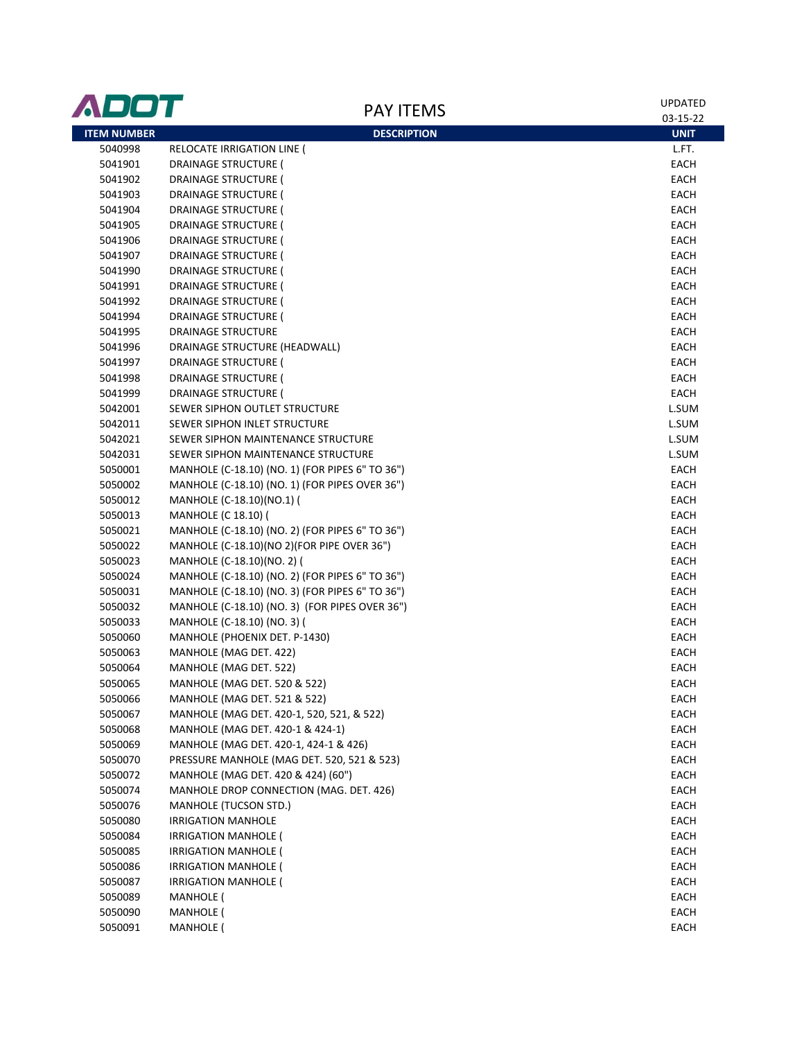# PAY ITEMS

UPDATED 03-15-22

| ITEM NUMBER | DESCRIPTION | UNIT |
|---|---|---|
| 5040998 | RELOCATE IRRIGATION LINE ( | L.FT. |
| 5041901 | DRAINAGE STRUCTURE ( | EACH |
| 5041902 | DRAINAGE STRUCTURE ( | EACH |
| 5041903 | DRAINAGE STRUCTURE ( | EACH |
| 5041904 | DRAINAGE STRUCTURE ( | EACH |
| 5041905 | DRAINAGE STRUCTURE ( | EACH |
| 5041906 | DRAINAGE STRUCTURE ( | EACH |
| 5041907 | DRAINAGE STRUCTURE ( | EACH |
| 5041990 | DRAINAGE STRUCTURE ( | EACH |
| 5041991 | DRAINAGE STRUCTURE ( | EACH |
| 5041992 | DRAINAGE STRUCTURE ( | EACH |
| 5041994 | DRAINAGE STRUCTURE ( | EACH |
| 5041995 | DRAINAGE STRUCTURE | EACH |
| 5041996 | DRAINAGE STRUCTURE (HEADWALL) | EACH |
| 5041997 | DRAINAGE STRUCTURE ( | EACH |
| 5041998 | DRAINAGE STRUCTURE ( | EACH |
| 5041999 | DRAINAGE STRUCTURE ( | EACH |
| 5042001 | SEWER SIPHON OUTLET STRUCTURE | L.SUM |
| 5042011 | SEWER SIPHON INLET STRUCTURE | L.SUM |
| 5042021 | SEWER SIPHON MAINTENANCE STRUCTURE | L.SUM |
| 5042031 | SEWER SIPHON MAINTENANCE STRUCTURE | L.SUM |
| 5050001 | MANHOLE (C-18.10) (NO. 1) (FOR PIPES 6" TO 36") | EACH |
| 5050002 | MANHOLE (C-18.10) (NO. 1) (FOR PIPES OVER 36") | EACH |
| 5050012 | MANHOLE (C-18.10)(NO.1) ( | EACH |
| 5050013 | MANHOLE (C 18.10) ( | EACH |
| 5050021 | MANHOLE (C-18.10) (NO. 2) (FOR PIPES 6" TO 36") | EACH |
| 5050022 | MANHOLE (C-18.10)(NO 2)(FOR PIPE OVER 36") | EACH |
| 5050023 | MANHOLE (C-18.10)(NO. 2) ( | EACH |
| 5050024 | MANHOLE (C-18.10) (NO. 2) (FOR PIPES 6" TO 36") | EACH |
| 5050031 | MANHOLE (C-18.10) (NO. 3) (FOR PIPES 6" TO 36") | EACH |
| 5050032 | MANHOLE (C-18.10) (NO. 3) (FOR PIPES OVER 36") | EACH |
| 5050033 | MANHOLE (C-18.10) (NO. 3) ( | EACH |
| 5050060 | MANHOLE (PHOENIX DET. P-1430) | EACH |
| 5050063 | MANHOLE (MAG DET. 422) | EACH |
| 5050064 | MANHOLE (MAG DET. 522) | EACH |
| 5050065 | MANHOLE (MAG DET. 520 & 522) | EACH |
| 5050066 | MANHOLE (MAG DET. 521 & 522) | EACH |
| 5050067 | MANHOLE (MAG DET. 420-1, 520, 521, & 522) | EACH |
| 5050068 | MANHOLE (MAG DET. 420-1 & 424-1) | EACH |
| 5050069 | MANHOLE (MAG DET. 420-1, 424-1 & 426) | EACH |
| 5050070 | PRESSURE MANHOLE (MAG DET. 520, 521 & 523) | EACH |
| 5050072 | MANHOLE (MAG DET. 420 & 424) (60") | EACH |
| 5050074 | MANHOLE DROP CONNECTION (MAG. DET. 426) | EACH |
| 5050076 | MANHOLE (TUCSON STD.) | EACH |
| 5050080 | IRRIGATION MANHOLE | EACH |
| 5050084 | IRRIGATION MANHOLE ( | EACH |
| 5050085 | IRRIGATION MANHOLE ( | EACH |
| 5050086 | IRRIGATION MANHOLE ( | EACH |
| 5050087 | IRRIGATION MANHOLE ( | EACH |
| 5050089 | MANHOLE ( | EACH |
| 5050090 | MANHOLE ( | EACH |
| 5050091 | MANHOLE ( | EACH |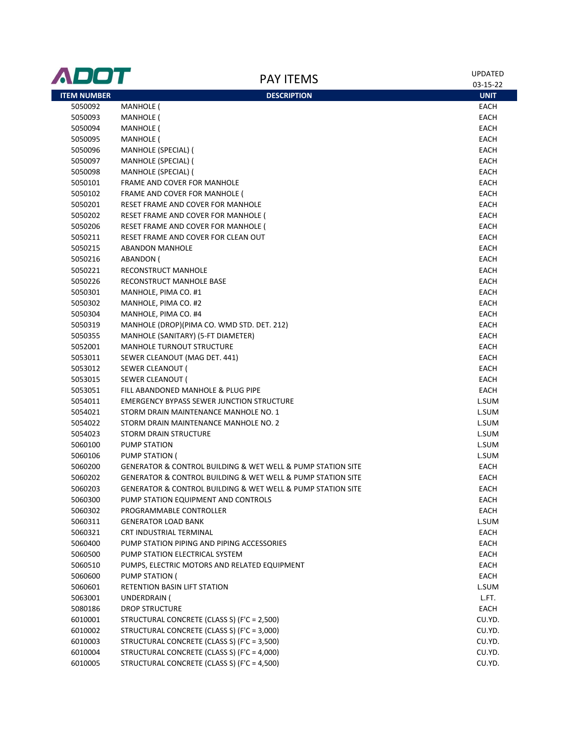# PAY ITEMS

ADOT

UPDATED 03-15-22

| ITEM NUMBER | DESCRIPTION | UNIT |
|---|---|---|
| 5050092 | MANHOLE ( | EACH |
| 5050093 | MANHOLE ( | EACH |
| 5050094 | MANHOLE ( | EACH |
| 5050095 | MANHOLE ( | EACH |
| 5050096 | MANHOLE (SPECIAL) ( | EACH |
| 5050097 | MANHOLE (SPECIAL) ( | EACH |
| 5050098 | MANHOLE (SPECIAL) ( | EACH |
| 5050101 | FRAME AND COVER FOR MANHOLE | EACH |
| 5050102 | FRAME AND COVER FOR MANHOLE ( | EACH |
| 5050201 | RESET FRAME AND COVER FOR MANHOLE | EACH |
| 5050202 | RESET FRAME AND COVER FOR MANHOLE ( | EACH |
| 5050206 | RESET FRAME AND COVER FOR MANHOLE ( | EACH |
| 5050211 | RESET FRAME AND COVER FOR CLEAN OUT | EACH |
| 5050215 | ABANDON MANHOLE | EACH |
| 5050216 | ABANDON ( | EACH |
| 5050221 | RECONSTRUCT MANHOLE | EACH |
| 5050226 | RECONSTRUCT MANHOLE BASE | EACH |
| 5050301 | MANHOLE, PIMA CO. #1 | EACH |
| 5050302 | MANHOLE, PIMA CO. #2 | EACH |
| 5050304 | MANHOLE, PIMA CO. #4 | EACH |
| 5050319 | MANHOLE (DROP)(PIMA CO. WMD STD. DET. 212) | EACH |
| 5050355 | MANHOLE (SANITARY) (5-FT DIAMETER) | EACH |
| 5052001 | MANHOLE TURNOUT STRUCTURE | EACH |
| 5053011 | SEWER CLEANOUT (MAG DET. 441) | EACH |
| 5053012 | SEWER CLEANOUT ( | EACH |
| 5053015 | SEWER CLEANOUT ( | EACH |
| 5053051 | FILL ABANDONED MANHOLE & PLUG PIPE | EACH |
| 5054011 | EMERGENCY BYPASS SEWER JUNCTION STRUCTURE | L.SUM |
| 5054021 | STORM DRAIN MAINTENANCE MANHOLE NO. 1 | L.SUM |
| 5054022 | STORM DRAIN MAINTENANCE MANHOLE NO. 2 | L.SUM |
| 5054023 | STORM DRAIN STRUCTURE | L.SUM |
| 5060100 | PUMP STATION | L.SUM |
| 5060106 | PUMP STATION ( | L.SUM |
| 5060200 | GENERATOR & CONTROL BUILDING & WET WELL & PUMP STATION SITE | EACH |
| 5060202 | GENERATOR & CONTROL BUILDING & WET WELL & PUMP STATION SITE | EACH |
| 5060203 | GENERATOR & CONTROL BUILDING & WET WELL & PUMP STATION SITE | EACH |
| 5060300 | PUMP STATION EQUIPMENT AND CONTROLS | EACH |
| 5060302 | PROGRAMMABLE CONTROLLER | EACH |
| 5060311 | GENERATOR LOAD BANK | L.SUM |
| 5060321 | CRT INDUSTRIAL TERMINAL | EACH |
| 5060400 | PUMP STATION PIPING AND PIPING ACCESSORIES | EACH |
| 5060500 | PUMP STATION ELECTRICAL SYSTEM | EACH |
| 5060510 | PUMPS, ELECTRIC MOTORS AND RELATED EQUIPMENT | EACH |
| 5060600 | PUMP STATION ( | EACH |
| 5060601 | RETENTION BASIN LIFT STATION | L.SUM |
| 5063001 | UNDERDRAIN ( | L.FT. |
| 5080186 | DROP STRUCTURE | EACH |
| 6010001 | STRUCTURAL CONCRETE (CLASS S) (F'C = 2,500) | CU.YD. |
| 6010002 | STRUCTURAL CONCRETE (CLASS S) (F'C = 3,000) | CU.YD. |
| 6010003 | STRUCTURAL CONCRETE (CLASS S) (F'C = 3,500) | CU.YD. |
| 6010004 | STRUCTURAL CONCRETE (CLASS S) (F'C = 4,000) | CU.YD. |
| 6010005 | STRUCTURAL CONCRETE (CLASS S) (F'C = 4,500) | CU.YD. |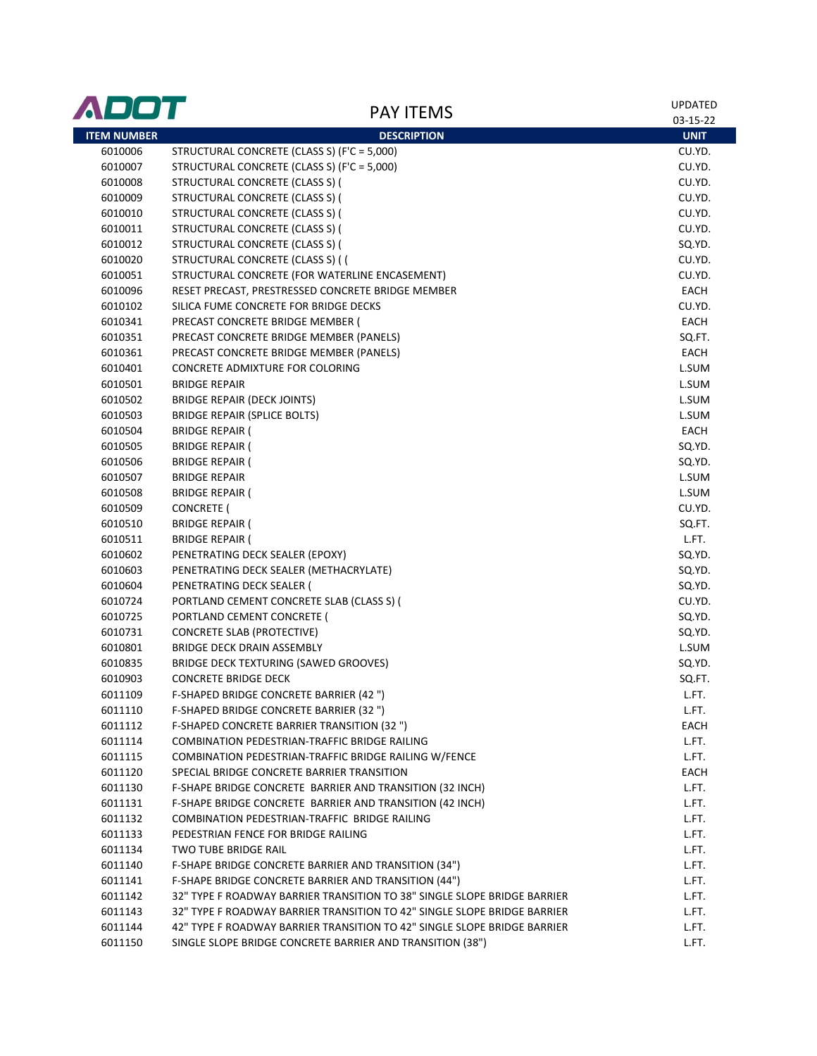# ADOT

## PAY ITEMS

UPDATED 03-15-22

| ITEM NUMBER | DESCRIPTION | UNIT |
|---|---|---|
| 6010006 | STRUCTURAL CONCRETE (CLASS S) (F'C = 5,000) | CU.YD. |
| 6010007 | STRUCTURAL CONCRETE (CLASS S) (F'C = 5,000) | CU.YD. |
| 6010008 | STRUCTURAL CONCRETE (CLASS S) ( | CU.YD. |
| 6010009 | STRUCTURAL CONCRETE (CLASS S) ( | CU.YD. |
| 6010010 | STRUCTURAL CONCRETE (CLASS S) ( | CU.YD. |
| 6010011 | STRUCTURAL CONCRETE (CLASS S) ( | CU.YD. |
| 6010012 | STRUCTURAL CONCRETE (CLASS S) ( | SQ.YD. |
| 6010020 | STRUCTURAL CONCRETE (CLASS S) ( ( | CU.YD. |
| 6010051 | STRUCTURAL CONCRETE (FOR WATERLINE ENCASEMENT) | CU.YD. |
| 6010096 | RESET PRECAST, PRESTRESSED CONCRETE BRIDGE MEMBER | EACH |
| 6010102 | SILICA FUME CONCRETE FOR BRIDGE DECKS | CU.YD. |
| 6010341 | PRECAST CONCRETE BRIDGE MEMBER ( | EACH |
| 6010351 | PRECAST CONCRETE BRIDGE MEMBER (PANELS) | SQ.FT. |
| 6010361 | PRECAST CONCRETE BRIDGE MEMBER (PANELS) | EACH |
| 6010401 | CONCRETE ADMIXTURE FOR COLORING | L.SUM |
| 6010501 | BRIDGE REPAIR | L.SUM |
| 6010502 | BRIDGE REPAIR (DECK JOINTS) | L.SUM |
| 6010503 | BRIDGE REPAIR (SPLICE BOLTS) | L.SUM |
| 6010504 | BRIDGE REPAIR ( | EACH |
| 6010505 | BRIDGE REPAIR ( | SQ.YD. |
| 6010506 | BRIDGE REPAIR ( | SQ.YD. |
| 6010507 | BRIDGE REPAIR | L.SUM |
| 6010508 | BRIDGE REPAIR ( | L.SUM |
| 6010509 | CONCRETE ( | CU.YD. |
| 6010510 | BRIDGE REPAIR ( | SQ.FT. |
| 6010511 | BRIDGE REPAIR ( | L.FT. |
| 6010602 | PENETRATING DECK SEALER (EPOXY) | SQ.YD. |
| 6010603 | PENETRATING DECK SEALER (METHACRYLATE) | SQ.YD. |
| 6010604 | PENETRATING DECK SEALER ( | SQ.YD. |
| 6010724 | PORTLAND CEMENT CONCRETE SLAB (CLASS S) ( | CU.YD. |
| 6010725 | PORTLAND CEMENT CONCRETE ( | SQ.YD. |
| 6010731 | CONCRETE SLAB (PROTECTIVE) | SQ.YD. |
| 6010801 | BRIDGE DECK DRAIN ASSEMBLY | L.SUM |
| 6010835 | BRIDGE DECK TEXTURING (SAWED GROOVES) | SQ.YD. |
| 6010903 | CONCRETE BRIDGE DECK | SQ.FT. |
| 6011109 | F-SHAPED BRIDGE CONCRETE BARRIER (42 ") | L.FT. |
| 6011110 | F-SHAPED BRIDGE CONCRETE BARRIER (32 ") | L.FT. |
| 6011112 | F-SHAPED CONCRETE BARRIER TRANSITION (32 ") | EACH |
| 6011114 | COMBINATION PEDESTRIAN-TRAFFIC BRIDGE RAILING | L.FT. |
| 6011115 | COMBINATION PEDESTRIAN-TRAFFIC BRIDGE RAILING W/FENCE | L.FT. |
| 6011120 | SPECIAL BRIDGE CONCRETE BARRIER TRANSITION | EACH |
| 6011130 | F-SHAPE BRIDGE CONCRETE BARRIER AND TRANSITION (32 INCH) | L.FT. |
| 6011131 | F-SHAPE BRIDGE CONCRETE BARRIER AND TRANSITION (42 INCH) | L.FT. |
| 6011132 | COMBINATION PEDESTRIAN-TRAFFIC BRIDGE RAILING | L.FT. |
| 6011133 | PEDESTRIAN FENCE FOR BRIDGE RAILING | L.FT. |
| 6011134 | TWO TUBE BRIDGE RAIL | L.FT. |
| 6011140 | F-SHAPE BRIDGE CONCRETE BARRIER AND TRANSITION (34") | L.FT. |
| 6011141 | F-SHAPE BRIDGE CONCRETE BARRIER AND TRANSITION (44") | L.FT. |
| 6011142 | 32" TYPE F ROADWAY BARRIER TRANSITION TO 38" SINGLE SLOPE BRIDGE BARRIER | L.FT. |
| 6011143 | 32" TYPE F ROADWAY BARRIER TRANSITION TO 42" SINGLE SLOPE BRIDGE BARRIER | L.FT. |
| 6011144 | 42" TYPE F ROADWAY BARRIER TRANSITION TO 42" SINGLE SLOPE BRIDGE BARRIER | L.FT. |
| 6011150 | SINGLE SLOPE BRIDGE CONCRETE BARRIER AND TRANSITION (38") | L.FT. |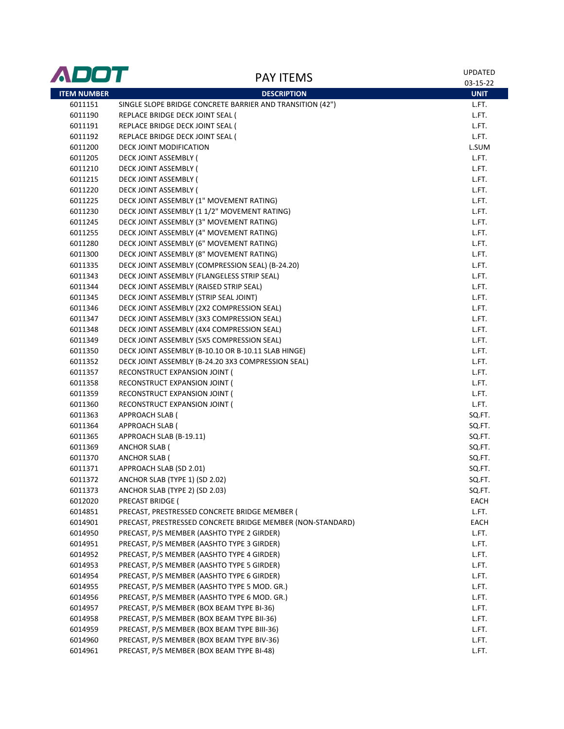# PAY ITEMS

UPDATED 03-15-22

| ITEM NUMBER | DESCRIPTION | UNIT |
|---|---|---|
| 6011151 | SINGLE SLOPE BRIDGE CONCRETE BARRIER AND TRANSITION (42") | L.FT. |
| 6011190 | REPLACE BRIDGE DECK JOINT SEAL ( | L.FT. |
| 6011191 | REPLACE BRIDGE DECK JOINT SEAL ( | L.FT. |
| 6011192 | REPLACE BRIDGE DECK JOINT SEAL ( | L.FT. |
| 6011200 | DECK JOINT MODIFICATION | L.SUM |
| 6011205 | DECK JOINT ASSEMBLY ( | L.FT. |
| 6011210 | DECK JOINT ASSEMBLY ( | L.FT. |
| 6011215 | DECK JOINT ASSEMBLY ( | L.FT. |
| 6011220 | DECK JOINT ASSEMBLY ( | L.FT. |
| 6011225 | DECK JOINT ASSEMBLY (1" MOVEMENT RATING) | L.FT. |
| 6011230 | DECK JOINT ASSEMBLY (1 1/2" MOVEMENT RATING) | L.FT. |
| 6011245 | DECK JOINT ASSEMBLY (3" MOVEMENT RATING) | L.FT. |
| 6011255 | DECK JOINT ASSEMBLY (4" MOVEMENT RATING) | L.FT. |
| 6011280 | DECK JOINT ASSEMBLY (6" MOVEMENT RATING) | L.FT. |
| 6011300 | DECK JOINT ASSEMBLY (8" MOVEMENT RATING) | L.FT. |
| 6011335 | DECK JOINT ASSEMBLY (COMPRESSION SEAL) (B-24.20) | L.FT. |
| 6011343 | DECK JOINT ASSEMBLY (FLANGELESS STRIP SEAL) | L.FT. |
| 6011344 | DECK JOINT ASSEMBLY (RAISED STRIP SEAL) | L.FT. |
| 6011345 | DECK JOINT ASSEMBLY (STRIP SEAL JOINT) | L.FT. |
| 6011346 | DECK JOINT ASSEMBLY (2X2 COMPRESSION SEAL) | L.FT. |
| 6011347 | DECK JOINT ASSEMBLY (3X3 COMPRESSION SEAL) | L.FT. |
| 6011348 | DECK JOINT ASSEMBLY (4X4 COMPRESSION SEAL) | L.FT. |
| 6011349 | DECK JOINT ASSEMBLY (5X5 COMPRESSION SEAL) | L.FT. |
| 6011350 | DECK JOINT ASSEMBLY (B-10.10 OR B-10.11 SLAB HINGE) | L.FT. |
| 6011352 | DECK JOINT ASSEMBLY (B-24.20 3X3 COMPRESSION SEAL) | L.FT. |
| 6011357 | RECONSTRUCT EXPANSION JOINT ( | L.FT. |
| 6011358 | RECONSTRUCT EXPANSION JOINT ( | L.FT. |
| 6011359 | RECONSTRUCT EXPANSION JOINT ( | L.FT. |
| 6011360 | RECONSTRUCT EXPANSION JOINT ( | L.FT. |
| 6011363 | APPROACH SLAB ( | SQ.FT. |
| 6011364 | APPROACH SLAB ( | SQ.FT. |
| 6011365 | APPROACH SLAB (B-19.11) | SQ.FT. |
| 6011369 | ANCHOR SLAB ( | SQ.FT. |
| 6011370 | ANCHOR SLAB ( | SQ.FT. |
| 6011371 | APPROACH SLAB (SD 2.01) | SQ.FT. |
| 6011372 | ANCHOR SLAB (TYPE 1) (SD 2.02) | SQ.FT. |
| 6011373 | ANCHOR SLAB (TYPE 2) (SD 2.03) | SQ.FT. |
| 6012020 | PRECAST BRIDGE ( | EACH |
| 6014851 | PRECAST, PRESTRESSED CONCRETE BRIDGE MEMBER ( | L.FT. |
| 6014901 | PRECAST, PRESTRESSED CONCRETE BRIDGE MEMBER (NON-STANDARD) | EACH |
| 6014950 | PRECAST, P/S MEMBER (AASHTO TYPE 2 GIRDER) | L.FT. |
| 6014951 | PRECAST, P/S MEMBER (AASHTO TYPE 3 GIRDER) | L.FT. |
| 6014952 | PRECAST, P/S MEMBER (AASHTO TYPE 4 GIRDER) | L.FT. |
| 6014953 | PRECAST, P/S MEMBER (AASHTO TYPE 5 GIRDER) | L.FT. |
| 6014954 | PRECAST, P/S MEMBER (AASHTO TYPE 6 GIRDER) | L.FT. |
| 6014955 | PRECAST, P/S MEMBER (AASHTO TYPE 5 MOD. GR.) | L.FT. |
| 6014956 | PRECAST, P/S MEMBER (AASHTO TYPE 6 MOD. GR.) | L.FT. |
| 6014957 | PRECAST, P/S MEMBER (BOX BEAM TYPE BI-36) | L.FT. |
| 6014958 | PRECAST, P/S MEMBER (BOX BEAM TYPE BII-36) | L.FT. |
| 6014959 | PRECAST, P/S MEMBER (BOX BEAM TYPE BIII-36) | L.FT. |
| 6014960 | PRECAST, P/S MEMBER (BOX BEAM TYPE BIV-36) | L.FT. |
| 6014961 | PRECAST, P/S MEMBER (BOX BEAM TYPE BI-48) | L.FT. |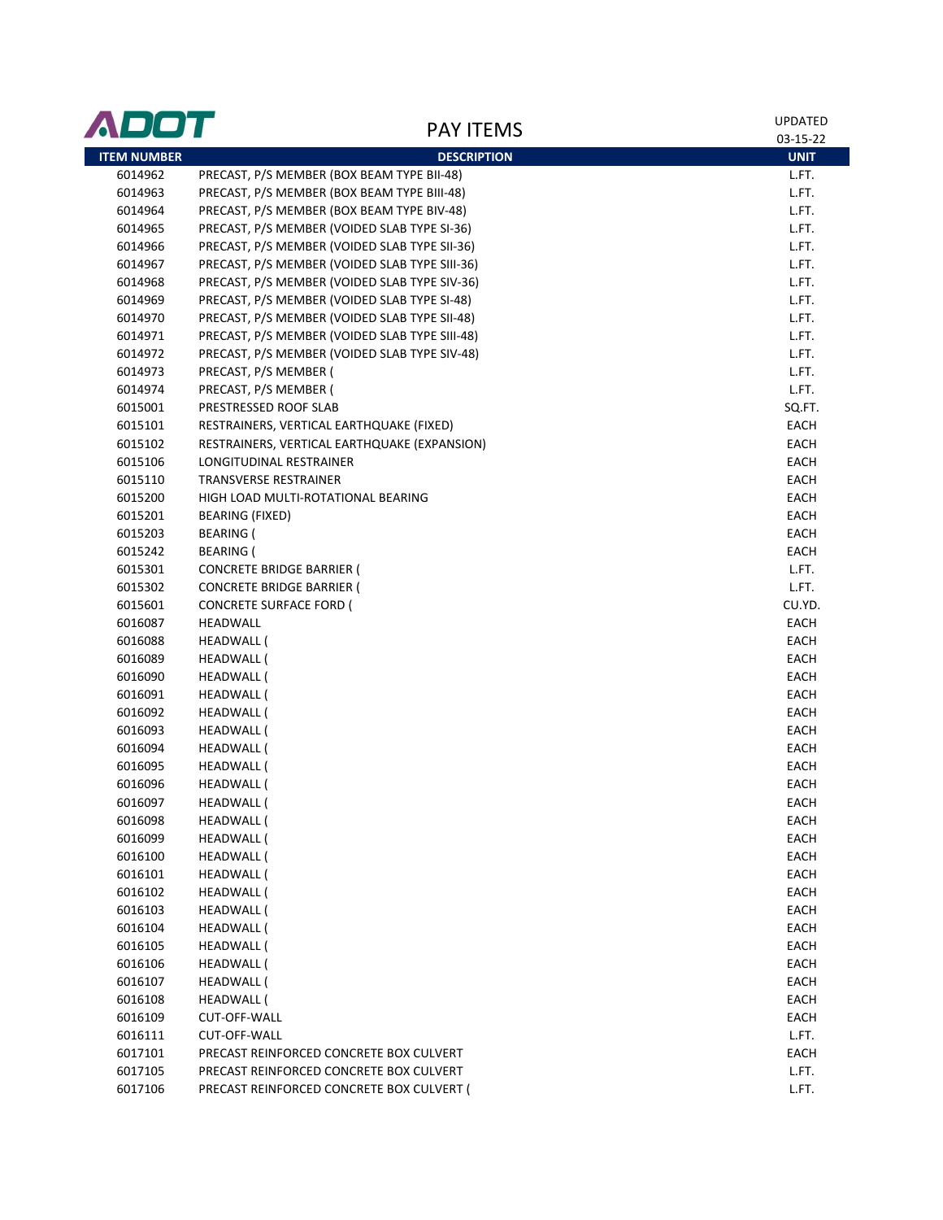# ADOT

## PAY ITEMS

UPDATED 03-15-22

| ITEM NUMBER | DESCRIPTION | UNIT |
|---|---|---|
| 6014962 | PRECAST, P/S MEMBER (BOX BEAM TYPE BII-48) | L.FT. |
| 6014963 | PRECAST, P/S MEMBER (BOX BEAM TYPE BIII-48) | L.FT. |
| 6014964 | PRECAST, P/S MEMBER (BOX BEAM TYPE BIV-48) | L.FT. |
| 6014965 | PRECAST, P/S MEMBER (VOIDED SLAB TYPE SI-36) | L.FT. |
| 6014966 | PRECAST, P/S MEMBER (VOIDED SLAB TYPE SII-36) | L.FT. |
| 6014967 | PRECAST, P/S MEMBER (VOIDED SLAB TYPE SIII-36) | L.FT. |
| 6014968 | PRECAST, P/S MEMBER (VOIDED SLAB TYPE SIV-36) | L.FT. |
| 6014969 | PRECAST, P/S MEMBER (VOIDED SLAB TYPE SI-48) | L.FT. |
| 6014970 | PRECAST, P/S MEMBER (VOIDED SLAB TYPE SII-48) | L.FT. |
| 6014971 | PRECAST, P/S MEMBER (VOIDED SLAB TYPE SIII-48) | L.FT. |
| 6014972 | PRECAST, P/S MEMBER (VOIDED SLAB TYPE SIV-48) | L.FT. |
| 6014973 | PRECAST, P/S MEMBER ( | L.FT. |
| 6014974 | PRECAST, P/S MEMBER ( | L.FT. |
| 6015001 | PRESTRESSED ROOF SLAB | SQ.FT. |
| 6015101 | RESTRAINERS, VERTICAL EARTHQUAKE (FIXED) | EACH |
| 6015102 | RESTRAINERS, VERTICAL EARTHQUAKE (EXPANSION) | EACH |
| 6015106 | LONGITUDINAL RESTRAINER | EACH |
| 6015110 | TRANSVERSE RESTRAINER | EACH |
| 6015200 | HIGH LOAD MULTI-ROTATIONAL BEARING | EACH |
| 6015201 | BEARING (FIXED) | EACH |
| 6015203 | BEARING ( | EACH |
| 6015242 | BEARING ( | EACH |
| 6015301 | CONCRETE BRIDGE BARRIER ( | L.FT. |
| 6015302 | CONCRETE BRIDGE BARRIER ( | L.FT. |
| 6015601 | CONCRETE SURFACE FORD ( | CU.YD. |
| 6016087 | HEADWALL | EACH |
| 6016088 | HEADWALL ( | EACH |
| 6016089 | HEADWALL ( | EACH |
| 6016090 | HEADWALL ( | EACH |
| 6016091 | HEADWALL ( | EACH |
| 6016092 | HEADWALL ( | EACH |
| 6016093 | HEADWALL ( | EACH |
| 6016094 | HEADWALL ( | EACH |
| 6016095 | HEADWALL ( | EACH |
| 6016096 | HEADWALL ( | EACH |
| 6016097 | HEADWALL ( | EACH |
| 6016098 | HEADWALL ( | EACH |
| 6016099 | HEADWALL ( | EACH |
| 6016100 | HEADWALL ( | EACH |
| 6016101 | HEADWALL ( | EACH |
| 6016102 | HEADWALL ( | EACH |
| 6016103 | HEADWALL ( | EACH |
| 6016104 | HEADWALL ( | EACH |
| 6016105 | HEADWALL ( | EACH |
| 6016106 | HEADWALL ( | EACH |
| 6016107 | HEADWALL ( | EACH |
| 6016108 | HEADWALL ( | EACH |
| 6016109 | CUT-OFF-WALL | EACH |
| 6016111 | CUT-OFF-WALL | L.FT. |
| 6017101 | PRECAST REINFORCED CONCRETE BOX CULVERT | EACH |
| 6017105 | PRECAST REINFORCED CONCRETE BOX CULVERT | L.FT. |
| 6017106 | PRECAST REINFORCED CONCRETE BOX CULVERT ( | L.FT. |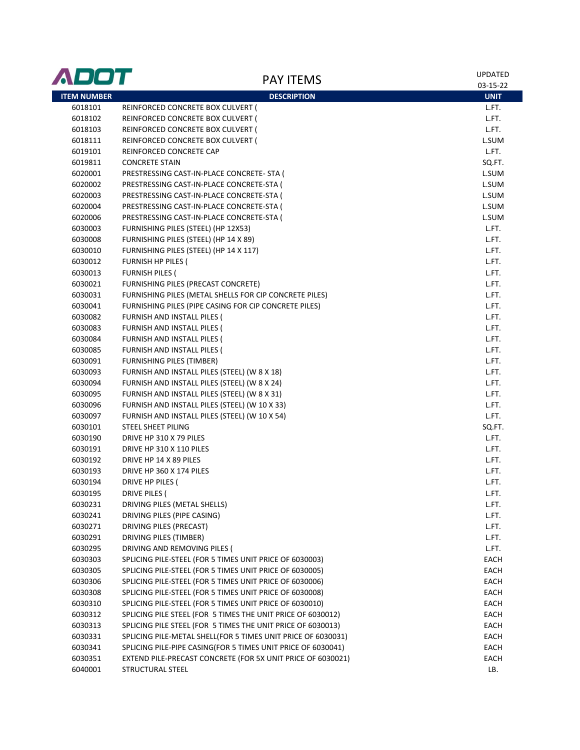# ADOT PAY ITEMS

UPDATED 03-15-22

| ITEM NUMBER | DESCRIPTION | UNIT |
|---|---|---|
| 6018101 | REINFORCED CONCRETE BOX CULVERT ( | L.FT. |
| 6018102 | REINFORCED CONCRETE BOX CULVERT ( | L.FT. |
| 6018103 | REINFORCED CONCRETE BOX CULVERT ( | L.FT. |
| 6018111 | REINFORCED CONCRETE BOX CULVERT ( | L.SUM |
| 6019101 | REINFORCED CONCRETE CAP | L.FT. |
| 6019811 | CONCRETE STAIN | SQ.FT. |
| 6020001 | PRESTRESSING CAST-IN-PLACE CONCRETE- STA ( | L.SUM |
| 6020002 | PRESTRESSING CAST-IN-PLACE CONCRETE-STA ( | L.SUM |
| 6020003 | PRESTRESSING CAST-IN-PLACE CONCRETE-STA ( | L.SUM |
| 6020004 | PRESTRESSING CAST-IN-PLACE CONCRETE-STA ( | L.SUM |
| 6020006 | PRESTRESSING CAST-IN-PLACE CONCRETE-STA ( | L.SUM |
| 6030003 | FURNISHING PILES (STEEL) (HP 12X53) | L.FT. |
| 6030008 | FURNISHING PILES (STEEL) (HP 14 X 89) | L.FT. |
| 6030010 | FURNISHING PILES (STEEL) (HP 14 X 117) | L.FT. |
| 6030012 | FURNISH HP PILES ( | L.FT. |
| 6030013 | FURNISH PILES ( | L.FT. |
| 6030021 | FURNISHING PILES (PRECAST CONCRETE) | L.FT. |
| 6030031 | FURNISHING PILES (METAL SHELLS FOR CIP CONCRETE PILES) | L.FT. |
| 6030041 | FURNISHING PILES (PIPE CASING FOR CIP CONCRETE PILES) | L.FT. |
| 6030082 | FURNISH AND INSTALL PILES ( | L.FT. |
| 6030083 | FURNISH AND INSTALL PILES ( | L.FT. |
| 6030084 | FURNISH AND INSTALL PILES ( | L.FT. |
| 6030085 | FURNISH AND INSTALL PILES ( | L.FT. |
| 6030091 | FURNISHING PILES (TIMBER) | L.FT. |
| 6030093 | FURNISH AND INSTALL PILES (STEEL) (W 8 X 18) | L.FT. |
| 6030094 | FURNISH AND INSTALL PILES (STEEL) (W 8 X 24) | L.FT. |
| 6030095 | FURNISH AND INSTALL PILES (STEEL) (W 8 X 31) | L.FT. |
| 6030096 | FURNISH AND INSTALL PILES (STEEL) (W 10 X 33) | L.FT. |
| 6030097 | FURNISH AND INSTALL PILES (STEEL) (W 10 X 54) | L.FT. |
| 6030101 | STEEL SHEET PILING | SQ.FT. |
| 6030190 | DRIVE HP 310 X 79 PILES | L.FT. |
| 6030191 | DRIVE HP 310 X 110 PILES | L.FT. |
| 6030192 | DRIVE HP 14 X 89 PILES | L.FT. |
| 6030193 | DRIVE HP 360 X 174 PILES | L.FT. |
| 6030194 | DRIVE HP PILES ( | L.FT. |
| 6030195 | DRIVE PILES ( | L.FT. |
| 6030231 | DRIVING PILES (METAL SHELLS) | L.FT. |
| 6030241 | DRIVING PILES (PIPE CASING) | L.FT. |
| 6030271 | DRIVING PILES (PRECAST) | L.FT. |
| 6030291 | DRIVING PILES (TIMBER) | L.FT. |
| 6030295 | DRIVING AND REMOVING PILES ( | L.FT. |
| 6030303 | SPLICING PILE-STEEL (FOR 5 TIMES UNIT PRICE OF 6030003) | EACH |
| 6030305 | SPLICING PILE-STEEL (FOR 5 TIMES UNIT PRICE OF 6030005) | EACH |
| 6030306 | SPLICING PILE-STEEL (FOR 5 TIMES UNIT PRICE OF 6030006) | EACH |
| 6030308 | SPLICING PILE-STEEL (FOR 5 TIMES UNIT PRICE OF 6030008) | EACH |
| 6030310 | SPLICING PILE-STEEL (FOR 5 TIMES UNIT PRICE OF 6030010) | EACH |
| 6030312 | SPLICING PILE STEEL (FOR 5 TIMES THE UNIT PRICE OF 6030012) | EACH |
| 6030313 | SPLICING PILE STEEL (FOR 5 TIMES THE UNIT PRICE OF 6030013) | EACH |
| 6030331 | SPLICING PILE-METAL SHELL(FOR 5 TIMES UNIT PRICE OF 6030031) | EACH |
| 6030341 | SPLICING PILE-PIPE CASING(FOR 5 TIMES UNIT PRICE OF 6030041) | EACH |
| 6030351 | EXTEND PILE-PRECAST CONCRETE (FOR 5X UNIT PRICE OF 6030021) | EACH |
| 6040001 | STRUCTURAL STEEL | LB. |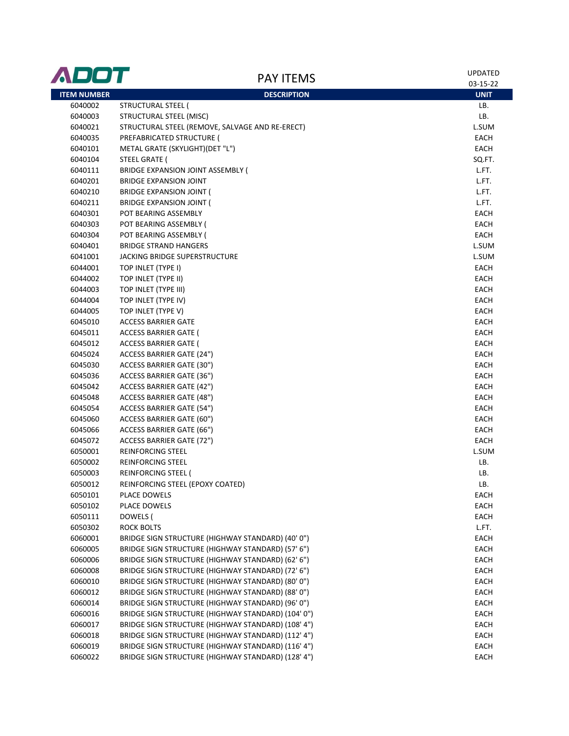# ADOT

## PAY ITEMS

UPDATED 03-15-22

| ITEM NUMBER | DESCRIPTION | UNIT |
|---|---|---|
| 6040002 | STRUCTURAL STEEL ( | LB. |
| 6040003 | STRUCTURAL STEEL (MISC) | LB. |
| 6040021 | STRUCTURAL STEEL (REMOVE, SALVAGE AND RE-ERECT) | L.SUM |
| 6040035 | PREFABRICATED STRUCTURE ( | EACH |
| 6040101 | METAL GRATE (SKYLIGHT)(DET "L") | EACH |
| 6040104 | STEEL GRATE ( | SQ.FT. |
| 6040111 | BRIDGE EXPANSION JOINT ASSEMBLY ( | L.FT. |
| 6040201 | BRIDGE EXPANSION JOINT | L.FT. |
| 6040210 | BRIDGE EXPANSION JOINT ( | L.FT. |
| 6040211 | BRIDGE EXPANSION JOINT ( | L.FT. |
| 6040301 | POT BEARING ASSEMBLY | EACH |
| 6040303 | POT BEARING ASSEMBLY ( | EACH |
| 6040304 | POT BEARING ASSEMBLY ( | EACH |
| 6040401 | BRIDGE STRAND HANGERS | L.SUM |
| 6041001 | JACKING BRIDGE SUPERSTRUCTURE | L.SUM |
| 6044001 | TOP INLET (TYPE I) | EACH |
| 6044002 | TOP INLET (TYPE II) | EACH |
| 6044003 | TOP INLET (TYPE III) | EACH |
| 6044004 | TOP INLET (TYPE IV) | EACH |
| 6044005 | TOP INLET (TYPE V) | EACH |
| 6045010 | ACCESS BARRIER GATE | EACH |
| 6045011 | ACCESS BARRIER GATE ( | EACH |
| 6045012 | ACCESS BARRIER GATE ( | EACH |
| 6045024 | ACCESS BARRIER GATE (24") | EACH |
| 6045030 | ACCESS BARRIER GATE (30") | EACH |
| 6045036 | ACCESS BARRIER GATE (36") | EACH |
| 6045042 | ACCESS BARRIER GATE (42") | EACH |
| 6045048 | ACCESS BARRIER GATE (48") | EACH |
| 6045054 | ACCESS BARRIER GATE (54") | EACH |
| 6045060 | ACCESS BARRIER GATE (60") | EACH |
| 6045066 | ACCESS BARRIER GATE (66") | EACH |
| 6045072 | ACCESS BARRIER GATE (72") | EACH |
| 6050001 | REINFORCING STEEL | L.SUM |
| 6050002 | REINFORCING STEEL | LB. |
| 6050003 | REINFORCING STEEL ( | LB. |
| 6050012 | REINFORCING STEEL (EPOXY COATED) | LB. |
| 6050101 | PLACE DOWELS | EACH |
| 6050102 | PLACE DOWELS | EACH |
| 6050111 | DOWELS ( | EACH |
| 6050302 | ROCK BOLTS | L.FT. |
| 6060001 | BRIDGE SIGN STRUCTURE (HIGHWAY STANDARD) (40' 0") | EACH |
| 6060005 | BRIDGE SIGN STRUCTURE (HIGHWAY STANDARD) (57' 6") | EACH |
| 6060006 | BRIDGE SIGN STRUCTURE (HIGHWAY STANDARD) (62' 6") | EACH |
| 6060008 | BRIDGE SIGN STRUCTURE (HIGHWAY STANDARD) (72' 6") | EACH |
| 6060010 | BRIDGE SIGN STRUCTURE (HIGHWAY STANDARD) (80' 0") | EACH |
| 6060012 | BRIDGE SIGN STRUCTURE (HIGHWAY STANDARD) (88' 0") | EACH |
| 6060014 | BRIDGE SIGN STRUCTURE (HIGHWAY STANDARD) (96' 0") | EACH |
| 6060016 | BRIDGE SIGN STRUCTURE (HIGHWAY STANDARD) (104' 0") | EACH |
| 6060017 | BRIDGE SIGN STRUCTURE (HIGHWAY STANDARD) (108' 4") | EACH |
| 6060018 | BRIDGE SIGN STRUCTURE (HIGHWAY STANDARD) (112' 4") | EACH |
| 6060019 | BRIDGE SIGN STRUCTURE (HIGHWAY STANDARD) (116' 4") | EACH |
| 6060022 | BRIDGE SIGN STRUCTURE (HIGHWAY STANDARD) (128' 4") | EACH |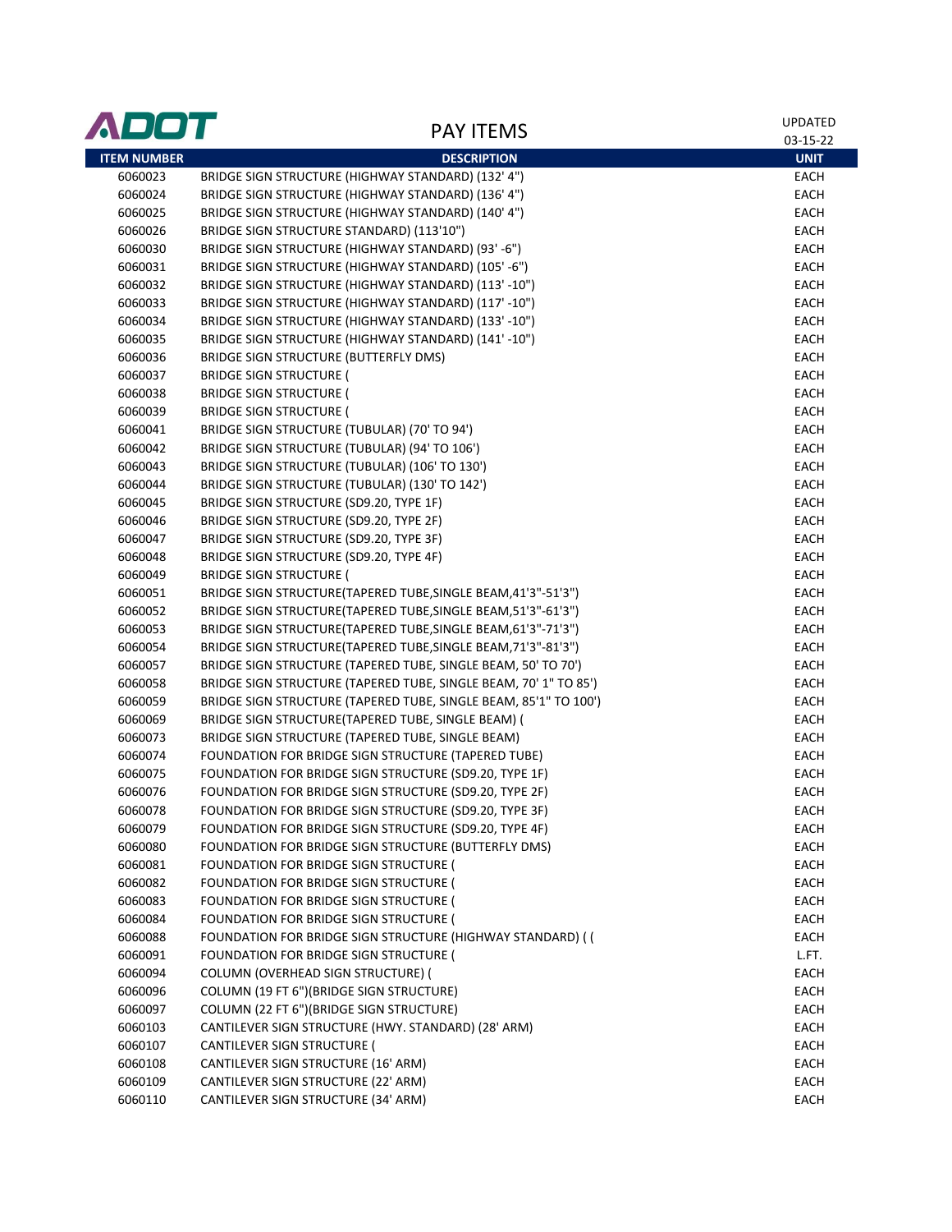ADOT

# PAY ITEMS

UPDATED 03-15-22

| ITEM NUMBER | DESCRIPTION | UNIT |
|---|---|---|
| 6060023 | BRIDGE SIGN STRUCTURE (HIGHWAY STANDARD) (132' 4") | EACH |
| 6060024 | BRIDGE SIGN STRUCTURE (HIGHWAY STANDARD) (136' 4") | EACH |
| 6060025 | BRIDGE SIGN STRUCTURE (HIGHWAY STANDARD) (140' 4") | EACH |
| 6060026 | BRIDGE SIGN STRUCTURE STANDARD) (113'10") | EACH |
| 6060030 | BRIDGE SIGN STRUCTURE (HIGHWAY STANDARD) (93' -6") | EACH |
| 6060031 | BRIDGE SIGN STRUCTURE (HIGHWAY STANDARD) (105' -6") | EACH |
| 6060032 | BRIDGE SIGN STRUCTURE (HIGHWAY STANDARD) (113' -10") | EACH |
| 6060033 | BRIDGE SIGN STRUCTURE (HIGHWAY STANDARD) (117' -10") | EACH |
| 6060034 | BRIDGE SIGN STRUCTURE (HIGHWAY STANDARD) (133' -10") | EACH |
| 6060035 | BRIDGE SIGN STRUCTURE (HIGHWAY STANDARD) (141' -10") | EACH |
| 6060036 | BRIDGE SIGN STRUCTURE (BUTTERFLY DMS) | EACH |
| 6060037 | BRIDGE SIGN STRUCTURE ( | EACH |
| 6060038 | BRIDGE SIGN STRUCTURE ( | EACH |
| 6060039 | BRIDGE SIGN STRUCTURE ( | EACH |
| 6060041 | BRIDGE SIGN STRUCTURE (TUBULAR) (70' TO 94') | EACH |
| 6060042 | BRIDGE SIGN STRUCTURE (TUBULAR) (94' TO 106') | EACH |
| 6060043 | BRIDGE SIGN STRUCTURE (TUBULAR) (106' TO 130') | EACH |
| 6060044 | BRIDGE SIGN STRUCTURE (TUBULAR) (130' TO 142') | EACH |
| 6060045 | BRIDGE SIGN STRUCTURE (SD9.20, TYPE 1F) | EACH |
| 6060046 | BRIDGE SIGN STRUCTURE (SD9.20, TYPE 2F) | EACH |
| 6060047 | BRIDGE SIGN STRUCTURE (SD9.20, TYPE 3F) | EACH |
| 6060048 | BRIDGE SIGN STRUCTURE (SD9.20, TYPE 4F) | EACH |
| 6060049 | BRIDGE SIGN STRUCTURE ( | EACH |
| 6060051 | BRIDGE SIGN STRUCTURE(TAPERED TUBE,SINGLE BEAM,41'3"-51'3") | EACH |
| 6060052 | BRIDGE SIGN STRUCTURE(TAPERED TUBE,SINGLE BEAM,51'3"-61'3") | EACH |
| 6060053 | BRIDGE SIGN STRUCTURE(TAPERED TUBE,SINGLE BEAM,61'3"-71'3") | EACH |
| 6060054 | BRIDGE SIGN STRUCTURE(TAPERED TUBE,SINGLE BEAM,71'3"-81'3") | EACH |
| 6060057 | BRIDGE SIGN STRUCTURE (TAPERED TUBE, SINGLE BEAM, 50' TO 70') | EACH |
| 6060058 | BRIDGE SIGN STRUCTURE (TAPERED TUBE, SINGLE BEAM, 70' 1" TO 85') | EACH |
| 6060059 | BRIDGE SIGN STRUCTURE (TAPERED TUBE, SINGLE BEAM, 85'1" TO 100') | EACH |
| 6060069 | BRIDGE SIGN STRUCTURE(TAPERED TUBE, SINGLE BEAM) ( | EACH |
| 6060073 | BRIDGE SIGN STRUCTURE (TAPERED TUBE, SINGLE BEAM) | EACH |
| 6060074 | FOUNDATION FOR BRIDGE SIGN STRUCTURE (TAPERED TUBE) | EACH |
| 6060075 | FOUNDATION FOR BRIDGE SIGN STRUCTURE (SD9.20, TYPE 1F) | EACH |
| 6060076 | FOUNDATION FOR BRIDGE SIGN STRUCTURE (SD9.20, TYPE 2F) | EACH |
| 6060078 | FOUNDATION FOR BRIDGE SIGN STRUCTURE (SD9.20, TYPE 3F) | EACH |
| 6060079 | FOUNDATION FOR BRIDGE SIGN STRUCTURE (SD9.20, TYPE 4F) | EACH |
| 6060080 | FOUNDATION FOR BRIDGE SIGN STRUCTURE (BUTTERFLY DMS) | EACH |
| 6060081 | FOUNDATION FOR BRIDGE SIGN STRUCTURE ( | EACH |
| 6060082 | FOUNDATION FOR BRIDGE SIGN STRUCTURE ( | EACH |
| 6060083 | FOUNDATION FOR BRIDGE SIGN STRUCTURE ( | EACH |
| 6060084 | FOUNDATION FOR BRIDGE SIGN STRUCTURE ( | EACH |
| 6060088 | FOUNDATION FOR BRIDGE SIGN STRUCTURE (HIGHWAY STANDARD) ( ( | EACH |
| 6060091 | FOUNDATION FOR BRIDGE SIGN STRUCTURE ( | L.FT. |
| 6060094 | COLUMN (OVERHEAD SIGN STRUCTURE) ( | EACH |
| 6060096 | COLUMN (19 FT 6")(BRIDGE SIGN STRUCTURE) | EACH |
| 6060097 | COLUMN (22 FT 6")(BRIDGE SIGN STRUCTURE) | EACH |
| 6060103 | CANTILEVER SIGN STRUCTURE (HWY. STANDARD) (28' ARM) | EACH |
| 6060107 | CANTILEVER SIGN STRUCTURE ( | EACH |
| 6060108 | CANTILEVER SIGN STRUCTURE (16' ARM) | EACH |
| 6060109 | CANTILEVER SIGN STRUCTURE (22' ARM) | EACH |
| 6060110 | CANTILEVER SIGN STRUCTURE (34' ARM) | EACH |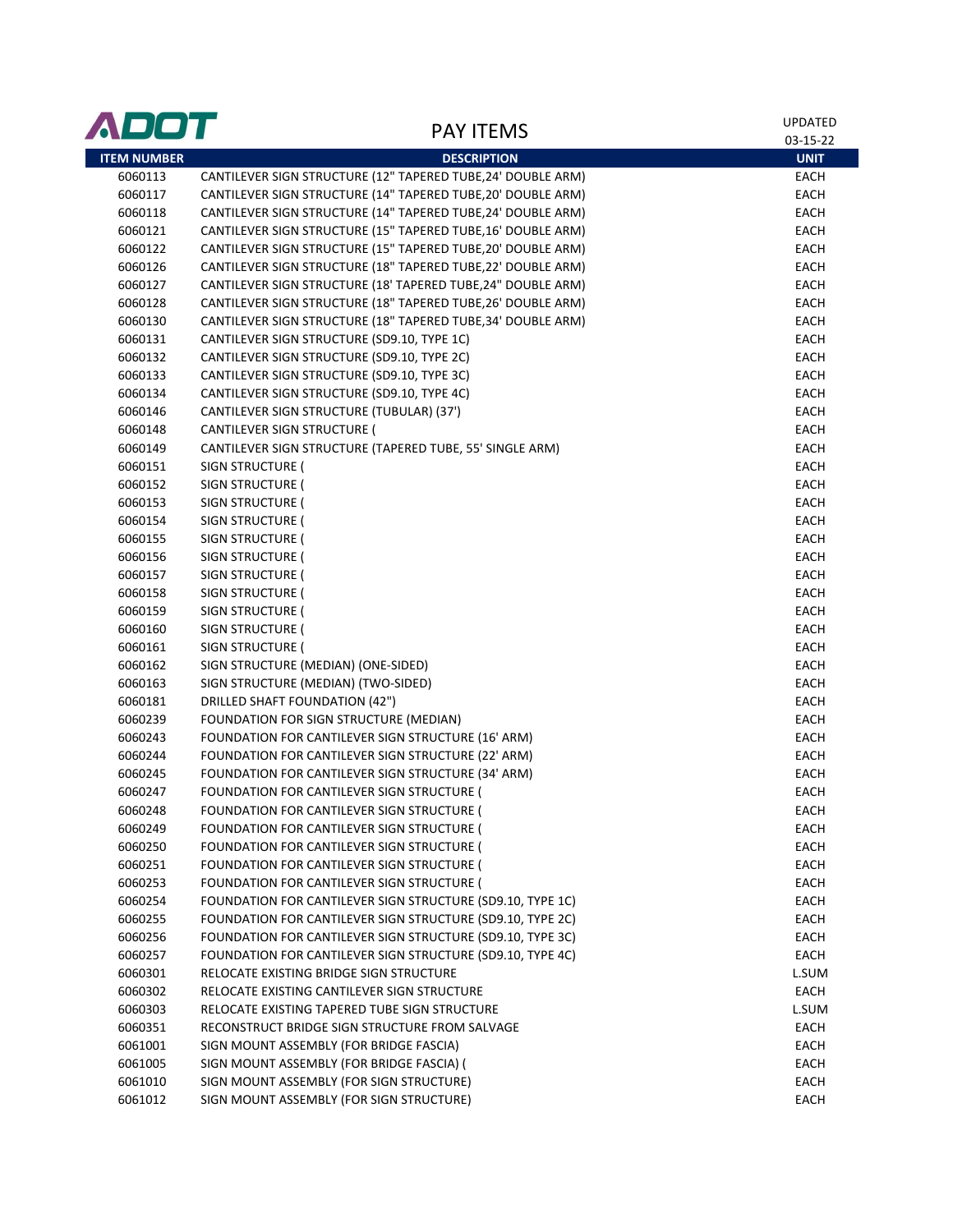# PAY ITEMS

UPDATED 03-15-22

| ITEM NUMBER | DESCRIPTION | UNIT |
|---|---|---|
| 6060113 | CANTILEVER SIGN STRUCTURE (12" TAPERED TUBE,24' DOUBLE ARM) | EACH |
| 6060117 | CANTILEVER SIGN STRUCTURE (14" TAPERED TUBE,20' DOUBLE ARM) | EACH |
| 6060118 | CANTILEVER SIGN STRUCTURE (14" TAPERED TUBE,24' DOUBLE ARM) | EACH |
| 6060121 | CANTILEVER SIGN STRUCTURE (15" TAPERED TUBE,16' DOUBLE ARM) | EACH |
| 6060122 | CANTILEVER SIGN STRUCTURE (15" TAPERED TUBE,20' DOUBLE ARM) | EACH |
| 6060126 | CANTILEVER SIGN STRUCTURE (18" TAPERED TUBE,22' DOUBLE ARM) | EACH |
| 6060127 | CANTILEVER SIGN STRUCTURE (18' TAPERED TUBE,24" DOUBLE ARM) | EACH |
| 6060128 | CANTILEVER SIGN STRUCTURE (18" TAPERED TUBE,26' DOUBLE ARM) | EACH |
| 6060130 | CANTILEVER SIGN STRUCTURE (18" TAPERED TUBE,34' DOUBLE ARM) | EACH |
| 6060131 | CANTILEVER SIGN STRUCTURE (SD9.10, TYPE 1C) | EACH |
| 6060132 | CANTILEVER SIGN STRUCTURE (SD9.10, TYPE 2C) | EACH |
| 6060133 | CANTILEVER SIGN STRUCTURE (SD9.10, TYPE 3C) | EACH |
| 6060134 | CANTILEVER SIGN STRUCTURE (SD9.10, TYPE 4C) | EACH |
| 6060146 | CANTILEVER SIGN STRUCTURE (TUBULAR) (37') | EACH |
| 6060148 | CANTILEVER SIGN STRUCTURE ( | EACH |
| 6060149 | CANTILEVER SIGN STRUCTURE (TAPERED TUBE, 55' SINGLE ARM) | EACH |
| 6060151 | SIGN STRUCTURE ( | EACH |
| 6060152 | SIGN STRUCTURE ( | EACH |
| 6060153 | SIGN STRUCTURE ( | EACH |
| 6060154 | SIGN STRUCTURE ( | EACH |
| 6060155 | SIGN STRUCTURE ( | EACH |
| 6060156 | SIGN STRUCTURE ( | EACH |
| 6060157 | SIGN STRUCTURE ( | EACH |
| 6060158 | SIGN STRUCTURE ( | EACH |
| 6060159 | SIGN STRUCTURE ( | EACH |
| 6060160 | SIGN STRUCTURE ( | EACH |
| 6060161 | SIGN STRUCTURE ( | EACH |
| 6060162 | SIGN STRUCTURE (MEDIAN) (ONE-SIDED) | EACH |
| 6060163 | SIGN STRUCTURE (MEDIAN) (TWO-SIDED) | EACH |
| 6060181 | DRILLED SHAFT FOUNDATION (42") | EACH |
| 6060239 | FOUNDATION FOR SIGN STRUCTURE (MEDIAN) | EACH |
| 6060243 | FOUNDATION FOR CANTILEVER SIGN STRUCTURE (16' ARM) | EACH |
| 6060244 | FOUNDATION FOR CANTILEVER SIGN STRUCTURE (22' ARM) | EACH |
| 6060245 | FOUNDATION FOR CANTILEVER SIGN STRUCTURE (34' ARM) | EACH |
| 6060247 | FOUNDATION FOR CANTILEVER SIGN STRUCTURE ( | EACH |
| 6060248 | FOUNDATION FOR CANTILEVER SIGN STRUCTURE ( | EACH |
| 6060249 | FOUNDATION FOR CANTILEVER SIGN STRUCTURE ( | EACH |
| 6060250 | FOUNDATION FOR CANTILEVER SIGN STRUCTURE ( | EACH |
| 6060251 | FOUNDATION FOR CANTILEVER SIGN STRUCTURE ( | EACH |
| 6060253 | FOUNDATION FOR CANTILEVER SIGN STRUCTURE ( | EACH |
| 6060254 | FOUNDATION FOR CANTILEVER SIGN STRUCTURE (SD9.10, TYPE 1C) | EACH |
| 6060255 | FOUNDATION FOR CANTILEVER SIGN STRUCTURE (SD9.10, TYPE 2C) | EACH |
| 6060256 | FOUNDATION FOR CANTILEVER SIGN STRUCTURE (SD9.10, TYPE 3C) | EACH |
| 6060257 | FOUNDATION FOR CANTILEVER SIGN STRUCTURE (SD9.10, TYPE 4C) | EACH |
| 6060301 | RELOCATE EXISTING BRIDGE SIGN STRUCTURE | L.SUM |
| 6060302 | RELOCATE EXISTING CANTILEVER SIGN STRUCTURE | EACH |
| 6060303 | RELOCATE EXISTING TAPERED TUBE SIGN STRUCTURE | L.SUM |
| 6060351 | RECONSTRUCT BRIDGE SIGN STRUCTURE FROM SALVAGE | EACH |
| 6061001 | SIGN MOUNT ASSEMBLY (FOR BRIDGE FASCIA) | EACH |
| 6061005 | SIGN MOUNT ASSEMBLY (FOR BRIDGE FASCIA) ( | EACH |
| 6061010 | SIGN MOUNT ASSEMBLY (FOR SIGN STRUCTURE) | EACH |
| 6061012 | SIGN MOUNT ASSEMBLY (FOR SIGN STRUCTURE) | EACH |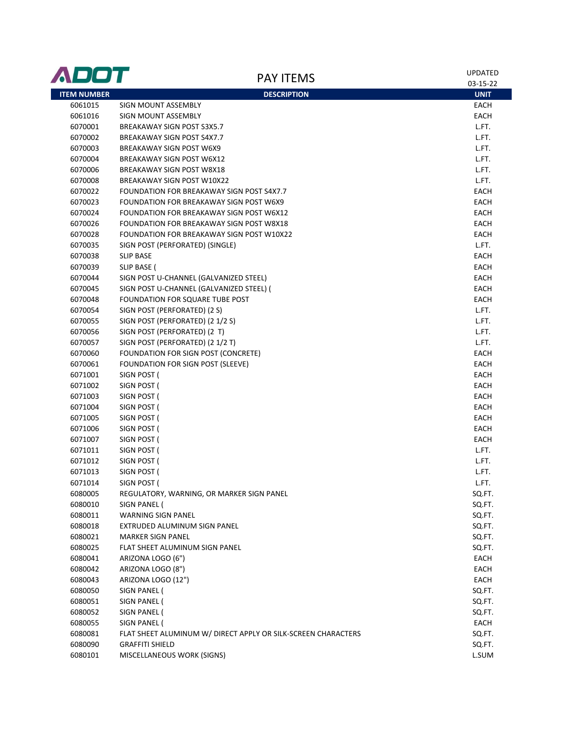ADOT

# PAY ITEMS

UPDATED 03-15-22

| ITEM NUMBER | DESCRIPTION | UNIT |
|---|---|---|
| 6061015 | SIGN MOUNT ASSEMBLY | EACH |
| 6061016 | SIGN MOUNT ASSEMBLY | EACH |
| 6070001 | BREAKAWAY SIGN POST S3X5.7 | L.FT. |
| 6070002 | BREAKAWAY SIGN POST S4X7.7 | L.FT. |
| 6070003 | BREAKAWAY SIGN POST W6X9 | L.FT. |
| 6070004 | BREAKAWAY SIGN POST W6X12 | L.FT. |
| 6070006 | BREAKAWAY SIGN POST W8X18 | L.FT. |
| 6070008 | BREAKAWAY SIGN POST W10X22 | L.FT. |
| 6070022 | FOUNDATION FOR BREAKAWAY SIGN POST S4X7.7 | EACH |
| 6070023 | FOUNDATION FOR BREAKAWAY SIGN POST W6X9 | EACH |
| 6070024 | FOUNDATION FOR BREAKAWAY SIGN POST W6X12 | EACH |
| 6070026 | FOUNDATION FOR BREAKAWAY SIGN POST W8X18 | EACH |
| 6070028 | FOUNDATION FOR BREAKAWAY SIGN POST W10X22 | EACH |
| 6070035 | SIGN POST (PERFORATED) (SINGLE) | L.FT. |
| 6070038 | SLIP BASE | EACH |
| 6070039 | SLIP BASE ( | EACH |
| 6070044 | SIGN POST U-CHANNEL (GALVANIZED STEEL) | EACH |
| 6070045 | SIGN POST U-CHANNEL (GALVANIZED STEEL) ( | EACH |
| 6070048 | FOUNDATION FOR SQUARE TUBE POST | EACH |
| 6070054 | SIGN POST (PERFORATED) (2 S) | L.FT. |
| 6070055 | SIGN POST (PERFORATED) (2 1/2 S) | L.FT. |
| 6070056 | SIGN POST (PERFORATED) (2 T) | L.FT. |
| 6070057 | SIGN POST (PERFORATED) (2 1/2 T) | L.FT. |
| 6070060 | FOUNDATION FOR SIGN POST (CONCRETE) | EACH |
| 6070061 | FOUNDATION FOR SIGN POST (SLEEVE) | EACH |
| 6071001 | SIGN POST ( | EACH |
| 6071002 | SIGN POST ( | EACH |
| 6071003 | SIGN POST ( | EACH |
| 6071004 | SIGN POST ( | EACH |
| 6071005 | SIGN POST ( | EACH |
| 6071006 | SIGN POST ( | EACH |
| 6071007 | SIGN POST ( | EACH |
| 6071011 | SIGN POST ( | L.FT. |
| 6071012 | SIGN POST ( | L.FT. |
| 6071013 | SIGN POST ( | L.FT. |
| 6071014 | SIGN POST ( | L.FT. |
| 6080005 | REGULATORY, WARNING, OR MARKER SIGN PANEL | SQ.FT. |
| 6080010 | SIGN PANEL ( | SQ.FT. |
| 6080011 | WARNING SIGN PANEL | SQ.FT. |
| 6080018 | EXTRUDED ALUMINUM SIGN PANEL | SQ.FT. |
| 6080021 | MARKER SIGN PANEL | SQ.FT. |
| 6080025 | FLAT SHEET ALUMINUM SIGN PANEL | SQ.FT. |
| 6080041 | ARIZONA LOGO (6") | EACH |
| 6080042 | ARIZONA LOGO (8") | EACH |
| 6080043 | ARIZONA LOGO (12") | EACH |
| 6080050 | SIGN PANEL ( | SQ.FT. |
| 6080051 | SIGN PANEL ( | SQ.FT. |
| 6080052 | SIGN PANEL ( | SQ.FT. |
| 6080055 | SIGN PANEL ( | EACH |
| 6080081 | FLAT SHEET ALUMINUM W/ DIRECT APPLY OR SILK-SCREEN CHARACTERS | SQ.FT. |
| 6080090 | GRAFFITI SHIELD | SQ.FT. |
| 6080101 | MISCELLANEOUS WORK (SIGNS) | L.SUM |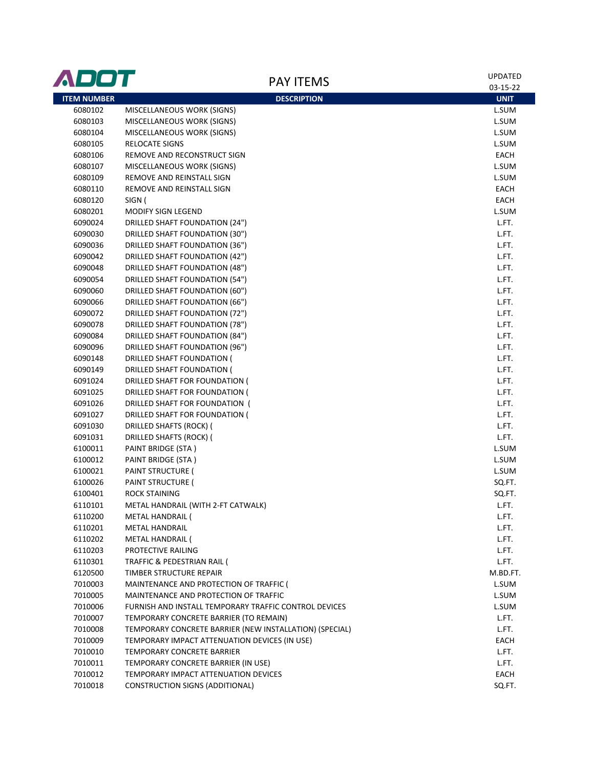# PAY ITEMS

UPDATED 03-15-22

| ITEM NUMBER | DESCRIPTION | UNIT |
|---|---|---|
| 6080102 | MISCELLANEOUS WORK (SIGNS) | L.SUM |
| 6080103 | MISCELLANEOUS WORK (SIGNS) | L.SUM |
| 6080104 | MISCELLANEOUS WORK (SIGNS) | L.SUM |
| 6080105 | RELOCATE SIGNS | L.SUM |
| 6080106 | REMOVE AND RECONSTRUCT SIGN | EACH |
| 6080107 | MISCELLANEOUS WORK (SIGNS) | L.SUM |
| 6080109 | REMOVE AND REINSTALL SIGN | L.SUM |
| 6080110 | REMOVE AND REINSTALL SIGN | EACH |
| 6080120 | SIGN ( | EACH |
| 6080201 | MODIFY SIGN LEGEND | L.SUM |
| 6090024 | DRILLED SHAFT FOUNDATION (24") | L.FT. |
| 6090030 | DRILLED SHAFT FOUNDATION (30") | L.FT. |
| 6090036 | DRILLED SHAFT FOUNDATION (36") | L.FT. |
| 6090042 | DRILLED SHAFT FOUNDATION (42") | L.FT. |
| 6090048 | DRILLED SHAFT FOUNDATION (48") | L.FT. |
| 6090054 | DRILLED SHAFT FOUNDATION (54") | L.FT. |
| 6090060 | DRILLED SHAFT FOUNDATION (60") | L.FT. |
| 6090066 | DRILLED SHAFT FOUNDATION (66") | L.FT. |
| 6090072 | DRILLED SHAFT FOUNDATION (72") | L.FT. |
| 6090078 | DRILLED SHAFT FOUNDATION (78") | L.FT. |
| 6090084 | DRILLED SHAFT FOUNDATION (84") | L.FT. |
| 6090096 | DRILLED SHAFT FOUNDATION (96") | L.FT. |
| 6090148 | DRILLED SHAFT FOUNDATION ( | L.FT. |
| 6090149 | DRILLED SHAFT FOUNDATION ( | L.FT. |
| 6091024 | DRILLED SHAFT FOR FOUNDATION ( | L.FT. |
| 6091025 | DRILLED SHAFT FOR FOUNDATION ( | L.FT. |
| 6091026 | DRILLED SHAFT FOR FOUNDATION ( | L.FT. |
| 6091027 | DRILLED SHAFT FOR FOUNDATION ( | L.FT. |
| 6091030 | DRILLED SHAFTS (ROCK) ( | L.FT. |
| 6091031 | DRILLED SHAFTS (ROCK) ( | L.FT. |
| 6100011 | PAINT BRIDGE (STA ) | L.SUM |
| 6100012 | PAINT BRIDGE (STA ) | L.SUM |
| 6100021 | PAINT STRUCTURE ( | L.SUM |
| 6100026 | PAINT STRUCTURE ( | SQ.FT. |
| 6100401 | ROCK STAINING | SQ.FT. |
| 6110101 | METAL HANDRAIL (WITH 2-FT CATWALK) | L.FT. |
| 6110200 | METAL HANDRAIL ( | L.FT. |
| 6110201 | METAL HANDRAIL | L.FT. |
| 6110202 | METAL HANDRAIL ( | L.FT. |
| 6110203 | PROTECTIVE RAILING | L.FT. |
| 6110301 | TRAFFIC & PEDESTRIAN RAIL ( | L.FT. |
| 6120500 | TIMBER STRUCTURE REPAIR | M.BD.FT. |
| 7010003 | MAINTENANCE AND PROTECTION OF TRAFFIC ( | L.SUM |
| 7010005 | MAINTENANCE AND PROTECTION OF TRAFFIC | L.SUM |
| 7010006 | FURNISH AND INSTALL TEMPORARY TRAFFIC CONTROL DEVICES | L.SUM |
| 7010007 | TEMPORARY CONCRETE BARRIER (TO REMAIN) | L.FT. |
| 7010008 | TEMPORARY CONCRETE BARRIER (NEW INSTALLATION) (SPECIAL) | L.FT. |
| 7010009 | TEMPORARY IMPACT ATTENUATION DEVICES (IN USE) | EACH |
| 7010010 | TEMPORARY CONCRETE BARRIER | L.FT. |
| 7010011 | TEMPORARY CONCRETE BARRIER (IN USE) | L.FT. |
| 7010012 | TEMPORARY IMPACT ATTENUATION DEVICES | EACH |
| 7010018 | CONSTRUCTION SIGNS (ADDITIONAL) | SQ.FT. |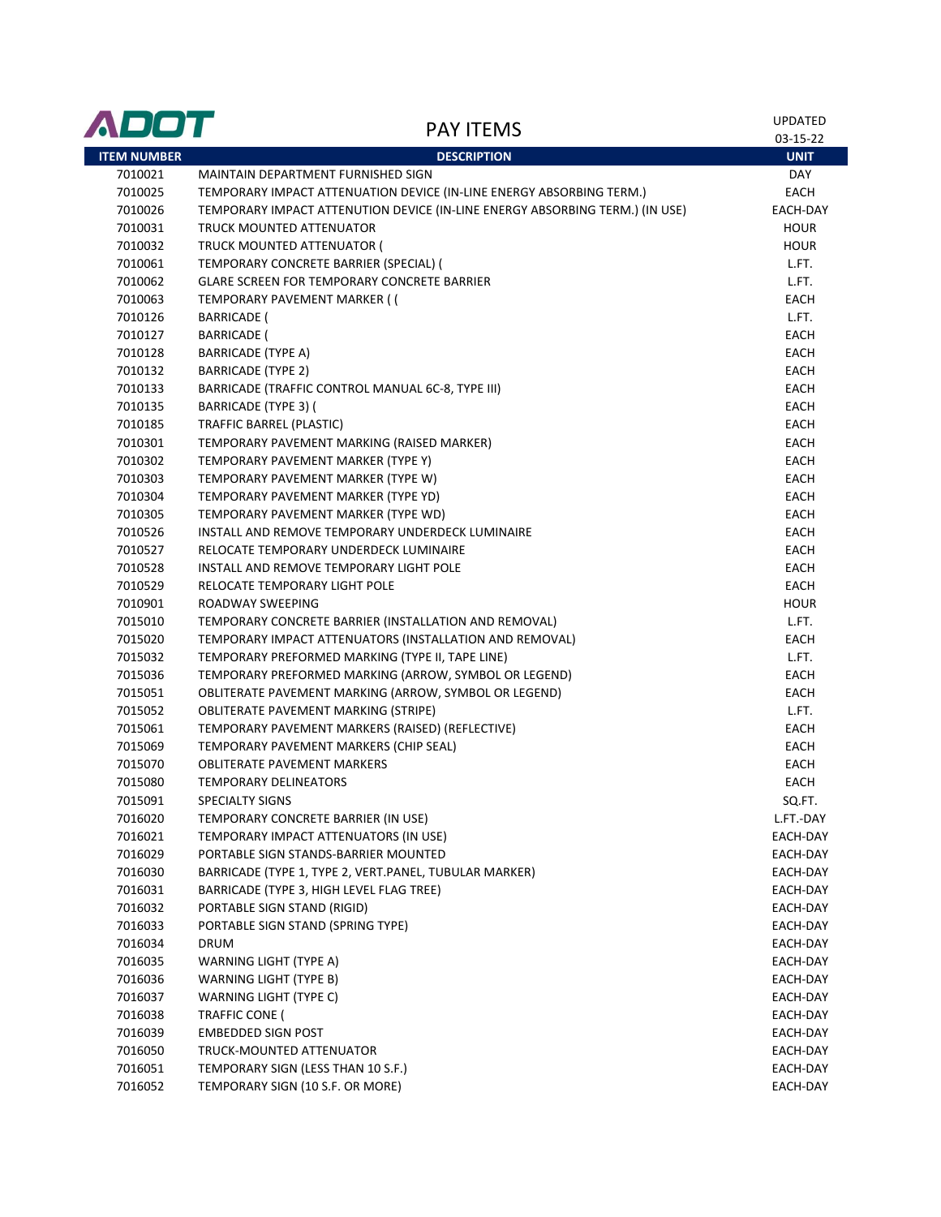# ADOT PAY ITEMS

UPDATED 03-15-22

| ITEM NUMBER | DESCRIPTION | UNIT |
|---|---|---|
| 7010021 | MAINTAIN DEPARTMENT FURNISHED SIGN | DAY |
| 7010025 | TEMPORARY IMPACT ATTENUATION DEVICE (IN-LINE ENERGY ABSORBING TERM.) | EACH |
| 7010026 | TEMPORARY IMPACT ATTENUTION DEVICE (IN-LINE ENERGY ABSORBING TERM.) (IN USE) | EACH-DAY |
| 7010031 | TRUCK MOUNTED ATTENUATOR | HOUR |
| 7010032 | TRUCK MOUNTED ATTENUATOR ( | HOUR |
| 7010061 | TEMPORARY CONCRETE BARRIER (SPECIAL) ( | L.FT. |
| 7010062 | GLARE SCREEN FOR TEMPORARY CONCRETE BARRIER | L.FT. |
| 7010063 | TEMPORARY PAVEMENT MARKER ( ( | EACH |
| 7010126 | BARRICADE ( | L.FT. |
| 7010127 | BARRICADE ( | EACH |
| 7010128 | BARRICADE (TYPE A) | EACH |
| 7010132 | BARRICADE (TYPE 2) | EACH |
| 7010133 | BARRICADE (TRAFFIC CONTROL MANUAL 6C-8, TYPE III) | EACH |
| 7010135 | BARRICADE (TYPE 3) ( | EACH |
| 7010185 | TRAFFIC BARREL (PLASTIC) | EACH |
| 7010301 | TEMPORARY PAVEMENT MARKING (RAISED MARKER) | EACH |
| 7010302 | TEMPORARY PAVEMENT MARKER (TYPE Y) | EACH |
| 7010303 | TEMPORARY PAVEMENT MARKER (TYPE W) | EACH |
| 7010304 | TEMPORARY PAVEMENT MARKER (TYPE YD) | EACH |
| 7010305 | TEMPORARY PAVEMENT MARKER (TYPE WD) | EACH |
| 7010526 | INSTALL AND REMOVE TEMPORARY UNDERDECK LUMINAIRE | EACH |
| 7010527 | RELOCATE TEMPORARY UNDERDECK LUMINAIRE | EACH |
| 7010528 | INSTALL AND REMOVE TEMPORARY LIGHT POLE | EACH |
| 7010529 | RELOCATE TEMPORARY LIGHT POLE | EACH |
| 7010901 | ROADWAY SWEEPING | HOUR |
| 7015010 | TEMPORARY CONCRETE BARRIER (INSTALLATION AND REMOVAL) | L.FT. |
| 7015020 | TEMPORARY IMPACT ATTENUATORS (INSTALLATION AND REMOVAL) | EACH |
| 7015032 | TEMPORARY PREFORMED MARKING (TYPE II, TAPE LINE) | L.FT. |
| 7015036 | TEMPORARY PREFORMED MARKING (ARROW, SYMBOL OR LEGEND) | EACH |
| 7015051 | OBLITERATE PAVEMENT MARKING (ARROW, SYMBOL OR LEGEND) | EACH |
| 7015052 | OBLITERATE PAVEMENT MARKING (STRIPE) | L.FT. |
| 7015061 | TEMPORARY PAVEMENT MARKERS (RAISED) (REFLECTIVE) | EACH |
| 7015069 | TEMPORARY PAVEMENT MARKERS (CHIP SEAL) | EACH |
| 7015070 | OBLITERATE PAVEMENT MARKERS | EACH |
| 7015080 | TEMPORARY DELINEATORS | EACH |
| 7015091 | SPECIALTY SIGNS | SQ.FT. |
| 7016020 | TEMPORARY CONCRETE BARRIER (IN USE) | L.FT.-DAY |
| 7016021 | TEMPORARY IMPACT ATTENUATORS (IN USE) | EACH-DAY |
| 7016029 | PORTABLE SIGN STANDS-BARRIER MOUNTED | EACH-DAY |
| 7016030 | BARRICADE (TYPE 1, TYPE 2, VERT.PANEL, TUBULAR MARKER) | EACH-DAY |
| 7016031 | BARRICADE (TYPE 3, HIGH LEVEL FLAG TREE) | EACH-DAY |
| 7016032 | PORTABLE SIGN STAND (RIGID) | EACH-DAY |
| 7016033 | PORTABLE SIGN STAND (SPRING TYPE) | EACH-DAY |
| 7016034 | DRUM | EACH-DAY |
| 7016035 | WARNING LIGHT (TYPE A) | EACH-DAY |
| 7016036 | WARNING LIGHT (TYPE B) | EACH-DAY |
| 7016037 | WARNING LIGHT (TYPE C) | EACH-DAY |
| 7016038 | TRAFFIC CONE ( | EACH-DAY |
| 7016039 | EMBEDDED SIGN POST | EACH-DAY |
| 7016050 | TRUCK-MOUNTED ATTENUATOR | EACH-DAY |
| 7016051 | TEMPORARY SIGN (LESS THAN 10 S.F.) | EACH-DAY |
| 7016052 | TEMPORARY SIGN (10 S.F. OR MORE) | EACH-DAY |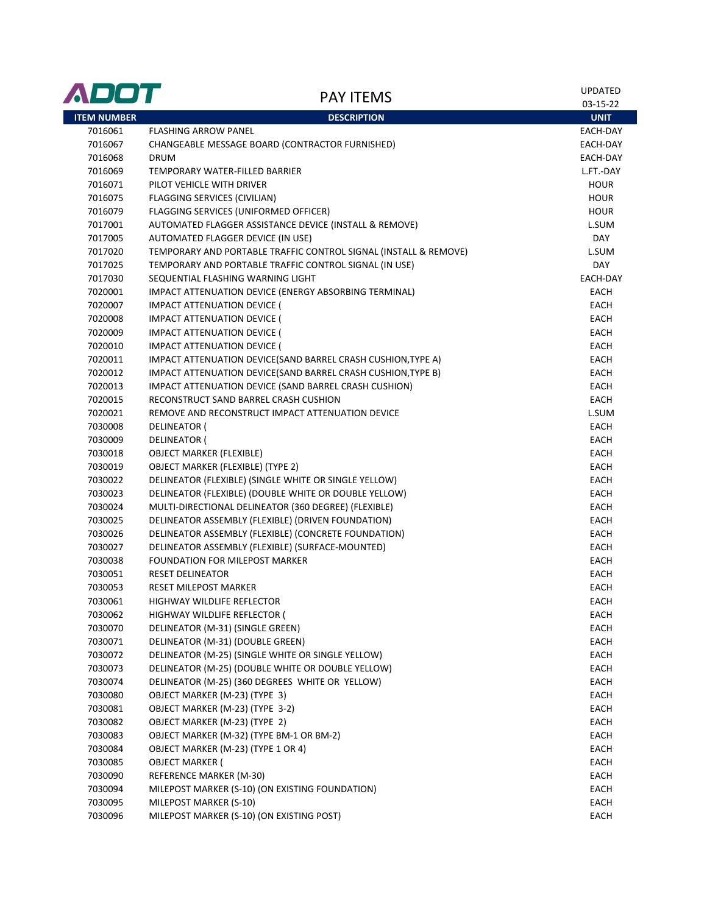# PAY ITEMS

UPDATED 03-15-22

| ITEM NUMBER | DESCRIPTION | UNIT |
|---|---|---|
| 7016061 | FLASHING ARROW PANEL | EACH-DAY |
| 7016067 | CHANGEABLE MESSAGE BOARD (CONTRACTOR FURNISHED) | EACH-DAY |
| 7016068 | DRUM | EACH-DAY |
| 7016069 | TEMPORARY WATER-FILLED BARRIER | L.FT.-DAY |
| 7016071 | PILOT VEHICLE WITH DRIVER | HOUR |
| 7016075 | FLAGGING SERVICES (CIVILIAN) | HOUR |
| 7016079 | FLAGGING SERVICES (UNIFORMED OFFICER) | HOUR |
| 7017001 | AUTOMATED FLAGGER ASSISTANCE DEVICE (INSTALL & REMOVE) | L.SUM |
| 7017005 | AUTOMATED FLAGGER DEVICE (IN USE) | DAY |
| 7017020 | TEMPORARY AND PORTABLE TRAFFIC CONTROL SIGNAL (INSTALL & REMOVE) | L.SUM |
| 7017025 | TEMPORARY AND PORTABLE TRAFFIC CONTROL SIGNAL (IN USE) | DAY |
| 7017030 | SEQUENTIAL FLASHING WARNING LIGHT | EACH-DAY |
| 7020001 | IMPACT ATTENUATION DEVICE (ENERGY ABSORBING TERMINAL) | EACH |
| 7020007 | IMPACT ATTENUATION DEVICE ( | EACH |
| 7020008 | IMPACT ATTENUATION DEVICE ( | EACH |
| 7020009 | IMPACT ATTENUATION DEVICE ( | EACH |
| 7020010 | IMPACT ATTENUATION DEVICE ( | EACH |
| 7020011 | IMPACT ATTENUATION DEVICE(SAND BARREL CRASH CUSHION,TYPE A) | EACH |
| 7020012 | IMPACT ATTENUATION DEVICE(SAND BARREL CRASH CUSHION,TYPE B) | EACH |
| 7020013 | IMPACT ATTENUATION DEVICE (SAND BARREL CRASH CUSHION) | EACH |
| 7020015 | RECONSTRUCT SAND BARREL CRASH CUSHION | EACH |
| 7020021 | REMOVE AND RECONSTRUCT IMPACT ATTENUATION DEVICE | L.SUM |
| 7030008 | DELINEATOR ( | EACH |
| 7030009 | DELINEATOR ( | EACH |
| 7030018 | OBJECT MARKER (FLEXIBLE) | EACH |
| 7030019 | OBJECT MARKER (FLEXIBLE) (TYPE 2) | EACH |
| 7030022 | DELINEATOR (FLEXIBLE) (SINGLE WHITE OR SINGLE YELLOW) | EACH |
| 7030023 | DELINEATOR (FLEXIBLE) (DOUBLE WHITE OR DOUBLE YELLOW) | EACH |
| 7030024 | MULTI-DIRECTIONAL DELINEATOR (360 DEGREE) (FLEXIBLE) | EACH |
| 7030025 | DELINEATOR ASSEMBLY (FLEXIBLE) (DRIVEN FOUNDATION) | EACH |
| 7030026 | DELINEATOR ASSEMBLY (FLEXIBLE) (CONCRETE FOUNDATION) | EACH |
| 7030027 | DELINEATOR ASSEMBLY (FLEXIBLE) (SURFACE-MOUNTED) | EACH |
| 7030038 | FOUNDATION FOR MILEPOST MARKER | EACH |
| 7030051 | RESET DELINEATOR | EACH |
| 7030053 | RESET MILEPOST MARKER | EACH |
| 7030061 | HIGHWAY WILDLIFE REFLECTOR | EACH |
| 7030062 | HIGHWAY WILDLIFE REFLECTOR ( | EACH |
| 7030070 | DELINEATOR (M-31) (SINGLE GREEN) | EACH |
| 7030071 | DELINEATOR (M-31) (DOUBLE GREEN) | EACH |
| 7030072 | DELINEATOR (M-25) (SINGLE WHITE OR SINGLE YELLOW) | EACH |
| 7030073 | DELINEATOR (M-25) (DOUBLE WHITE OR DOUBLE YELLOW) | EACH |
| 7030074 | DELINEATOR (M-25) (360 DEGREES WHITE OR YELLOW) | EACH |
| 7030080 | OBJECT MARKER (M-23) (TYPE 3) | EACH |
| 7030081 | OBJECT MARKER (M-23) (TYPE 3-2) | EACH |
| 7030082 | OBJECT MARKER (M-23) (TYPE 2) | EACH |
| 7030083 | OBJECT MARKER (M-32) (TYPE BM-1 OR BM-2) | EACH |
| 7030084 | OBJECT MARKER (M-23) (TYPE 1 OR 4) | EACH |
| 7030085 | OBJECT MARKER ( | EACH |
| 7030090 | REFERENCE MARKER (M-30) | EACH |
| 7030094 | MILEPOST MARKER (S-10) (ON EXISTING FOUNDATION) | EACH |
| 7030095 | MILEPOST MARKER (S-10) | EACH |
| 7030096 | MILEPOST MARKER (S-10) (ON EXISTING POST) | EACH |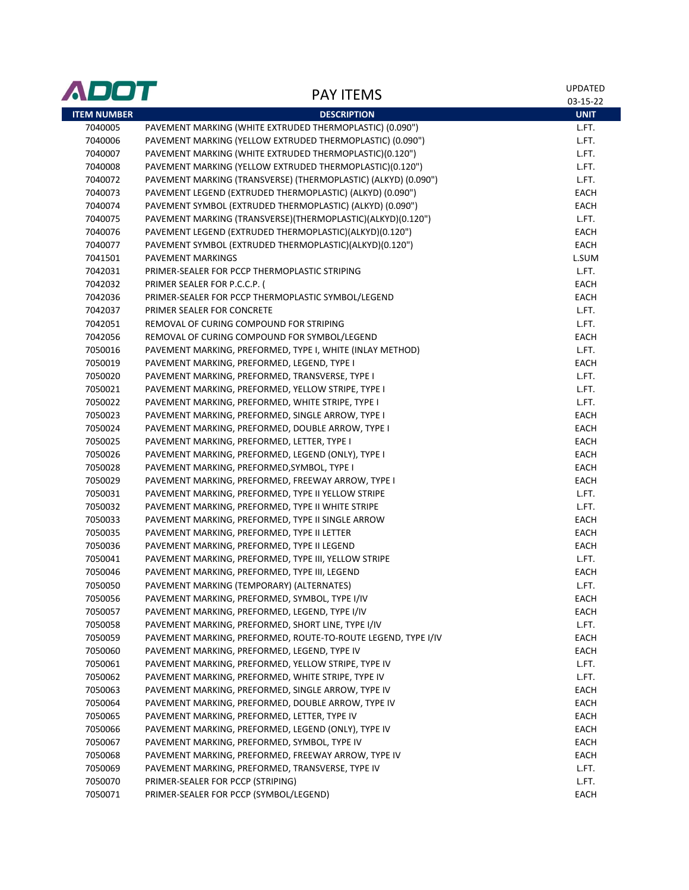# ADOT

## PAY ITEMS

UPDATED 03-15-22

| ITEM NUMBER | DESCRIPTION | UNIT |
|---|---|---|
| 7040005 | PAVEMENT MARKING (WHITE EXTRUDED THERMOPLASTIC) (0.090") | L.FT. |
| 7040006 | PAVEMENT MARKING (YELLOW EXTRUDED THERMOPLASTIC) (0.090") | L.FT. |
| 7040007 | PAVEMENT MARKING (WHITE EXTRUDED THERMOPLASTIC)(0.120") | L.FT. |
| 7040008 | PAVEMENT MARKING (YELLOW EXTRUDED THERMOPLASTIC)(0.120") | L.FT. |
| 7040072 | PAVEMENT MARKING (TRANSVERSE) (THERMOPLASTIC) (ALKYD) (0.090") | L.FT. |
| 7040073 | PAVEMENT LEGEND (EXTRUDED THERMOPLASTIC) (ALKYD) (0.090") | EACH |
| 7040074 | PAVEMENT SYMBOL (EXTRUDED THERMOPLASTIC) (ALKYD) (0.090") | EACH |
| 7040075 | PAVEMENT MARKING (TRANSVERSE)(THERMOPLASTIC)(ALKYD)(0.120") | L.FT. |
| 7040076 | PAVEMENT LEGEND (EXTRUDED THERMOPLASTIC)(ALKYD)(0.120") | EACH |
| 7040077 | PAVEMENT SYMBOL (EXTRUDED THERMOPLASTIC)(ALKYD)(0.120") | EACH |
| 7041501 | PAVEMENT MARKINGS | L.SUM |
| 7042031 | PRIMER-SEALER FOR PCCP THERMOPLASTIC STRIPING | L.FT. |
| 7042032 | PRIMER SEALER FOR P.C.C.P. ( | EACH |
| 7042036 | PRIMER-SEALER FOR PCCP THERMOPLASTIC SYMBOL/LEGEND | EACH |
| 7042037 | PRIMER SEALER FOR CONCRETE | L.FT. |
| 7042051 | REMOVAL OF CURING COMPOUND FOR STRIPING | L.FT. |
| 7042056 | REMOVAL OF CURING COMPOUND FOR SYMBOL/LEGEND | EACH |
| 7050016 | PAVEMENT MARKING, PREFORMED, TYPE I, WHITE (INLAY METHOD) | L.FT. |
| 7050019 | PAVEMENT MARKING, PREFORMED, LEGEND, TYPE I | EACH |
| 7050020 | PAVEMENT MARKING, PREFORMED, TRANSVERSE, TYPE I | L.FT. |
| 7050021 | PAVEMENT MARKING, PREFORMED, YELLOW STRIPE, TYPE I | L.FT. |
| 7050022 | PAVEMENT MARKING, PREFORMED, WHITE STRIPE, TYPE I | L.FT. |
| 7050023 | PAVEMENT MARKING, PREFORMED, SINGLE ARROW, TYPE I | EACH |
| 7050024 | PAVEMENT MARKING, PREFORMED, DOUBLE ARROW, TYPE I | EACH |
| 7050025 | PAVEMENT MARKING, PREFORMED, LETTER, TYPE I | EACH |
| 7050026 | PAVEMENT MARKING, PREFORMED, LEGEND (ONLY), TYPE I | EACH |
| 7050028 | PAVEMENT MARKING, PREFORMED,SYMBOL, TYPE I | EACH |
| 7050029 | PAVEMENT MARKING, PREFORMED, FREEWAY ARROW, TYPE I | EACH |
| 7050031 | PAVEMENT MARKING, PREFORMED, TYPE II YELLOW STRIPE | L.FT. |
| 7050032 | PAVEMENT MARKING, PREFORMED, TYPE II WHITE STRIPE | L.FT. |
| 7050033 | PAVEMENT MARKING, PREFORMED, TYPE II SINGLE ARROW | EACH |
| 7050035 | PAVEMENT MARKING, PREFORMED, TYPE II LETTER | EACH |
| 7050036 | PAVEMENT MARKING, PREFORMED, TYPE II LEGEND | EACH |
| 7050041 | PAVEMENT MARKING, PREFORMED, TYPE III, YELLOW STRIPE | L.FT. |
| 7050046 | PAVEMENT MARKING, PREFORMED, TYPE III, LEGEND | EACH |
| 7050050 | PAVEMENT MARKING (TEMPORARY) (ALTERNATES) | L.FT. |
| 7050056 | PAVEMENT MARKING, PREFORMED, SYMBOL, TYPE I/IV | EACH |
| 7050057 | PAVEMENT MARKING, PREFORMED, LEGEND, TYPE I/IV | EACH |
| 7050058 | PAVEMENT MARKING, PREFORMED, SHORT LINE, TYPE I/IV | L.FT. |
| 7050059 | PAVEMENT MARKING, PREFORMED, ROUTE-TO-ROUTE LEGEND, TYPE I/IV | EACH |
| 7050060 | PAVEMENT MARKING, PREFORMED, LEGEND, TYPE IV | EACH |
| 7050061 | PAVEMENT MARKING, PREFORMED, YELLOW STRIPE, TYPE IV | L.FT. |
| 7050062 | PAVEMENT MARKING, PREFORMED, WHITE STRIPE, TYPE IV | L.FT. |
| 7050063 | PAVEMENT MARKING, PREFORMED, SINGLE ARROW, TYPE IV | EACH |
| 7050064 | PAVEMENT MARKING, PREFORMED, DOUBLE ARROW, TYPE IV | EACH |
| 7050065 | PAVEMENT MARKING, PREFORMED, LETTER, TYPE IV | EACH |
| 7050066 | PAVEMENT MARKING, PREFORMED, LEGEND (ONLY), TYPE IV | EACH |
| 7050067 | PAVEMENT MARKING, PREFORMED, SYMBOL, TYPE IV | EACH |
| 7050068 | PAVEMENT MARKING, PREFORMED, FREEWAY ARROW, TYPE IV | EACH |
| 7050069 | PAVEMENT MARKING, PREFORMED, TRANSVERSE, TYPE IV | L.FT. |
| 7050070 | PRIMER-SEALER FOR PCCP (STRIPING) | L.FT. |
| 7050071 | PRIMER-SEALER FOR PCCP (SYMBOL/LEGEND) | EACH |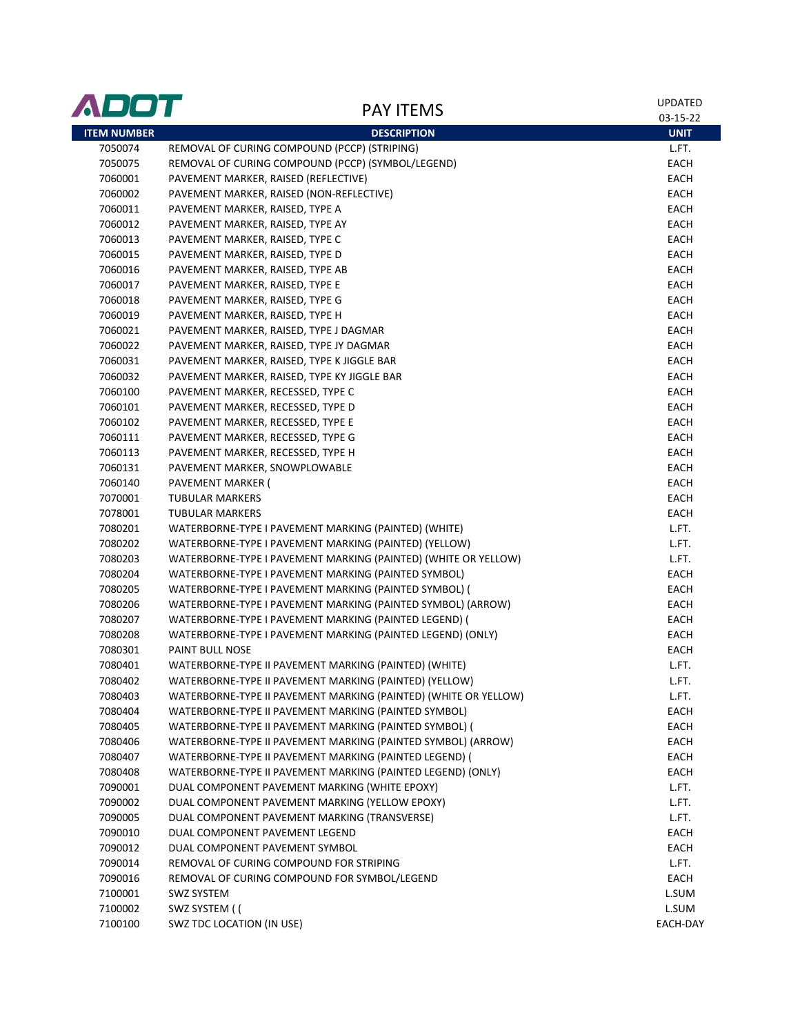ADOT

# PAY ITEMS

UPDATED 03-15-22

| ITEM NUMBER | DESCRIPTION | UNIT |
|---|---|---|
| 7050074 | REMOVAL OF CURING COMPOUND (PCCP) (STRIPING) | L.FT. |
| 7050075 | REMOVAL OF CURING COMPOUND (PCCP) (SYMBOL/LEGEND) | EACH |
| 7060001 | PAVEMENT MARKER, RAISED (REFLECTIVE) | EACH |
| 7060002 | PAVEMENT MARKER, RAISED (NON-REFLECTIVE) | EACH |
| 7060011 | PAVEMENT MARKER, RAISED, TYPE A | EACH |
| 7060012 | PAVEMENT MARKER, RAISED, TYPE AY | EACH |
| 7060013 | PAVEMENT MARKER, RAISED, TYPE C | EACH |
| 7060015 | PAVEMENT MARKER, RAISED, TYPE D | EACH |
| 7060016 | PAVEMENT MARKER, RAISED, TYPE AB | EACH |
| 7060017 | PAVEMENT MARKER, RAISED, TYPE E | EACH |
| 7060018 | PAVEMENT MARKER, RAISED, TYPE G | EACH |
| 7060019 | PAVEMENT MARKER, RAISED, TYPE H | EACH |
| 7060021 | PAVEMENT MARKER, RAISED, TYPE J DAGMAR | EACH |
| 7060022 | PAVEMENT MARKER, RAISED, TYPE JY DAGMAR | EACH |
| 7060031 | PAVEMENT MARKER, RAISED, TYPE K JIGGLE BAR | EACH |
| 7060032 | PAVEMENT MARKER, RAISED, TYPE KY JIGGLE BAR | EACH |
| 7060100 | PAVEMENT MARKER, RECESSED, TYPE C | EACH |
| 7060101 | PAVEMENT MARKER, RECESSED, TYPE D | EACH |
| 7060102 | PAVEMENT MARKER, RECESSED, TYPE E | EACH |
| 7060111 | PAVEMENT MARKER, RECESSED, TYPE G | EACH |
| 7060113 | PAVEMENT MARKER, RECESSED, TYPE H | EACH |
| 7060131 | PAVEMENT MARKER, SNOWPLOWABLE | EACH |
| 7060140 | PAVEMENT MARKER ( | EACH |
| 7070001 | TUBULAR MARKERS | EACH |
| 7078001 | TUBULAR MARKERS | EACH |
| 7080201 | WATERBORNE-TYPE I PAVEMENT MARKING (PAINTED) (WHITE) | L.FT. |
| 7080202 | WATERBORNE-TYPE I PAVEMENT MARKING (PAINTED) (YELLOW) | L.FT. |
| 7080203 | WATERBORNE-TYPE I PAVEMENT MARKING (PAINTED) (WHITE OR YELLOW) | L.FT. |
| 7080204 | WATERBORNE-TYPE I PAVEMENT MARKING (PAINTED SYMBOL) | EACH |
| 7080205 | WATERBORNE-TYPE I PAVEMENT MARKING (PAINTED SYMBOL) ( | EACH |
| 7080206 | WATERBORNE-TYPE I PAVEMENT MARKING (PAINTED SYMBOL) (ARROW) | EACH |
| 7080207 | WATERBORNE-TYPE I PAVEMENT MARKING (PAINTED LEGEND) ( | EACH |
| 7080208 | WATERBORNE-TYPE I PAVEMENT MARKING (PAINTED LEGEND) (ONLY) | EACH |
| 7080301 | PAINT BULL NOSE | EACH |
| 7080401 | WATERBORNE-TYPE II PAVEMENT MARKING (PAINTED) (WHITE) | L.FT. |
| 7080402 | WATERBORNE-TYPE II PAVEMENT MARKING (PAINTED) (YELLOW) | L.FT. |
| 7080403 | WATERBORNE-TYPE II PAVEMENT MARKING (PAINTED) (WHITE OR YELLOW) | L.FT. |
| 7080404 | WATERBORNE-TYPE II PAVEMENT MARKING (PAINTED SYMBOL) | EACH |
| 7080405 | WATERBORNE-TYPE II PAVEMENT MARKING (PAINTED SYMBOL) ( | EACH |
| 7080406 | WATERBORNE-TYPE II PAVEMENT MARKING (PAINTED SYMBOL) (ARROW) | EACH |
| 7080407 | WATERBORNE-TYPE II PAVEMENT MARKING (PAINTED LEGEND) ( | EACH |
| 7080408 | WATERBORNE-TYPE II PAVEMENT MARKING (PAINTED LEGEND) (ONLY) | EACH |
| 7090001 | DUAL COMPONENT PAVEMENT MARKING (WHITE EPOXY) | L.FT. |
| 7090002 | DUAL COMPONENT PAVEMENT MARKING (YELLOW EPOXY) | L.FT. |
| 7090005 | DUAL COMPONENT PAVEMENT MARKING (TRANSVERSE) | L.FT. |
| 7090010 | DUAL COMPONENT PAVEMENT LEGEND | EACH |
| 7090012 | DUAL COMPONENT PAVEMENT SYMBOL | EACH |
| 7090014 | REMOVAL OF CURING COMPOUND FOR STRIPING | L.FT. |
| 7090016 | REMOVAL OF CURING COMPOUND FOR SYMBOL/LEGEND | EACH |
| 7100001 | SWZ SYSTEM | L.SUM |
| 7100002 | SWZ SYSTEM ( ( | L.SUM |
| 7100100 | SWZ TDC LOCATION (IN USE) | EACH-DAY |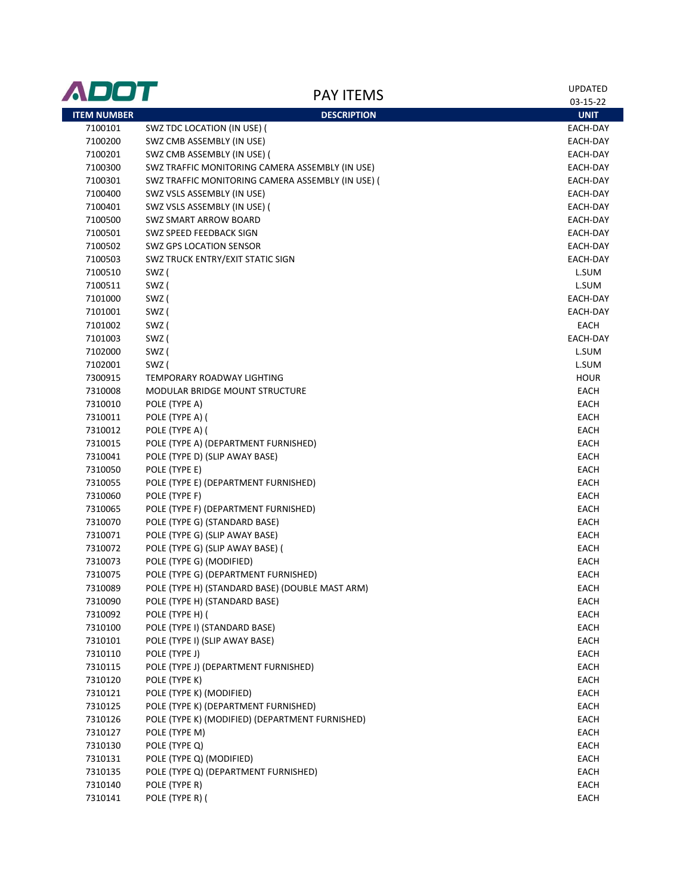# ADOT

## PAY ITEMS

UPDATED 03-15-22

| ITEM NUMBER | DESCRIPTION | UNIT |
|---|---|---|
| 7100101 | SWZ TDC LOCATION (IN USE) ( | EACH-DAY |
| 7100200 | SWZ CMB ASSEMBLY (IN USE) | EACH-DAY |
| 7100201 | SWZ CMB ASSEMBLY (IN USE) ( | EACH-DAY |
| 7100300 | SWZ TRAFFIC MONITORING CAMERA ASSEMBLY (IN USE) | EACH-DAY |
| 7100301 | SWZ TRAFFIC MONITORING CAMERA ASSEMBLY (IN USE) ( | EACH-DAY |
| 7100400 | SWZ VSLS ASSEMBLY (IN USE) | EACH-DAY |
| 7100401 | SWZ VSLS ASSEMBLY (IN USE) ( | EACH-DAY |
| 7100500 | SWZ SMART ARROW BOARD | EACH-DAY |
| 7100501 | SWZ SPEED FEEDBACK SIGN | EACH-DAY |
| 7100502 | SWZ GPS LOCATION SENSOR | EACH-DAY |
| 7100503 | SWZ TRUCK ENTRY/EXIT STATIC SIGN | EACH-DAY |
| 7100510 | SWZ ( | L.SUM |
| 7100511 | SWZ ( | L.SUM |
| 7101000 | SWZ ( | EACH-DAY |
| 7101001 | SWZ ( | EACH-DAY |
| 7101002 | SWZ ( | EACH |
| 7101003 | SWZ ( | EACH-DAY |
| 7102000 | SWZ ( | L.SUM |
| 7102001 | SWZ ( | L.SUM |
| 7300915 | TEMPORARY ROADWAY LIGHTING | HOUR |
| 7310008 | MODULAR BRIDGE MOUNT STRUCTURE | EACH |
| 7310010 | POLE (TYPE A) | EACH |
| 7310011 | POLE (TYPE A) ( | EACH |
| 7310012 | POLE (TYPE A) ( | EACH |
| 7310015 | POLE (TYPE A) (DEPARTMENT FURNISHED) | EACH |
| 7310041 | POLE (TYPE D) (SLIP AWAY BASE) | EACH |
| 7310050 | POLE (TYPE E) | EACH |
| 7310055 | POLE (TYPE E) (DEPARTMENT FURNISHED) | EACH |
| 7310060 | POLE (TYPE F) | EACH |
| 7310065 | POLE (TYPE F) (DEPARTMENT FURNISHED) | EACH |
| 7310070 | POLE (TYPE G) (STANDARD BASE) | EACH |
| 7310071 | POLE (TYPE G) (SLIP AWAY BASE) | EACH |
| 7310072 | POLE (TYPE G) (SLIP AWAY BASE) ( | EACH |
| 7310073 | POLE (TYPE G) (MODIFIED) | EACH |
| 7310075 | POLE (TYPE G) (DEPARTMENT FURNISHED) | EACH |
| 7310089 | POLE (TYPE H) (STANDARD BASE) (DOUBLE MAST ARM) | EACH |
| 7310090 | POLE (TYPE H) (STANDARD BASE) | EACH |
| 7310092 | POLE (TYPE H) ( | EACH |
| 7310100 | POLE (TYPE I) (STANDARD BASE) | EACH |
| 7310101 | POLE (TYPE I) (SLIP AWAY BASE) | EACH |
| 7310110 | POLE (TYPE J) | EACH |
| 7310115 | POLE (TYPE J) (DEPARTMENT FURNISHED) | EACH |
| 7310120 | POLE (TYPE K) | EACH |
| 7310121 | POLE (TYPE K) (MODIFIED) | EACH |
| 7310125 | POLE (TYPE K) (DEPARTMENT FURNISHED) | EACH |
| 7310126 | POLE (TYPE K) (MODIFIED) (DEPARTMENT FURNISHED) | EACH |
| 7310127 | POLE (TYPE M) | EACH |
| 7310130 | POLE (TYPE Q) | EACH |
| 7310131 | POLE (TYPE Q) (MODIFIED) | EACH |
| 7310135 | POLE (TYPE Q) (DEPARTMENT FURNISHED) | EACH |
| 7310140 | POLE (TYPE R) | EACH |
| 7310141 | POLE (TYPE R) ( | EACH |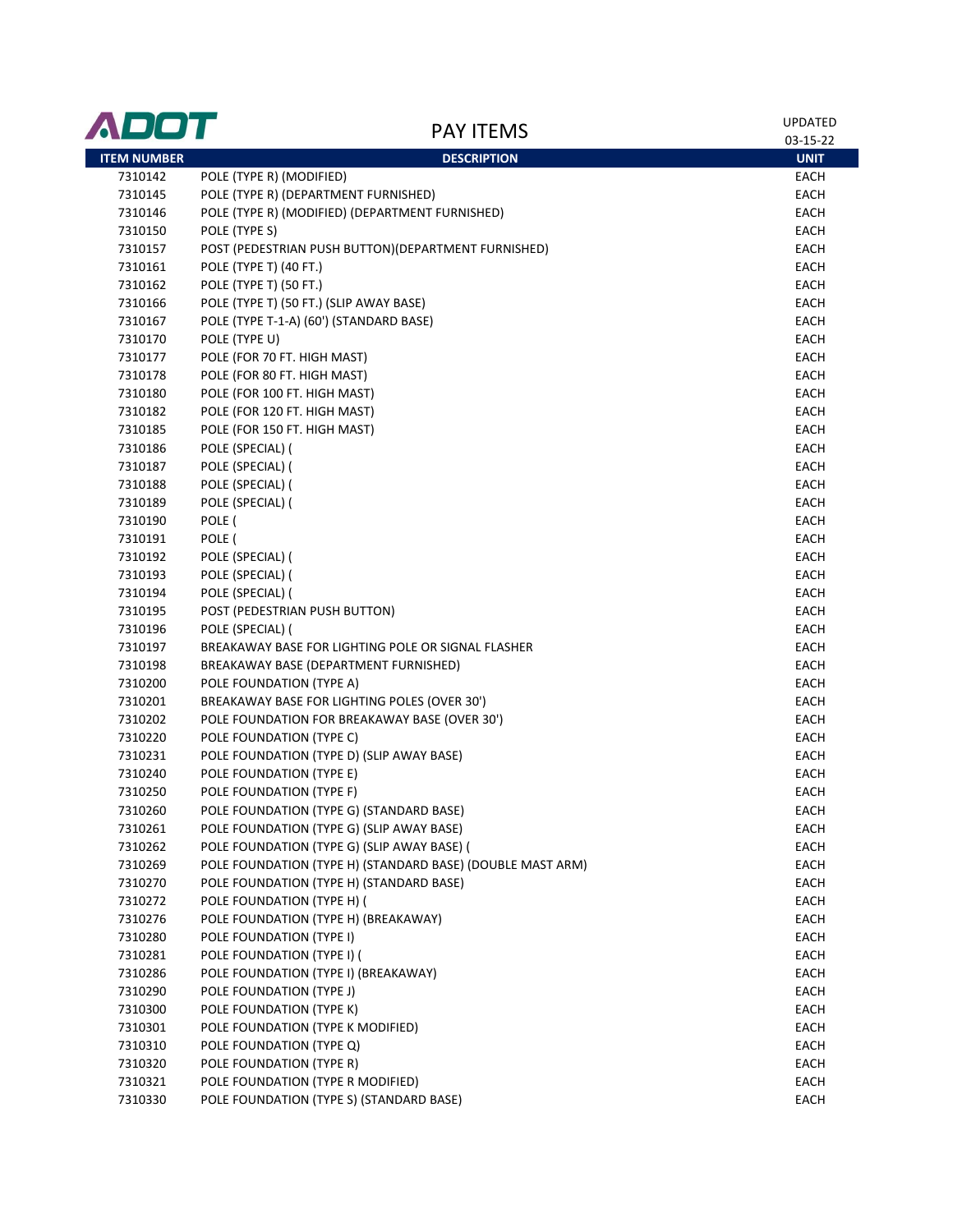# PAY ITEMS

UPDATED 03-15-22

| ITEM NUMBER | DESCRIPTION | UNIT |
|---|---|---|
| 7310142 | POLE (TYPE R) (MODIFIED) | EACH |
| 7310145 | POLE (TYPE R) (DEPARTMENT FURNISHED) | EACH |
| 7310146 | POLE (TYPE R) (MODIFIED) (DEPARTMENT FURNISHED) | EACH |
| 7310150 | POLE (TYPE S) | EACH |
| 7310157 | POST (PEDESTRIAN PUSH BUTTON)(DEPARTMENT FURNISHED) | EACH |
| 7310161 | POLE (TYPE T) (40 FT.) | EACH |
| 7310162 | POLE (TYPE T) (50 FT.) | EACH |
| 7310166 | POLE (TYPE T) (50 FT.) (SLIP AWAY BASE) | EACH |
| 7310167 | POLE (TYPE T-1-A) (60') (STANDARD BASE) | EACH |
| 7310170 | POLE (TYPE U) | EACH |
| 7310177 | POLE (FOR 70 FT. HIGH MAST) | EACH |
| 7310178 | POLE (FOR 80 FT. HIGH MAST) | EACH |
| 7310180 | POLE (FOR 100 FT. HIGH MAST) | EACH |
| 7310182 | POLE (FOR 120 FT. HIGH MAST) | EACH |
| 7310185 | POLE (FOR 150 FT. HIGH MAST) | EACH |
| 7310186 | POLE (SPECIAL) ( | EACH |
| 7310187 | POLE (SPECIAL) ( | EACH |
| 7310188 | POLE (SPECIAL) ( | EACH |
| 7310189 | POLE (SPECIAL) ( | EACH |
| 7310190 | POLE ( | EACH |
| 7310191 | POLE ( | EACH |
| 7310192 | POLE (SPECIAL) ( | EACH |
| 7310193 | POLE (SPECIAL) ( | EACH |
| 7310194 | POLE (SPECIAL) ( | EACH |
| 7310195 | POST (PEDESTRIAN PUSH BUTTON) | EACH |
| 7310196 | POLE (SPECIAL) ( | EACH |
| 7310197 | BREAKAWAY BASE FOR LIGHTING POLE OR SIGNAL FLASHER | EACH |
| 7310198 | BREAKAWAY BASE (DEPARTMENT FURNISHED) | EACH |
| 7310200 | POLE FOUNDATION (TYPE A) | EACH |
| 7310201 | BREAKAWAY BASE FOR LIGHTING POLES (OVER 30') | EACH |
| 7310202 | POLE FOUNDATION FOR BREAKAWAY BASE (OVER 30') | EACH |
| 7310220 | POLE FOUNDATION (TYPE C) | EACH |
| 7310231 | POLE FOUNDATION (TYPE D) (SLIP AWAY BASE) | EACH |
| 7310240 | POLE FOUNDATION (TYPE E) | EACH |
| 7310250 | POLE FOUNDATION (TYPE F) | EACH |
| 7310260 | POLE FOUNDATION (TYPE G) (STANDARD BASE) | EACH |
| 7310261 | POLE FOUNDATION (TYPE G) (SLIP AWAY BASE) | EACH |
| 7310262 | POLE FOUNDATION (TYPE G) (SLIP AWAY BASE) ( | EACH |
| 7310269 | POLE FOUNDATION (TYPE H) (STANDARD BASE) (DOUBLE MAST ARM) | EACH |
| 7310270 | POLE FOUNDATION (TYPE H) (STANDARD BASE) | EACH |
| 7310272 | POLE FOUNDATION (TYPE H) ( | EACH |
| 7310276 | POLE FOUNDATION (TYPE H) (BREAKAWAY) | EACH |
| 7310280 | POLE FOUNDATION (TYPE I) | EACH |
| 7310281 | POLE FOUNDATION (TYPE I) ( | EACH |
| 7310286 | POLE FOUNDATION (TYPE I) (BREAKAWAY) | EACH |
| 7310290 | POLE FOUNDATION (TYPE J) | EACH |
| 7310300 | POLE FOUNDATION (TYPE K) | EACH |
| 7310301 | POLE FOUNDATION (TYPE K MODIFIED) | EACH |
| 7310310 | POLE FOUNDATION (TYPE Q) | EACH |
| 7310320 | POLE FOUNDATION (TYPE R) | EACH |
| 7310321 | POLE FOUNDATION (TYPE R MODIFIED) | EACH |
| 7310330 | POLE FOUNDATION (TYPE S) (STANDARD BASE) | EACH |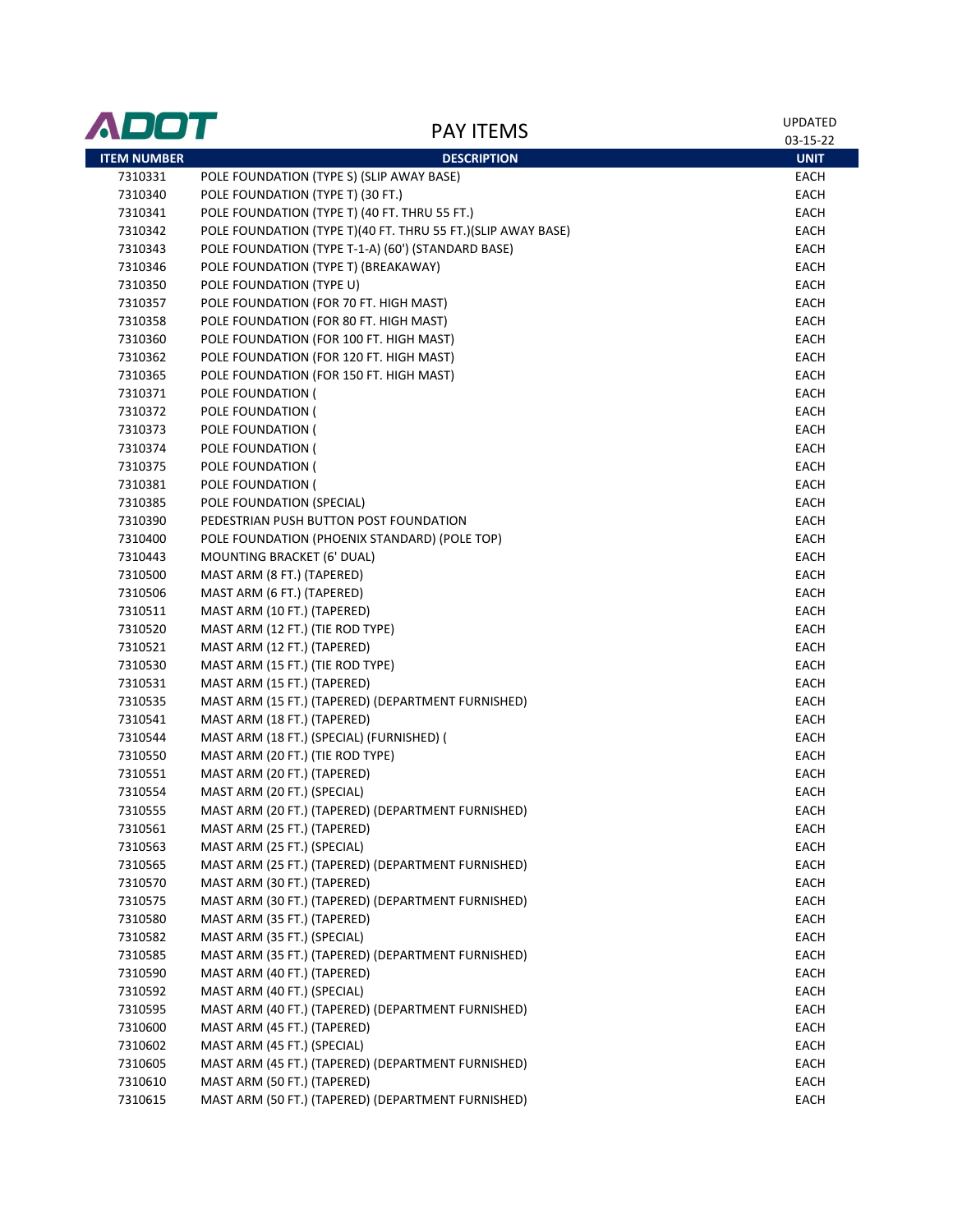# PAY ITEMS

UPDATED 03-15-22

| ITEM NUMBER | DESCRIPTION | UNIT |
|---|---|---|
| 7310331 | POLE FOUNDATION (TYPE S) (SLIP AWAY BASE) | EACH |
| 7310340 | POLE FOUNDATION (TYPE T) (30 FT.) | EACH |
| 7310341 | POLE FOUNDATION (TYPE T) (40 FT. THRU 55 FT.) | EACH |
| 7310342 | POLE FOUNDATION (TYPE T)(40 FT. THRU 55 FT.)(SLIP AWAY BASE) | EACH |
| 7310343 | POLE FOUNDATION (TYPE T-1-A) (60') (STANDARD BASE) | EACH |
| 7310346 | POLE FOUNDATION (TYPE T) (BREAKAWAY) | EACH |
| 7310350 | POLE FOUNDATION (TYPE U) | EACH |
| 7310357 | POLE FOUNDATION (FOR 70 FT. HIGH MAST) | EACH |
| 7310358 | POLE FOUNDATION (FOR 80 FT. HIGH MAST) | EACH |
| 7310360 | POLE FOUNDATION (FOR 100 FT. HIGH MAST) | EACH |
| 7310362 | POLE FOUNDATION (FOR 120 FT. HIGH MAST) | EACH |
| 7310365 | POLE FOUNDATION (FOR 150 FT. HIGH MAST) | EACH |
| 7310371 | POLE FOUNDATION ( | EACH |
| 7310372 | POLE FOUNDATION ( | EACH |
| 7310373 | POLE FOUNDATION ( | EACH |
| 7310374 | POLE FOUNDATION ( | EACH |
| 7310375 | POLE FOUNDATION ( | EACH |
| 7310381 | POLE FOUNDATION ( | EACH |
| 7310385 | POLE FOUNDATION (SPECIAL) | EACH |
| 7310390 | PEDESTRIAN PUSH BUTTON POST FOUNDATION | EACH |
| 7310400 | POLE FOUNDATION (PHOENIX STANDARD) (POLE TOP) | EACH |
| 7310443 | MOUNTING BRACKET (6' DUAL) | EACH |
| 7310500 | MAST ARM (8 FT.) (TAPERED) | EACH |
| 7310506 | MAST ARM (6 FT.) (TAPERED) | EACH |
| 7310511 | MAST ARM (10 FT.) (TAPERED) | EACH |
| 7310520 | MAST ARM (12 FT.) (TIE ROD TYPE) | EACH |
| 7310521 | MAST ARM (12 FT.) (TAPERED) | EACH |
| 7310530 | MAST ARM (15 FT.) (TIE ROD TYPE) | EACH |
| 7310531 | MAST ARM (15 FT.) (TAPERED) | EACH |
| 7310535 | MAST ARM (15 FT.) (TAPERED) (DEPARTMENT FURNISHED) | EACH |
| 7310541 | MAST ARM (18 FT.) (TAPERED) | EACH |
| 7310544 | MAST ARM (18 FT.) (SPECIAL) (FURNISHED) ( | EACH |
| 7310550 | MAST ARM (20 FT.) (TIE ROD TYPE) | EACH |
| 7310551 | MAST ARM (20 FT.) (TAPERED) | EACH |
| 7310554 | MAST ARM (20 FT.) (SPECIAL) | EACH |
| 7310555 | MAST ARM (20 FT.) (TAPERED) (DEPARTMENT FURNISHED) | EACH |
| 7310561 | MAST ARM (25 FT.) (TAPERED) | EACH |
| 7310563 | MAST ARM (25 FT.) (SPECIAL) | EACH |
| 7310565 | MAST ARM (25 FT.) (TAPERED) (DEPARTMENT FURNISHED) | EACH |
| 7310570 | MAST ARM (30 FT.) (TAPERED) | EACH |
| 7310575 | MAST ARM (30 FT.) (TAPERED) (DEPARTMENT FURNISHED) | EACH |
| 7310580 | MAST ARM (35 FT.) (TAPERED) | EACH |
| 7310582 | MAST ARM (35 FT.) (SPECIAL) | EACH |
| 7310585 | MAST ARM (35 FT.) (TAPERED) (DEPARTMENT FURNISHED) | EACH |
| 7310590 | MAST ARM (40 FT.) (TAPERED) | EACH |
| 7310592 | MAST ARM (40 FT.) (SPECIAL) | EACH |
| 7310595 | MAST ARM (40 FT.) (TAPERED) (DEPARTMENT FURNISHED) | EACH |
| 7310600 | MAST ARM (45 FT.) (TAPERED) | EACH |
| 7310602 | MAST ARM (45 FT.) (SPECIAL) | EACH |
| 7310605 | MAST ARM (45 FT.) (TAPERED) (DEPARTMENT FURNISHED) | EACH |
| 7310610 | MAST ARM (50 FT.) (TAPERED) | EACH |
| 7310615 | MAST ARM (50 FT.) (TAPERED) (DEPARTMENT FURNISHED) | EACH |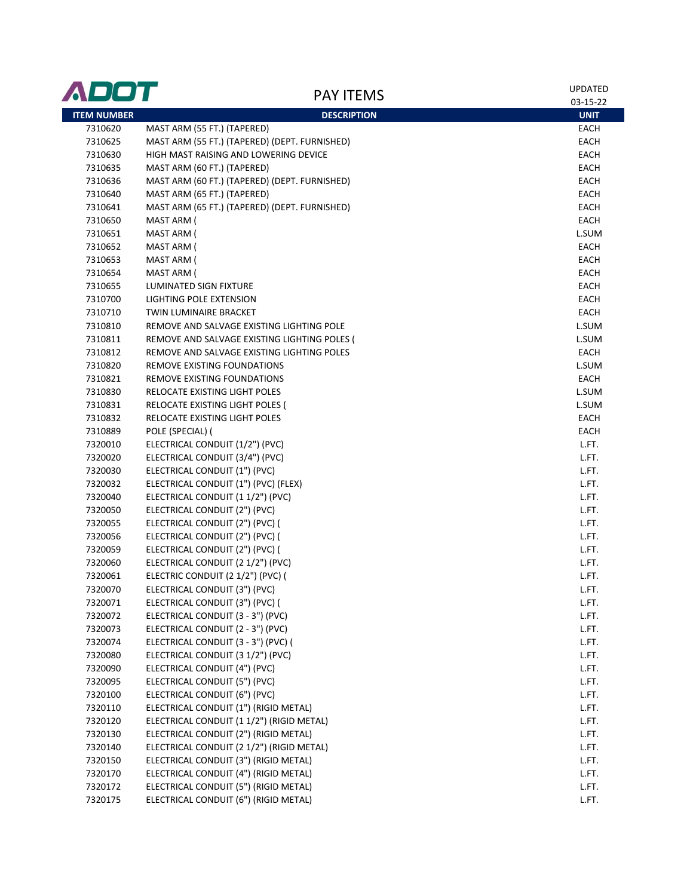# ADOT

## PAY ITEMS

UPDATED 03-15-22

| ITEM NUMBER | DESCRIPTION | UNIT |
|---|---|---|
| 7310620 | MAST ARM (55 FT.) (TAPERED) | EACH |
| 7310625 | MAST ARM (55 FT.) (TAPERED) (DEPT. FURNISHED) | EACH |
| 7310630 | HIGH MAST RAISING AND LOWERING DEVICE | EACH |
| 7310635 | MAST ARM (60 FT.) (TAPERED) | EACH |
| 7310636 | MAST ARM (60 FT.) (TAPERED) (DEPT. FURNISHED) | EACH |
| 7310640 | MAST ARM (65 FT.) (TAPERED) | EACH |
| 7310641 | MAST ARM (65 FT.) (TAPERED) (DEPT. FURNISHED) | EACH |
| 7310650 | MAST ARM ( | EACH |
| 7310651 | MAST ARM ( | L.SUM |
| 7310652 | MAST ARM ( | EACH |
| 7310653 | MAST ARM ( | EACH |
| 7310654 | MAST ARM ( | EACH |
| 7310655 | LUMINATED SIGN FIXTURE | EACH |
| 7310700 | LIGHTING POLE EXTENSION | EACH |
| 7310710 | TWIN LUMINAIRE BRACKET | EACH |
| 7310810 | REMOVE AND SALVAGE EXISTING LIGHTING POLE | L.SUM |
| 7310811 | REMOVE AND SALVAGE EXISTING LIGHTING POLES ( | L.SUM |
| 7310812 | REMOVE AND SALVAGE EXISTING LIGHTING POLES | EACH |
| 7310820 | REMOVE EXISTING FOUNDATIONS | L.SUM |
| 7310821 | REMOVE EXISTING FOUNDATIONS | EACH |
| 7310830 | RELOCATE EXISTING LIGHT POLES | L.SUM |
| 7310831 | RELOCATE EXISTING LIGHT POLES ( | L.SUM |
| 7310832 | RELOCATE EXISTING LIGHT POLES | EACH |
| 7310889 | POLE (SPECIAL) ( | EACH |
| 7320010 | ELECTRICAL CONDUIT (1/2") (PVC) | L.FT. |
| 7320020 | ELECTRICAL CONDUIT (3/4") (PVC) | L.FT. |
| 7320030 | ELECTRICAL CONDUIT (1") (PVC) | L.FT. |
| 7320032 | ELECTRICAL CONDUIT (1") (PVC) (FLEX) | L.FT. |
| 7320040 | ELECTRICAL CONDUIT (1 1/2") (PVC) | L.FT. |
| 7320050 | ELECTRICAL CONDUIT (2") (PVC) | L.FT. |
| 7320055 | ELECTRICAL CONDUIT (2") (PVC) ( | L.FT. |
| 7320056 | ELECTRICAL CONDUIT (2") (PVC) ( | L.FT. |
| 7320059 | ELECTRICAL CONDUIT (2") (PVC) ( | L.FT. |
| 7320060 | ELECTRICAL CONDUIT (2 1/2") (PVC) | L.FT. |
| 7320061 | ELECTRIC CONDUIT (2 1/2") (PVC) ( | L.FT. |
| 7320070 | ELECTRICAL CONDUIT (3") (PVC) | L.FT. |
| 7320071 | ELECTRICAL CONDUIT (3") (PVC) ( | L.FT. |
| 7320072 | ELECTRICAL CONDUIT (3 - 3") (PVC) | L.FT. |
| 7320073 | ELECTRICAL CONDUIT (2 - 3") (PVC) | L.FT. |
| 7320074 | ELECTRICAL CONDUIT (3 - 3") (PVC) ( | L.FT. |
| 7320080 | ELECTRICAL CONDUIT (3 1/2") (PVC) | L.FT. |
| 7320090 | ELECTRICAL CONDUIT (4") (PVC) | L.FT. |
| 7320095 | ELECTRICAL CONDUIT (5") (PVC) | L.FT. |
| 7320100 | ELECTRICAL CONDUIT (6") (PVC) | L.FT. |
| 7320110 | ELECTRICAL CONDUIT (1") (RIGID METAL) | L.FT. |
| 7320120 | ELECTRICAL CONDUIT (1 1/2") (RIGID METAL) | L.FT. |
| 7320130 | ELECTRICAL CONDUIT (2") (RIGID METAL) | L.FT. |
| 7320140 | ELECTRICAL CONDUIT (2 1/2") (RIGID METAL) | L.FT. |
| 7320150 | ELECTRICAL CONDUIT (3") (RIGID METAL) | L.FT. |
| 7320170 | ELECTRICAL CONDUIT (4") (RIGID METAL) | L.FT. |
| 7320172 | ELECTRICAL CONDUIT (5") (RIGID METAL) | L.FT. |
| 7320175 | ELECTRICAL CONDUIT (6") (RIGID METAL) | L.FT. |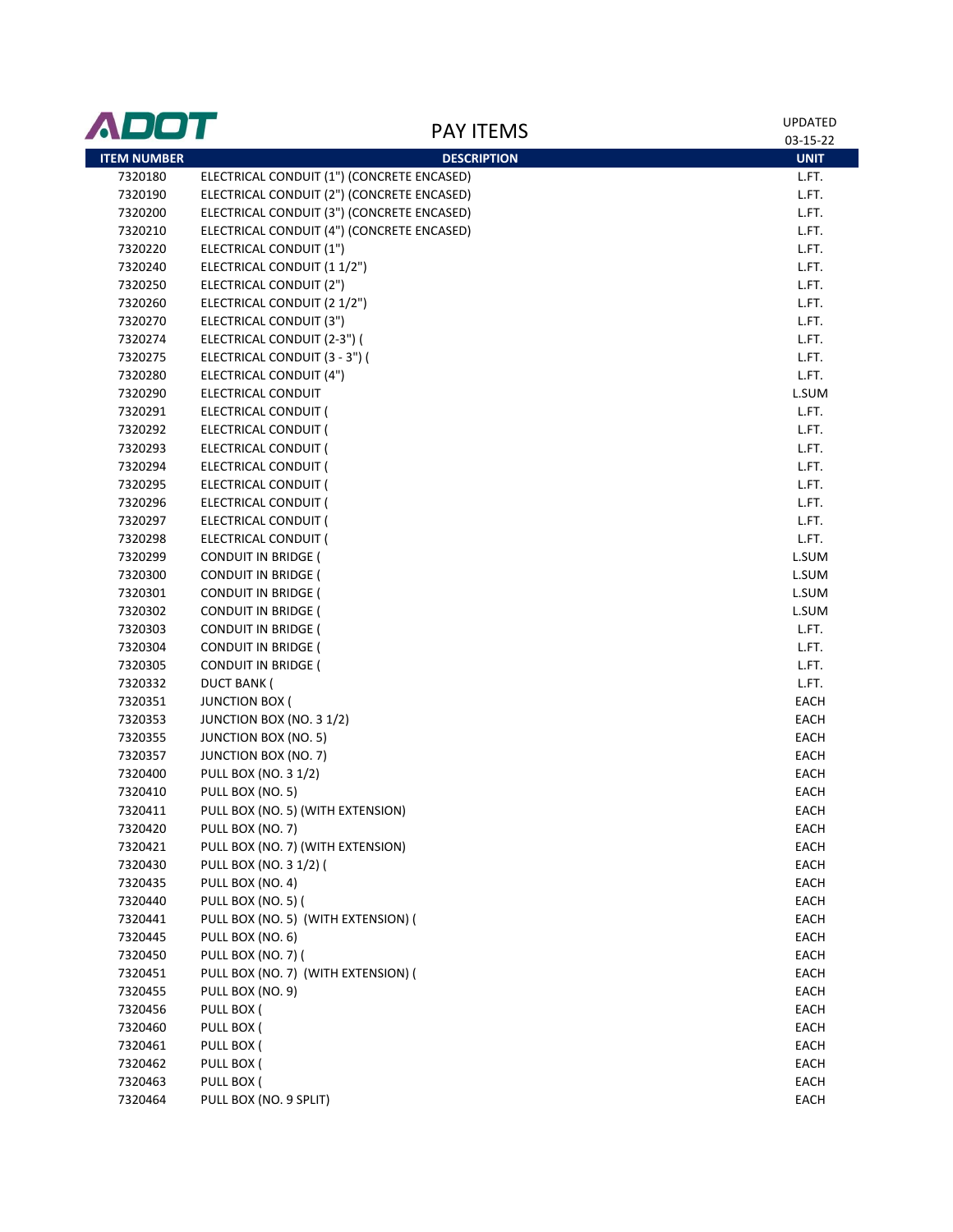**ADOT**

# PAY ITEMS

UPDATED 03-15-22

| ITEM NUMBER | DESCRIPTION | UNIT |
|---|---|---|
| 7320180 | ELECTRICAL CONDUIT (1") (CONCRETE ENCASED) | L.FT. |
| 7320190 | ELECTRICAL CONDUIT (2") (CONCRETE ENCASED) | L.FT. |
| 7320200 | ELECTRICAL CONDUIT (3") (CONCRETE ENCASED) | L.FT. |
| 7320210 | ELECTRICAL CONDUIT (4") (CONCRETE ENCASED) | L.FT. |
| 7320220 | ELECTRICAL CONDUIT (1") | L.FT. |
| 7320240 | ELECTRICAL CONDUIT (1 1/2") | L.FT. |
| 7320250 | ELECTRICAL CONDUIT (2") | L.FT. |
| 7320260 | ELECTRICAL CONDUIT (2 1/2") | L.FT. |
| 7320270 | ELECTRICAL CONDUIT (3") | L.FT. |
| 7320274 | ELECTRICAL CONDUIT (2-3") ( | L.FT. |
| 7320275 | ELECTRICAL CONDUIT (3 - 3") ( | L.FT. |
| 7320280 | ELECTRICAL CONDUIT (4") | L.FT. |
| 7320290 | ELECTRICAL CONDUIT | L.SUM |
| 7320291 | ELECTRICAL CONDUIT ( | L.FT. |
| 7320292 | ELECTRICAL CONDUIT ( | L.FT. |
| 7320293 | ELECTRICAL CONDUIT ( | L.FT. |
| 7320294 | ELECTRICAL CONDUIT ( | L.FT. |
| 7320295 | ELECTRICAL CONDUIT ( | L.FT. |
| 7320296 | ELECTRICAL CONDUIT ( | L.FT. |
| 7320297 | ELECTRICAL CONDUIT ( | L.FT. |
| 7320298 | ELECTRICAL CONDUIT ( | L.FT. |
| 7320299 | CONDUIT IN BRIDGE ( | L.SUM |
| 7320300 | CONDUIT IN BRIDGE ( | L.SUM |
| 7320301 | CONDUIT IN BRIDGE ( | L.SUM |
| 7320302 | CONDUIT IN BRIDGE ( | L.SUM |
| 7320303 | CONDUIT IN BRIDGE ( | L.FT. |
| 7320304 | CONDUIT IN BRIDGE ( | L.FT. |
| 7320305 | CONDUIT IN BRIDGE ( | L.FT. |
| 7320332 | DUCT BANK ( | L.FT. |
| 7320351 | JUNCTION BOX ( | EACH |
| 7320353 | JUNCTION BOX (NO. 3 1/2) | EACH |
| 7320355 | JUNCTION BOX (NO. 5) | EACH |
| 7320357 | JUNCTION BOX (NO. 7) | EACH |
| 7320400 | PULL BOX (NO. 3 1/2) | EACH |
| 7320410 | PULL BOX (NO. 5) | EACH |
| 7320411 | PULL BOX (NO. 5) (WITH EXTENSION) | EACH |
| 7320420 | PULL BOX (NO. 7) | EACH |
| 7320421 | PULL BOX (NO. 7) (WITH EXTENSION) | EACH |
| 7320430 | PULL BOX (NO. 3 1/2) ( | EACH |
| 7320435 | PULL BOX (NO. 4) | EACH |
| 7320440 | PULL BOX (NO. 5) ( | EACH |
| 7320441 | PULL BOX (NO. 5) (WITH EXTENSION) ( | EACH |
| 7320445 | PULL BOX (NO. 6) | EACH |
| 7320450 | PULL BOX (NO. 7) ( | EACH |
| 7320451 | PULL BOX (NO. 7) (WITH EXTENSION) ( | EACH |
| 7320455 | PULL BOX (NO. 9) | EACH |
| 7320456 | PULL BOX ( | EACH |
| 7320460 | PULL BOX ( | EACH |
| 7320461 | PULL BOX ( | EACH |
| 7320462 | PULL BOX ( | EACH |
| 7320463 | PULL BOX ( | EACH |
| 7320464 | PULL BOX (NO. 9 SPLIT) | EACH |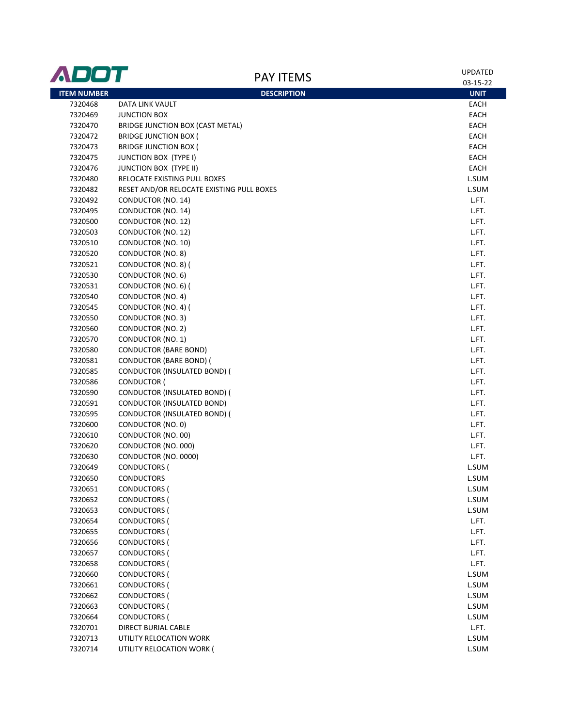| ITEM NUMBER | DESCRIPTION | UNIT |
|---|---|---|
| 7320468 | DATA LINK VAULT | EACH |
| 7320469 | JUNCTION BOX | EACH |
| 7320470 | BRIDGE JUNCTION BOX (CAST METAL) | EACH |
| 7320472 | BRIDGE JUNCTION BOX ( | EACH |
| 7320473 | BRIDGE JUNCTION BOX ( | EACH |
| 7320475 | JUNCTION BOX (TYPE I) | EACH |
| 7320476 | JUNCTION BOX (TYPE II) | EACH |
| 7320480 | RELOCATE EXISTING PULL BOXES | L.SUM |
| 7320482 | RESET AND/OR RELOCATE EXISTING PULL BOXES | L.SUM |
| 7320492 | CONDUCTOR (NO. 14) | L.FT. |
| 7320495 | CONDUCTOR (NO. 14) | L.FT. |
| 7320500 | CONDUCTOR (NO. 12) | L.FT. |
| 7320503 | CONDUCTOR (NO. 12) | L.FT. |
| 7320510 | CONDUCTOR (NO. 10) | L.FT. |
| 7320520 | CONDUCTOR (NO. 8) | L.FT. |
| 7320521 | CONDUCTOR (NO. 8) ( | L.FT. |
| 7320530 | CONDUCTOR (NO. 6) | L.FT. |
| 7320531 | CONDUCTOR (NO. 6) ( | L.FT. |
| 7320540 | CONDUCTOR (NO. 4) | L.FT. |
| 7320545 | CONDUCTOR (NO. 4) ( | L.FT. |
| 7320550 | CONDUCTOR (NO. 3) | L.FT. |
| 7320560 | CONDUCTOR (NO. 2) | L.FT. |
| 7320570 | CONDUCTOR (NO. 1) | L.FT. |
| 7320580 | CONDUCTOR (BARE BOND) | L.FT. |
| 7320581 | CONDUCTOR (BARE BOND) ( | L.FT. |
| 7320585 | CONDUCTOR (INSULATED BOND) ( | L.FT. |
| 7320586 | CONDUCTOR ( | L.FT. |
| 7320590 | CONDUCTOR (INSULATED BOND) ( | L.FT. |
| 7320591 | CONDUCTOR (INSULATED BOND) | L.FT. |
| 7320595 | CONDUCTOR (INSULATED BOND) ( | L.FT. |
| 7320600 | CONDUCTOR (NO. 0) | L.FT. |
| 7320610 | CONDUCTOR (NO. 00) | L.FT. |
| 7320620 | CONDUCTOR (NO. 000) | L.FT. |
| 7320630 | CONDUCTOR (NO. 0000) | L.FT. |
| 7320649 | CONDUCTORS ( | L.SUM |
| 7320650 | CONDUCTORS | L.SUM |
| 7320651 | CONDUCTORS ( | L.SUM |
| 7320652 | CONDUCTORS ( | L.SUM |
| 7320653 | CONDUCTORS ( | L.SUM |
| 7320654 | CONDUCTORS ( | L.FT. |
| 7320655 | CONDUCTORS ( | L.FT. |
| 7320656 | CONDUCTORS ( | L.FT. |
| 7320657 | CONDUCTORS ( | L.FT. |
| 7320658 | CONDUCTORS ( | L.FT. |
| 7320660 | CONDUCTORS ( | L.SUM |
| 7320661 | CONDUCTORS ( | L.SUM |
| 7320662 | CONDUCTORS ( | L.SUM |
| 7320663 | CONDUCTORS ( | L.SUM |
| 7320664 | CONDUCTORS ( | L.SUM |
| 7320701 | DIRECT BURIAL CABLE | L.FT. |
| 7320713 | UTILITY RELOCATION WORK | L.SUM |
| 7320714 | UTILITY RELOCATION WORK ( | L.SUM |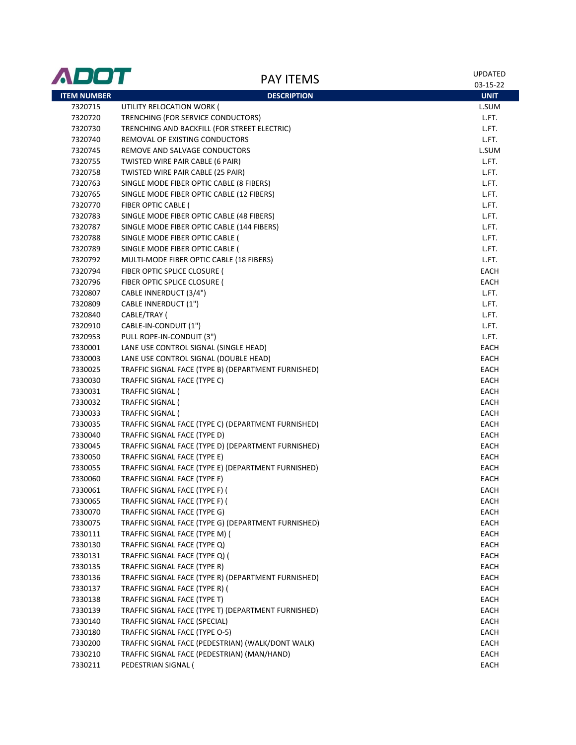# ADOT PAY ITEMS

UPDATED 03-15-22

| ITEM NUMBER | DESCRIPTION | UNIT |
|---|---|---|
| 7320715 | UTILITY RELOCATION WORK ( | L.SUM |
| 7320720 | TRENCHING (FOR SERVICE CONDUCTORS) | L.FT. |
| 7320730 | TRENCHING AND BACKFILL (FOR STREET ELECTRIC) | L.FT. |
| 7320740 | REMOVAL OF EXISTING CONDUCTORS | L.FT. |
| 7320745 | REMOVE AND SALVAGE CONDUCTORS | L.SUM |
| 7320755 | TWISTED WIRE PAIR CABLE (6 PAIR) | L.FT. |
| 7320758 | TWISTED WIRE PAIR CABLE (25 PAIR) | L.FT. |
| 7320763 | SINGLE MODE FIBER OPTIC CABLE (8 FIBERS) | L.FT. |
| 7320765 | SINGLE MODE FIBER OPTIC CABLE (12 FIBERS) | L.FT. |
| 7320770 | FIBER OPTIC CABLE ( | L.FT. |
| 7320783 | SINGLE MODE FIBER OPTIC CABLE (48 FIBERS) | L.FT. |
| 7320787 | SINGLE MODE FIBER OPTIC CABLE (144 FIBERS) | L.FT. |
| 7320788 | SINGLE MODE FIBER OPTIC CABLE ( | L.FT. |
| 7320789 | SINGLE MODE FIBER OPTIC CABLE ( | L.FT. |
| 7320792 | MULTI-MODE FIBER OPTIC CABLE (18 FIBERS) | L.FT. |
| 7320794 | FIBER OPTIC SPLICE CLOSURE ( | EACH |
| 7320796 | FIBER OPTIC SPLICE CLOSURE ( | EACH |
| 7320807 | CABLE INNERDUCT (3/4") | L.FT. |
| 7320809 | CABLE INNERDUCT (1") | L.FT. |
| 7320840 | CABLE/TRAY ( | L.FT. |
| 7320910 | CABLE-IN-CONDUIT (1") | L.FT. |
| 7320953 | PULL ROPE-IN-CONDUIT (3") | L.FT. |
| 7330001 | LANE USE CONTROL SIGNAL (SINGLE HEAD) | EACH |
| 7330003 | LANE USE CONTROL SIGNAL (DOUBLE HEAD) | EACH |
| 7330025 | TRAFFIC SIGNAL FACE (TYPE B) (DEPARTMENT FURNISHED) | EACH |
| 7330030 | TRAFFIC SIGNAL FACE (TYPE C) | EACH |
| 7330031 | TRAFFIC SIGNAL ( | EACH |
| 7330032 | TRAFFIC SIGNAL ( | EACH |
| 7330033 | TRAFFIC SIGNAL ( | EACH |
| 7330035 | TRAFFIC SIGNAL FACE (TYPE C) (DEPARTMENT FURNISHED) | EACH |
| 7330040 | TRAFFIC SIGNAL FACE (TYPE D) | EACH |
| 7330045 | TRAFFIC SIGNAL FACE (TYPE D) (DEPARTMENT FURNISHED) | EACH |
| 7330050 | TRAFFIC SIGNAL FACE (TYPE E) | EACH |
| 7330055 | TRAFFIC SIGNAL FACE (TYPE E) (DEPARTMENT FURNISHED) | EACH |
| 7330060 | TRAFFIC SIGNAL FACE (TYPE F) | EACH |
| 7330061 | TRAFFIC SIGNAL FACE (TYPE F) ( | EACH |
| 7330065 | TRAFFIC SIGNAL FACE (TYPE F) ( | EACH |
| 7330070 | TRAFFIC SIGNAL FACE (TYPE G) | EACH |
| 7330075 | TRAFFIC SIGNAL FACE (TYPE G) (DEPARTMENT FURNISHED) | EACH |
| 7330111 | TRAFFIC SIGNAL FACE (TYPE M) ( | EACH |
| 7330130 | TRAFFIC SIGNAL FACE (TYPE Q) | EACH |
| 7330131 | TRAFFIC SIGNAL FACE (TYPE Q) ( | EACH |
| 7330135 | TRAFFIC SIGNAL FACE (TYPE R) | EACH |
| 7330136 | TRAFFIC SIGNAL FACE (TYPE R) (DEPARTMENT FURNISHED) | EACH |
| 7330137 | TRAFFIC SIGNAL FACE (TYPE R) ( | EACH |
| 7330138 | TRAFFIC SIGNAL FACE (TYPE T) | EACH |
| 7330139 | TRAFFIC SIGNAL FACE (TYPE T) (DEPARTMENT FURNISHED) | EACH |
| 7330140 | TRAFFIC SIGNAL FACE (SPECIAL) | EACH |
| 7330180 | TRAFFIC SIGNAL FACE (TYPE O-5) | EACH |
| 7330200 | TRAFFIC SIGNAL FACE (PEDESTRIAN) (WALK/DONT WALK) | EACH |
| 7330210 | TRAFFIC SIGNAL FACE (PEDESTRIAN) (MAN/HAND) | EACH |
| 7330211 | PEDESTRIAN SIGNAL ( | EACH |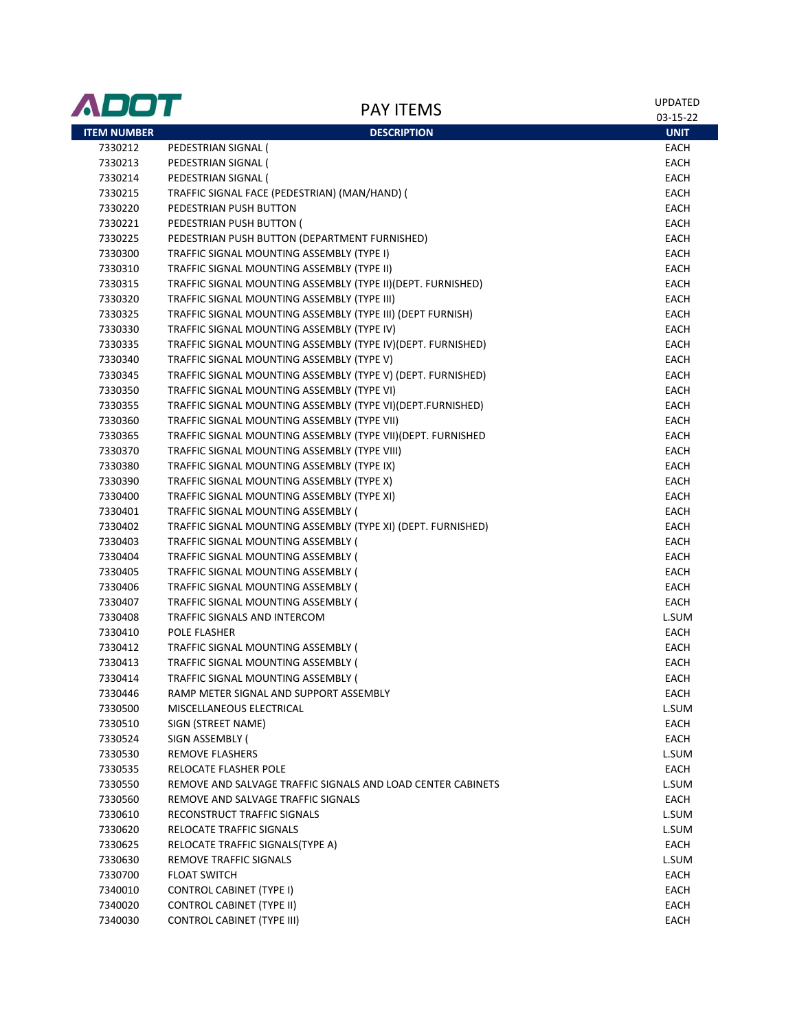ADOT

# PAY ITEMS

UPDATED 03-15-22

| ITEM NUMBER | DESCRIPTION | UNIT |
|---|---|---|
| 7330212 | PEDESTRIAN SIGNAL ( | EACH |
| 7330213 | PEDESTRIAN SIGNAL ( | EACH |
| 7330214 | PEDESTRIAN SIGNAL ( | EACH |
| 7330215 | TRAFFIC SIGNAL FACE (PEDESTRIAN) (MAN/HAND) ( | EACH |
| 7330220 | PEDESTRIAN PUSH BUTTON | EACH |
| 7330221 | PEDESTRIAN PUSH BUTTON ( | EACH |
| 7330225 | PEDESTRIAN PUSH BUTTON (DEPARTMENT FURNISHED) | EACH |
| 7330300 | TRAFFIC SIGNAL MOUNTING ASSEMBLY (TYPE I) | EACH |
| 7330310 | TRAFFIC SIGNAL MOUNTING ASSEMBLY (TYPE II) | EACH |
| 7330315 | TRAFFIC SIGNAL MOUNTING ASSEMBLY (TYPE II)(DEPT. FURNISHED) | EACH |
| 7330320 | TRAFFIC SIGNAL MOUNTING ASSEMBLY (TYPE III) | EACH |
| 7330325 | TRAFFIC SIGNAL MOUNTING ASSEMBLY (TYPE III) (DEPT FURNISH) | EACH |
| 7330330 | TRAFFIC SIGNAL MOUNTING ASSEMBLY (TYPE IV) | EACH |
| 7330335 | TRAFFIC SIGNAL MOUNTING ASSEMBLY (TYPE IV)(DEPT. FURNISHED) | EACH |
| 7330340 | TRAFFIC SIGNAL MOUNTING ASSEMBLY (TYPE V) | EACH |
| 7330345 | TRAFFIC SIGNAL MOUNTING ASSEMBLY (TYPE V) (DEPT. FURNISHED) | EACH |
| 7330350 | TRAFFIC SIGNAL MOUNTING ASSEMBLY (TYPE VI) | EACH |
| 7330355 | TRAFFIC SIGNAL MOUNTING ASSEMBLY (TYPE VI)(DEPT.FURNISHED) | EACH |
| 7330360 | TRAFFIC SIGNAL MOUNTING ASSEMBLY (TYPE VII) | EACH |
| 7330365 | TRAFFIC SIGNAL MOUNTING ASSEMBLY (TYPE VII)(DEPT. FURNISHED | EACH |
| 7330370 | TRAFFIC SIGNAL MOUNTING ASSEMBLY (TYPE VIII) | EACH |
| 7330380 | TRAFFIC SIGNAL MOUNTING ASSEMBLY (TYPE IX) | EACH |
| 7330390 | TRAFFIC SIGNAL MOUNTING ASSEMBLY (TYPE X) | EACH |
| 7330400 | TRAFFIC SIGNAL MOUNTING ASSEMBLY (TYPE XI) | EACH |
| 7330401 | TRAFFIC SIGNAL MOUNTING ASSEMBLY ( | EACH |
| 7330402 | TRAFFIC SIGNAL MOUNTING ASSEMBLY (TYPE XI) (DEPT. FURNISHED) | EACH |
| 7330403 | TRAFFIC SIGNAL MOUNTING ASSEMBLY ( | EACH |
| 7330404 | TRAFFIC SIGNAL MOUNTING ASSEMBLY ( | EACH |
| 7330405 | TRAFFIC SIGNAL MOUNTING ASSEMBLY ( | EACH |
| 7330406 | TRAFFIC SIGNAL MOUNTING ASSEMBLY ( | EACH |
| 7330407 | TRAFFIC SIGNAL MOUNTING ASSEMBLY ( | EACH |
| 7330408 | TRAFFIC SIGNALS AND INTERCOM | L.SUM |
| 7330410 | POLE FLASHER | EACH |
| 7330412 | TRAFFIC SIGNAL MOUNTING ASSEMBLY ( | EACH |
| 7330413 | TRAFFIC SIGNAL MOUNTING ASSEMBLY ( | EACH |
| 7330414 | TRAFFIC SIGNAL MOUNTING ASSEMBLY ( | EACH |
| 7330446 | RAMP METER SIGNAL AND SUPPORT ASSEMBLY | EACH |
| 7330500 | MISCELLANEOUS ELECTRICAL | L.SUM |
| 7330510 | SIGN (STREET NAME) | EACH |
| 7330524 | SIGN ASSEMBLY ( | EACH |
| 7330530 | REMOVE FLASHERS | L.SUM |
| 7330535 | RELOCATE FLASHER POLE | EACH |
| 7330550 | REMOVE AND SALVAGE TRAFFIC SIGNALS AND LOAD CENTER CABINETS | L.SUM |
| 7330560 | REMOVE AND SALVAGE TRAFFIC SIGNALS | EACH |
| 7330610 | RECONSTRUCT TRAFFIC SIGNALS | L.SUM |
| 7330620 | RELOCATE TRAFFIC SIGNALS | L.SUM |
| 7330625 | RELOCATE TRAFFIC SIGNALS(TYPE A) | EACH |
| 7330630 | REMOVE TRAFFIC SIGNALS | L.SUM |
| 7330700 | FLOAT SWITCH | EACH |
| 7340010 | CONTROL CABINET (TYPE I) | EACH |
| 7340020 | CONTROL CABINET (TYPE II) | EACH |
| 7340030 | CONTROL CABINET (TYPE III) | EACH |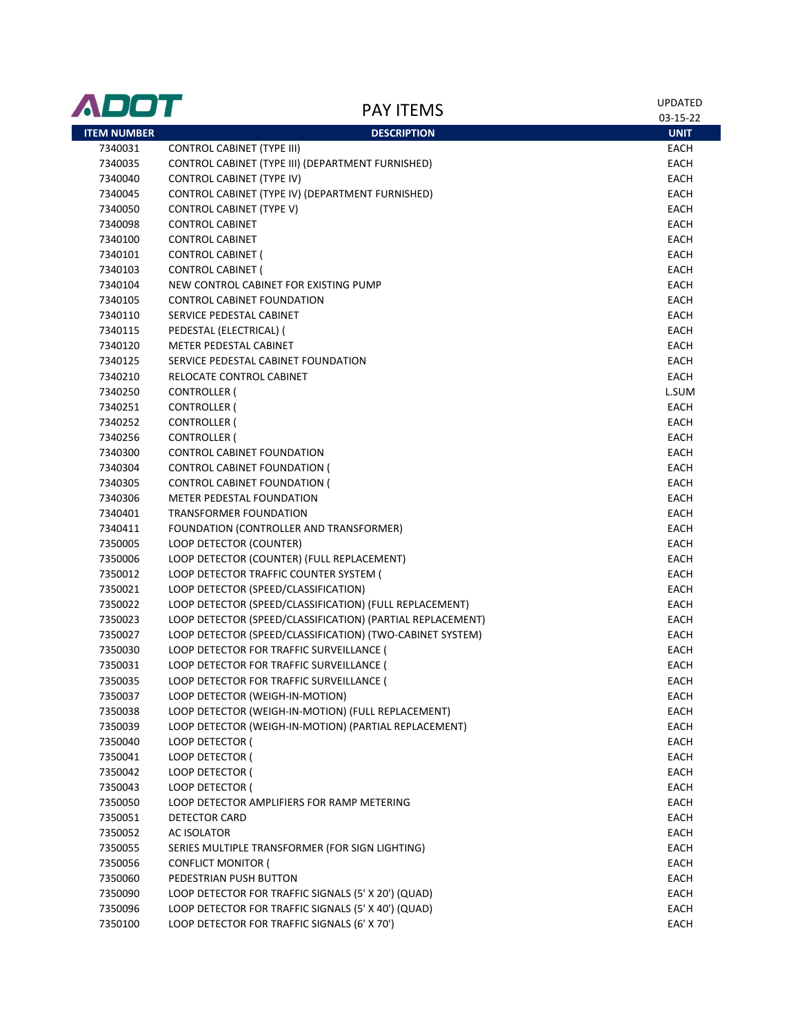# PAY ITEMS

ADOT

UPDATED 03-15-22

| ITEM NUMBER | DESCRIPTION | UNIT |
|---|---|---|
| 7340031 | CONTROL CABINET (TYPE III) | EACH |
| 7340035 | CONTROL CABINET (TYPE III) (DEPARTMENT FURNISHED) | EACH |
| 7340040 | CONTROL CABINET (TYPE IV) | EACH |
| 7340045 | CONTROL CABINET (TYPE IV) (DEPARTMENT FURNISHED) | EACH |
| 7340050 | CONTROL CABINET (TYPE V) | EACH |
| 7340098 | CONTROL CABINET | EACH |
| 7340100 | CONTROL CABINET | EACH |
| 7340101 | CONTROL CABINET ( | EACH |
| 7340103 | CONTROL CABINET ( | EACH |
| 7340104 | NEW CONTROL CABINET FOR EXISTING PUMP | EACH |
| 7340105 | CONTROL CABINET FOUNDATION | EACH |
| 7340110 | SERVICE PEDESTAL CABINET | EACH |
| 7340115 | PEDESTAL (ELECTRICAL) ( | EACH |
| 7340120 | METER PEDESTAL CABINET | EACH |
| 7340125 | SERVICE PEDESTAL CABINET FOUNDATION | EACH |
| 7340210 | RELOCATE CONTROL CABINET | EACH |
| 7340250 | CONTROLLER ( | L.SUM |
| 7340251 | CONTROLLER ( | EACH |
| 7340252 | CONTROLLER ( | EACH |
| 7340256 | CONTROLLER ( | EACH |
| 7340300 | CONTROL CABINET FOUNDATION | EACH |
| 7340304 | CONTROL CABINET FOUNDATION ( | EACH |
| 7340305 | CONTROL CABINET FOUNDATION ( | EACH |
| 7340306 | METER PEDESTAL FOUNDATION | EACH |
| 7340401 | TRANSFORMER FOUNDATION | EACH |
| 7340411 | FOUNDATION (CONTROLLER AND TRANSFORMER) | EACH |
| 7350005 | LOOP DETECTOR (COUNTER) | EACH |
| 7350006 | LOOP DETECTOR (COUNTER) (FULL REPLACEMENT) | EACH |
| 7350012 | LOOP DETECTOR TRAFFIC COUNTER SYSTEM ( | EACH |
| 7350021 | LOOP DETECTOR (SPEED/CLASSIFICATION) | EACH |
| 7350022 | LOOP DETECTOR (SPEED/CLASSIFICATION) (FULL REPLACEMENT) | EACH |
| 7350023 | LOOP DETECTOR (SPEED/CLASSIFICATION) (PARTIAL REPLACEMENT) | EACH |
| 7350027 | LOOP DETECTOR (SPEED/CLASSIFICATION) (TWO-CABINET SYSTEM) | EACH |
| 7350030 | LOOP DETECTOR FOR TRAFFIC SURVEILLANCE ( | EACH |
| 7350031 | LOOP DETECTOR FOR TRAFFIC SURVEILLANCE ( | EACH |
| 7350035 | LOOP DETECTOR FOR TRAFFIC SURVEILLANCE ( | EACH |
| 7350037 | LOOP DETECTOR (WEIGH-IN-MOTION) | EACH |
| 7350038 | LOOP DETECTOR (WEIGH-IN-MOTION) (FULL REPLACEMENT) | EACH |
| 7350039 | LOOP DETECTOR (WEIGH-IN-MOTION) (PARTIAL REPLACEMENT) | EACH |
| 7350040 | LOOP DETECTOR ( | EACH |
| 7350041 | LOOP DETECTOR ( | EACH |
| 7350042 | LOOP DETECTOR ( | EACH |
| 7350043 | LOOP DETECTOR ( | EACH |
| 7350050 | LOOP DETECTOR AMPLIFIERS FOR RAMP METERING | EACH |
| 7350051 | DETECTOR CARD | EACH |
| 7350052 | AC ISOLATOR | EACH |
| 7350055 | SERIES MULTIPLE TRANSFORMER (FOR SIGN LIGHTING) | EACH |
| 7350056 | CONFLICT MONITOR ( | EACH |
| 7350060 | PEDESTRIAN PUSH BUTTON | EACH |
| 7350090 | LOOP DETECTOR FOR TRAFFIC SIGNALS (5' X 20') (QUAD) | EACH |
| 7350096 | LOOP DETECTOR FOR TRAFFIC SIGNALS (5' X 40') (QUAD) | EACH |
| 7350100 | LOOP DETECTOR FOR TRAFFIC SIGNALS (6' X 70') | EACH |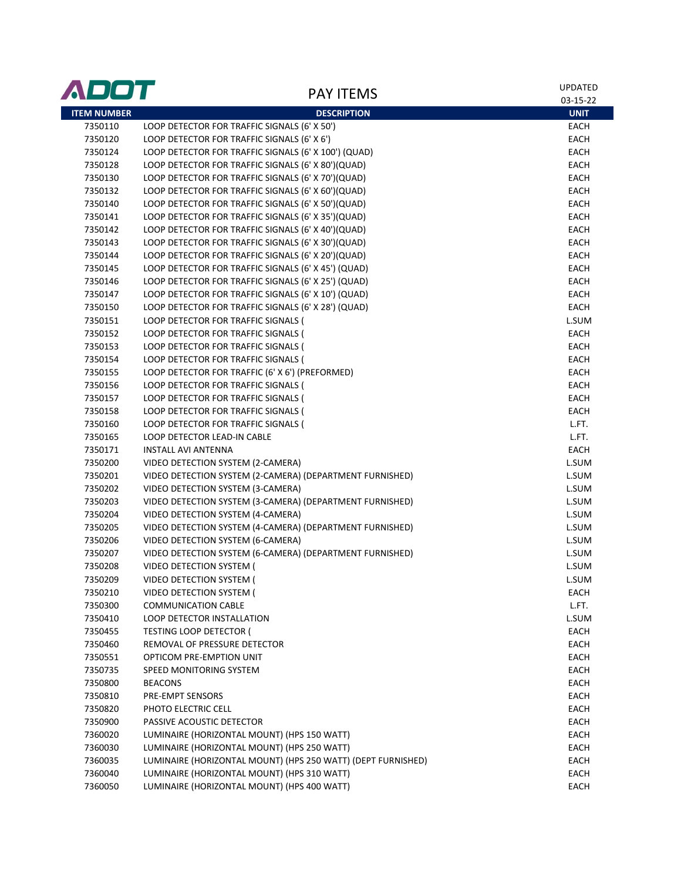# ADOT

## PAY ITEMS

UPDATED 03-15-22

| ITEM NUMBER | DESCRIPTION | UNIT |
|---|---|---|
| 7350110 | LOOP DETECTOR FOR TRAFFIC SIGNALS (6' X 50') | EACH |
| 7350120 | LOOP DETECTOR FOR TRAFFIC SIGNALS (6' X 6') | EACH |
| 7350124 | LOOP DETECTOR FOR TRAFFIC SIGNALS (6' X 100') (QUAD) | EACH |
| 7350128 | LOOP DETECTOR FOR TRAFFIC SIGNALS (6' X 80')(QUAD) | EACH |
| 7350130 | LOOP DETECTOR FOR TRAFFIC SIGNALS (6' X 70')(QUAD) | EACH |
| 7350132 | LOOP DETECTOR FOR TRAFFIC SIGNALS (6' X 60')(QUAD) | EACH |
| 7350140 | LOOP DETECTOR FOR TRAFFIC SIGNALS (6' X 50')(QUAD) | EACH |
| 7350141 | LOOP DETECTOR FOR TRAFFIC SIGNALS (6' X 35')(QUAD) | EACH |
| 7350142 | LOOP DETECTOR FOR TRAFFIC SIGNALS (6' X 40')(QUAD) | EACH |
| 7350143 | LOOP DETECTOR FOR TRAFFIC SIGNALS (6' X 30')(QUAD) | EACH |
| 7350144 | LOOP DETECTOR FOR TRAFFIC SIGNALS (6' X 20')(QUAD) | EACH |
| 7350145 | LOOP DETECTOR FOR TRAFFIC SIGNALS (6' X 45') (QUAD) | EACH |
| 7350146 | LOOP DETECTOR FOR TRAFFIC SIGNALS (6' X 25') (QUAD) | EACH |
| 7350147 | LOOP DETECTOR FOR TRAFFIC SIGNALS (6' X 10') (QUAD) | EACH |
| 7350150 | LOOP DETECTOR FOR TRAFFIC SIGNALS (6' X 28') (QUAD) | EACH |
| 7350151 | LOOP DETECTOR FOR TRAFFIC SIGNALS ( | L.SUM |
| 7350152 | LOOP DETECTOR FOR TRAFFIC SIGNALS ( | EACH |
| 7350153 | LOOP DETECTOR FOR TRAFFIC SIGNALS ( | EACH |
| 7350154 | LOOP DETECTOR FOR TRAFFIC SIGNALS ( | EACH |
| 7350155 | LOOP DETECTOR FOR TRAFFIC (6' X 6') (PREFORMED) | EACH |
| 7350156 | LOOP DETECTOR FOR TRAFFIC SIGNALS ( | EACH |
| 7350157 | LOOP DETECTOR FOR TRAFFIC SIGNALS ( | EACH |
| 7350158 | LOOP DETECTOR FOR TRAFFIC SIGNALS ( | EACH |
| 7350160 | LOOP DETECTOR FOR TRAFFIC SIGNALS ( | L.FT. |
| 7350165 | LOOP DETECTOR LEAD-IN CABLE | L.FT. |
| 7350171 | INSTALL AVI ANTENNA | EACH |
| 7350200 | VIDEO DETECTION SYSTEM (2-CAMERA) | L.SUM |
| 7350201 | VIDEO DETECTION SYSTEM (2-CAMERA) (DEPARTMENT FURNISHED) | L.SUM |
| 7350202 | VIDEO DETECTION SYSTEM (3-CAMERA) | L.SUM |
| 7350203 | VIDEO DETECTION SYSTEM (3-CAMERA) (DEPARTMENT FURNISHED) | L.SUM |
| 7350204 | VIDEO DETECTION SYSTEM (4-CAMERA) | L.SUM |
| 7350205 | VIDEO DETECTION SYSTEM (4-CAMERA) (DEPARTMENT FURNISHED) | L.SUM |
| 7350206 | VIDEO DETECTION SYSTEM (6-CAMERA) | L.SUM |
| 7350207 | VIDEO DETECTION SYSTEM (6-CAMERA) (DEPARTMENT FURNISHED) | L.SUM |
| 7350208 | VIDEO DETECTION SYSTEM ( | L.SUM |
| 7350209 | VIDEO DETECTION SYSTEM ( | L.SUM |
| 7350210 | VIDEO DETECTION SYSTEM ( | EACH |
| 7350300 | COMMUNICATION CABLE | L.FT. |
| 7350410 | LOOP DETECTOR INSTALLATION | L.SUM |
| 7350455 | TESTING LOOP DETECTOR ( | EACH |
| 7350460 | REMOVAL OF PRESSURE DETECTOR | EACH |
| 7350551 | OPTICOM PRE-EMPTION UNIT | EACH |
| 7350735 | SPEED MONITORING SYSTEM | EACH |
| 7350800 | BEACONS | EACH |
| 7350810 | PRE-EMPT SENSORS | EACH |
| 7350820 | PHOTO ELECTRIC CELL | EACH |
| 7350900 | PASSIVE ACOUSTIC DETECTOR | EACH |
| 7360020 | LUMINAIRE (HORIZONTAL MOUNT) (HPS 150 WATT) | EACH |
| 7360030 | LUMINAIRE (HORIZONTAL MOUNT) (HPS 250 WATT) | EACH |
| 7360035 | LUMINAIRE (HORIZONTAL MOUNT) (HPS 250 WATT) (DEPT FURNISHED) | EACH |
| 7360040 | LUMINAIRE (HORIZONTAL MOUNT) (HPS 310 WATT) | EACH |
| 7360050 | LUMINAIRE (HORIZONTAL MOUNT) (HPS 400 WATT) | EACH |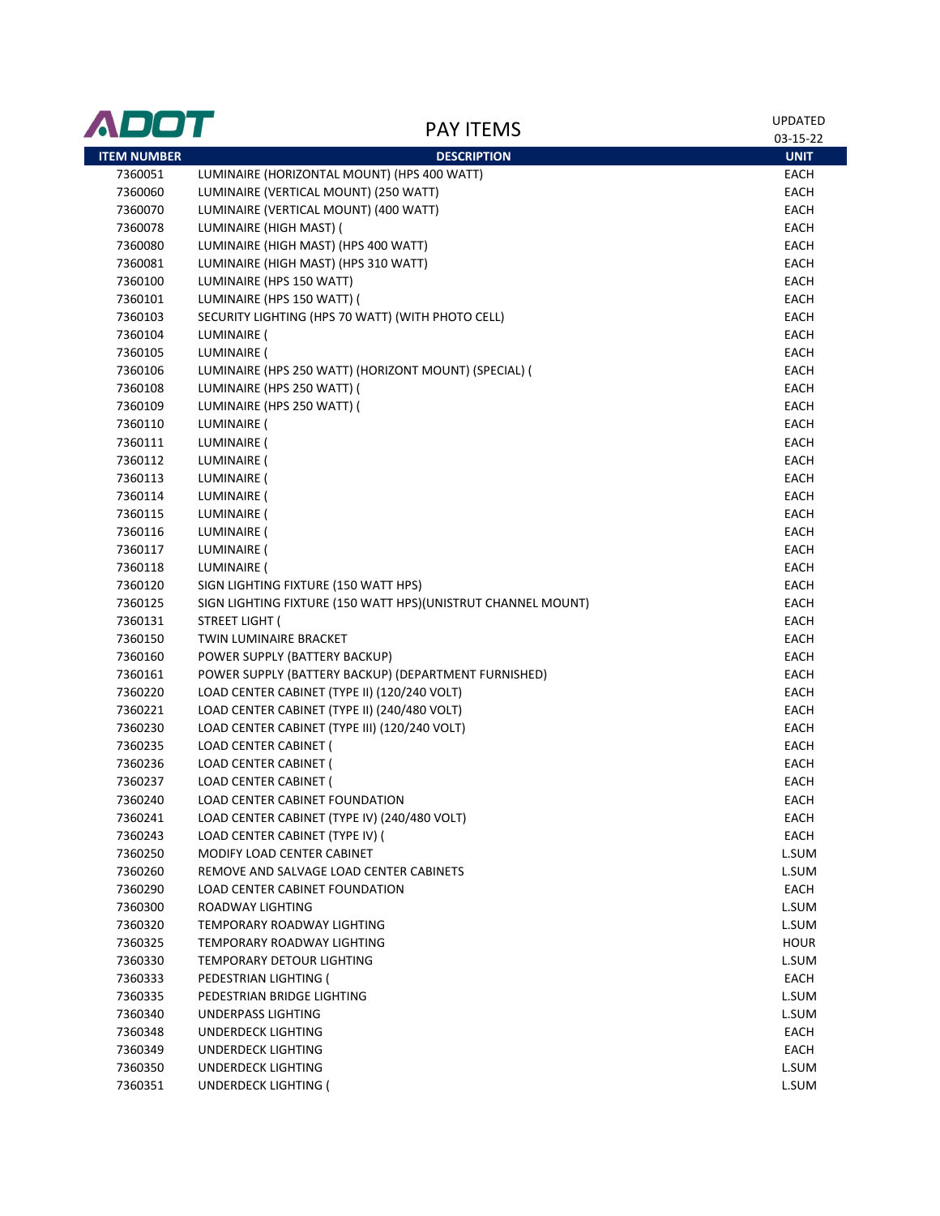# PAY ITEMS

UPDATED 03-15-22

| ITEM NUMBER | DESCRIPTION | UNIT |
| --- | --- | --- |
| 7360051 | LUMINAIRE (HORIZONTAL MOUNT) (HPS 400 WATT) | EACH |
| 7360060 | LUMINAIRE (VERTICAL MOUNT) (250 WATT) | EACH |
| 7360070 | LUMINAIRE (VERTICAL MOUNT) (400 WATT) | EACH |
| 7360078 | LUMINAIRE (HIGH MAST) ( | EACH |
| 7360080 | LUMINAIRE (HIGH MAST) (HPS 400 WATT) | EACH |
| 7360081 | LUMINAIRE (HIGH MAST) (HPS 310 WATT) | EACH |
| 7360100 | LUMINAIRE (HPS 150 WATT) | EACH |
| 7360101 | LUMINAIRE (HPS 150 WATT) ( | EACH |
| 7360103 | SECURITY LIGHTING (HPS 70 WATT) (WITH PHOTO CELL) | EACH |
| 7360104 | LUMINAIRE ( | EACH |
| 7360105 | LUMINAIRE ( | EACH |
| 7360106 | LUMINAIRE (HPS 250 WATT) (HORIZONT MOUNT) (SPECIAL) ( | EACH |
| 7360108 | LUMINAIRE (HPS 250 WATT) ( | EACH |
| 7360109 | LUMINAIRE (HPS 250 WATT) ( | EACH |
| 7360110 | LUMINAIRE ( | EACH |
| 7360111 | LUMINAIRE ( | EACH |
| 7360112 | LUMINAIRE ( | EACH |
| 7360113 | LUMINAIRE ( | EACH |
| 7360114 | LUMINAIRE ( | EACH |
| 7360115 | LUMINAIRE ( | EACH |
| 7360116 | LUMINAIRE ( | EACH |
| 7360117 | LUMINAIRE ( | EACH |
| 7360118 | LUMINAIRE ( | EACH |
| 7360120 | SIGN LIGHTING FIXTURE (150 WATT HPS) | EACH |
| 7360125 | SIGN LIGHTING FIXTURE (150 WATT HPS)(UNISTRUT CHANNEL MOUNT) | EACH |
| 7360131 | STREET LIGHT ( | EACH |
| 7360150 | TWIN LUMINAIRE BRACKET | EACH |
| 7360160 | POWER SUPPLY (BATTERY BACKUP) | EACH |
| 7360161 | POWER SUPPLY (BATTERY BACKUP) (DEPARTMENT FURNISHED) | EACH |
| 7360220 | LOAD CENTER CABINET (TYPE II) (120/240 VOLT) | EACH |
| 7360221 | LOAD CENTER CABINET (TYPE II) (240/480 VOLT) | EACH |
| 7360230 | LOAD CENTER CABINET (TYPE III) (120/240 VOLT) | EACH |
| 7360235 | LOAD CENTER CABINET ( | EACH |
| 7360236 | LOAD CENTER CABINET ( | EACH |
| 7360237 | LOAD CENTER CABINET ( | EACH |
| 7360240 | LOAD CENTER CABINET FOUNDATION | EACH |
| 7360241 | LOAD CENTER CABINET (TYPE IV) (240/480 VOLT) | EACH |
| 7360243 | LOAD CENTER CABINET (TYPE IV) ( | EACH |
| 7360250 | MODIFY LOAD CENTER CABINET | L.SUM |
| 7360260 | REMOVE AND SALVAGE LOAD CENTER CABINETS | L.SUM |
| 7360290 | LOAD CENTER CABINET FOUNDATION | EACH |
| 7360300 | ROADWAY LIGHTING | L.SUM |
| 7360320 | TEMPORARY ROADWAY LIGHTING | L.SUM |
| 7360325 | TEMPORARY ROADWAY LIGHTING | HOUR |
| 7360330 | TEMPORARY DETOUR LIGHTING | L.SUM |
| 7360333 | PEDESTRIAN LIGHTING ( | EACH |
| 7360335 | PEDESTRIAN BRIDGE LIGHTING | L.SUM |
| 7360340 | UNDERPASS LIGHTING | L.SUM |
| 7360348 | UNDERDECK LIGHTING | EACH |
| 7360349 | UNDERDECK LIGHTING | EACH |
| 7360350 | UNDERDECK LIGHTING | L.SUM |
| 7360351 | UNDERDECK LIGHTING ( | L.SUM |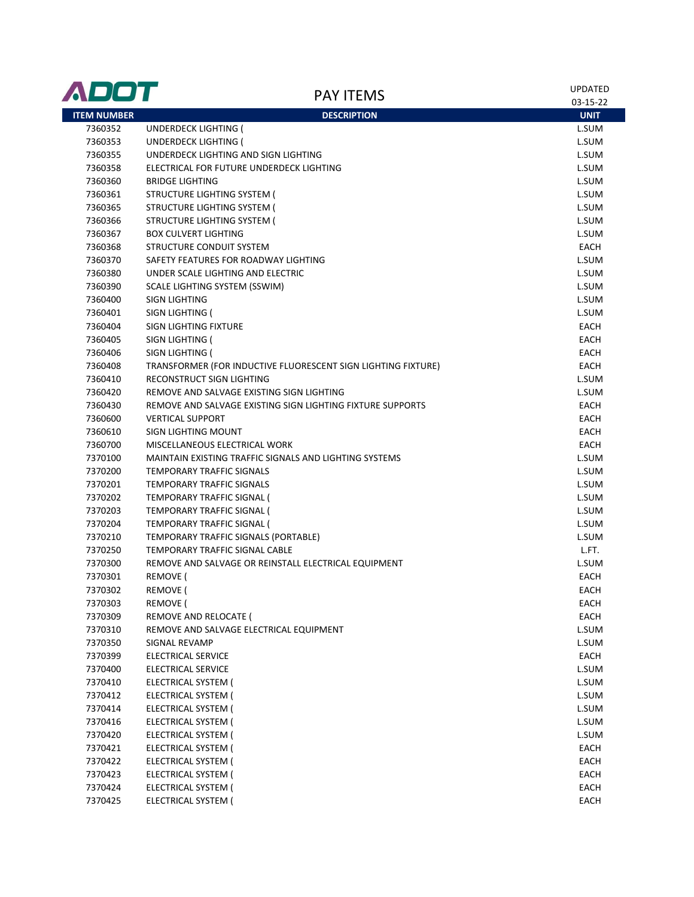# PAY ITEMS

UPDATED 03-15-22

| ITEM NUMBER | DESCRIPTION | UNIT |
|---|---|---|
| 7360352 | UNDERDECK LIGHTING ( | L.SUM |
| 7360353 | UNDERDECK LIGHTING ( | L.SUM |
| 7360355 | UNDERDECK LIGHTING AND SIGN LIGHTING | L.SUM |
| 7360358 | ELECTRICAL FOR FUTURE UNDERDECK LIGHTING | L.SUM |
| 7360360 | BRIDGE LIGHTING | L.SUM |
| 7360361 | STRUCTURE LIGHTING SYSTEM ( | L.SUM |
| 7360365 | STRUCTURE LIGHTING SYSTEM ( | L.SUM |
| 7360366 | STRUCTURE LIGHTING SYSTEM ( | L.SUM |
| 7360367 | BOX CULVERT LIGHTING | L.SUM |
| 7360368 | STRUCTURE CONDUIT SYSTEM | EACH |
| 7360370 | SAFETY FEATURES FOR ROADWAY LIGHTING | L.SUM |
| 7360380 | UNDER SCALE LIGHTING AND ELECTRIC | L.SUM |
| 7360390 | SCALE LIGHTING SYSTEM (SSWIM) | L.SUM |
| 7360400 | SIGN LIGHTING | L.SUM |
| 7360401 | SIGN LIGHTING ( | L.SUM |
| 7360404 | SIGN LIGHTING FIXTURE | EACH |
| 7360405 | SIGN LIGHTING ( | EACH |
| 7360406 | SIGN LIGHTING ( | EACH |
| 7360408 | TRANSFORMER (FOR INDUCTIVE FLUORESCENT SIGN LIGHTING FIXTURE) | EACH |
| 7360410 | RECONSTRUCT SIGN LIGHTING | L.SUM |
| 7360420 | REMOVE AND SALVAGE EXISTING SIGN LIGHTING | L.SUM |
| 7360430 | REMOVE AND SALVAGE EXISTING SIGN LIGHTING FIXTURE SUPPORTS | EACH |
| 7360600 | VERTICAL SUPPORT | EACH |
| 7360610 | SIGN LIGHTING MOUNT | EACH |
| 7360700 | MISCELLANEOUS ELECTRICAL WORK | EACH |
| 7370100 | MAINTAIN EXISTING TRAFFIC SIGNALS AND LIGHTING SYSTEMS | L.SUM |
| 7370200 | TEMPORARY TRAFFIC SIGNALS | L.SUM |
| 7370201 | TEMPORARY TRAFFIC SIGNALS | L.SUM |
| 7370202 | TEMPORARY TRAFFIC SIGNAL ( | L.SUM |
| 7370203 | TEMPORARY TRAFFIC SIGNAL ( | L.SUM |
| 7370204 | TEMPORARY TRAFFIC SIGNAL ( | L.SUM |
| 7370210 | TEMPORARY TRAFFIC SIGNALS (PORTABLE) | L.SUM |
| 7370250 | TEMPORARY TRAFFIC SIGNAL CABLE | L.FT. |
| 7370300 | REMOVE AND SALVAGE OR REINSTALL ELECTRICAL EQUIPMENT | L.SUM |
| 7370301 | REMOVE ( | EACH |
| 7370302 | REMOVE ( | EACH |
| 7370303 | REMOVE ( | EACH |
| 7370309 | REMOVE AND RELOCATE ( | EACH |
| 7370310 | REMOVE AND SALVAGE ELECTRICAL EQUIPMENT | L.SUM |
| 7370350 | SIGNAL REVAMP | L.SUM |
| 7370399 | ELECTRICAL SERVICE | EACH |
| 7370400 | ELECTRICAL SERVICE | L.SUM |
| 7370410 | ELECTRICAL SYSTEM ( | L.SUM |
| 7370412 | ELECTRICAL SYSTEM ( | L.SUM |
| 7370414 | ELECTRICAL SYSTEM ( | L.SUM |
| 7370416 | ELECTRICAL SYSTEM ( | L.SUM |
| 7370420 | ELECTRICAL SYSTEM ( | L.SUM |
| 7370421 | ELECTRICAL SYSTEM ( | EACH |
| 7370422 | ELECTRICAL SYSTEM ( | EACH |
| 7370423 | ELECTRICAL SYSTEM ( | EACH |
| 7370424 | ELECTRICAL SYSTEM ( | EACH |
| 7370425 | ELECTRICAL SYSTEM ( | EACH |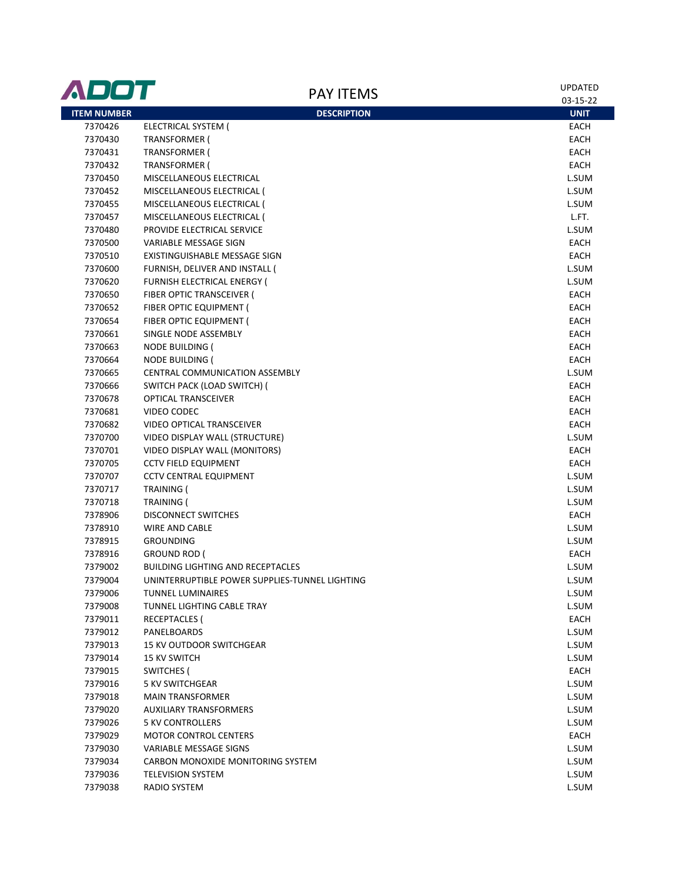# ADOT PAY ITEMS

UPDATED 03-15-22

| ITEM NUMBER | DESCRIPTION | UNIT |
|---|---|---|
| 7370426 | ELECTRICAL SYSTEM ( | EACH |
| 7370430 | TRANSFORMER ( | EACH |
| 7370431 | TRANSFORMER ( | EACH |
| 7370432 | TRANSFORMER ( | EACH |
| 7370450 | MISCELLANEOUS ELECTRICAL | L.SUM |
| 7370452 | MISCELLANEOUS ELECTRICAL ( | L.SUM |
| 7370455 | MISCELLANEOUS ELECTRICAL ( | L.SUM |
| 7370457 | MISCELLANEOUS ELECTRICAL ( | L.FT. |
| 7370480 | PROVIDE ELECTRICAL SERVICE | L.SUM |
| 7370500 | VARIABLE MESSAGE SIGN | EACH |
| 7370510 | EXISTINGUISHABLE MESSAGE SIGN | EACH |
| 7370600 | FURNISH, DELIVER AND INSTALL ( | L.SUM |
| 7370620 | FURNISH ELECTRICAL ENERGY ( | L.SUM |
| 7370650 | FIBER OPTIC TRANSCEIVER ( | EACH |
| 7370652 | FIBER OPTIC EQUIPMENT ( | EACH |
| 7370654 | FIBER OPTIC EQUIPMENT ( | EACH |
| 7370661 | SINGLE NODE ASSEMBLY | EACH |
| 7370663 | NODE BUILDING ( | EACH |
| 7370664 | NODE BUILDING ( | EACH |
| 7370665 | CENTRAL COMMUNICATION ASSEMBLY | L.SUM |
| 7370666 | SWITCH PACK (LOAD SWITCH) ( | EACH |
| 7370678 | OPTICAL TRANSCEIVER | EACH |
| 7370681 | VIDEO CODEC | EACH |
| 7370682 | VIDEO OPTICAL TRANSCEIVER | EACH |
| 7370700 | VIDEO DISPLAY WALL (STRUCTURE) | L.SUM |
| 7370701 | VIDEO DISPLAY WALL (MONITORS) | EACH |
| 7370705 | CCTV FIELD EQUIPMENT | EACH |
| 7370707 | CCTV CENTRAL EQUIPMENT | L.SUM |
| 7370717 | TRAINING ( | L.SUM |
| 7370718 | TRAINING ( | L.SUM |
| 7378906 | DISCONNECT SWITCHES | EACH |
| 7378910 | WIRE AND CABLE | L.SUM |
| 7378915 | GROUNDING | L.SUM |
| 7378916 | GROUND ROD ( | EACH |
| 7379002 | BUILDING LIGHTING AND RECEPTACLES | L.SUM |
| 7379004 | UNINTERRUPTIBLE POWER SUPPLIES-TUNNEL LIGHTING | L.SUM |
| 7379006 | TUNNEL LUMINAIRES | L.SUM |
| 7379008 | TUNNEL LIGHTING CABLE TRAY | L.SUM |
| 7379011 | RECEPTACLES ( | EACH |
| 7379012 | PANELBOARDS | L.SUM |
| 7379013 | 15 KV OUTDOOR SWITCHGEAR | L.SUM |
| 7379014 | 15 KV SWITCH | L.SUM |
| 7379015 | SWITCHES ( | EACH |
| 7379016 | 5 KV SWITCHGEAR | L.SUM |
| 7379018 | MAIN TRANSFORMER | L.SUM |
| 7379020 | AUXILIARY TRANSFORMERS | L.SUM |
| 7379026 | 5 KV CONTROLLERS | L.SUM |
| 7379029 | MOTOR CONTROL CENTERS | EACH |
| 7379030 | VARIABLE MESSAGE SIGNS | L.SUM |
| 7379034 | CARBON MONOXIDE MONITORING SYSTEM | L.SUM |
| 7379036 | TELEVISION SYSTEM | L.SUM |
| 7379038 | RADIO SYSTEM | L.SUM |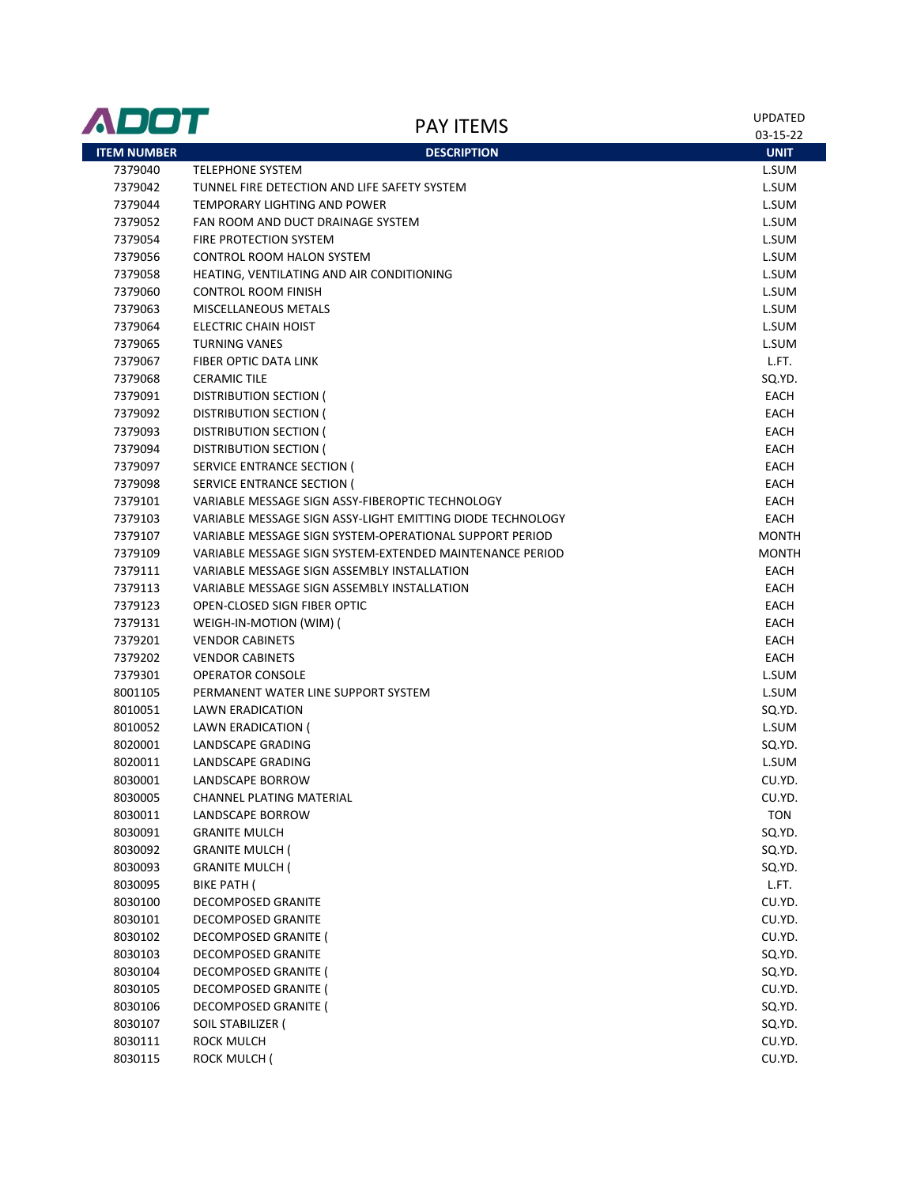# PAY ITEMS

UPDATED 03-15-22

| ITEM NUMBER | DESCRIPTION | UNIT |
|---|---|---|
| 7379040 | TELEPHONE SYSTEM | L.SUM |
| 7379042 | TUNNEL FIRE DETECTION AND LIFE SAFETY SYSTEM | L.SUM |
| 7379044 | TEMPORARY LIGHTING AND POWER | L.SUM |
| 7379052 | FAN ROOM AND DUCT DRAINAGE SYSTEM | L.SUM |
| 7379054 | FIRE PROTECTION SYSTEM | L.SUM |
| 7379056 | CONTROL ROOM HALON SYSTEM | L.SUM |
| 7379058 | HEATING, VENTILATING AND AIR CONDITIONING | L.SUM |
| 7379060 | CONTROL ROOM FINISH | L.SUM |
| 7379063 | MISCELLANEOUS METALS | L.SUM |
| 7379064 | ELECTRIC CHAIN HOIST | L.SUM |
| 7379065 | TURNING VANES | L.SUM |
| 7379067 | FIBER OPTIC DATA LINK | L.FT. |
| 7379068 | CERAMIC TILE | SQ.YD. |
| 7379091 | DISTRIBUTION SECTION ( | EACH |
| 7379092 | DISTRIBUTION SECTION ( | EACH |
| 7379093 | DISTRIBUTION SECTION ( | EACH |
| 7379094 | DISTRIBUTION SECTION ( | EACH |
| 7379097 | SERVICE ENTRANCE SECTION ( | EACH |
| 7379098 | SERVICE ENTRANCE SECTION ( | EACH |
| 7379101 | VARIABLE MESSAGE SIGN ASSY-FIBEROPTIC TECHNOLOGY | EACH |
| 7379103 | VARIABLE MESSAGE SIGN ASSY-LIGHT EMITTING DIODE TECHNOLOGY | EACH |
| 7379107 | VARIABLE MESSAGE SIGN SYSTEM-OPERATIONAL SUPPORT PERIOD | MONTH |
| 7379109 | VARIABLE MESSAGE SIGN SYSTEM-EXTENDED MAINTENANCE PERIOD | MONTH |
| 7379111 | VARIABLE MESSAGE SIGN ASSEMBLY INSTALLATION | EACH |
| 7379113 | VARIABLE MESSAGE SIGN ASSEMBLY INSTALLATION | EACH |
| 7379123 | OPEN-CLOSED SIGN FIBER OPTIC | EACH |
| 7379131 | WEIGH-IN-MOTION (WIM) ( | EACH |
| 7379201 | VENDOR CABINETS | EACH |
| 7379202 | VENDOR CABINETS | EACH |
| 7379301 | OPERATOR CONSOLE | L.SUM |
| 8001105 | PERMANENT WATER LINE SUPPORT SYSTEM | L.SUM |
| 8010051 | LAWN ERADICATION | SQ.YD. |
| 8010052 | LAWN ERADICATION ( | L.SUM |
| 8020001 | LANDSCAPE GRADING | SQ.YD. |
| 8020011 | LANDSCAPE GRADING | L.SUM |
| 8030001 | LANDSCAPE BORROW | CU.YD. |
| 8030005 | CHANNEL PLATING MATERIAL | CU.YD. |
| 8030011 | LANDSCAPE BORROW | TON |
| 8030091 | GRANITE MULCH | SQ.YD. |
| 8030092 | GRANITE MULCH ( | SQ.YD. |
| 8030093 | GRANITE MULCH ( | SQ.YD. |
| 8030095 | BIKE PATH ( | L.FT. |
| 8030100 | DECOMPOSED GRANITE | CU.YD. |
| 8030101 | DECOMPOSED GRANITE | CU.YD. |
| 8030102 | DECOMPOSED GRANITE ( | CU.YD. |
| 8030103 | DECOMPOSED GRANITE | SQ.YD. |
| 8030104 | DECOMPOSED GRANITE ( | SQ.YD. |
| 8030105 | DECOMPOSED GRANITE ( | CU.YD. |
| 8030106 | DECOMPOSED GRANITE ( | SQ.YD. |
| 8030107 | SOIL STABILIZER ( | SQ.YD. |
| 8030111 | ROCK MULCH | CU.YD. |
| 8030115 | ROCK MULCH ( | CU.YD. |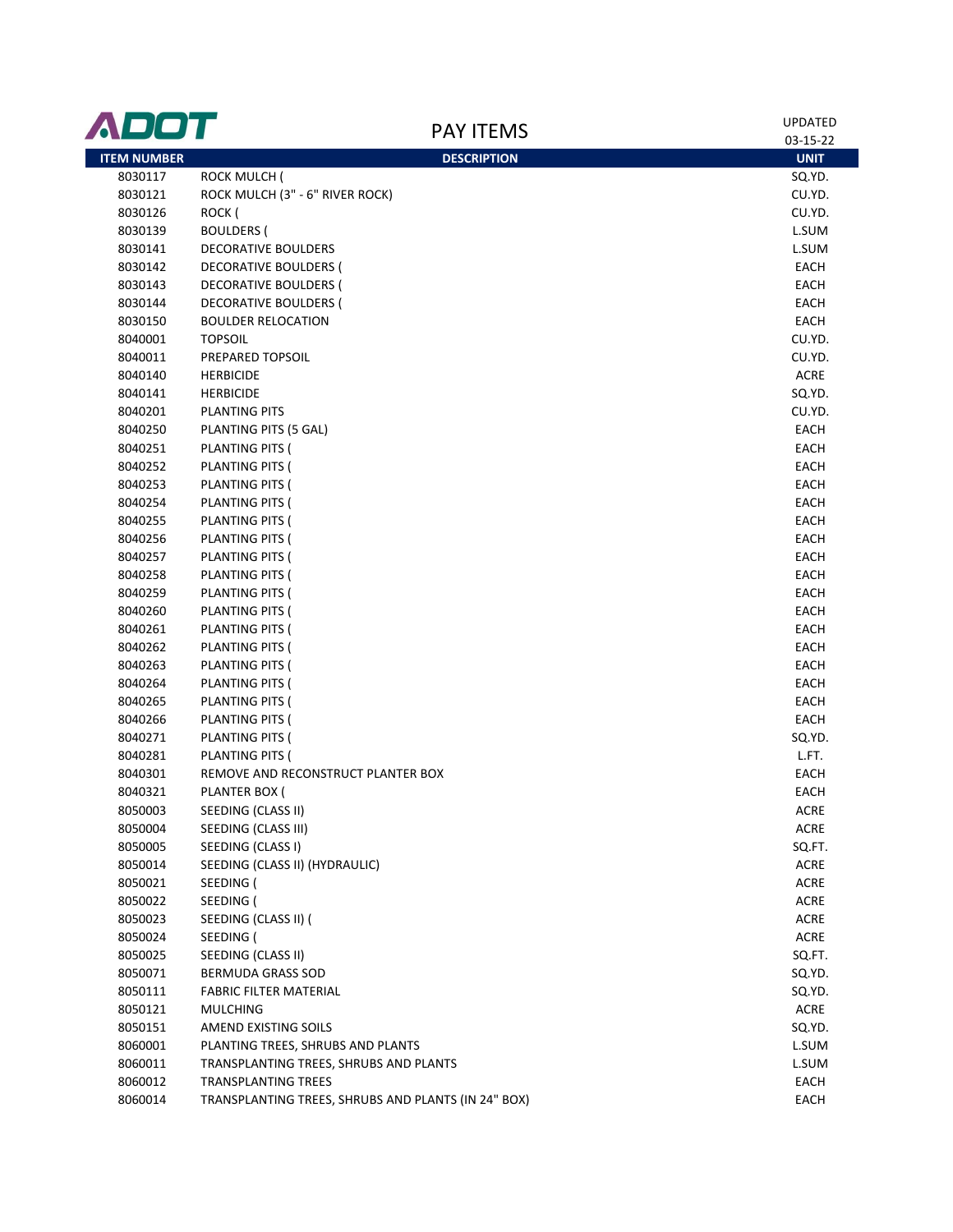# PAY ITEMS

UPDATED 03-15-22

| ITEM NUMBER | DESCRIPTION | UNIT |
|---|---|---|
| 8030117 | ROCK MULCH ( | SQ.YD. |
| 8030121 | ROCK MULCH (3" - 6" RIVER ROCK) | CU.YD. |
| 8030126 | ROCK ( | CU.YD. |
| 8030139 | BOULDERS ( | L.SUM |
| 8030141 | DECORATIVE BOULDERS | L.SUM |
| 8030142 | DECORATIVE BOULDERS ( | EACH |
| 8030143 | DECORATIVE BOULDERS ( | EACH |
| 8030144 | DECORATIVE BOULDERS ( | EACH |
| 8030150 | BOULDER RELOCATION | EACH |
| 8040001 | TOPSOIL | CU.YD. |
| 8040011 | PREPARED TOPSOIL | CU.YD. |
| 8040140 | HERBICIDE | ACRE |
| 8040141 | HERBICIDE | SQ.YD. |
| 8040201 | PLANTING PITS | CU.YD. |
| 8040250 | PLANTING PITS (5 GAL) | EACH |
| 8040251 | PLANTING PITS ( | EACH |
| 8040252 | PLANTING PITS ( | EACH |
| 8040253 | PLANTING PITS ( | EACH |
| 8040254 | PLANTING PITS ( | EACH |
| 8040255 | PLANTING PITS ( | EACH |
| 8040256 | PLANTING PITS ( | EACH |
| 8040257 | PLANTING PITS ( | EACH |
| 8040258 | PLANTING PITS ( | EACH |
| 8040259 | PLANTING PITS ( | EACH |
| 8040260 | PLANTING PITS ( | EACH |
| 8040261 | PLANTING PITS ( | EACH |
| 8040262 | PLANTING PITS ( | EACH |
| 8040263 | PLANTING PITS ( | EACH |
| 8040264 | PLANTING PITS ( | EACH |
| 8040265 | PLANTING PITS ( | EACH |
| 8040266 | PLANTING PITS ( | EACH |
| 8040271 | PLANTING PITS ( | SQ.YD. |
| 8040281 | PLANTING PITS ( | L.FT. |
| 8040301 | REMOVE AND RECONSTRUCT PLANTER BOX | EACH |
| 8040321 | PLANTER BOX ( | EACH |
| 8050003 | SEEDING (CLASS II) | ACRE |
| 8050004 | SEEDING (CLASS III) | ACRE |
| 8050005 | SEEDING (CLASS I) | SQ.FT. |
| 8050014 | SEEDING (CLASS II) (HYDRAULIC) | ACRE |
| 8050021 | SEEDING ( | ACRE |
| 8050022 | SEEDING ( | ACRE |
| 8050023 | SEEDING (CLASS II) ( | ACRE |
| 8050024 | SEEDING ( | ACRE |
| 8050025 | SEEDING (CLASS II) | SQ.FT. |
| 8050071 | BERMUDA GRASS SOD | SQ.YD. |
| 8050111 | FABRIC FILTER MATERIAL | SQ.YD. |
| 8050121 | MULCHING | ACRE |
| 8050151 | AMEND EXISTING SOILS | SQ.YD. |
| 8060001 | PLANTING TREES, SHRUBS AND PLANTS | L.SUM |
| 8060011 | TRANSPLANTING TREES, SHRUBS AND PLANTS | L.SUM |
| 8060012 | TRANSPLANTING TREES | EACH |
| 8060014 | TRANSPLANTING TREES, SHRUBS AND PLANTS (IN 24" BOX) | EACH |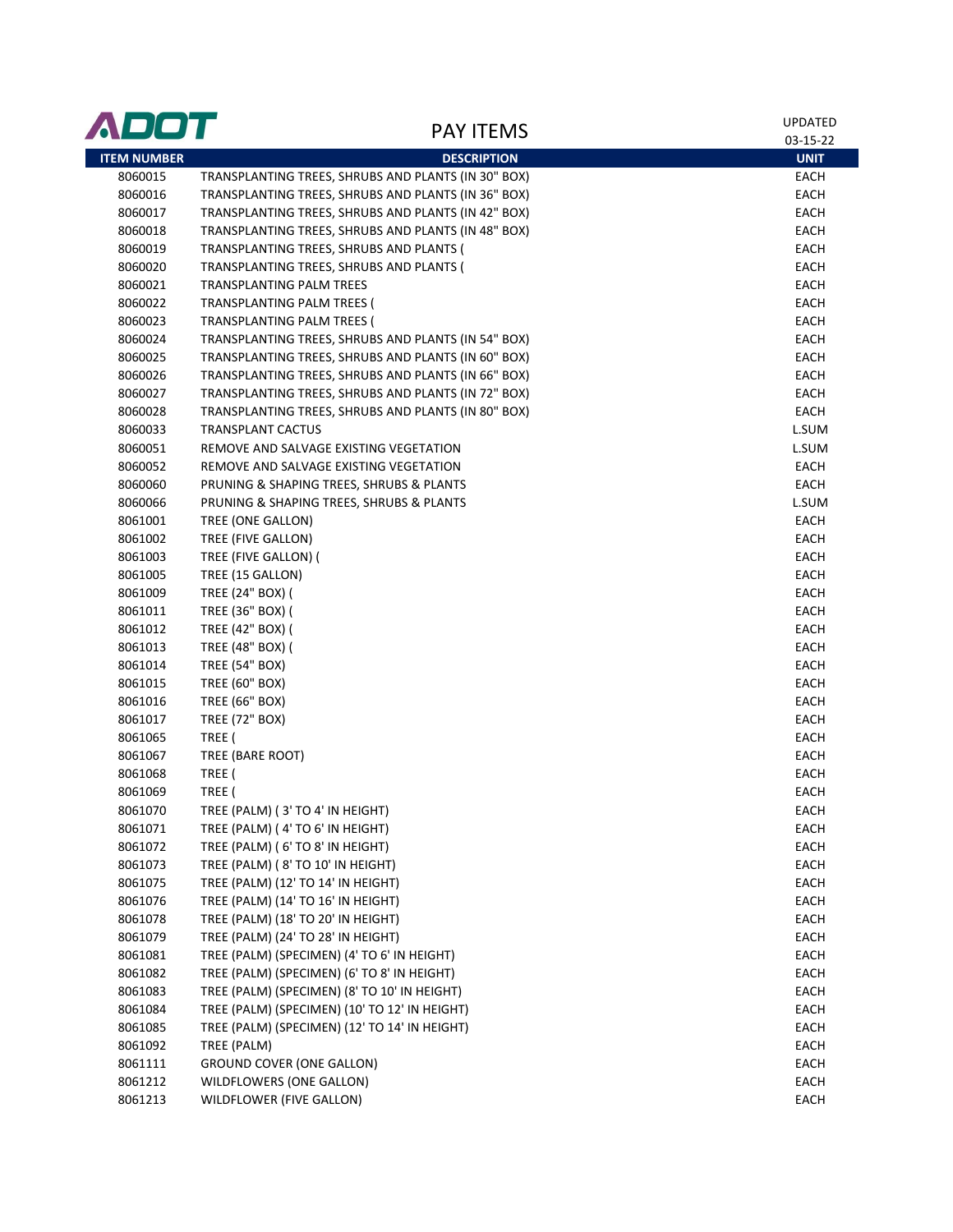# PAY ITEMS

UPDATED 03-15-22

| ITEM NUMBER | DESCRIPTION | UNIT |
|---|---|---|
| 8060015 | TRANSPLANTING TREES, SHRUBS AND PLANTS (IN 30" BOX) | EACH |
| 8060016 | TRANSPLANTING TREES, SHRUBS AND PLANTS (IN 36" BOX) | EACH |
| 8060017 | TRANSPLANTING TREES, SHRUBS AND PLANTS (IN 42" BOX) | EACH |
| 8060018 | TRANSPLANTING TREES, SHRUBS AND PLANTS (IN 48" BOX) | EACH |
| 8060019 | TRANSPLANTING TREES, SHRUBS AND PLANTS ( | EACH |
| 8060020 | TRANSPLANTING TREES, SHRUBS AND PLANTS ( | EACH |
| 8060021 | TRANSPLANTING PALM TREES | EACH |
| 8060022 | TRANSPLANTING PALM TREES ( | EACH |
| 8060023 | TRANSPLANTING PALM TREES ( | EACH |
| 8060024 | TRANSPLANTING TREES, SHRUBS AND PLANTS (IN 54" BOX) | EACH |
| 8060025 | TRANSPLANTING TREES, SHRUBS AND PLANTS (IN 60" BOX) | EACH |
| 8060026 | TRANSPLANTING TREES, SHRUBS AND PLANTS (IN 66" BOX) | EACH |
| 8060027 | TRANSPLANTING TREES, SHRUBS AND PLANTS (IN 72" BOX) | EACH |
| 8060028 | TRANSPLANTING TREES, SHRUBS AND PLANTS (IN 80" BOX) | EACH |
| 8060033 | TRANSPLANT CACTUS | L.SUM |
| 8060051 | REMOVE AND SALVAGE EXISTING VEGETATION | L.SUM |
| 8060052 | REMOVE AND SALVAGE EXISTING VEGETATION | EACH |
| 8060060 | PRUNING & SHAPING TREES, SHRUBS & PLANTS | EACH |
| 8060066 | PRUNING & SHAPING TREES, SHRUBS & PLANTS | L.SUM |
| 8061001 | TREE (ONE GALLON) | EACH |
| 8061002 | TREE (FIVE GALLON) | EACH |
| 8061003 | TREE (FIVE GALLON) ( | EACH |
| 8061005 | TREE (15 GALLON) | EACH |
| 8061009 | TREE (24" BOX) ( | EACH |
| 8061011 | TREE (36" BOX) ( | EACH |
| 8061012 | TREE (42" BOX) ( | EACH |
| 8061013 | TREE (48" BOX) ( | EACH |
| 8061014 | TREE (54" BOX) | EACH |
| 8061015 | TREE (60" BOX) | EACH |
| 8061016 | TREE (66" BOX) | EACH |
| 8061017 | TREE (72" BOX) | EACH |
| 8061065 | TREE ( | EACH |
| 8061067 | TREE (BARE ROOT) | EACH |
| 8061068 | TREE ( | EACH |
| 8061069 | TREE ( | EACH |
| 8061070 | TREE (PALM) ( 3' TO 4' IN HEIGHT) | EACH |
| 8061071 | TREE (PALM) ( 4' TO 6' IN HEIGHT) | EACH |
| 8061072 | TREE (PALM) ( 6' TO 8' IN HEIGHT) | EACH |
| 8061073 | TREE (PALM) ( 8' TO 10' IN HEIGHT) | EACH |
| 8061075 | TREE (PALM) (12' TO 14' IN HEIGHT) | EACH |
| 8061076 | TREE (PALM) (14' TO 16' IN HEIGHT) | EACH |
| 8061078 | TREE (PALM) (18' TO 20' IN HEIGHT) | EACH |
| 8061079 | TREE (PALM) (24' TO 28' IN HEIGHT) | EACH |
| 8061081 | TREE (PALM) (SPECIMEN) (4' TO 6' IN HEIGHT) | EACH |
| 8061082 | TREE (PALM) (SPECIMEN) (6' TO 8' IN HEIGHT) | EACH |
| 8061083 | TREE (PALM) (SPECIMEN) (8' TO 10' IN HEIGHT) | EACH |
| 8061084 | TREE (PALM) (SPECIMEN) (10' TO 12' IN HEIGHT) | EACH |
| 8061085 | TREE (PALM) (SPECIMEN) (12' TO 14' IN HEIGHT) | EACH |
| 8061092 | TREE (PALM) | EACH |
| 8061111 | GROUND COVER (ONE GALLON) | EACH |
| 8061212 | WILDFLOWERS (ONE GALLON) | EACH |
| 8061213 | WILDFLOWER (FIVE GALLON) | EACH |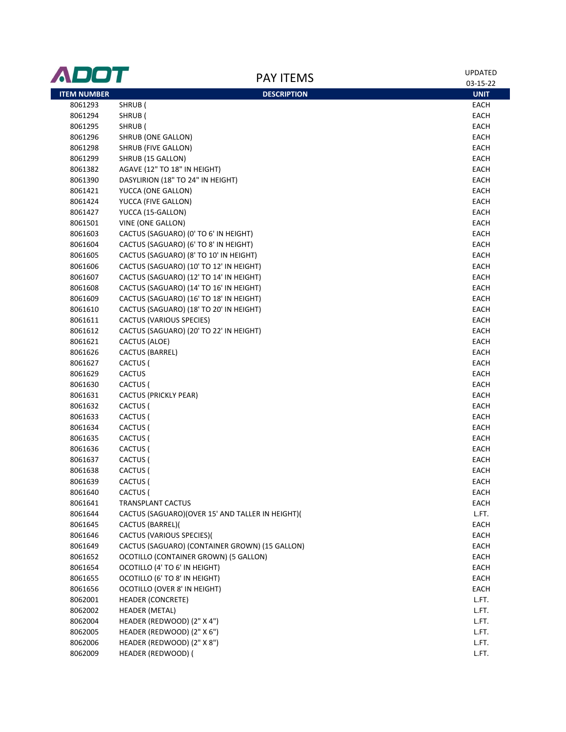# PAY ITEMS

UPDATED 03-15-22

| ITEM NUMBER | DESCRIPTION | UNIT |
|---|---|---|
| 8061293 | SHRUB ( | EACH |
| 8061294 | SHRUB ( | EACH |
| 8061295 | SHRUB ( | EACH |
| 8061296 | SHRUB (ONE GALLON) | EACH |
| 8061298 | SHRUB (FIVE GALLON) | EACH |
| 8061299 | SHRUB (15 GALLON) | EACH |
| 8061382 | AGAVE (12" TO 18" IN HEIGHT) | EACH |
| 8061390 | DASYLIRION (18" TO 24" IN HEIGHT) | EACH |
| 8061421 | YUCCA (ONE GALLON) | EACH |
| 8061424 | YUCCA (FIVE GALLON) | EACH |
| 8061427 | YUCCA (15-GALLON) | EACH |
| 8061501 | VINE (ONE GALLON) | EACH |
| 8061603 | CACTUS (SAGUARO) (0' TO 6' IN HEIGHT) | EACH |
| 8061604 | CACTUS (SAGUARO) (6' TO 8' IN HEIGHT) | EACH |
| 8061605 | CACTUS (SAGUARO) (8' TO 10' IN HEIGHT) | EACH |
| 8061606 | CACTUS (SAGUARO) (10' TO 12' IN HEIGHT) | EACH |
| 8061607 | CACTUS (SAGUARO) (12' TO 14' IN HEIGHT) | EACH |
| 8061608 | CACTUS (SAGUARO) (14' TO 16' IN HEIGHT) | EACH |
| 8061609 | CACTUS (SAGUARO) (16' TO 18' IN HEIGHT) | EACH |
| 8061610 | CACTUS (SAGUARO) (18' TO 20' IN HEIGHT) | EACH |
| 8061611 | CACTUS (VARIOUS SPECIES) | EACH |
| 8061612 | CACTUS (SAGUARO) (20' TO 22' IN HEIGHT) | EACH |
| 8061621 | CACTUS (ALOE) | EACH |
| 8061626 | CACTUS (BARREL) | EACH |
| 8061627 | CACTUS ( | EACH |
| 8061629 | CACTUS | EACH |
| 8061630 | CACTUS ( | EACH |
| 8061631 | CACTUS (PRICKLY PEAR) | EACH |
| 8061632 | CACTUS ( | EACH |
| 8061633 | CACTUS ( | EACH |
| 8061634 | CACTUS ( | EACH |
| 8061635 | CACTUS ( | EACH |
| 8061636 | CACTUS ( | EACH |
| 8061637 | CACTUS ( | EACH |
| 8061638 | CACTUS ( | EACH |
| 8061639 | CACTUS ( | EACH |
| 8061640 | CACTUS ( | EACH |
| 8061641 | TRANSPLANT CACTUS | EACH |
| 8061644 | CACTUS (SAGUARO)(OVER 15' AND TALLER IN HEIGHT)( | L.FT. |
| 8061645 | CACTUS (BARREL)( | EACH |
| 8061646 | CACTUS (VARIOUS SPECIES)( | EACH |
| 8061649 | CACTUS (SAGUARO) (CONTAINER GROWN) (15 GALLON) | EACH |
| 8061652 | OCOTILLO (CONTAINER GROWN) (5 GALLON) | EACH |
| 8061654 | OCOTILLO (4' TO 6' IN HEIGHT) | EACH |
| 8061655 | OCOTILLO (6' TO 8' IN HEIGHT) | EACH |
| 8061656 | OCOTILLO (OVER 8' IN HEIGHT) | EACH |
| 8062001 | HEADER (CONCRETE) | L.FT. |
| 8062002 | HEADER (METAL) | L.FT. |
| 8062004 | HEADER (REDWOOD) (2" X 4") | L.FT. |
| 8062005 | HEADER (REDWOOD) (2" X 6") | L.FT. |
| 8062006 | HEADER (REDWOOD) (2" X 8") | L.FT. |
| 8062009 | HEADER (REDWOOD) ( | L.FT. |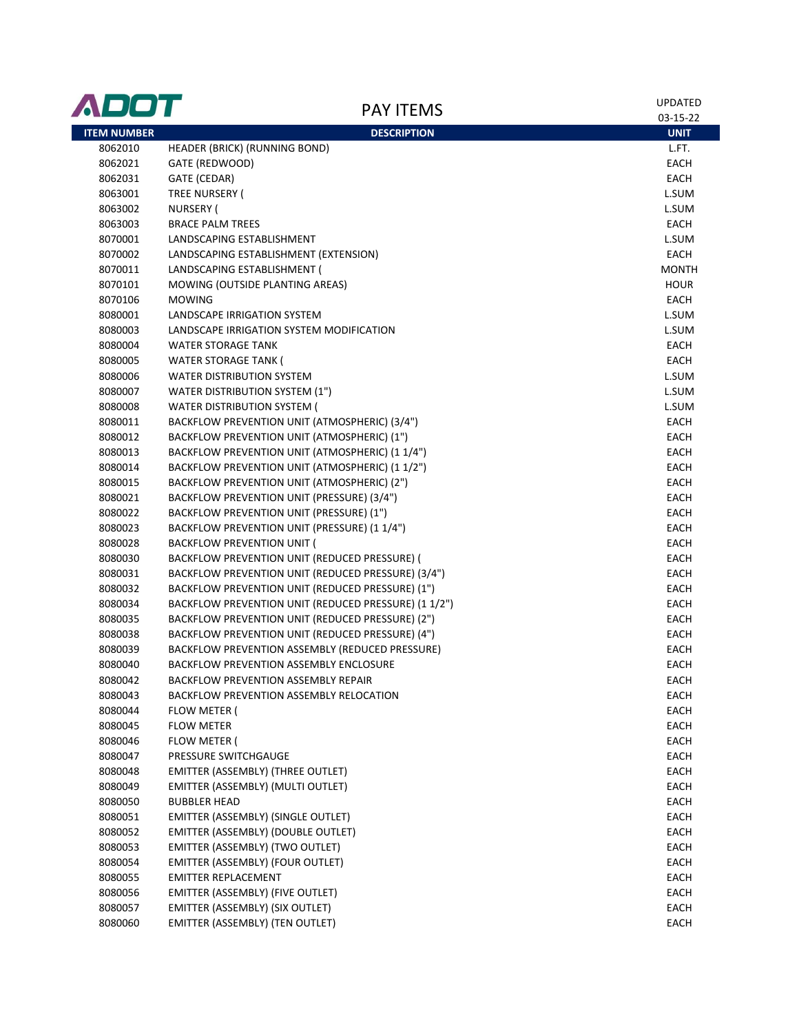# ADOT

## PAY ITEMS

UPDATED 03-15-22

| ITEM NUMBER | DESCRIPTION | UNIT |
|---|---|---|
| 8062010 | HEADER (BRICK) (RUNNING BOND) | L.FT. |
| 8062021 | GATE (REDWOOD) | EACH |
| 8062031 | GATE (CEDAR) | EACH |
| 8063001 | TREE NURSERY ( | L.SUM |
| 8063002 | NURSERY ( | L.SUM |
| 8063003 | BRACE PALM TREES | EACH |
| 8070001 | LANDSCAPING ESTABLISHMENT | L.SUM |
| 8070002 | LANDSCAPING ESTABLISHMENT (EXTENSION) | EACH |
| 8070011 | LANDSCAPING ESTABLISHMENT ( | MONTH |
| 8070101 | MOWING (OUTSIDE PLANTING AREAS) | HOUR |
| 8070106 | MOWING | EACH |
| 8080001 | LANDSCAPE IRRIGATION SYSTEM | L.SUM |
| 8080003 | LANDSCAPE IRRIGATION SYSTEM MODIFICATION | L.SUM |
| 8080004 | WATER STORAGE TANK | EACH |
| 8080005 | WATER STORAGE TANK ( | EACH |
| 8080006 | WATER DISTRIBUTION SYSTEM | L.SUM |
| 8080007 | WATER DISTRIBUTION SYSTEM (1") | L.SUM |
| 8080008 | WATER DISTRIBUTION SYSTEM ( | L.SUM |
| 8080011 | BACKFLOW PREVENTION UNIT (ATMOSPHERIC) (3/4") | EACH |
| 8080012 | BACKFLOW PREVENTION UNIT (ATMOSPHERIC) (1") | EACH |
| 8080013 | BACKFLOW PREVENTION UNIT (ATMOSPHERIC) (1 1/4") | EACH |
| 8080014 | BACKFLOW PREVENTION UNIT (ATMOSPHERIC) (1 1/2") | EACH |
| 8080015 | BACKFLOW PREVENTION UNIT (ATMOSPHERIC) (2") | EACH |
| 8080021 | BACKFLOW PREVENTION UNIT (PRESSURE) (3/4") | EACH |
| 8080022 | BACKFLOW PREVENTION UNIT (PRESSURE) (1") | EACH |
| 8080023 | BACKFLOW PREVENTION UNIT (PRESSURE) (1 1/4") | EACH |
| 8080028 | BACKFLOW PREVENTION UNIT ( | EACH |
| 8080030 | BACKFLOW PREVENTION UNIT (REDUCED PRESSURE) ( | EACH |
| 8080031 | BACKFLOW PREVENTION UNIT (REDUCED PRESSURE) (3/4") | EACH |
| 8080032 | BACKFLOW PREVENTION UNIT (REDUCED PRESSURE) (1") | EACH |
| 8080034 | BACKFLOW PREVENTION UNIT (REDUCED PRESSURE) (1 1/2") | EACH |
| 8080035 | BACKFLOW PREVENTION UNIT (REDUCED PRESSURE) (2") | EACH |
| 8080038 | BACKFLOW PREVENTION UNIT (REDUCED PRESSURE) (4") | EACH |
| 8080039 | BACKFLOW PREVENTION ASSEMBLY (REDUCED PRESSURE) | EACH |
| 8080040 | BACKFLOW PREVENTION ASSEMBLY ENCLOSURE | EACH |
| 8080042 | BACKFLOW PREVENTION ASSEMBLY REPAIR | EACH |
| 8080043 | BACKFLOW PREVENTION ASSEMBLY RELOCATION | EACH |
| 8080044 | FLOW METER ( | EACH |
| 8080045 | FLOW METER | EACH |
| 8080046 | FLOW METER ( | EACH |
| 8080047 | PRESSURE SWITCHGAUGE | EACH |
| 8080048 | EMITTER (ASSEMBLY) (THREE OUTLET) | EACH |
| 8080049 | EMITTER (ASSEMBLY) (MULTI OUTLET) | EACH |
| 8080050 | BUBBLER HEAD | EACH |
| 8080051 | EMITTER (ASSEMBLY) (SINGLE OUTLET) | EACH |
| 8080052 | EMITTER (ASSEMBLY) (DOUBLE OUTLET) | EACH |
| 8080053 | EMITTER (ASSEMBLY) (TWO OUTLET) | EACH |
| 8080054 | EMITTER (ASSEMBLY) (FOUR OUTLET) | EACH |
| 8080055 | EMITTER REPLACEMENT | EACH |
| 8080056 | EMITTER (ASSEMBLY) (FIVE OUTLET) | EACH |
| 8080057 | EMITTER (ASSEMBLY) (SIX OUTLET) | EACH |
| 8080060 | EMITTER (ASSEMBLY) (TEN OUTLET) | EACH |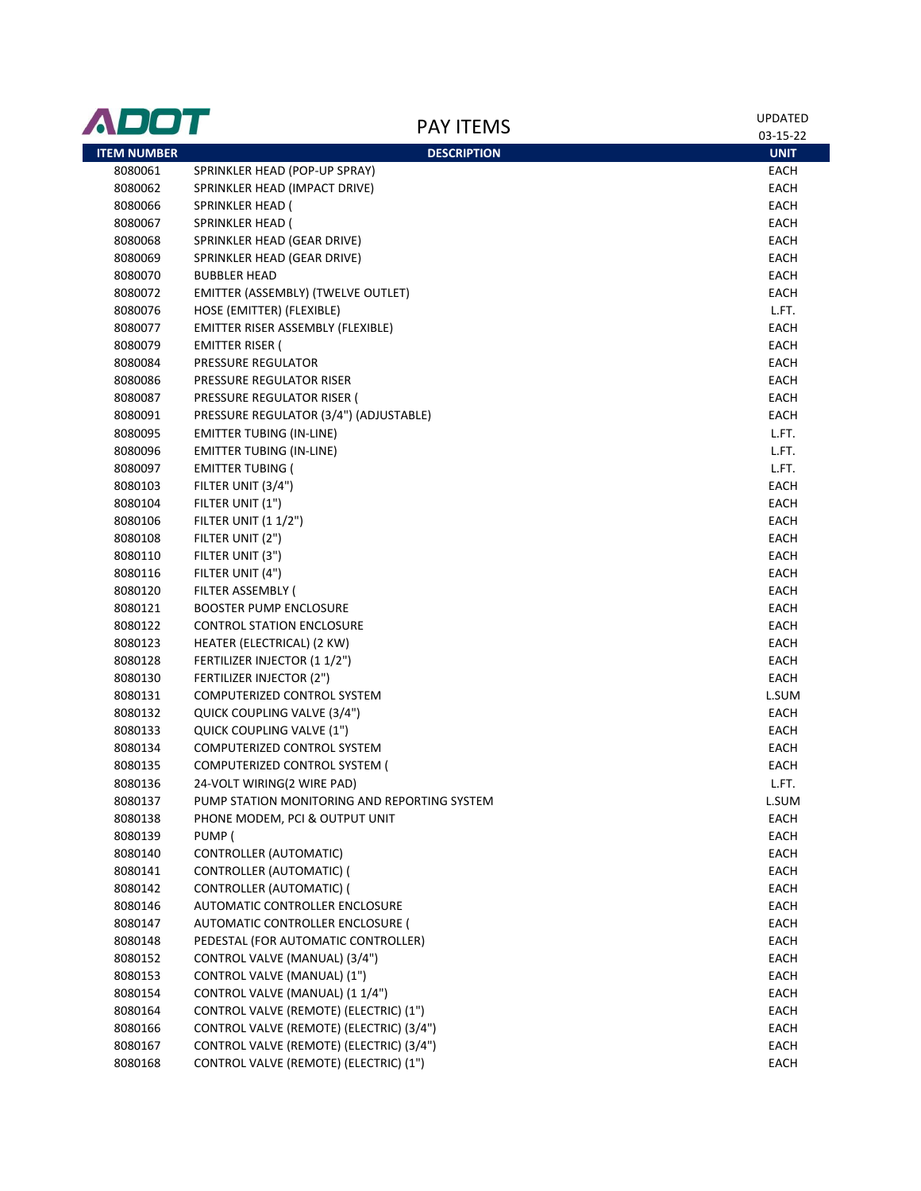# PAY ITEMS

UPDATED 03-15-22

| ITEM NUMBER | DESCRIPTION | UNIT |
|---|---|---|
| 8080061 | SPRINKLER HEAD (POP-UP SPRAY) | EACH |
| 8080062 | SPRINKLER HEAD (IMPACT DRIVE) | EACH |
| 8080066 | SPRINKLER HEAD ( | EACH |
| 8080067 | SPRINKLER HEAD ( | EACH |
| 8080068 | SPRINKLER HEAD (GEAR DRIVE) | EACH |
| 8080069 | SPRINKLER HEAD (GEAR DRIVE) | EACH |
| 8080070 | BUBBLER HEAD | EACH |
| 8080072 | EMITTER (ASSEMBLY) (TWELVE OUTLET) | EACH |
| 8080076 | HOSE (EMITTER) (FLEXIBLE) | L.FT. |
| 8080077 | EMITTER RISER ASSEMBLY (FLEXIBLE) | EACH |
| 8080079 | EMITTER RISER ( | EACH |
| 8080084 | PRESSURE REGULATOR | EACH |
| 8080086 | PRESSURE REGULATOR RISER | EACH |
| 8080087 | PRESSURE REGULATOR RISER ( | EACH |
| 8080091 | PRESSURE REGULATOR (3/4") (ADJUSTABLE) | EACH |
| 8080095 | EMITTER TUBING (IN-LINE) | L.FT. |
| 8080096 | EMITTER TUBING (IN-LINE) | L.FT. |
| 8080097 | EMITTER TUBING ( | L.FT. |
| 8080103 | FILTER UNIT (3/4") | EACH |
| 8080104 | FILTER UNIT (1") | EACH |
| 8080106 | FILTER UNIT (1 1/2") | EACH |
| 8080108 | FILTER UNIT (2") | EACH |
| 8080110 | FILTER UNIT (3") | EACH |
| 8080116 | FILTER UNIT (4") | EACH |
| 8080120 | FILTER ASSEMBLY ( | EACH |
| 8080121 | BOOSTER PUMP ENCLOSURE | EACH |
| 8080122 | CONTROL STATION ENCLOSURE | EACH |
| 8080123 | HEATER (ELECTRICAL) (2 KW) | EACH |
| 8080128 | FERTILIZER INJECTOR (1 1/2") | EACH |
| 8080130 | FERTILIZER INJECTOR (2") | EACH |
| 8080131 | COMPUTERIZED CONTROL SYSTEM | L.SUM |
| 8080132 | QUICK COUPLING VALVE (3/4") | EACH |
| 8080133 | QUICK COUPLING VALVE (1") | EACH |
| 8080134 | COMPUTERIZED CONTROL SYSTEM | EACH |
| 8080135 | COMPUTERIZED CONTROL SYSTEM ( | EACH |
| 8080136 | 24-VOLT WIRING(2 WIRE PAD) | L.FT. |
| 8080137 | PUMP STATION MONITORING AND REPORTING SYSTEM | L.SUM |
| 8080138 | PHONE MODEM, PCI & OUTPUT UNIT | EACH |
| 8080139 | PUMP ( | EACH |
| 8080140 | CONTROLLER (AUTOMATIC) | EACH |
| 8080141 | CONTROLLER (AUTOMATIC) ( | EACH |
| 8080142 | CONTROLLER (AUTOMATIC) ( | EACH |
| 8080146 | AUTOMATIC CONTROLLER ENCLOSURE | EACH |
| 8080147 | AUTOMATIC CONTROLLER ENCLOSURE ( | EACH |
| 8080148 | PEDESTAL (FOR AUTOMATIC CONTROLLER) | EACH |
| 8080152 | CONTROL VALVE (MANUAL) (3/4") | EACH |
| 8080153 | CONTROL VALVE (MANUAL) (1") | EACH |
| 8080154 | CONTROL VALVE (MANUAL) (1 1/4") | EACH |
| 8080164 | CONTROL VALVE (REMOTE) (ELECTRIC) (1") | EACH |
| 8080166 | CONTROL VALVE (REMOTE) (ELECTRIC) (3/4") | EACH |
| 8080167 | CONTROL VALVE (REMOTE) (ELECTRIC) (3/4") | EACH |
| 8080168 | CONTROL VALVE (REMOTE) (ELECTRIC) (1") | EACH |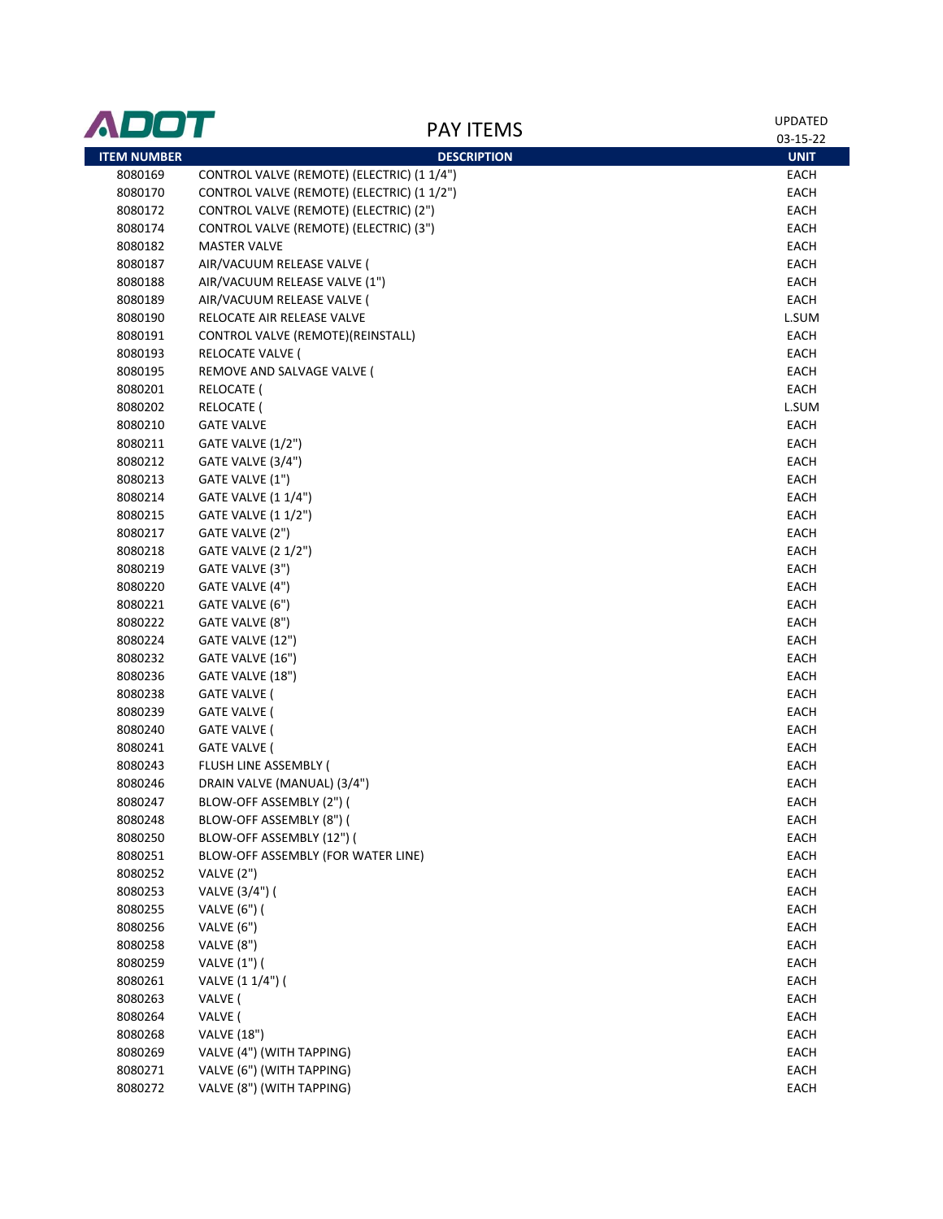ADOT

# PAY ITEMS

UPDATED 03-15-22

| ITEM NUMBER | DESCRIPTION | UNIT |
|---|---|---|
| 8080169 | CONTROL VALVE (REMOTE) (ELECTRIC) (1 1/4") | EACH |
| 8080170 | CONTROL VALVE (REMOTE) (ELECTRIC) (1 1/2") | EACH |
| 8080172 | CONTROL VALVE (REMOTE) (ELECTRIC) (2") | EACH |
| 8080174 | CONTROL VALVE (REMOTE) (ELECTRIC) (3") | EACH |
| 8080182 | MASTER VALVE | EACH |
| 8080187 | AIR/VACUUM RELEASE VALVE ( | EACH |
| 8080188 | AIR/VACUUM RELEASE VALVE (1") | EACH |
| 8080189 | AIR/VACUUM RELEASE VALVE ( | EACH |
| 8080190 | RELOCATE AIR RELEASE VALVE | L.SUM |
| 8080191 | CONTROL VALVE (REMOTE)(REINSTALL) | EACH |
| 8080193 | RELOCATE VALVE ( | EACH |
| 8080195 | REMOVE AND SALVAGE VALVE ( | EACH |
| 8080201 | RELOCATE ( | EACH |
| 8080202 | RELOCATE ( | L.SUM |
| 8080210 | GATE VALVE | EACH |
| 8080211 | GATE VALVE (1/2") | EACH |
| 8080212 | GATE VALVE (3/4") | EACH |
| 8080213 | GATE VALVE (1") | EACH |
| 8080214 | GATE VALVE (1 1/4") | EACH |
| 8080215 | GATE VALVE (1 1/2") | EACH |
| 8080217 | GATE VALVE (2") | EACH |
| 8080218 | GATE VALVE (2 1/2") | EACH |
| 8080219 | GATE VALVE (3") | EACH |
| 8080220 | GATE VALVE (4") | EACH |
| 8080221 | GATE VALVE (6") | EACH |
| 8080222 | GATE VALVE (8") | EACH |
| 8080224 | GATE VALVE (12") | EACH |
| 8080232 | GATE VALVE (16") | EACH |
| 8080236 | GATE VALVE (18") | EACH |
| 8080238 | GATE VALVE ( | EACH |
| 8080239 | GATE VALVE ( | EACH |
| 8080240 | GATE VALVE ( | EACH |
| 8080241 | GATE VALVE ( | EACH |
| 8080243 | FLUSH LINE ASSEMBLY ( | EACH |
| 8080246 | DRAIN VALVE (MANUAL) (3/4") | EACH |
| 8080247 | BLOW-OFF ASSEMBLY (2") ( | EACH |
| 8080248 | BLOW-OFF ASSEMBLY (8") ( | EACH |
| 8080250 | BLOW-OFF ASSEMBLY (12") ( | EACH |
| 8080251 | BLOW-OFF ASSEMBLY (FOR WATER LINE) | EACH |
| 8080252 | VALVE (2") | EACH |
| 8080253 | VALVE (3/4") ( | EACH |
| 8080255 | VALVE (6") ( | EACH |
| 8080256 | VALVE (6") | EACH |
| 8080258 | VALVE (8") | EACH |
| 8080259 | VALVE (1") ( | EACH |
| 8080261 | VALVE (1 1/4") ( | EACH |
| 8080263 | VALVE ( | EACH |
| 8080264 | VALVE ( | EACH |
| 8080268 | VALVE (18") | EACH |
| 8080269 | VALVE (4") (WITH TAPPING) | EACH |
| 8080271 | VALVE (6") (WITH TAPPING) | EACH |
| 8080272 | VALVE (8") (WITH TAPPING) | EACH |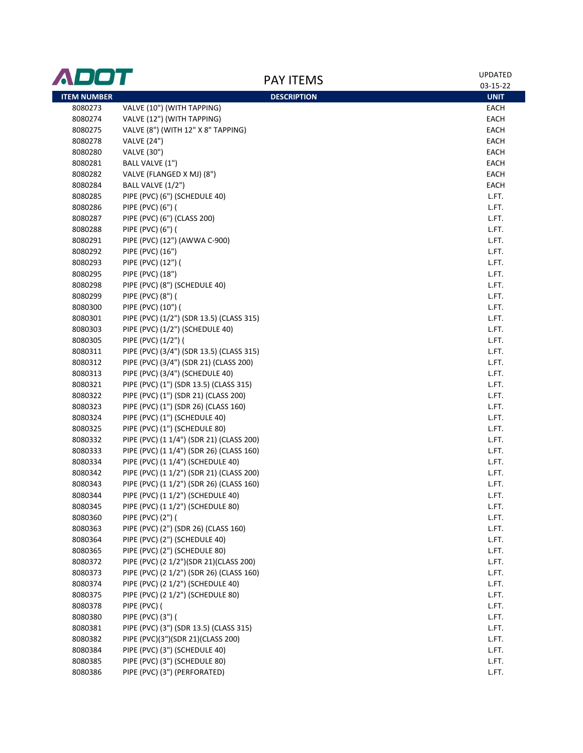ADOT

# PAY ITEMS

UPDATED 03-15-22

| ITEM NUMBER | DESCRIPTION | UNIT |
|---|---|---|
| 8080273 | VALVE (10") (WITH TAPPING) | EACH |
| 8080274 | VALVE (12") (WITH TAPPING) | EACH |
| 8080275 | VALVE (8") (WITH 12" X 8" TAPPING) | EACH |
| 8080278 | VALVE (24") | EACH |
| 8080280 | VALVE (30") | EACH |
| 8080281 | BALL VALVE (1") | EACH |
| 8080282 | VALVE (FLANGED X MJ) (8") | EACH |
| 8080284 | BALL VALVE (1/2") | EACH |
| 8080285 | PIPE (PVC) (6") (SCHEDULE 40) | L.FT. |
| 8080286 | PIPE (PVC) (6") ( | L.FT. |
| 8080287 | PIPE (PVC) (6") (CLASS 200) | L.FT. |
| 8080288 | PIPE (PVC) (6") ( | L.FT. |
| 8080291 | PIPE (PVC) (12") (AWWA C-900) | L.FT. |
| 8080292 | PIPE (PVC) (16") | L.FT. |
| 8080293 | PIPE (PVC) (12") ( | L.FT. |
| 8080295 | PIPE (PVC) (18") | L.FT. |
| 8080298 | PIPE (PVC) (8") (SCHEDULE 40) | L.FT. |
| 8080299 | PIPE (PVC) (8") ( | L.FT. |
| 8080300 | PIPE (PVC) (10") ( | L.FT. |
| 8080301 | PIPE (PVC) (1/2") (SDR 13.5) (CLASS 315) | L.FT. |
| 8080303 | PIPE (PVC) (1/2") (SCHEDULE 40) | L.FT. |
| 8080305 | PIPE (PVC) (1/2") ( | L.FT. |
| 8080311 | PIPE (PVC) (3/4") (SDR 13.5) (CLASS 315) | L.FT. |
| 8080312 | PIPE (PVC) (3/4") (SDR 21) (CLASS 200) | L.FT. |
| 8080313 | PIPE (PVC) (3/4") (SCHEDULE 40) | L.FT. |
| 8080321 | PIPE (PVC) (1") (SDR 13.5) (CLASS 315) | L.FT. |
| 8080322 | PIPE (PVC) (1") (SDR 21) (CLASS 200) | L.FT. |
| 8080323 | PIPE (PVC) (1") (SDR 26) (CLASS 160) | L.FT. |
| 8080324 | PIPE (PVC) (1") (SCHEDULE 40) | L.FT. |
| 8080325 | PIPE (PVC) (1") (SCHEDULE 80) | L.FT. |
| 8080332 | PIPE (PVC) (1 1/4") (SDR 21) (CLASS 200) | L.FT. |
| 8080333 | PIPE (PVC) (1 1/4") (SDR 26) (CLASS 160) | L.FT. |
| 8080334 | PIPE (PVC) (1 1/4") (SCHEDULE 40) | L.FT. |
| 8080342 | PIPE (PVC) (1 1/2") (SDR 21) (CLASS 200) | L.FT. |
| 8080343 | PIPE (PVC) (1 1/2") (SDR 26) (CLASS 160) | L.FT. |
| 8080344 | PIPE (PVC) (1 1/2") (SCHEDULE 40) | L.FT. |
| 8080345 | PIPE (PVC) (1 1/2") (SCHEDULE 80) | L.FT. |
| 8080360 | PIPE (PVC) (2") ( | L.FT. |
| 8080363 | PIPE (PVC) (2") (SDR 26) (CLASS 160) | L.FT. |
| 8080364 | PIPE (PVC) (2") (SCHEDULE 40) | L.FT. |
| 8080365 | PIPE (PVC) (2") (SCHEDULE 80) | L.FT. |
| 8080372 | PIPE (PVC) (2 1/2")(SDR 21)(CLASS 200) | L.FT. |
| 8080373 | PIPE (PVC) (2 1/2") (SDR 26) (CLASS 160) | L.FT. |
| 8080374 | PIPE (PVC) (2 1/2") (SCHEDULE 40) | L.FT. |
| 8080375 | PIPE (PVC) (2 1/2") (SCHEDULE 80) | L.FT. |
| 8080378 | PIPE (PVC) ( | L.FT. |
| 8080380 | PIPE (PVC) (3") ( | L.FT. |
| 8080381 | PIPE (PVC) (3") (SDR 13.5) (CLASS 315) | L.FT. |
| 8080382 | PIPE (PVC)(3")(SDR 21)(CLASS 200) | L.FT. |
| 8080384 | PIPE (PVC) (3") (SCHEDULE 40) | L.FT. |
| 8080385 | PIPE (PVC) (3") (SCHEDULE 80) | L.FT. |
| 8080386 | PIPE (PVC) (3") (PERFORATED) | L.FT. |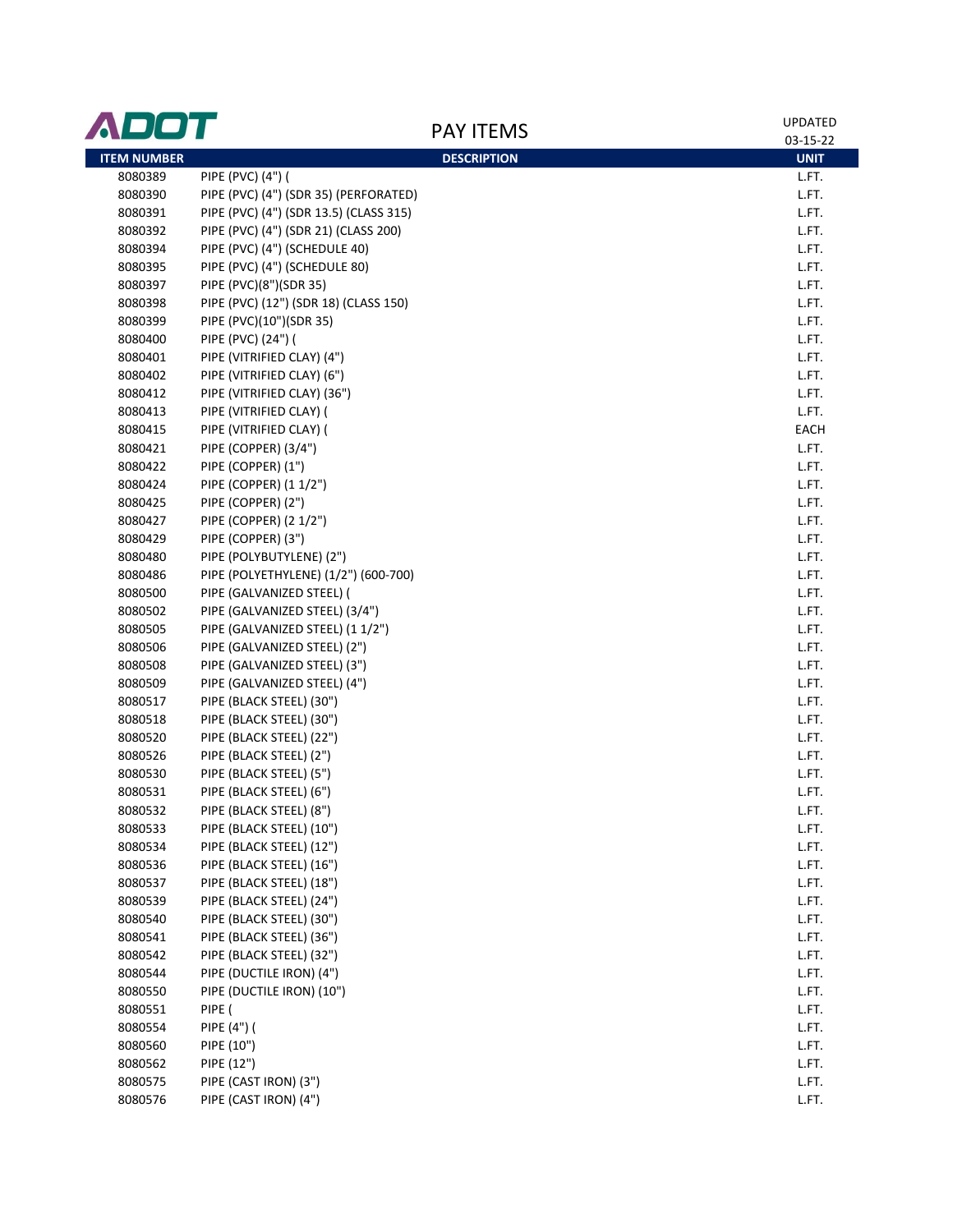# PAY ITEMS

UPDATED 03-15-22

| ITEM NUMBER | DESCRIPTION | UNIT |
|---|---|---|
| 8080389 | PIPE (PVC) (4") ( | L.FT. |
| 8080390 | PIPE (PVC) (4") (SDR 35) (PERFORATED) | L.FT. |
| 8080391 | PIPE (PVC) (4") (SDR 13.5) (CLASS 315) | L.FT. |
| 8080392 | PIPE (PVC) (4") (SDR 21) (CLASS 200) | L.FT. |
| 8080394 | PIPE (PVC) (4") (SCHEDULE 40) | L.FT. |
| 8080395 | PIPE (PVC) (4") (SCHEDULE 80) | L.FT. |
| 8080397 | PIPE (PVC)(8")(SDR 35) | L.FT. |
| 8080398 | PIPE (PVC) (12") (SDR 18) (CLASS 150) | L.FT. |
| 8080399 | PIPE (PVC)(10")(SDR 35) | L.FT. |
| 8080400 | PIPE (PVC) (24") ( | L.FT. |
| 8080401 | PIPE (VITRIFIED CLAY) (4") | L.FT. |
| 8080402 | PIPE (VITRIFIED CLAY) (6") | L.FT. |
| 8080412 | PIPE (VITRIFIED CLAY) (36") | L.FT. |
| 8080413 | PIPE (VITRIFIED CLAY) ( | L.FT. |
| 8080415 | PIPE (VITRIFIED CLAY) ( | EACH |
| 8080421 | PIPE (COPPER) (3/4") | L.FT. |
| 8080422 | PIPE (COPPER) (1") | L.FT. |
| 8080424 | PIPE (COPPER) (1 1/2") | L.FT. |
| 8080425 | PIPE (COPPER) (2") | L.FT. |
| 8080427 | PIPE (COPPER) (2 1/2") | L.FT. |
| 8080429 | PIPE (COPPER) (3") | L.FT. |
| 8080480 | PIPE (POLYBUTYLENE) (2") | L.FT. |
| 8080486 | PIPE (POLYETHYLENE) (1/2") (600-700) | L.FT. |
| 8080500 | PIPE (GALVANIZED STEEL) ( | L.FT. |
| 8080502 | PIPE (GALVANIZED STEEL) (3/4") | L.FT. |
| 8080505 | PIPE (GALVANIZED STEEL) (1 1/2") | L.FT. |
| 8080506 | PIPE (GALVANIZED STEEL) (2") | L.FT. |
| 8080508 | PIPE (GALVANIZED STEEL) (3") | L.FT. |
| 8080509 | PIPE (GALVANIZED STEEL) (4") | L.FT. |
| 8080517 | PIPE (BLACK STEEL) (30") | L.FT. |
| 8080518 | PIPE (BLACK STEEL) (30") | L.FT. |
| 8080520 | PIPE (BLACK STEEL) (22") | L.FT. |
| 8080526 | PIPE (BLACK STEEL) (2") | L.FT. |
| 8080530 | PIPE (BLACK STEEL) (5") | L.FT. |
| 8080531 | PIPE (BLACK STEEL) (6") | L.FT. |
| 8080532 | PIPE (BLACK STEEL) (8") | L.FT. |
| 8080533 | PIPE (BLACK STEEL) (10") | L.FT. |
| 8080534 | PIPE (BLACK STEEL) (12") | L.FT. |
| 8080536 | PIPE (BLACK STEEL) (16") | L.FT. |
| 8080537 | PIPE (BLACK STEEL) (18") | L.FT. |
| 8080539 | PIPE (BLACK STEEL) (24") | L.FT. |
| 8080540 | PIPE (BLACK STEEL) (30") | L.FT. |
| 8080541 | PIPE (BLACK STEEL) (36") | L.FT. |
| 8080542 | PIPE (BLACK STEEL) (32") | L.FT. |
| 8080544 | PIPE (DUCTILE IRON) (4") | L.FT. |
| 8080550 | PIPE (DUCTILE IRON) (10") | L.FT. |
| 8080551 | PIPE ( | L.FT. |
| 8080554 | PIPE (4") ( | L.FT. |
| 8080560 | PIPE (10") | L.FT. |
| 8080562 | PIPE (12") | L.FT. |
| 8080575 | PIPE (CAST IRON) (3") | L.FT. |
| 8080576 | PIPE (CAST IRON) (4") | L.FT. |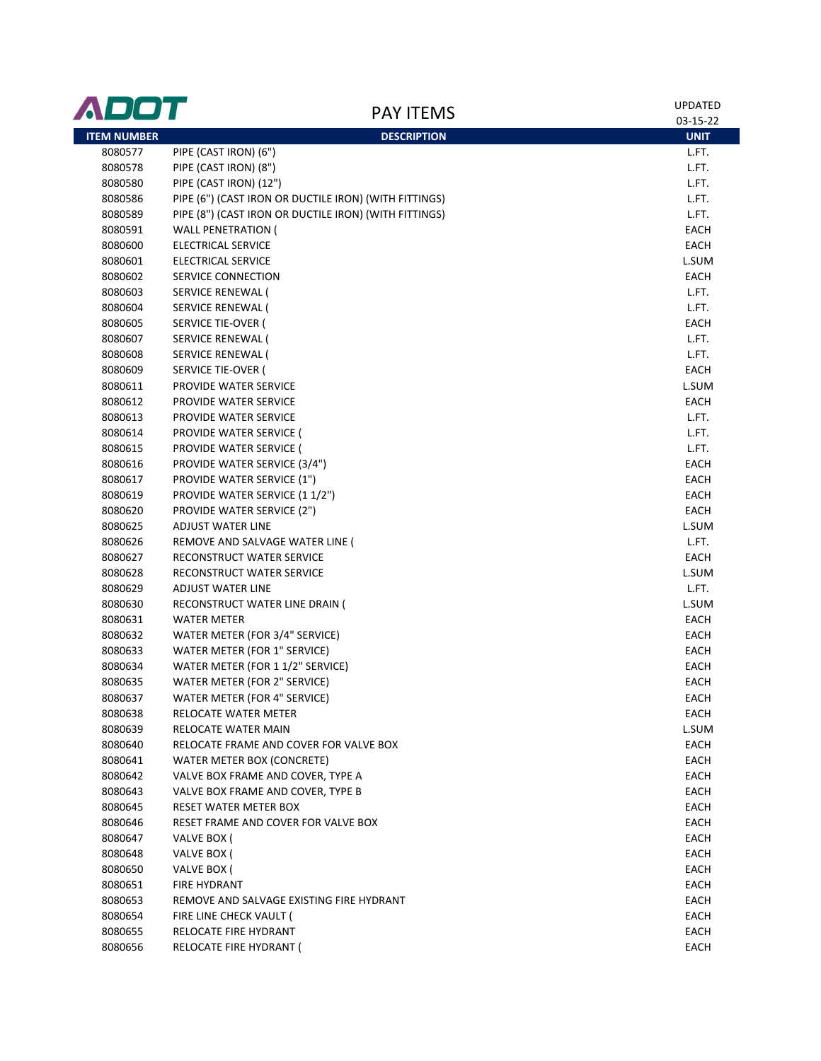ADOT

# PAY ITEMS

UPDATED 03-15-22

| ITEM NUMBER | DESCRIPTION | UNIT |
|---|---|---|
| 8080577 | PIPE (CAST IRON) (6") | L.FT. |
| 8080578 | PIPE (CAST IRON) (8") | L.FT. |
| 8080580 | PIPE (CAST IRON) (12") | L.FT. |
| 8080586 | PIPE (6") (CAST IRON OR DUCTILE IRON) (WITH FITTINGS) | L.FT. |
| 8080589 | PIPE (8") (CAST IRON OR DUCTILE IRON) (WITH FITTINGS) | L.FT. |
| 8080591 | WALL PENETRATION ( | EACH |
| 8080600 | ELECTRICAL SERVICE | EACH |
| 8080601 | ELECTRICAL SERVICE | L.SUM |
| 8080602 | SERVICE CONNECTION | EACH |
| 8080603 | SERVICE RENEWAL ( | L.FT. |
| 8080604 | SERVICE RENEWAL ( | L.FT. |
| 8080605 | SERVICE TIE-OVER ( | EACH |
| 8080607 | SERVICE RENEWAL ( | L.FT. |
| 8080608 | SERVICE RENEWAL ( | L.FT. |
| 8080609 | SERVICE TIE-OVER ( | EACH |
| 8080611 | PROVIDE WATER SERVICE | L.SUM |
| 8080612 | PROVIDE WATER SERVICE | EACH |
| 8080613 | PROVIDE WATER SERVICE | L.FT. |
| 8080614 | PROVIDE WATER SERVICE ( | L.FT. |
| 8080615 | PROVIDE WATER SERVICE ( | L.FT. |
| 8080616 | PROVIDE WATER SERVICE (3/4") | EACH |
| 8080617 | PROVIDE WATER SERVICE (1") | EACH |
| 8080619 | PROVIDE WATER SERVICE (1 1/2") | EACH |
| 8080620 | PROVIDE WATER SERVICE (2") | EACH |
| 8080625 | ADJUST WATER LINE | L.SUM |
| 8080626 | REMOVE AND SALVAGE WATER LINE ( | L.FT. |
| 8080627 | RECONSTRUCT WATER SERVICE | EACH |
| 8080628 | RECONSTRUCT WATER SERVICE | L.SUM |
| 8080629 | ADJUST WATER LINE | L.FT. |
| 8080630 | RECONSTRUCT WATER LINE DRAIN ( | L.SUM |
| 8080631 | WATER METER | EACH |
| 8080632 | WATER METER (FOR 3/4" SERVICE) | EACH |
| 8080633 | WATER METER (FOR 1" SERVICE) | EACH |
| 8080634 | WATER METER (FOR 1 1/2" SERVICE) | EACH |
| 8080635 | WATER METER (FOR 2" SERVICE) | EACH |
| 8080637 | WATER METER (FOR 4" SERVICE) | EACH |
| 8080638 | RELOCATE WATER METER | EACH |
| 8080639 | RELOCATE WATER MAIN | L.SUM |
| 8080640 | RELOCATE FRAME AND COVER FOR VALVE BOX | EACH |
| 8080641 | WATER METER BOX (CONCRETE) | EACH |
| 8080642 | VALVE BOX FRAME AND COVER, TYPE A | EACH |
| 8080643 | VALVE BOX FRAME AND COVER, TYPE B | EACH |
| 8080645 | RESET WATER METER BOX | EACH |
| 8080646 | RESET FRAME AND COVER FOR VALVE BOX | EACH |
| 8080647 | VALVE BOX ( | EACH |
| 8080648 | VALVE BOX ( | EACH |
| 8080650 | VALVE BOX ( | EACH |
| 8080651 | FIRE HYDRANT | EACH |
| 8080653 | REMOVE AND SALVAGE EXISTING FIRE HYDRANT | EACH |
| 8080654 | FIRE LINE CHECK VAULT ( | EACH |
| 8080655 | RELOCATE FIRE HYDRANT | EACH |
| 8080656 | RELOCATE FIRE HYDRANT ( | EACH |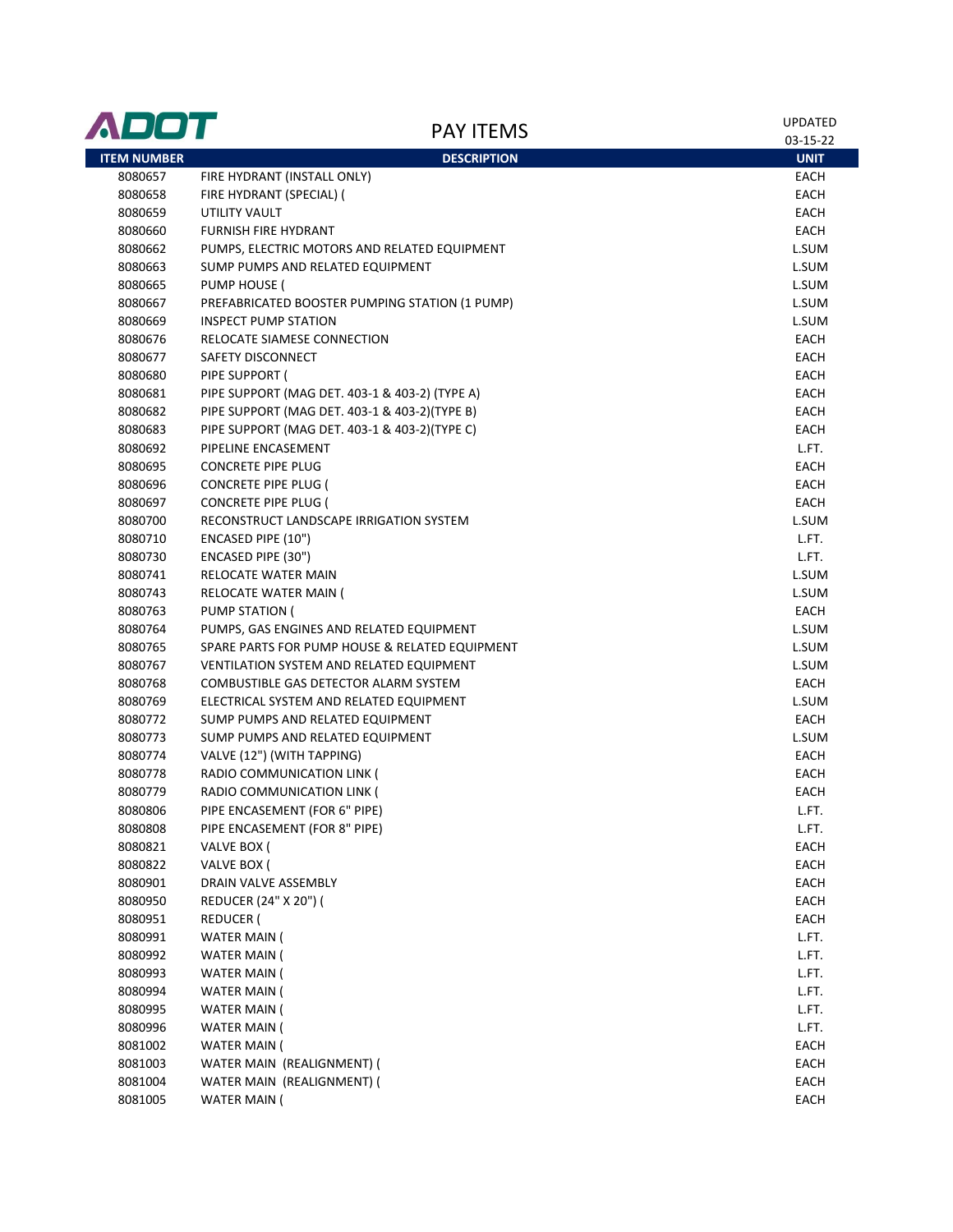# PAY ITEMS

UPDATED 03-15-22

| ITEM NUMBER | DESCRIPTION | UNIT |
|---|---|---|
| 8080657 | FIRE HYDRANT (INSTALL ONLY) | EACH |
| 8080658 | FIRE HYDRANT (SPECIAL) ( | EACH |
| 8080659 | UTILITY VAULT | EACH |
| 8080660 | FURNISH FIRE HYDRANT | EACH |
| 8080662 | PUMPS, ELECTRIC MOTORS AND RELATED EQUIPMENT | L.SUM |
| 8080663 | SUMP PUMPS AND RELATED EQUIPMENT | L.SUM |
| 8080665 | PUMP HOUSE ( | L.SUM |
| 8080667 | PREFABRICATED BOOSTER PUMPING STATION (1 PUMP) | L.SUM |
| 8080669 | INSPECT PUMP STATION | L.SUM |
| 8080676 | RELOCATE SIAMESE CONNECTION | EACH |
| 8080677 | SAFETY DISCONNECT | EACH |
| 8080680 | PIPE SUPPORT ( | EACH |
| 8080681 | PIPE SUPPORT (MAG DET. 403-1 & 403-2) (TYPE A) | EACH |
| 8080682 | PIPE SUPPORT (MAG DET. 403-1 & 403-2)(TYPE B) | EACH |
| 8080683 | PIPE SUPPORT (MAG DET. 403-1 & 403-2)(TYPE C) | EACH |
| 8080692 | PIPELINE ENCASEMENT | L.FT. |
| 8080695 | CONCRETE PIPE PLUG | EACH |
| 8080696 | CONCRETE PIPE PLUG ( | EACH |
| 8080697 | CONCRETE PIPE PLUG ( | EACH |
| 8080700 | RECONSTRUCT LANDSCAPE IRRIGATION SYSTEM | L.SUM |
| 8080710 | ENCASED PIPE (10") | L.FT. |
| 8080730 | ENCASED PIPE (30") | L.FT. |
| 8080741 | RELOCATE WATER MAIN | L.SUM |
| 8080743 | RELOCATE WATER MAIN ( | L.SUM |
| 8080763 | PUMP STATION ( | EACH |
| 8080764 | PUMPS, GAS ENGINES AND RELATED EQUIPMENT | L.SUM |
| 8080765 | SPARE PARTS FOR PUMP HOUSE & RELATED EQUIPMENT | L.SUM |
| 8080767 | VENTILATION SYSTEM AND RELATED EQUIPMENT | L.SUM |
| 8080768 | COMBUSTIBLE GAS DETECTOR ALARM SYSTEM | EACH |
| 8080769 | ELECTRICAL SYSTEM AND RELATED EQUIPMENT | L.SUM |
| 8080772 | SUMP PUMPS AND RELATED EQUIPMENT | EACH |
| 8080773 | SUMP PUMPS AND RELATED EQUIPMENT | L.SUM |
| 8080774 | VALVE (12") (WITH TAPPING) | EACH |
| 8080778 | RADIO COMMUNICATION LINK ( | EACH |
| 8080779 | RADIO COMMUNICATION LINK ( | EACH |
| 8080806 | PIPE ENCASEMENT (FOR 6" PIPE) | L.FT. |
| 8080808 | PIPE ENCASEMENT (FOR 8" PIPE) | L.FT. |
| 8080821 | VALVE BOX ( | EACH |
| 8080822 | VALVE BOX ( | EACH |
| 8080901 | DRAIN VALVE ASSEMBLY | EACH |
| 8080950 | REDUCER (24" X 20") ( | EACH |
| 8080951 | REDUCER ( | EACH |
| 8080991 | WATER MAIN ( | L.FT. |
| 8080992 | WATER MAIN ( | L.FT. |
| 8080993 | WATER MAIN ( | L.FT. |
| 8080994 | WATER MAIN ( | L.FT. |
| 8080995 | WATER MAIN ( | L.FT. |
| 8080996 | WATER MAIN ( | L.FT. |
| 8081002 | WATER MAIN ( | EACH |
| 8081003 | WATER MAIN (REALIGNMENT) ( | EACH |
| 8081004 | WATER MAIN (REALIGNMENT) ( | EACH |
| 8081005 | WATER MAIN ( | EACH |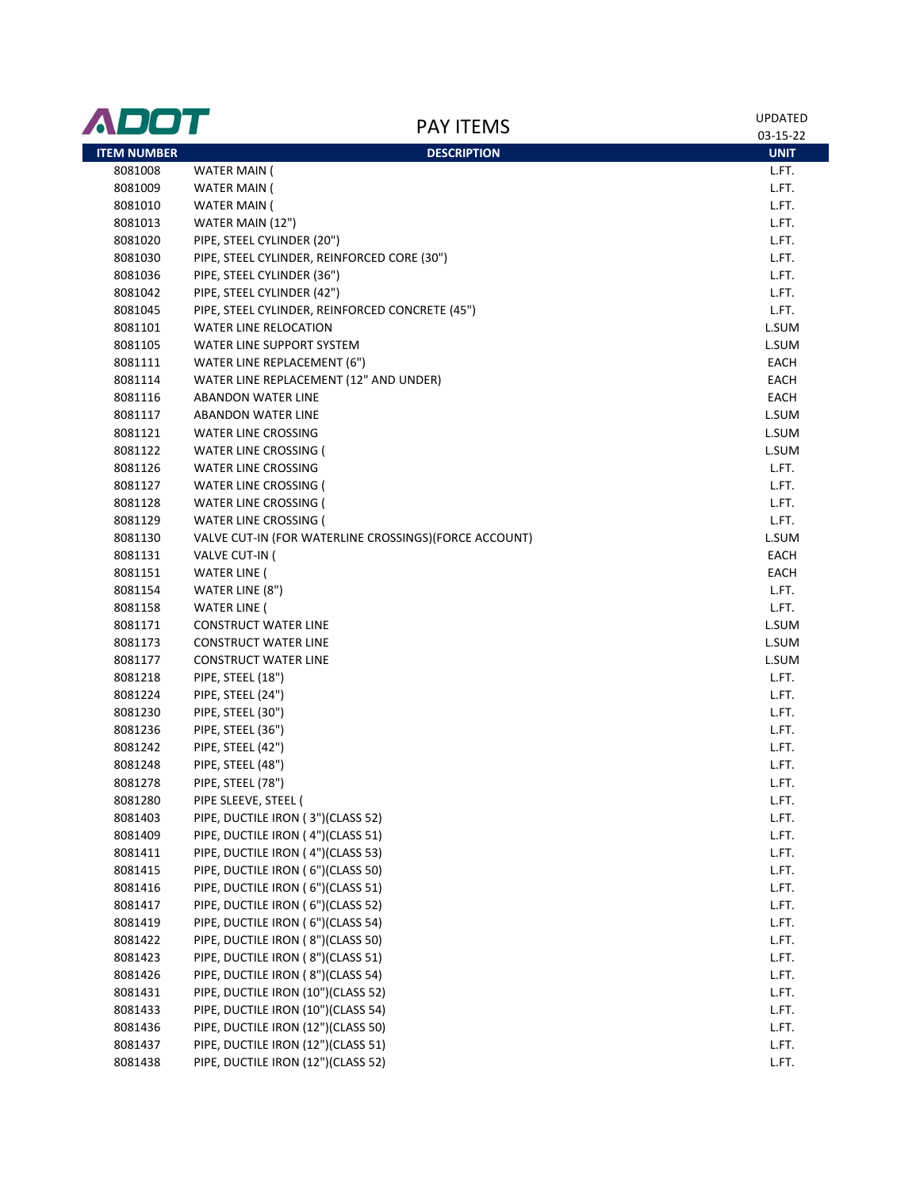# PAY ITEMS

UPDATED 03-15-22

| ITEM NUMBER | DESCRIPTION | UNIT |
|---|---|---|
| 8081008 | WATER MAIN ( | L.FT. |
| 8081009 | WATER MAIN ( | L.FT. |
| 8081010 | WATER MAIN ( | L.FT. |
| 8081013 | WATER MAIN (12") | L.FT. |
| 8081020 | PIPE, STEEL CYLINDER (20") | L.FT. |
| 8081030 | PIPE, STEEL CYLINDER, REINFORCED CORE (30") | L.FT. |
| 8081036 | PIPE, STEEL CYLINDER (36") | L.FT. |
| 8081042 | PIPE, STEEL CYLINDER (42") | L.FT. |
| 8081045 | PIPE, STEEL CYLINDER, REINFORCED CONCRETE (45") | L.FT. |
| 8081101 | WATER LINE RELOCATION | L.SUM |
| 8081105 | WATER LINE SUPPORT SYSTEM | L.SUM |
| 8081111 | WATER LINE REPLACEMENT (6") | EACH |
| 8081114 | WATER LINE REPLACEMENT (12" AND UNDER) | EACH |
| 8081116 | ABANDON WATER LINE | EACH |
| 8081117 | ABANDON WATER LINE | L.SUM |
| 8081121 | WATER LINE CROSSING | L.SUM |
| 8081122 | WATER LINE CROSSING ( | L.SUM |
| 8081126 | WATER LINE CROSSING | L.FT. |
| 8081127 | WATER LINE CROSSING ( | L.FT. |
| 8081128 | WATER LINE CROSSING ( | L.FT. |
| 8081129 | WATER LINE CROSSING ( | L.FT. |
| 8081130 | VALVE CUT-IN (FOR WATERLINE CROSSINGS)(FORCE ACCOUNT) | L.SUM |
| 8081131 | VALVE CUT-IN ( | EACH |
| 8081151 | WATER LINE ( | EACH |
| 8081154 | WATER LINE (8") | L.FT. |
| 8081158 | WATER LINE ( | L.FT. |
| 8081171 | CONSTRUCT WATER LINE | L.SUM |
| 8081173 | CONSTRUCT WATER LINE | L.SUM |
| 8081177 | CONSTRUCT WATER LINE | L.SUM |
| 8081218 | PIPE, STEEL (18") | L.FT. |
| 8081224 | PIPE, STEEL (24") | L.FT. |
| 8081230 | PIPE, STEEL (30") | L.FT. |
| 8081236 | PIPE, STEEL (36") | L.FT. |
| 8081242 | PIPE, STEEL (42") | L.FT. |
| 8081248 | PIPE, STEEL (48") | L.FT. |
| 8081278 | PIPE, STEEL (78") | L.FT. |
| 8081280 | PIPE SLEEVE, STEEL ( | L.FT. |
| 8081403 | PIPE, DUCTILE IRON ( 3")(CLASS 52) | L.FT. |
| 8081409 | PIPE, DUCTILE IRON ( 4")(CLASS 51) | L.FT. |
| 8081411 | PIPE, DUCTILE IRON ( 4")(CLASS 53) | L.FT. |
| 8081415 | PIPE, DUCTILE IRON ( 6")(CLASS 50) | L.FT. |
| 8081416 | PIPE, DUCTILE IRON ( 6")(CLASS 51) | L.FT. |
| 8081417 | PIPE, DUCTILE IRON ( 6")(CLASS 52) | L.FT. |
| 8081419 | PIPE, DUCTILE IRON ( 6")(CLASS 54) | L.FT. |
| 8081422 | PIPE, DUCTILE IRON ( 8")(CLASS 50) | L.FT. |
| 8081423 | PIPE, DUCTILE IRON ( 8")(CLASS 51) | L.FT. |
| 8081426 | PIPE, DUCTILE IRON ( 8")(CLASS 54) | L.FT. |
| 8081431 | PIPE, DUCTILE IRON (10")(CLASS 52) | L.FT. |
| 8081433 | PIPE, DUCTILE IRON (10")(CLASS 54) | L.FT. |
| 8081436 | PIPE, DUCTILE IRON (12")(CLASS 50) | L.FT. |
| 8081437 | PIPE, DUCTILE IRON (12")(CLASS 51) | L.FT. |
| 8081438 | PIPE, DUCTILE IRON (12")(CLASS 52) | L.FT. |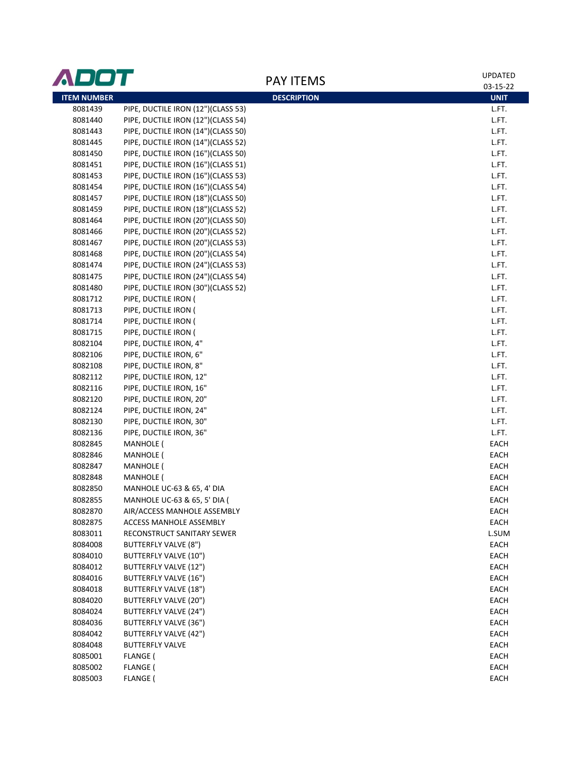# PAY ITEMS

UPDATED 03-15-22

| ITEM NUMBER | DESCRIPTION | UNIT |
|---|---|---|
| 8081439 | PIPE, DUCTILE IRON (12")(CLASS 53) | L.FT. |
| 8081440 | PIPE, DUCTILE IRON (12")(CLASS 54) | L.FT. |
| 8081443 | PIPE, DUCTILE IRON (14")(CLASS 50) | L.FT. |
| 8081445 | PIPE, DUCTILE IRON (14")(CLASS 52) | L.FT. |
| 8081450 | PIPE, DUCTILE IRON (16")(CLASS 50) | L.FT. |
| 8081451 | PIPE, DUCTILE IRON (16")(CLASS 51) | L.FT. |
| 8081453 | PIPE, DUCTILE IRON (16")(CLASS 53) | L.FT. |
| 8081454 | PIPE, DUCTILE IRON (16")(CLASS 54) | L.FT. |
| 8081457 | PIPE, DUCTILE IRON (18")(CLASS 50) | L.FT. |
| 8081459 | PIPE, DUCTILE IRON (18")(CLASS 52) | L.FT. |
| 8081464 | PIPE, DUCTILE IRON (20")(CLASS 50) | L.FT. |
| 8081466 | PIPE, DUCTILE IRON (20")(CLASS 52) | L.FT. |
| 8081467 | PIPE, DUCTILE IRON (20")(CLASS 53) | L.FT. |
| 8081468 | PIPE, DUCTILE IRON (20")(CLASS 54) | L.FT. |
| 8081474 | PIPE, DUCTILE IRON (24")(CLASS 53) | L.FT. |
| 8081475 | PIPE, DUCTILE IRON (24")(CLASS 54) | L.FT. |
| 8081480 | PIPE, DUCTILE IRON (30")(CLASS 52) | L.FT. |
| 8081712 | PIPE, DUCTILE IRON ( | L.FT. |
| 8081713 | PIPE, DUCTILE IRON ( | L.FT. |
| 8081714 | PIPE, DUCTILE IRON ( | L.FT. |
| 8081715 | PIPE, DUCTILE IRON ( | L.FT. |
| 8082104 | PIPE, DUCTILE IRON, 4" | L.FT. |
| 8082106 | PIPE, DUCTILE IRON, 6" | L.FT. |
| 8082108 | PIPE, DUCTILE IRON, 8" | L.FT. |
| 8082112 | PIPE, DUCTILE IRON, 12" | L.FT. |
| 8082116 | PIPE, DUCTILE IRON, 16" | L.FT. |
| 8082120 | PIPE, DUCTILE IRON, 20" | L.FT. |
| 8082124 | PIPE, DUCTILE IRON, 24" | L.FT. |
| 8082130 | PIPE, DUCTILE IRON, 30" | L.FT. |
| 8082136 | PIPE, DUCTILE IRON, 36" | L.FT. |
| 8082845 | MANHOLE ( | EACH |
| 8082846 | MANHOLE ( | EACH |
| 8082847 | MANHOLE ( | EACH |
| 8082848 | MANHOLE ( | EACH |
| 8082850 | MANHOLE UC-63 & 65, 4' DIA | EACH |
| 8082855 | MANHOLE UC-63 & 65, 5' DIA ( | EACH |
| 8082870 | AIR/ACCESS MANHOLE ASSEMBLY | EACH |
| 8082875 | ACCESS MANHOLE ASSEMBLY | EACH |
| 8083011 | RECONSTRUCT SANITARY SEWER | L.SUM |
| 8084008 | BUTTERFLY VALVE (8") | EACH |
| 8084010 | BUTTERFLY VALVE (10") | EACH |
| 8084012 | BUTTERFLY VALVE (12") | EACH |
| 8084016 | BUTTERFLY VALVE (16") | EACH |
| 8084018 | BUTTERFLY VALVE (18") | EACH |
| 8084020 | BUTTERFLY VALVE (20") | EACH |
| 8084024 | BUTTERFLY VALVE (24") | EACH |
| 8084036 | BUTTERFLY VALVE (36") | EACH |
| 8084042 | BUTTERFLY VALVE (42") | EACH |
| 8084048 | BUTTERFLY VALVE | EACH |
| 8085001 | FLANGE ( | EACH |
| 8085002 | FLANGE ( | EACH |
| 8085003 | FLANGE ( | EACH |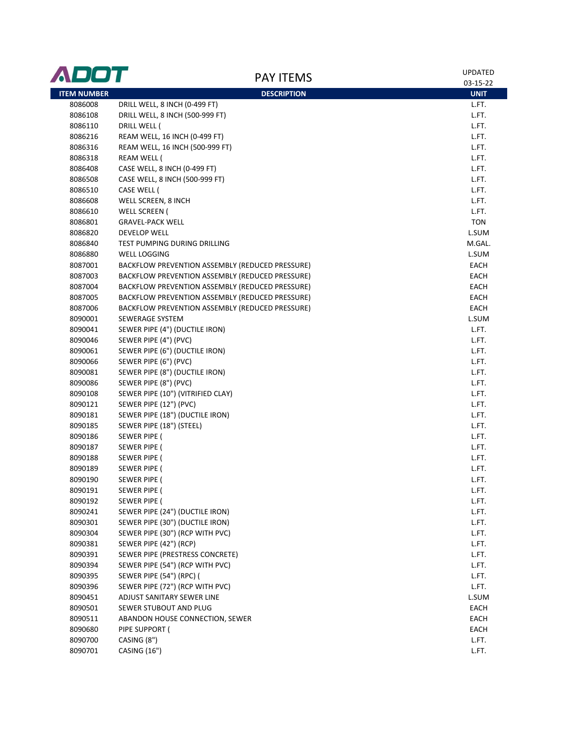**ADOT** — PAY ITEMS — UPDATED 03-15-22

| ITEM NUMBER | DESCRIPTION | UNIT |
|---|---|---|
| 8086008 | DRILL WELL, 8 INCH (0-499 FT) | L.FT. |
| 8086108 | DRILL WELL, 8 INCH (500-999 FT) | L.FT. |
| 8086110 | DRILL WELL ( | L.FT. |
| 8086216 | REAM WELL, 16 INCH (0-499 FT) | L.FT. |
| 8086316 | REAM WELL, 16 INCH (500-999 FT) | L.FT. |
| 8086318 | REAM WELL ( | L.FT. |
| 8086408 | CASE WELL, 8 INCH (0-499 FT) | L.FT. |
| 8086508 | CASE WELL, 8 INCH (500-999 FT) | L.FT. |
| 8086510 | CASE WELL ( | L.FT. |
| 8086608 | WELL SCREEN, 8 INCH | L.FT. |
| 8086610 | WELL SCREEN ( | L.FT. |
| 8086801 | GRAVEL-PACK WELL | TON |
| 8086820 | DEVELOP WELL | L.SUM |
| 8086840 | TEST PUMPING DURING DRILLING | M.GAL. |
| 8086880 | WELL LOGGING | L.SUM |
| 8087001 | BACKFLOW PREVENTION ASSEMBLY (REDUCED PRESSURE) | EACH |
| 8087003 | BACKFLOW PREVENTION ASSEMBLY (REDUCED PRESSURE) | EACH |
| 8087004 | BACKFLOW PREVENTION ASSEMBLY (REDUCED PRESSURE) | EACH |
| 8087005 | BACKFLOW PREVENTION ASSEMBLY (REDUCED PRESSURE) | EACH |
| 8087006 | BACKFLOW PREVENTION ASSEMBLY (REDUCED PRESSURE) | EACH |
| 8090001 | SEWERAGE SYSTEM | L.SUM |
| 8090041 | SEWER PIPE (4") (DUCTILE IRON) | L.FT. |
| 8090046 | SEWER PIPE (4") (PVC) | L.FT. |
| 8090061 | SEWER PIPE (6") (DUCTILE IRON) | L.FT. |
| 8090066 | SEWER PIPE (6") (PVC) | L.FT. |
| 8090081 | SEWER PIPE (8") (DUCTILE IRON) | L.FT. |
| 8090086 | SEWER PIPE (8") (PVC) | L.FT. |
| 8090108 | SEWER PIPE (10") (VITRIFIED CLAY) | L.FT. |
| 8090121 | SEWER PIPE (12") (PVC) | L.FT. |
| 8090181 | SEWER PIPE (18") (DUCTILE IRON) | L.FT. |
| 8090185 | SEWER PIPE (18") (STEEL) | L.FT. |
| 8090186 | SEWER PIPE ( | L.FT. |
| 8090187 | SEWER PIPE ( | L.FT. |
| 8090188 | SEWER PIPE ( | L.FT. |
| 8090189 | SEWER PIPE ( | L.FT. |
| 8090190 | SEWER PIPE ( | L.FT. |
| 8090191 | SEWER PIPE ( | L.FT. |
| 8090192 | SEWER PIPE ( | L.FT. |
| 8090241 | SEWER PIPE (24") (DUCTILE IRON) | L.FT. |
| 8090301 | SEWER PIPE (30") (DUCTILE IRON) | L.FT. |
| 8090304 | SEWER PIPE (30") (RCP WITH PVC) | L.FT. |
| 8090381 | SEWER PIPE (42") (RCP) | L.FT. |
| 8090391 | SEWER PIPE (PRESTRESS CONCRETE) | L.FT. |
| 8090394 | SEWER PIPE (54") (RCP WITH PVC) | L.FT. |
| 8090395 | SEWER PIPE (54") (RPC) ( | L.FT. |
| 8090396 | SEWER PIPE (72") (RCP WITH PVC) | L.FT. |
| 8090451 | ADJUST SANITARY SEWER LINE | L.SUM |
| 8090501 | SEWER STUBOUT AND PLUG | EACH |
| 8090511 | ABANDON HOUSE CONNECTION, SEWER | EACH |
| 8090680 | PIPE SUPPORT ( | EACH |
| 8090700 | CASING (8") | L.FT. |
| 8090701 | CASING (16") | L.FT. |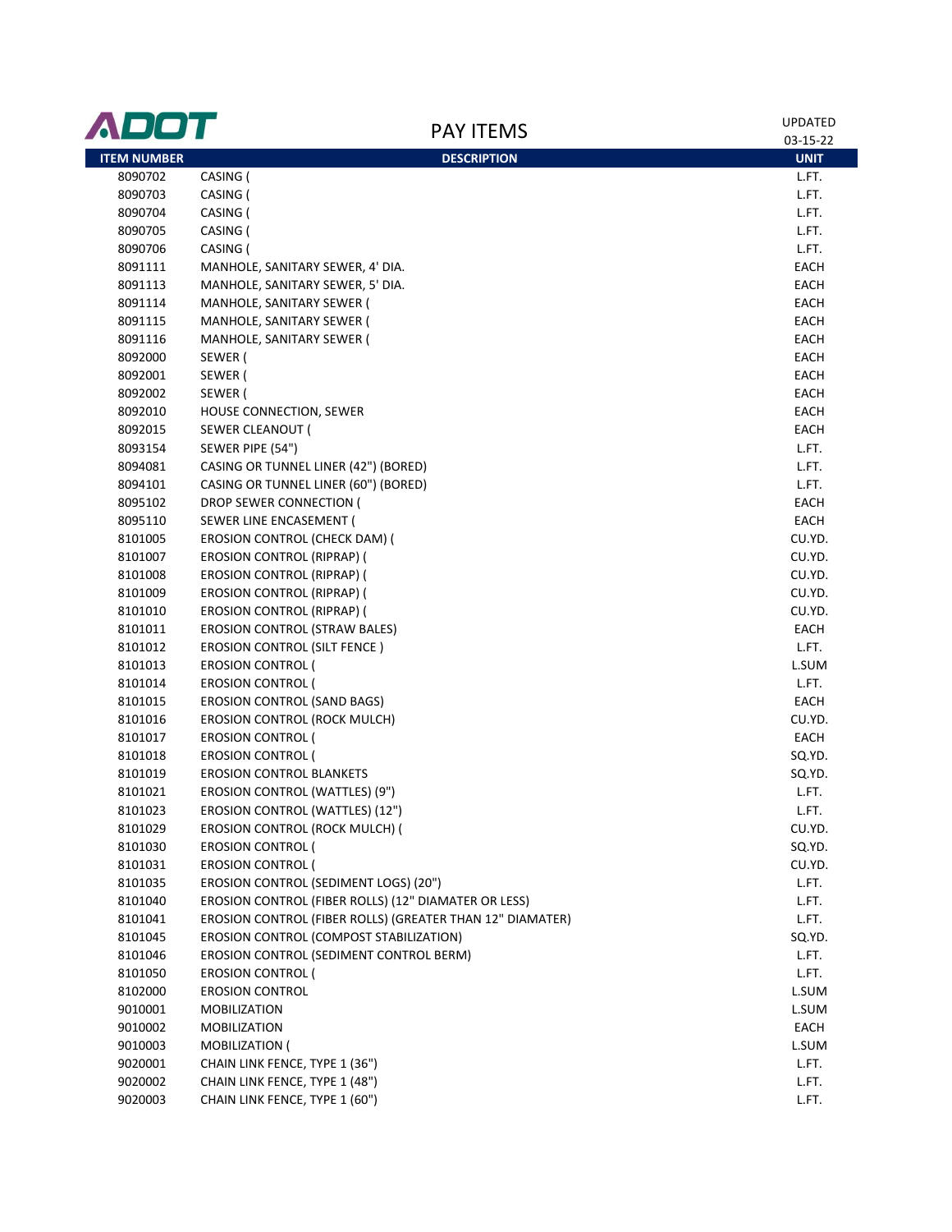# PAY ITEMS

UPDATED 03-15-22

| ITEM NUMBER | DESCRIPTION | UNIT |
|---|---|---|
| 8090702 | CASING ( | L.FT. |
| 8090703 | CASING ( | L.FT. |
| 8090704 | CASING ( | L.FT. |
| 8090705 | CASING ( | L.FT. |
| 8090706 | CASING ( | L.FT. |
| 8091111 | MANHOLE, SANITARY SEWER, 4' DIA. | EACH |
| 8091113 | MANHOLE, SANITARY SEWER, 5' DIA. | EACH |
| 8091114 | MANHOLE, SANITARY SEWER ( | EACH |
| 8091115 | MANHOLE, SANITARY SEWER ( | EACH |
| 8091116 | MANHOLE, SANITARY SEWER ( | EACH |
| 8092000 | SEWER ( | EACH |
| 8092001 | SEWER ( | EACH |
| 8092002 | SEWER ( | EACH |
| 8092010 | HOUSE CONNECTION, SEWER | EACH |
| 8092015 | SEWER CLEANOUT ( | EACH |
| 8093154 | SEWER PIPE (54") | L.FT. |
| 8094081 | CASING OR TUNNEL LINER (42") (BORED) | L.FT. |
| 8094101 | CASING OR TUNNEL LINER (60") (BORED) | L.FT. |
| 8095102 | DROP SEWER CONNECTION ( | EACH |
| 8095110 | SEWER LINE ENCASEMENT ( | EACH |
| 8101005 | EROSION CONTROL (CHECK DAM) ( | CU.YD. |
| 8101007 | EROSION CONTROL (RIPRAP) ( | CU.YD. |
| 8101008 | EROSION CONTROL (RIPRAP) ( | CU.YD. |
| 8101009 | EROSION CONTROL (RIPRAP) ( | CU.YD. |
| 8101010 | EROSION CONTROL (RIPRAP) ( | CU.YD. |
| 8101011 | EROSION CONTROL (STRAW BALES) | EACH |
| 8101012 | EROSION CONTROL (SILT FENCE ) | L.FT. |
| 8101013 | EROSION CONTROL ( | L.SUM |
| 8101014 | EROSION CONTROL ( | L.FT. |
| 8101015 | EROSION CONTROL (SAND BAGS) | EACH |
| 8101016 | EROSION CONTROL (ROCK MULCH) | CU.YD. |
| 8101017 | EROSION CONTROL ( | EACH |
| 8101018 | EROSION CONTROL ( | SQ.YD. |
| 8101019 | EROSION CONTROL BLANKETS | SQ.YD. |
| 8101021 | EROSION CONTROL (WATTLES) (9") | L.FT. |
| 8101023 | EROSION CONTROL (WATTLES) (12") | L.FT. |
| 8101029 | EROSION CONTROL (ROCK MULCH) ( | CU.YD. |
| 8101030 | EROSION CONTROL ( | SQ.YD. |
| 8101031 | EROSION CONTROL ( | CU.YD. |
| 8101035 | EROSION CONTROL (SEDIMENT LOGS) (20") | L.FT. |
| 8101040 | EROSION CONTROL (FIBER ROLLS) (12" DIAMATER OR LESS) | L.FT. |
| 8101041 | EROSION CONTROL (FIBER ROLLS) (GREATER THAN 12" DIAMATER) | L.FT. |
| 8101045 | EROSION CONTROL (COMPOST STABILIZATION) | SQ.YD. |
| 8101046 | EROSION CONTROL (SEDIMENT CONTROL BERM) | L.FT. |
| 8101050 | EROSION CONTROL ( | L.FT. |
| 8102000 | EROSION CONTROL | L.SUM |
| 9010001 | MOBILIZATION | L.SUM |
| 9010002 | MOBILIZATION | EACH |
| 9010003 | MOBILIZATION ( | L.SUM |
| 9020001 | CHAIN LINK FENCE, TYPE 1 (36") | L.FT. |
| 9020002 | CHAIN LINK FENCE, TYPE 1 (48") | L.FT. |
| 9020003 | CHAIN LINK FENCE, TYPE 1 (60") | L.FT. |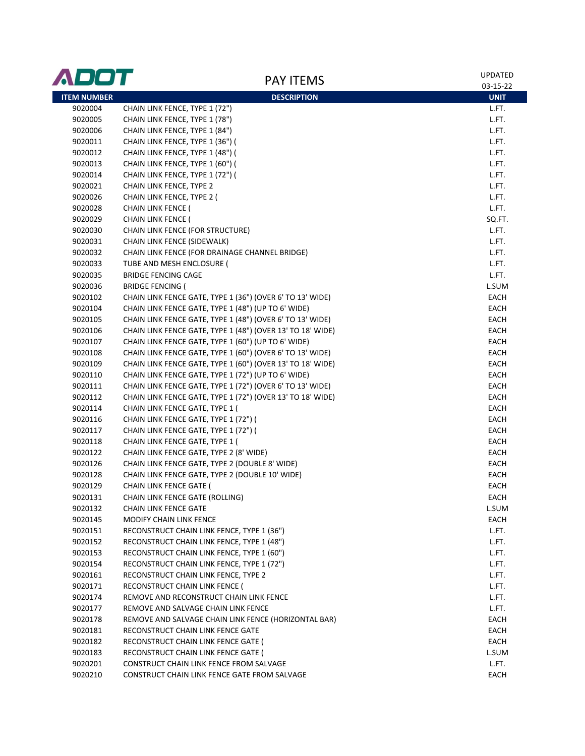ADOT

# PAY ITEMS

UPDATED 03-15-22

| ITEM NUMBER | DESCRIPTION | UNIT |
|---|---|---|
| 9020004 | CHAIN LINK FENCE, TYPE 1 (72") | L.FT. |
| 9020005 | CHAIN LINK FENCE, TYPE 1 (78") | L.FT. |
| 9020006 | CHAIN LINK FENCE, TYPE 1 (84") | L.FT. |
| 9020011 | CHAIN LINK FENCE, TYPE 1 (36") ( | L.FT. |
| 9020012 | CHAIN LINK FENCE, TYPE 1 (48") ( | L.FT. |
| 9020013 | CHAIN LINK FENCE, TYPE 1 (60") ( | L.FT. |
| 9020014 | CHAIN LINK FENCE, TYPE 1 (72") ( | L.FT. |
| 9020021 | CHAIN LINK FENCE, TYPE 2 | L.FT. |
| 9020026 | CHAIN LINK FENCE, TYPE 2 ( | L.FT. |
| 9020028 | CHAIN LINK FENCE ( | L.FT. |
| 9020029 | CHAIN LINK FENCE ( | SQ.FT. |
| 9020030 | CHAIN LINK FENCE (FOR STRUCTURE) | L.FT. |
| 9020031 | CHAIN LINK FENCE (SIDEWALK) | L.FT. |
| 9020032 | CHAIN LINK FENCE (FOR DRAINAGE CHANNEL BRIDGE) | L.FT. |
| 9020033 | TUBE AND MESH ENCLOSURE ( | L.FT. |
| 9020035 | BRIDGE FENCING CAGE | L.FT. |
| 9020036 | BRIDGE FENCING ( | L.SUM |
| 9020102 | CHAIN LINK FENCE GATE, TYPE 1 (36") (OVER 6' TO 13' WIDE) | EACH |
| 9020104 | CHAIN LINK FENCE GATE, TYPE 1 (48") (UP TO 6' WIDE) | EACH |
| 9020105 | CHAIN LINK FENCE GATE, TYPE 1 (48") (OVER 6' TO 13' WIDE) | EACH |
| 9020106 | CHAIN LINK FENCE GATE, TYPE 1 (48") (OVER 13' TO 18' WIDE) | EACH |
| 9020107 | CHAIN LINK FENCE GATE, TYPE 1 (60") (UP TO 6' WIDE) | EACH |
| 9020108 | CHAIN LINK FENCE GATE, TYPE 1 (60") (OVER 6' TO 13' WIDE) | EACH |
| 9020109 | CHAIN LINK FENCE GATE, TYPE 1 (60") (OVER 13' TO 18' WIDE) | EACH |
| 9020110 | CHAIN LINK FENCE GATE, TYPE 1 (72") (UP TO 6' WIDE) | EACH |
| 9020111 | CHAIN LINK FENCE GATE, TYPE 1 (72") (OVER 6' TO 13' WIDE) | EACH |
| 9020112 | CHAIN LINK FENCE GATE, TYPE 1 (72") (OVER 13' TO 18' WIDE) | EACH |
| 9020114 | CHAIN LINK FENCE GATE, TYPE 1 ( | EACH |
| 9020116 | CHAIN LINK FENCE GATE, TYPE 1 (72") ( | EACH |
| 9020117 | CHAIN LINK FENCE GATE, TYPE 1 (72") ( | EACH |
| 9020118 | CHAIN LINK FENCE GATE, TYPE 1 ( | EACH |
| 9020122 | CHAIN LINK FENCE GATE, TYPE 2 (8' WIDE) | EACH |
| 9020126 | CHAIN LINK FENCE GATE, TYPE 2 (DOUBLE 8' WIDE) | EACH |
| 9020128 | CHAIN LINK FENCE GATE, TYPE 2 (DOUBLE 10' WIDE) | EACH |
| 9020129 | CHAIN LINK FENCE GATE ( | EACH |
| 9020131 | CHAIN LINK FENCE GATE (ROLLING) | EACH |
| 9020132 | CHAIN LINK FENCE GATE | L.SUM |
| 9020145 | MODIFY CHAIN LINK FENCE | EACH |
| 9020151 | RECONSTRUCT CHAIN LINK FENCE, TYPE 1 (36") | L.FT. |
| 9020152 | RECONSTRUCT CHAIN LINK FENCE, TYPE 1 (48") | L.FT. |
| 9020153 | RECONSTRUCT CHAIN LINK FENCE, TYPE 1 (60") | L.FT. |
| 9020154 | RECONSTRUCT CHAIN LINK FENCE, TYPE 1 (72") | L.FT. |
| 9020161 | RECONSTRUCT CHAIN LINK FENCE, TYPE 2 | L.FT. |
| 9020171 | RECONSTRUCT CHAIN LINK FENCE ( | L.FT. |
| 9020174 | REMOVE AND RECONSTRUCT CHAIN LINK FENCE | L.FT. |
| 9020177 | REMOVE AND SALVAGE CHAIN LINK FENCE | L.FT. |
| 9020178 | REMOVE AND SALVAGE CHAIN LINK FENCE (HORIZONTAL BAR) | EACH |
| 9020181 | RECONSTRUCT CHAIN LINK FENCE GATE | EACH |
| 9020182 | RECONSTRUCT CHAIN LINK FENCE GATE ( | EACH |
| 9020183 | RECONSTRUCT CHAIN LINK FENCE GATE ( | L.SUM |
| 9020201 | CONSTRUCT CHAIN LINK FENCE FROM SALVAGE | L.FT. |
| 9020210 | CONSTRUCT CHAIN LINK FENCE GATE FROM SALVAGE | EACH |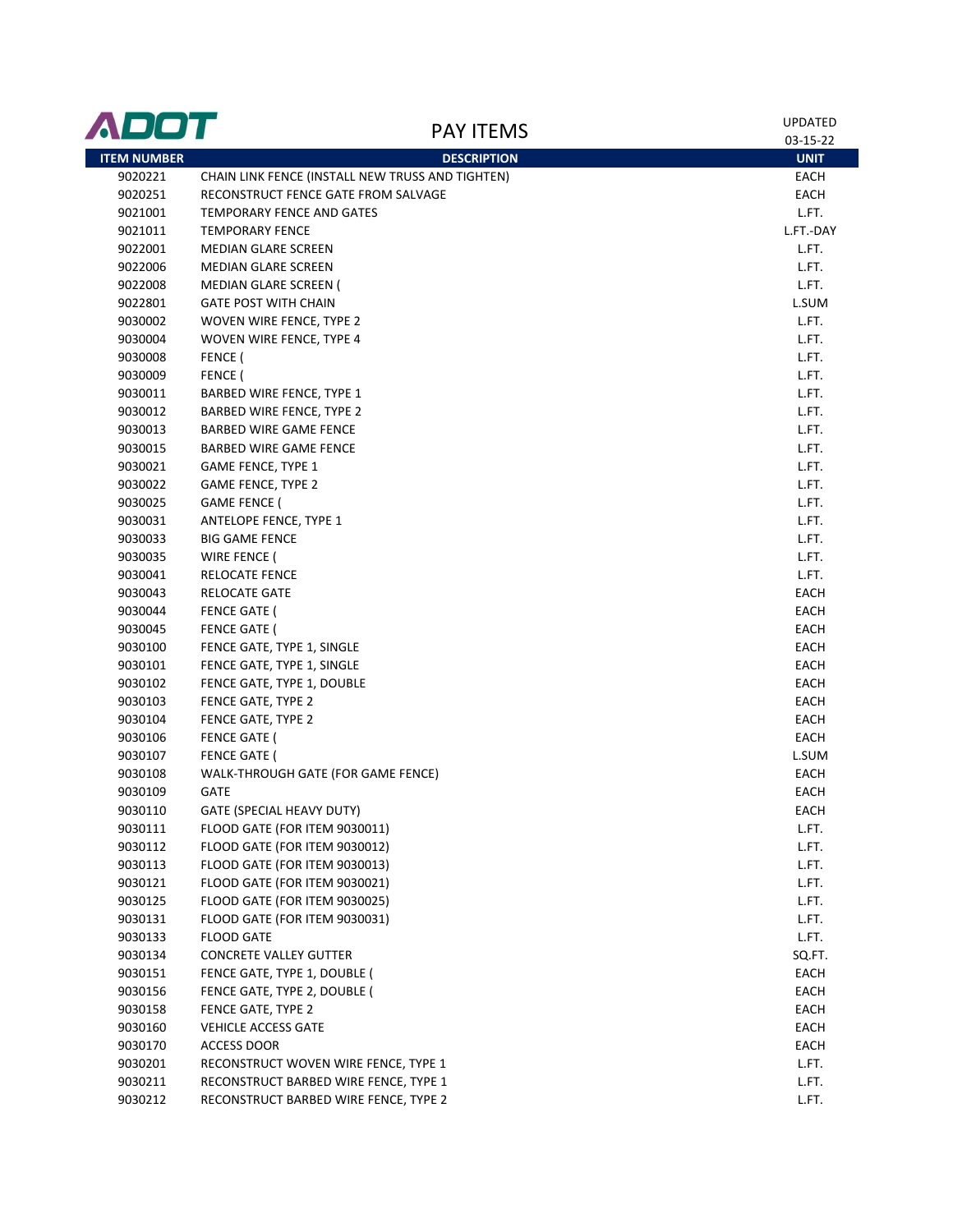# PAY ITEMS

UPDATED 03-15-22

| ITEM NUMBER | DESCRIPTION | UNIT |
|---|---|---|
| 9020221 | CHAIN LINK FENCE (INSTALL NEW TRUSS AND TIGHTEN) | EACH |
| 9020251 | RECONSTRUCT FENCE GATE FROM SALVAGE | EACH |
| 9021001 | TEMPORARY FENCE AND GATES | L.FT. |
| 9021011 | TEMPORARY FENCE | L.FT.-DAY |
| 9022001 | MEDIAN GLARE SCREEN | L.FT. |
| 9022006 | MEDIAN GLARE SCREEN | L.FT. |
| 9022008 | MEDIAN GLARE SCREEN ( | L.FT. |
| 9022801 | GATE POST WITH CHAIN | L.SUM |
| 9030002 | WOVEN WIRE FENCE, TYPE 2 | L.FT. |
| 9030004 | WOVEN WIRE FENCE, TYPE 4 | L.FT. |
| 9030008 | FENCE ( | L.FT. |
| 9030009 | FENCE ( | L.FT. |
| 9030011 | BARBED WIRE FENCE, TYPE 1 | L.FT. |
| 9030012 | BARBED WIRE FENCE, TYPE 2 | L.FT. |
| 9030013 | BARBED WIRE GAME FENCE | L.FT. |
| 9030015 | BARBED WIRE GAME FENCE | L.FT. |
| 9030021 | GAME FENCE, TYPE 1 | L.FT. |
| 9030022 | GAME FENCE, TYPE 2 | L.FT. |
| 9030025 | GAME FENCE ( | L.FT. |
| 9030031 | ANTELOPE FENCE, TYPE 1 | L.FT. |
| 9030033 | BIG GAME FENCE | L.FT. |
| 9030035 | WIRE FENCE ( | L.FT. |
| 9030041 | RELOCATE FENCE | L.FT. |
| 9030043 | RELOCATE GATE | EACH |
| 9030044 | FENCE GATE ( | EACH |
| 9030045 | FENCE GATE ( | EACH |
| 9030100 | FENCE GATE, TYPE 1, SINGLE | EACH |
| 9030101 | FENCE GATE, TYPE 1, SINGLE | EACH |
| 9030102 | FENCE GATE, TYPE 1, DOUBLE | EACH |
| 9030103 | FENCE GATE, TYPE 2 | EACH |
| 9030104 | FENCE GATE, TYPE 2 | EACH |
| 9030106 | FENCE GATE ( | EACH |
| 9030107 | FENCE GATE ( | L.SUM |
| 9030108 | WALK-THROUGH GATE (FOR GAME FENCE) | EACH |
| 9030109 | GATE | EACH |
| 9030110 | GATE (SPECIAL HEAVY DUTY) | EACH |
| 9030111 | FLOOD GATE (FOR ITEM 9030011) | L.FT. |
| 9030112 | FLOOD GATE (FOR ITEM 9030012) | L.FT. |
| 9030113 | FLOOD GATE (FOR ITEM 9030013) | L.FT. |
| 9030121 | FLOOD GATE (FOR ITEM 9030021) | L.FT. |
| 9030125 | FLOOD GATE (FOR ITEM 9030025) | L.FT. |
| 9030131 | FLOOD GATE (FOR ITEM 9030031) | L.FT. |
| 9030133 | FLOOD GATE | L.FT. |
| 9030134 | CONCRETE VALLEY GUTTER | SQ.FT. |
| 9030151 | FENCE GATE, TYPE 1, DOUBLE ( | EACH |
| 9030156 | FENCE GATE, TYPE 2, DOUBLE ( | EACH |
| 9030158 | FENCE GATE, TYPE 2 | EACH |
| 9030160 | VEHICLE ACCESS GATE | EACH |
| 9030170 | ACCESS DOOR | EACH |
| 9030201 | RECONSTRUCT WOVEN WIRE FENCE, TYPE 1 | L.FT. |
| 9030211 | RECONSTRUCT BARBED WIRE FENCE, TYPE 1 | L.FT. |
| 9030212 | RECONSTRUCT BARBED WIRE FENCE, TYPE 2 | L.FT. |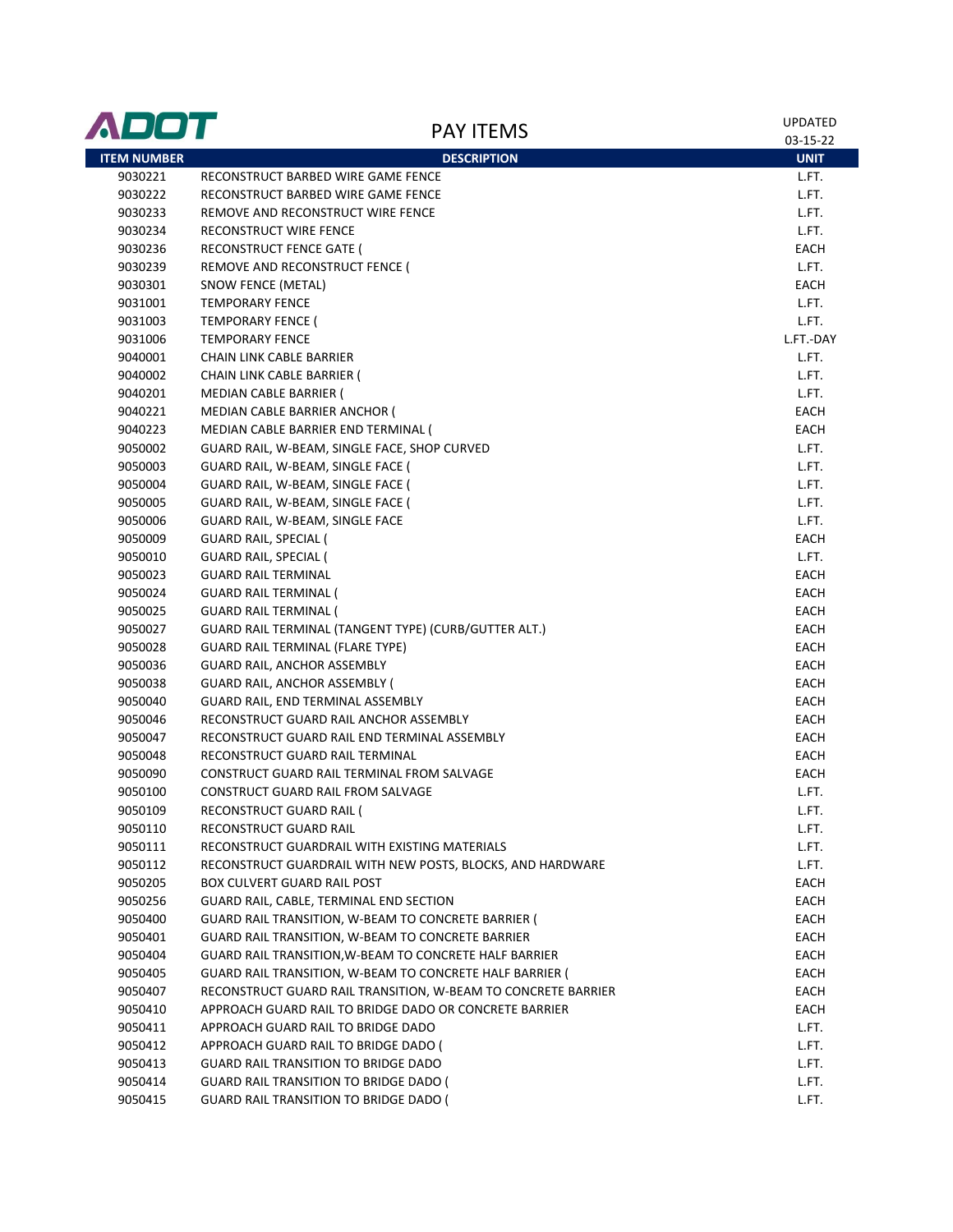# PAY ITEMS

UPDATED 03-15-22

| ITEM NUMBER | DESCRIPTION | UNIT |
|---|---|---|
| 9030221 | RECONSTRUCT BARBED WIRE GAME FENCE | L.FT. |
| 9030222 | RECONSTRUCT BARBED WIRE GAME FENCE | L.FT. |
| 9030233 | REMOVE AND RECONSTRUCT WIRE FENCE | L.FT. |
| 9030234 | RECONSTRUCT WIRE FENCE | L.FT. |
| 9030236 | RECONSTRUCT FENCE GATE ( | EACH |
| 9030239 | REMOVE AND RECONSTRUCT FENCE ( | L.FT. |
| 9030301 | SNOW FENCE (METAL) | EACH |
| 9031001 | TEMPORARY FENCE | L.FT. |
| 9031003 | TEMPORARY FENCE ( | L.FT. |
| 9031006 | TEMPORARY FENCE | L.FT.-DAY |
| 9040001 | CHAIN LINK CABLE BARRIER | L.FT. |
| 9040002 | CHAIN LINK CABLE BARRIER ( | L.FT. |
| 9040201 | MEDIAN CABLE BARRIER ( | L.FT. |
| 9040221 | MEDIAN CABLE BARRIER ANCHOR ( | EACH |
| 9040223 | MEDIAN CABLE BARRIER END TERMINAL ( | EACH |
| 9050002 | GUARD RAIL, W-BEAM, SINGLE FACE, SHOP CURVED | L.FT. |
| 9050003 | GUARD RAIL, W-BEAM, SINGLE FACE ( | L.FT. |
| 9050004 | GUARD RAIL, W-BEAM, SINGLE FACE ( | L.FT. |
| 9050005 | GUARD RAIL, W-BEAM, SINGLE FACE ( | L.FT. |
| 9050006 | GUARD RAIL, W-BEAM, SINGLE FACE | L.FT. |
| 9050009 | GUARD RAIL, SPECIAL ( | EACH |
| 9050010 | GUARD RAIL, SPECIAL ( | L.FT. |
| 9050023 | GUARD RAIL TERMINAL | EACH |
| 9050024 | GUARD RAIL TERMINAL ( | EACH |
| 9050025 | GUARD RAIL TERMINAL ( | EACH |
| 9050027 | GUARD RAIL TERMINAL (TANGENT TYPE) (CURB/GUTTER ALT.) | EACH |
| 9050028 | GUARD RAIL TERMINAL (FLARE TYPE) | EACH |
| 9050036 | GUARD RAIL, ANCHOR ASSEMBLY | EACH |
| 9050038 | GUARD RAIL, ANCHOR ASSEMBLY ( | EACH |
| 9050040 | GUARD RAIL, END TERMINAL ASSEMBLY | EACH |
| 9050046 | RECONSTRUCT GUARD RAIL ANCHOR ASSEMBLY | EACH |
| 9050047 | RECONSTRUCT GUARD RAIL END TERMINAL ASSEMBLY | EACH |
| 9050048 | RECONSTRUCT GUARD RAIL TERMINAL | EACH |
| 9050090 | CONSTRUCT GUARD RAIL TERMINAL FROM SALVAGE | EACH |
| 9050100 | CONSTRUCT GUARD RAIL FROM SALVAGE | L.FT. |
| 9050109 | RECONSTRUCT GUARD RAIL ( | L.FT. |
| 9050110 | RECONSTRUCT GUARD RAIL | L.FT. |
| 9050111 | RECONSTRUCT GUARDRAIL WITH EXISTING MATERIALS | L.FT. |
| 9050112 | RECONSTRUCT GUARDRAIL WITH NEW POSTS, BLOCKS, AND HARDWARE | L.FT. |
| 9050205 | BOX CULVERT GUARD RAIL POST | EACH |
| 9050256 | GUARD RAIL, CABLE, TERMINAL END SECTION | EACH |
| 9050400 | GUARD RAIL TRANSITION, W-BEAM TO CONCRETE BARRIER ( | EACH |
| 9050401 | GUARD RAIL TRANSITION, W-BEAM TO CONCRETE BARRIER | EACH |
| 9050404 | GUARD RAIL TRANSITION,W-BEAM TO CONCRETE HALF BARRIER | EACH |
| 9050405 | GUARD RAIL TRANSITION, W-BEAM TO CONCRETE HALF BARRIER ( | EACH |
| 9050407 | RECONSTRUCT GUARD RAIL TRANSITION, W-BEAM TO CONCRETE BARRIER | EACH |
| 9050410 | APPROACH GUARD RAIL TO BRIDGE DADO OR CONCRETE BARRIER | EACH |
| 9050411 | APPROACH GUARD RAIL TO BRIDGE DADO | L.FT. |
| 9050412 | APPROACH GUARD RAIL TO BRIDGE DADO ( | L.FT. |
| 9050413 | GUARD RAIL TRANSITION TO BRIDGE DADO | L.FT. |
| 9050414 | GUARD RAIL TRANSITION TO BRIDGE DADO ( | L.FT. |
| 9050415 | GUARD RAIL TRANSITION TO BRIDGE DADO ( | L.FT. |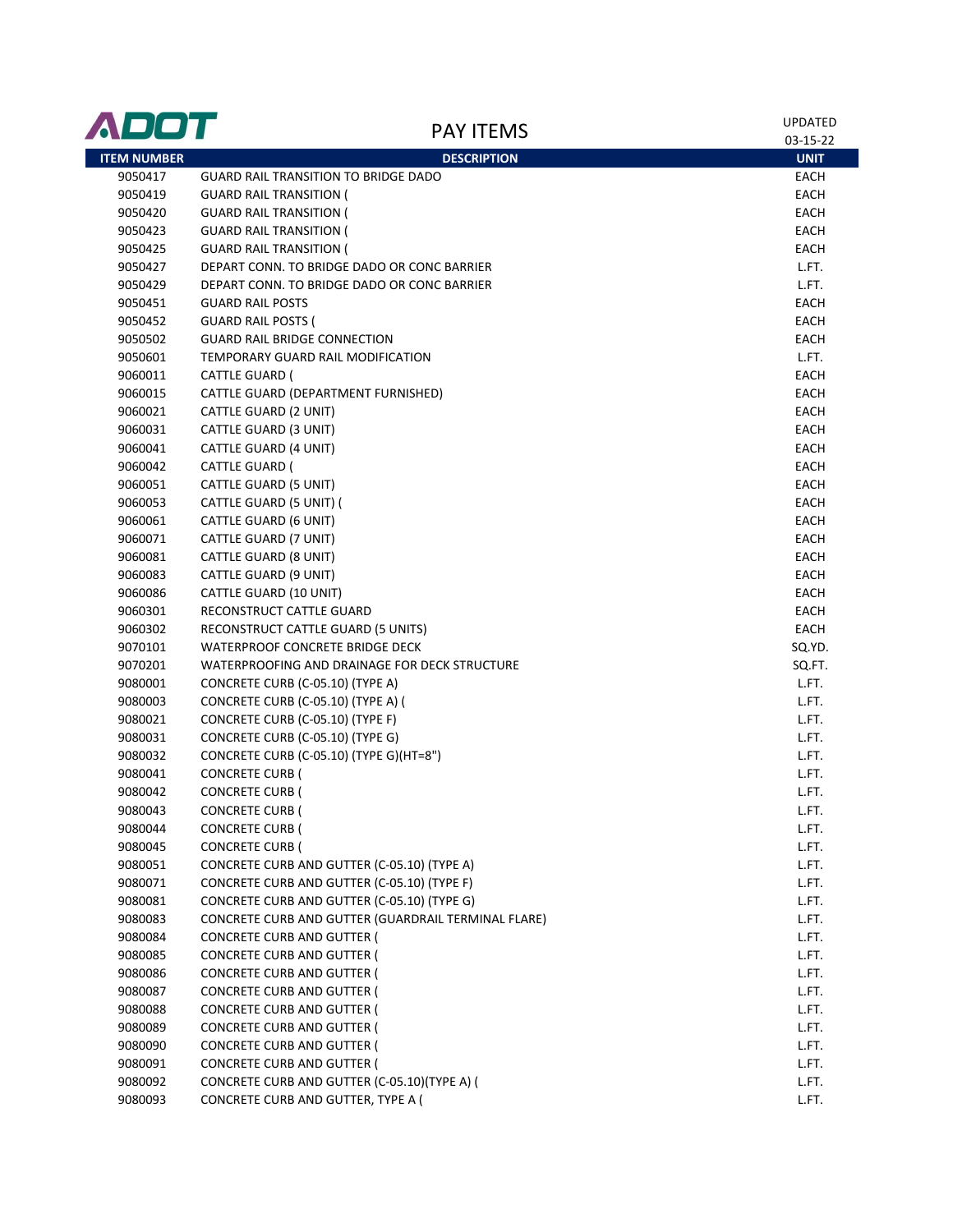# PAY ITEMS

UPDATED 03-15-22

| ITEM NUMBER | DESCRIPTION | UNIT |
|---|---|---|
| 9050417 | GUARD RAIL TRANSITION TO BRIDGE DADO | EACH |
| 9050419 | GUARD RAIL TRANSITION ( | EACH |
| 9050420 | GUARD RAIL TRANSITION ( | EACH |
| 9050423 | GUARD RAIL TRANSITION ( | EACH |
| 9050425 | GUARD RAIL TRANSITION ( | EACH |
| 9050427 | DEPART CONN. TO BRIDGE DADO OR CONC BARRIER | L.FT. |
| 9050429 | DEPART CONN. TO BRIDGE DADO OR CONC BARRIER | L.FT. |
| 9050451 | GUARD RAIL POSTS | EACH |
| 9050452 | GUARD RAIL POSTS ( | EACH |
| 9050502 | GUARD RAIL BRIDGE CONNECTION | EACH |
| 9050601 | TEMPORARY GUARD RAIL MODIFICATION | L.FT. |
| 9060011 | CATTLE GUARD ( | EACH |
| 9060015 | CATTLE GUARD (DEPARTMENT FURNISHED) | EACH |
| 9060021 | CATTLE GUARD (2 UNIT) | EACH |
| 9060031 | CATTLE GUARD (3 UNIT) | EACH |
| 9060041 | CATTLE GUARD (4 UNIT) | EACH |
| 9060042 | CATTLE GUARD ( | EACH |
| 9060051 | CATTLE GUARD (5 UNIT) | EACH |
| 9060053 | CATTLE GUARD (5 UNIT) ( | EACH |
| 9060061 | CATTLE GUARD (6 UNIT) | EACH |
| 9060071 | CATTLE GUARD (7 UNIT) | EACH |
| 9060081 | CATTLE GUARD (8 UNIT) | EACH |
| 9060083 | CATTLE GUARD (9 UNIT) | EACH |
| 9060086 | CATTLE GUARD (10 UNIT) | EACH |
| 9060301 | RECONSTRUCT CATTLE GUARD | EACH |
| 9060302 | RECONSTRUCT CATTLE GUARD (5 UNITS) | EACH |
| 9070101 | WATERPROOF CONCRETE BRIDGE DECK | SQ.YD. |
| 9070201 | WATERPROOFING AND DRAINAGE FOR DECK STRUCTURE | SQ.FT. |
| 9080001 | CONCRETE CURB (C-05.10) (TYPE A) | L.FT. |
| 9080003 | CONCRETE CURB (C-05.10) (TYPE A) ( | L.FT. |
| 9080021 | CONCRETE CURB (C-05.10) (TYPE F) | L.FT. |
| 9080031 | CONCRETE CURB (C-05.10) (TYPE G) | L.FT. |
| 9080032 | CONCRETE CURB (C-05.10) (TYPE G)(HT=8") | L.FT. |
| 9080041 | CONCRETE CURB ( | L.FT. |
| 9080042 | CONCRETE CURB ( | L.FT. |
| 9080043 | CONCRETE CURB ( | L.FT. |
| 9080044 | CONCRETE CURB ( | L.FT. |
| 9080045 | CONCRETE CURB ( | L.FT. |
| 9080051 | CONCRETE CURB AND GUTTER (C-05.10) (TYPE A) | L.FT. |
| 9080071 | CONCRETE CURB AND GUTTER (C-05.10) (TYPE F) | L.FT. |
| 9080081 | CONCRETE CURB AND GUTTER (C-05.10) (TYPE G) | L.FT. |
| 9080083 | CONCRETE CURB AND GUTTER (GUARDRAIL TERMINAL FLARE) | L.FT. |
| 9080084 | CONCRETE CURB AND GUTTER ( | L.FT. |
| 9080085 | CONCRETE CURB AND GUTTER ( | L.FT. |
| 9080086 | CONCRETE CURB AND GUTTER ( | L.FT. |
| 9080087 | CONCRETE CURB AND GUTTER ( | L.FT. |
| 9080088 | CONCRETE CURB AND GUTTER ( | L.FT. |
| 9080089 | CONCRETE CURB AND GUTTER ( | L.FT. |
| 9080090 | CONCRETE CURB AND GUTTER ( | L.FT. |
| 9080091 | CONCRETE CURB AND GUTTER ( | L.FT. |
| 9080092 | CONCRETE CURB AND GUTTER (C-05.10)(TYPE A) ( | L.FT. |
| 9080093 | CONCRETE CURB AND GUTTER, TYPE A ( | L.FT. |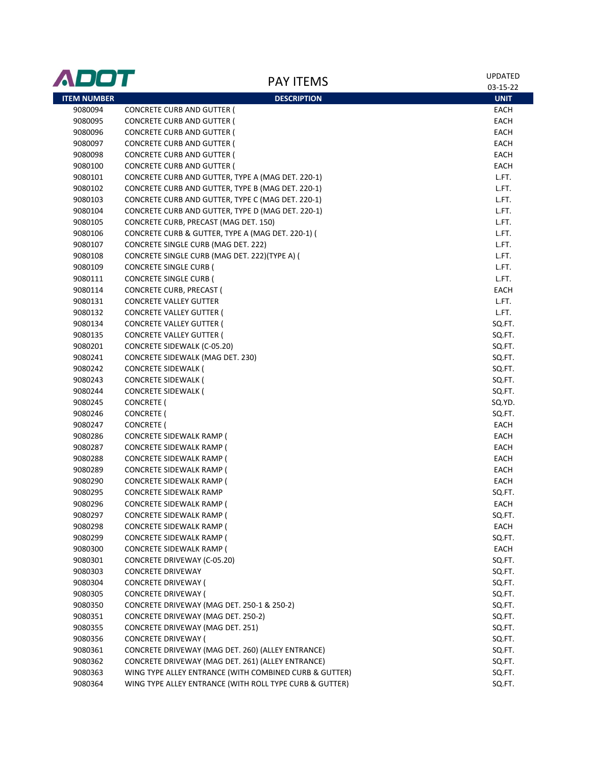ADOT

# PAY ITEMS

UPDATED 03-15-22

| ITEM NUMBER | DESCRIPTION | UNIT |
|---|---|---|
| 9080094 | CONCRETE CURB AND GUTTER ( | EACH |
| 9080095 | CONCRETE CURB AND GUTTER ( | EACH |
| 9080096 | CONCRETE CURB AND GUTTER ( | EACH |
| 9080097 | CONCRETE CURB AND GUTTER ( | EACH |
| 9080098 | CONCRETE CURB AND GUTTER ( | EACH |
| 9080100 | CONCRETE CURB AND GUTTER ( | EACH |
| 9080101 | CONCRETE CURB AND GUTTER, TYPE A (MAG DET. 220-1) | L.FT. |
| 9080102 | CONCRETE CURB AND GUTTER, TYPE B (MAG DET. 220-1) | L.FT. |
| 9080103 | CONCRETE CURB AND GUTTER, TYPE C (MAG DET. 220-1) | L.FT. |
| 9080104 | CONCRETE CURB AND GUTTER, TYPE D (MAG DET. 220-1) | L.FT. |
| 9080105 | CONCRETE CURB, PRECAST (MAG DET. 150) | L.FT. |
| 9080106 | CONCRETE CURB & GUTTER, TYPE A (MAG DET. 220-1) ( | L.FT. |
| 9080107 | CONCRETE SINGLE CURB (MAG DET. 222) | L.FT. |
| 9080108 | CONCRETE SINGLE CURB (MAG DET. 222)(TYPE A) ( | L.FT. |
| 9080109 | CONCRETE SINGLE CURB ( | L.FT. |
| 9080111 | CONCRETE SINGLE CURB ( | L.FT. |
| 9080114 | CONCRETE CURB, PRECAST ( | EACH |
| 9080131 | CONCRETE VALLEY GUTTER | L.FT. |
| 9080132 | CONCRETE VALLEY GUTTER ( | L.FT. |
| 9080134 | CONCRETE VALLEY GUTTER ( | SQ.FT. |
| 9080135 | CONCRETE VALLEY GUTTER ( | SQ.FT. |
| 9080201 | CONCRETE SIDEWALK (C-05.20) | SQ.FT. |
| 9080241 | CONCRETE SIDEWALK (MAG DET. 230) | SQ.FT. |
| 9080242 | CONCRETE SIDEWALK ( | SQ.FT. |
| 9080243 | CONCRETE SIDEWALK ( | SQ.FT. |
| 9080244 | CONCRETE SIDEWALK ( | SQ.FT. |
| 9080245 | CONCRETE ( | SQ.YD. |
| 9080246 | CONCRETE ( | SQ.FT. |
| 9080247 | CONCRETE ( | EACH |
| 9080286 | CONCRETE SIDEWALK RAMP ( | EACH |
| 9080287 | CONCRETE SIDEWALK RAMP ( | EACH |
| 9080288 | CONCRETE SIDEWALK RAMP ( | EACH |
| 9080289 | CONCRETE SIDEWALK RAMP ( | EACH |
| 9080290 | CONCRETE SIDEWALK RAMP ( | EACH |
| 9080295 | CONCRETE SIDEWALK RAMP | SQ.FT. |
| 9080296 | CONCRETE SIDEWALK RAMP ( | EACH |
| 9080297 | CONCRETE SIDEWALK RAMP ( | SQ.FT. |
| 9080298 | CONCRETE SIDEWALK RAMP ( | EACH |
| 9080299 | CONCRETE SIDEWALK RAMP ( | SQ.FT. |
| 9080300 | CONCRETE SIDEWALK RAMP ( | EACH |
| 9080301 | CONCRETE DRIVEWAY (C-05.20) | SQ.FT. |
| 9080303 | CONCRETE DRIVEWAY | SQ.FT. |
| 9080304 | CONCRETE DRIVEWAY ( | SQ.FT. |
| 9080305 | CONCRETE DRIVEWAY ( | SQ.FT. |
| 9080350 | CONCRETE DRIVEWAY (MAG DET. 250-1 & 250-2) | SQ.FT. |
| 9080351 | CONCRETE DRIVEWAY (MAG DET. 250-2) | SQ.FT. |
| 9080355 | CONCRETE DRIVEWAY (MAG DET. 251) | SQ.FT. |
| 9080356 | CONCRETE DRIVEWAY ( | SQ.FT. |
| 9080361 | CONCRETE DRIVEWAY (MAG DET. 260) (ALLEY ENTRANCE) | SQ.FT. |
| 9080362 | CONCRETE DRIVEWAY (MAG DET. 261) (ALLEY ENTRANCE) | SQ.FT. |
| 9080363 | WING TYPE ALLEY ENTRANCE (WITH COMBINED CURB & GUTTER) | SQ.FT. |
| 9080364 | WING TYPE ALLEY ENTRANCE (WITH ROLL TYPE CURB & GUTTER) | SQ.FT. |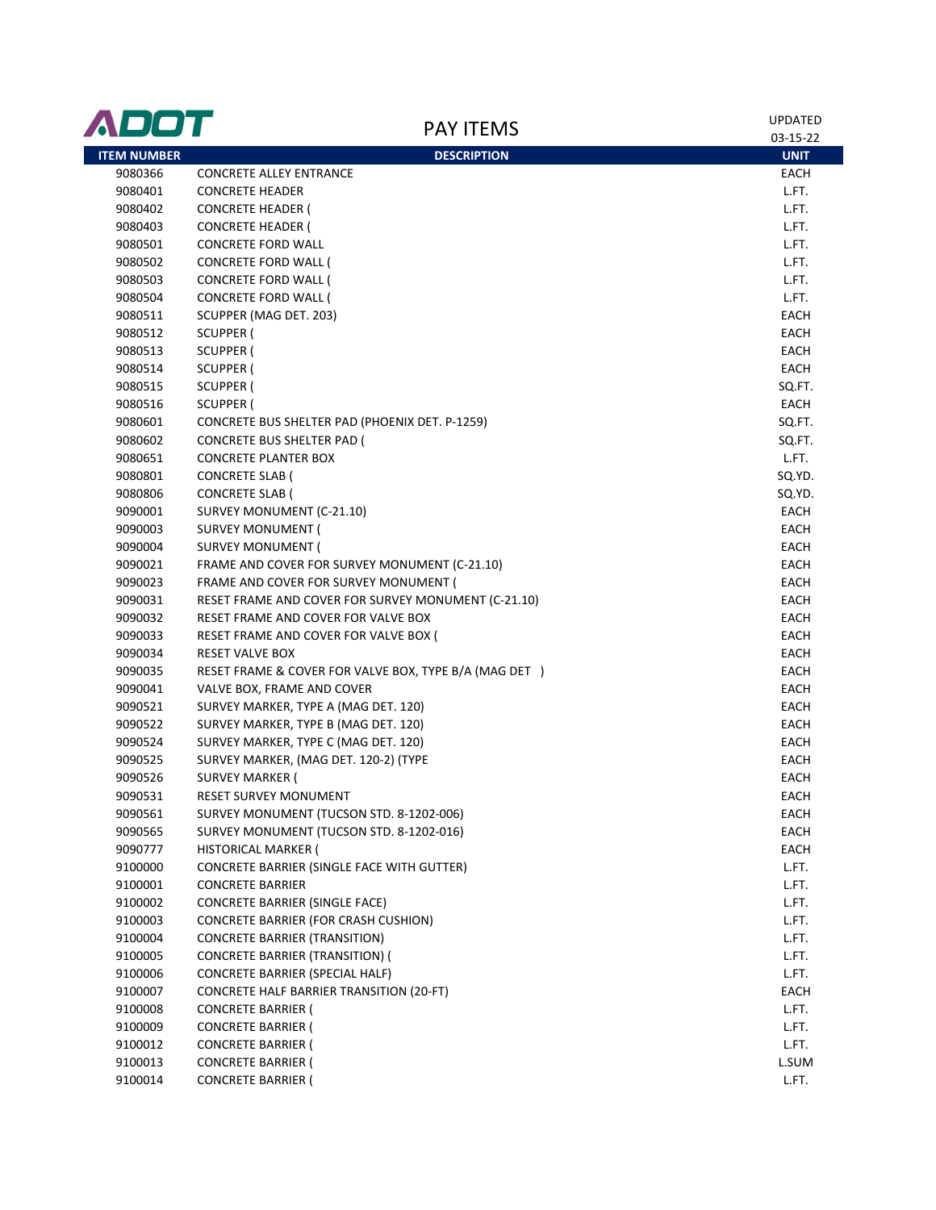ADOT

# PAY ITEMS

UPDATED 03-15-22

| ITEM NUMBER | DESCRIPTION | UNIT |
|---|---|---|
| 9080366 | CONCRETE ALLEY ENTRANCE | EACH |
| 9080401 | CONCRETE HEADER | L.FT. |
| 9080402 | CONCRETE HEADER ( | L.FT. |
| 9080403 | CONCRETE HEADER ( | L.FT. |
| 9080501 | CONCRETE FORD WALL | L.FT. |
| 9080502 | CONCRETE FORD WALL ( | L.FT. |
| 9080503 | CONCRETE FORD WALL ( | L.FT. |
| 9080504 | CONCRETE FORD WALL ( | L.FT. |
| 9080511 | SCUPPER (MAG DET. 203) | EACH |
| 9080512 | SCUPPER ( | EACH |
| 9080513 | SCUPPER ( | EACH |
| 9080514 | SCUPPER ( | EACH |
| 9080515 | SCUPPER ( | SQ.FT. |
| 9080516 | SCUPPER ( | EACH |
| 9080601 | CONCRETE BUS SHELTER PAD (PHOENIX DET. P-1259) | SQ.FT. |
| 9080602 | CONCRETE BUS SHELTER PAD ( | SQ.FT. |
| 9080651 | CONCRETE PLANTER BOX | L.FT. |
| 9080801 | CONCRETE SLAB ( | SQ.YD. |
| 9080806 | CONCRETE SLAB ( | SQ.YD. |
| 9090001 | SURVEY MONUMENT (C-21.10) | EACH |
| 9090003 | SURVEY MONUMENT ( | EACH |
| 9090004 | SURVEY MONUMENT ( | EACH |
| 9090021 | FRAME AND COVER FOR SURVEY MONUMENT (C-21.10) | EACH |
| 9090023 | FRAME AND COVER FOR SURVEY MONUMENT ( | EACH |
| 9090031 | RESET FRAME AND COVER FOR SURVEY MONUMENT (C-21.10) | EACH |
| 9090032 | RESET FRAME AND COVER FOR VALVE BOX | EACH |
| 9090033 | RESET FRAME AND COVER FOR VALVE BOX ( | EACH |
| 9090034 | RESET VALVE BOX | EACH |
| 9090035 | RESET FRAME & COVER FOR VALVE BOX, TYPE B/A (MAG DET ) | EACH |
| 9090041 | VALVE BOX, FRAME AND COVER | EACH |
| 9090521 | SURVEY MARKER, TYPE A (MAG DET. 120) | EACH |
| 9090522 | SURVEY MARKER, TYPE B (MAG DET. 120) | EACH |
| 9090524 | SURVEY MARKER, TYPE C (MAG DET. 120) | EACH |
| 9090525 | SURVEY MARKER, (MAG DET. 120-2) (TYPE | EACH |
| 9090526 | SURVEY MARKER ( | EACH |
| 9090531 | RESET SURVEY MONUMENT | EACH |
| 9090561 | SURVEY MONUMENT (TUCSON STD. 8-1202-006) | EACH |
| 9090565 | SURVEY MONUMENT (TUCSON STD. 8-1202-016) | EACH |
| 9090777 | HISTORICAL MARKER ( | EACH |
| 9100000 | CONCRETE BARRIER (SINGLE FACE WITH GUTTER) | L.FT. |
| 9100001 | CONCRETE BARRIER | L.FT. |
| 9100002 | CONCRETE BARRIER (SINGLE FACE) | L.FT. |
| 9100003 | CONCRETE BARRIER (FOR CRASH CUSHION) | L.FT. |
| 9100004 | CONCRETE BARRIER (TRANSITION) | L.FT. |
| 9100005 | CONCRETE BARRIER (TRANSITION) ( | L.FT. |
| 9100006 | CONCRETE BARRIER (SPECIAL HALF) | L.FT. |
| 9100007 | CONCRETE HALF BARRIER TRANSITION (20-FT) | EACH |
| 9100008 | CONCRETE BARRIER ( | L.FT. |
| 9100009 | CONCRETE BARRIER ( | L.FT. |
| 9100012 | CONCRETE BARRIER ( | L.FT. |
| 9100013 | CONCRETE BARRIER ( | L.SUM |
| 9100014 | CONCRETE BARRIER ( | L.FT. |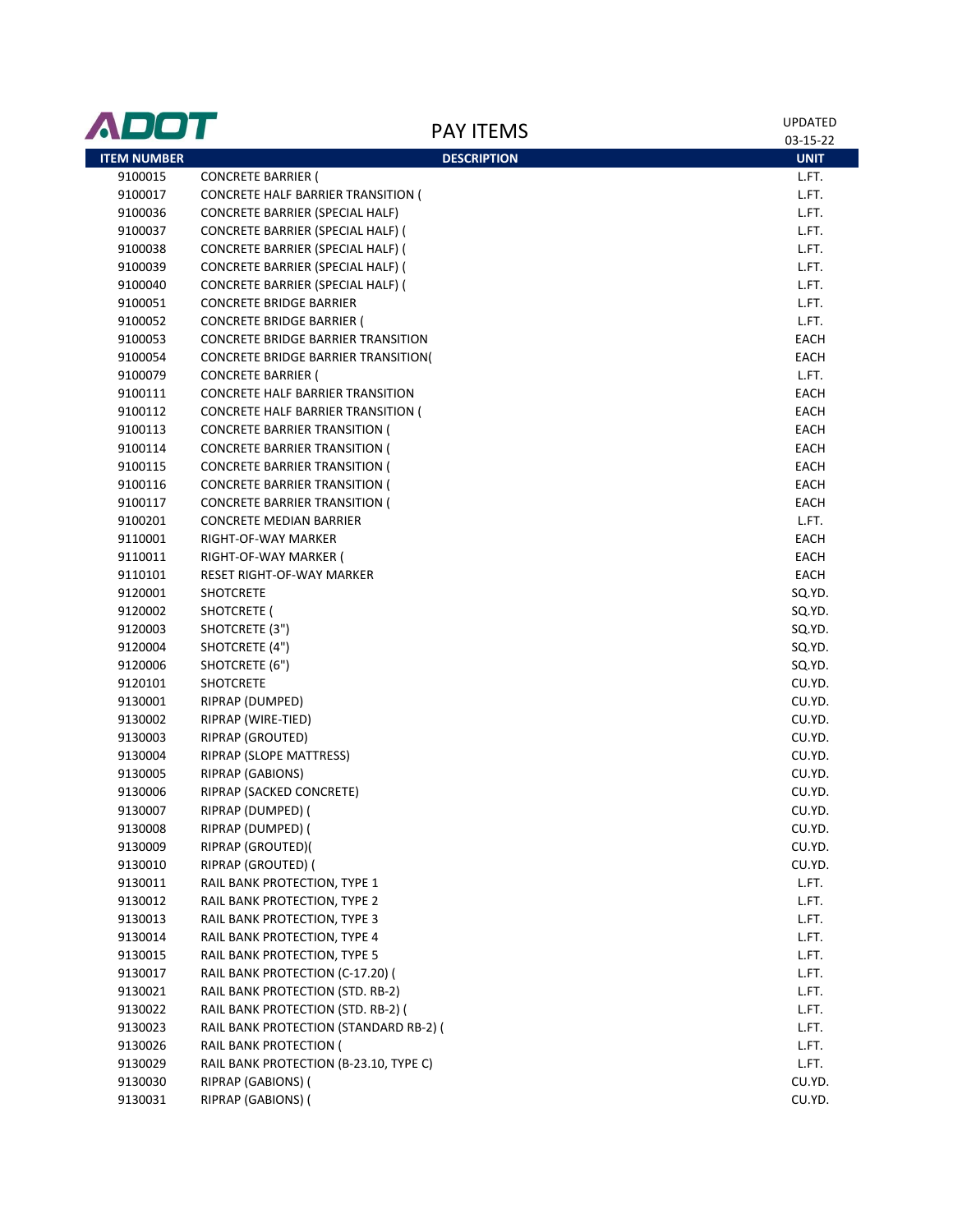ADOT

# PAY ITEMS

UPDATED 03-15-22

| ITEM NUMBER | DESCRIPTION | UNIT |
|---|---|---|
| 9100015 | CONCRETE BARRIER ( | L.FT. |
| 9100017 | CONCRETE HALF BARRIER TRANSITION ( | L.FT. |
| 9100036 | CONCRETE BARRIER (SPECIAL HALF) | L.FT. |
| 9100037 | CONCRETE BARRIER (SPECIAL HALF) ( | L.FT. |
| 9100038 | CONCRETE BARRIER (SPECIAL HALF) ( | L.FT. |
| 9100039 | CONCRETE BARRIER (SPECIAL HALF) ( | L.FT. |
| 9100040 | CONCRETE BARRIER (SPECIAL HALF) ( | L.FT. |
| 9100051 | CONCRETE BRIDGE BARRIER | L.FT. |
| 9100052 | CONCRETE BRIDGE BARRIER ( | L.FT. |
| 9100053 | CONCRETE BRIDGE BARRIER TRANSITION | EACH |
| 9100054 | CONCRETE BRIDGE BARRIER TRANSITION( | EACH |
| 9100079 | CONCRETE BARRIER ( | L.FT. |
| 9100111 | CONCRETE HALF BARRIER TRANSITION | EACH |
| 9100112 | CONCRETE HALF BARRIER TRANSITION ( | EACH |
| 9100113 | CONCRETE BARRIER TRANSITION ( | EACH |
| 9100114 | CONCRETE BARRIER TRANSITION ( | EACH |
| 9100115 | CONCRETE BARRIER TRANSITION ( | EACH |
| 9100116 | CONCRETE BARRIER TRANSITION ( | EACH |
| 9100117 | CONCRETE BARRIER TRANSITION ( | EACH |
| 9100201 | CONCRETE MEDIAN BARRIER | L.FT. |
| 9110001 | RIGHT-OF-WAY MARKER | EACH |
| 9110011 | RIGHT-OF-WAY MARKER ( | EACH |
| 9110101 | RESET RIGHT-OF-WAY MARKER | EACH |
| 9120001 | SHOTCRETE | SQ.YD. |
| 9120002 | SHOTCRETE ( | SQ.YD. |
| 9120003 | SHOTCRETE (3") | SQ.YD. |
| 9120004 | SHOTCRETE (4") | SQ.YD. |
| 9120006 | SHOTCRETE (6") | SQ.YD. |
| 9120101 | SHOTCRETE | CU.YD. |
| 9130001 | RIPRAP (DUMPED) | CU.YD. |
| 9130002 | RIPRAP (WIRE-TIED) | CU.YD. |
| 9130003 | RIPRAP (GROUTED) | CU.YD. |
| 9130004 | RIPRAP (SLOPE MATTRESS) | CU.YD. |
| 9130005 | RIPRAP (GABIONS) | CU.YD. |
| 9130006 | RIPRAP (SACKED CONCRETE) | CU.YD. |
| 9130007 | RIPRAP (DUMPED) ( | CU.YD. |
| 9130008 | RIPRAP (DUMPED) ( | CU.YD. |
| 9130009 | RIPRAP (GROUTED)( | CU.YD. |
| 9130010 | RIPRAP (GROUTED) ( | CU.YD. |
| 9130011 | RAIL BANK PROTECTION, TYPE 1 | L.FT. |
| 9130012 | RAIL BANK PROTECTION, TYPE 2 | L.FT. |
| 9130013 | RAIL BANK PROTECTION, TYPE 3 | L.FT. |
| 9130014 | RAIL BANK PROTECTION, TYPE 4 | L.FT. |
| 9130015 | RAIL BANK PROTECTION, TYPE 5 | L.FT. |
| 9130017 | RAIL BANK PROTECTION (C-17.20) ( | L.FT. |
| 9130021 | RAIL BANK PROTECTION (STD. RB-2) | L.FT. |
| 9130022 | RAIL BANK PROTECTION (STD. RB-2) ( | L.FT. |
| 9130023 | RAIL BANK PROTECTION (STANDARD RB-2) ( | L.FT. |
| 9130026 | RAIL BANK PROTECTION ( | L.FT. |
| 9130029 | RAIL BANK PROTECTION (B-23.10, TYPE C) | L.FT. |
| 9130030 | RIPRAP (GABIONS) ( | CU.YD. |
| 9130031 | RIPRAP (GABIONS) ( | CU.YD. |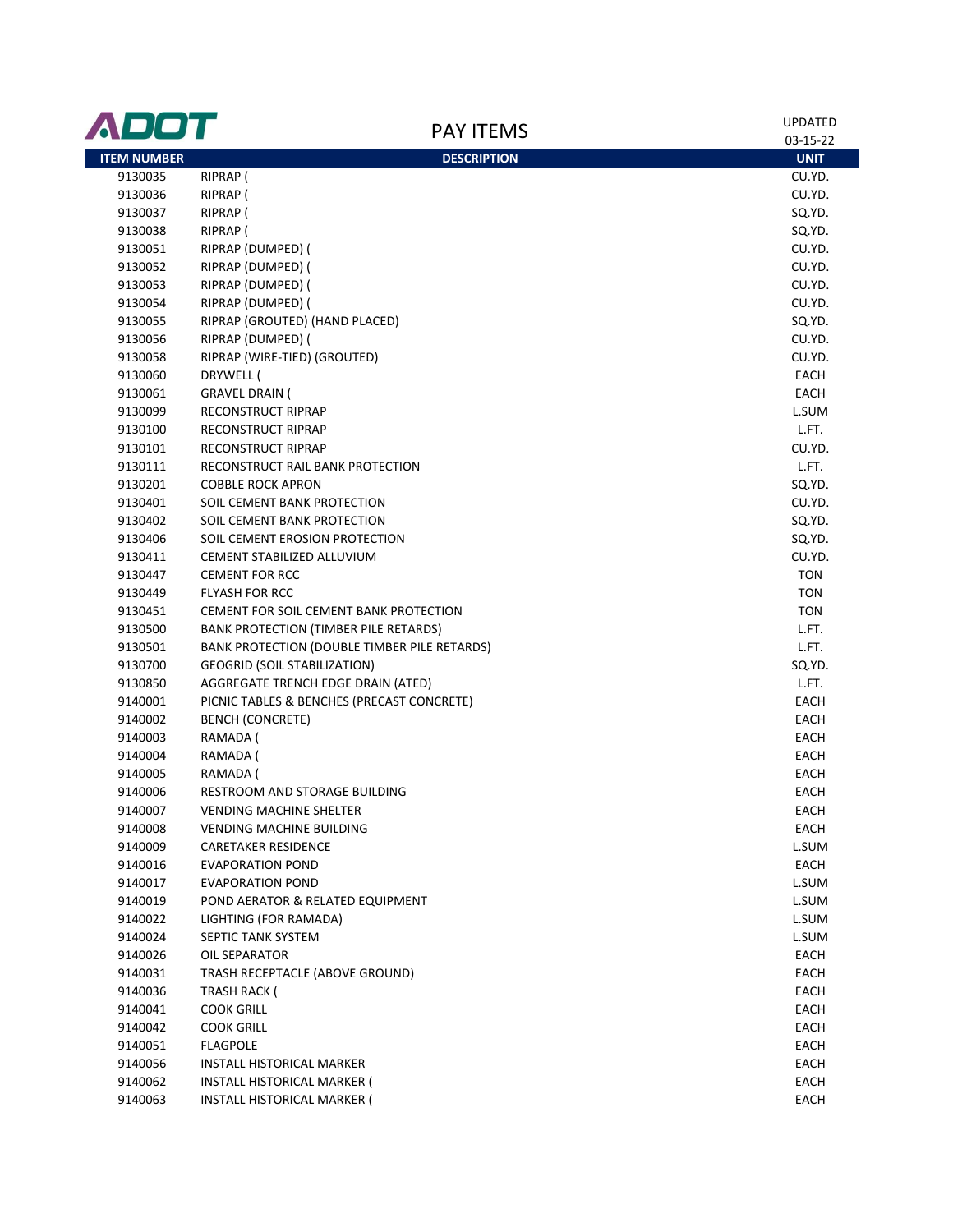# ADOT PAY ITEMS

UPDATED 03-15-22

| ITEM NUMBER | DESCRIPTION | UNIT |
|---|---|---|
| 9130035 | RIPRAP ( | CU.YD. |
| 9130036 | RIPRAP ( | CU.YD. |
| 9130037 | RIPRAP ( | SQ.YD. |
| 9130038 | RIPRAP ( | SQ.YD. |
| 9130051 | RIPRAP (DUMPED) ( | CU.YD. |
| 9130052 | RIPRAP (DUMPED) ( | CU.YD. |
| 9130053 | RIPRAP (DUMPED) ( | CU.YD. |
| 9130054 | RIPRAP (DUMPED) ( | CU.YD. |
| 9130055 | RIPRAP (GROUTED) (HAND PLACED) | SQ.YD. |
| 9130056 | RIPRAP (DUMPED) ( | CU.YD. |
| 9130058 | RIPRAP (WIRE-TIED) (GROUTED) | CU.YD. |
| 9130060 | DRYWELL ( | EACH |
| 9130061 | GRAVEL DRAIN ( | EACH |
| 9130099 | RECONSTRUCT RIPRAP | L.SUM |
| 9130100 | RECONSTRUCT RIPRAP | L.FT. |
| 9130101 | RECONSTRUCT RIPRAP | CU.YD. |
| 9130111 | RECONSTRUCT RAIL BANK PROTECTION | L.FT. |
| 9130201 | COBBLE ROCK APRON | SQ.YD. |
| 9130401 | SOIL CEMENT BANK PROTECTION | CU.YD. |
| 9130402 | SOIL CEMENT BANK PROTECTION | SQ.YD. |
| 9130406 | SOIL CEMENT EROSION PROTECTION | SQ.YD. |
| 9130411 | CEMENT STABILIZED ALLUVIUM | CU.YD. |
| 9130447 | CEMENT FOR RCC | TON |
| 9130449 | FLYASH FOR RCC | TON |
| 9130451 | CEMENT FOR SOIL CEMENT BANK PROTECTION | TON |
| 9130500 | BANK PROTECTION (TIMBER PILE RETARDS) | L.FT. |
| 9130501 | BANK PROTECTION (DOUBLE TIMBER PILE RETARDS) | L.FT. |
| 9130700 | GEOGRID (SOIL STABILIZATION) | SQ.YD. |
| 9130850 | AGGREGATE TRENCH EDGE DRAIN (ATED) | L.FT. |
| 9140001 | PICNIC TABLES & BENCHES (PRECAST CONCRETE) | EACH |
| 9140002 | BENCH (CONCRETE) | EACH |
| 9140003 | RAMADA ( | EACH |
| 9140004 | RAMADA ( | EACH |
| 9140005 | RAMADA ( | EACH |
| 9140006 | RESTROOM AND STORAGE BUILDING | EACH |
| 9140007 | VENDING MACHINE SHELTER | EACH |
| 9140008 | VENDING MACHINE BUILDING | EACH |
| 9140009 | CARETAKER RESIDENCE | L.SUM |
| 9140016 | EVAPORATION POND | EACH |
| 9140017 | EVAPORATION POND | L.SUM |
| 9140019 | POND AERATOR & RELATED EQUIPMENT | L.SUM |
| 9140022 | LIGHTING (FOR RAMADA) | L.SUM |
| 9140024 | SEPTIC TANK SYSTEM | L.SUM |
| 9140026 | OIL SEPARATOR | EACH |
| 9140031 | TRASH RECEPTACLE (ABOVE GROUND) | EACH |
| 9140036 | TRASH RACK ( | EACH |
| 9140041 | COOK GRILL | EACH |
| 9140042 | COOK GRILL | EACH |
| 9140051 | FLAGPOLE | EACH |
| 9140056 | INSTALL HISTORICAL MARKER | EACH |
| 9140062 | INSTALL HISTORICAL MARKER ( | EACH |
| 9140063 | INSTALL HISTORICAL MARKER ( | EACH |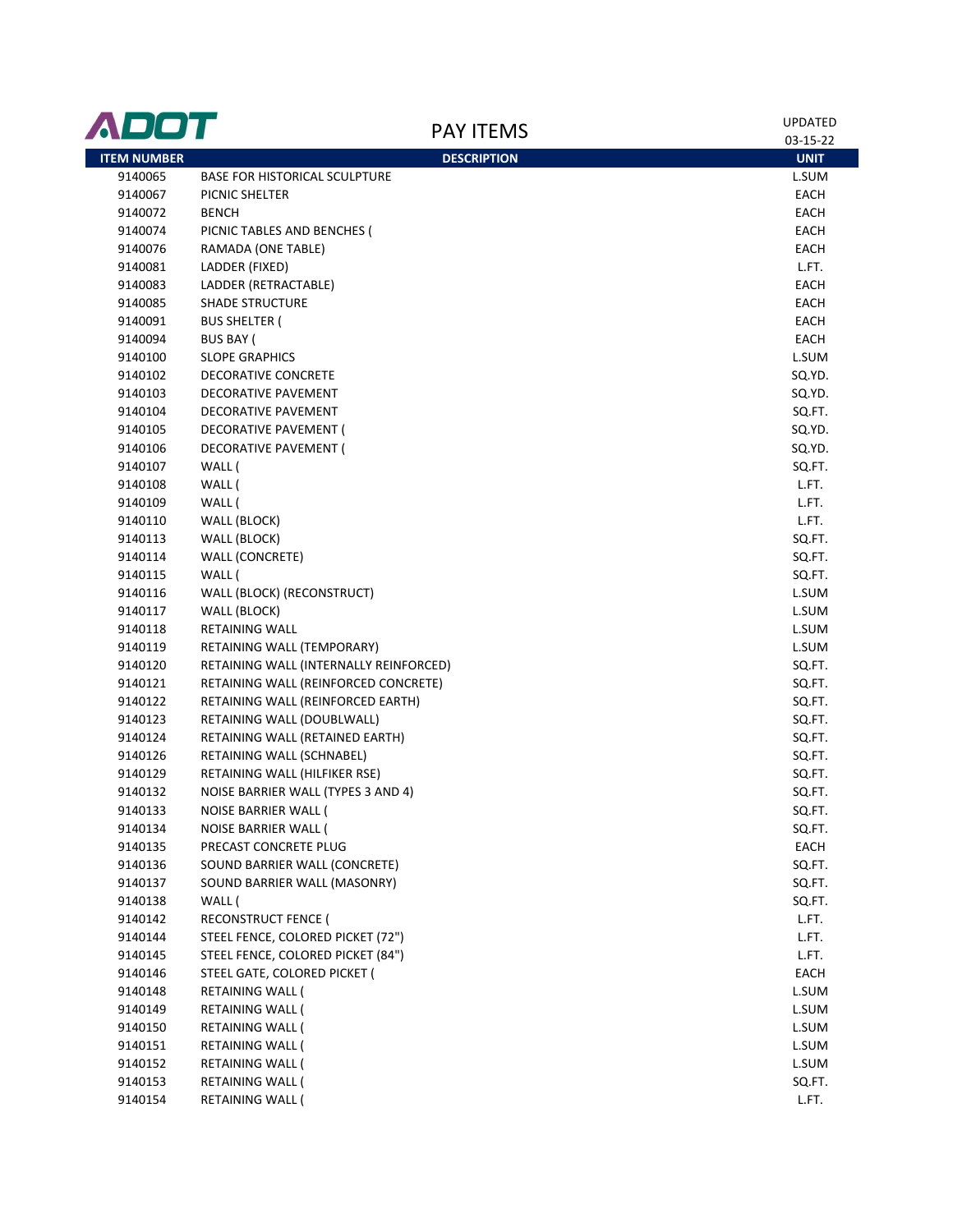# ADOT

## PAY ITEMS

UPDATED 03-15-22

| ITEM NUMBER | DESCRIPTION | UNIT |
|---|---|---|
| 9140065 | BASE FOR HISTORICAL SCULPTURE | L.SUM |
| 9140067 | PICNIC SHELTER | EACH |
| 9140072 | BENCH | EACH |
| 9140074 | PICNIC TABLES AND BENCHES ( | EACH |
| 9140076 | RAMADA (ONE TABLE) | EACH |
| 9140081 | LADDER (FIXED) | L.FT. |
| 9140083 | LADDER (RETRACTABLE) | EACH |
| 9140085 | SHADE STRUCTURE | EACH |
| 9140091 | BUS SHELTER ( | EACH |
| 9140094 | BUS BAY ( | EACH |
| 9140100 | SLOPE GRAPHICS | L.SUM |
| 9140102 | DECORATIVE CONCRETE | SQ.YD. |
| 9140103 | DECORATIVE PAVEMENT | SQ.YD. |
| 9140104 | DECORATIVE PAVEMENT | SQ.FT. |
| 9140105 | DECORATIVE PAVEMENT ( | SQ.YD. |
| 9140106 | DECORATIVE PAVEMENT ( | SQ.YD. |
| 9140107 | WALL ( | SQ.FT. |
| 9140108 | WALL ( | L.FT. |
| 9140109 | WALL ( | L.FT. |
| 9140110 | WALL (BLOCK) | L.FT. |
| 9140113 | WALL (BLOCK) | SQ.FT. |
| 9140114 | WALL (CONCRETE) | SQ.FT. |
| 9140115 | WALL ( | SQ.FT. |
| 9140116 | WALL (BLOCK) (RECONSTRUCT) | L.SUM |
| 9140117 | WALL (BLOCK) | L.SUM |
| 9140118 | RETAINING WALL | L.SUM |
| 9140119 | RETAINING WALL (TEMPORARY) | L.SUM |
| 9140120 | RETAINING WALL (INTERNALLY REINFORCED) | SQ.FT. |
| 9140121 | RETAINING WALL (REINFORCED CONCRETE) | SQ.FT. |
| 9140122 | RETAINING WALL (REINFORCED EARTH) | SQ.FT. |
| 9140123 | RETAINING WALL (DOUBLWALL) | SQ.FT. |
| 9140124 | RETAINING WALL (RETAINED EARTH) | SQ.FT. |
| 9140126 | RETAINING WALL (SCHNABEL) | SQ.FT. |
| 9140129 | RETAINING WALL (HILFIKER RSE) | SQ.FT. |
| 9140132 | NOISE BARRIER WALL (TYPES 3 AND 4) | SQ.FT. |
| 9140133 | NOISE BARRIER WALL ( | SQ.FT. |
| 9140134 | NOISE BARRIER WALL ( | SQ.FT. |
| 9140135 | PRECAST CONCRETE PLUG | EACH |
| 9140136 | SOUND BARRIER WALL (CONCRETE) | SQ.FT. |
| 9140137 | SOUND BARRIER WALL (MASONRY) | SQ.FT. |
| 9140138 | WALL ( | SQ.FT. |
| 9140142 | RECONSTRUCT FENCE ( | L.FT. |
| 9140144 | STEEL FENCE, COLORED PICKET (72") | L.FT. |
| 9140145 | STEEL FENCE, COLORED PICKET (84") | L.FT. |
| 9140146 | STEEL GATE, COLORED PICKET ( | EACH |
| 9140148 | RETAINING WALL ( | L.SUM |
| 9140149 | RETAINING WALL ( | L.SUM |
| 9140150 | RETAINING WALL ( | L.SUM |
| 9140151 | RETAINING WALL ( | L.SUM |
| 9140152 | RETAINING WALL ( | L.SUM |
| 9140153 | RETAINING WALL ( | SQ.FT. |
| 9140154 | RETAINING WALL ( | L.FT. |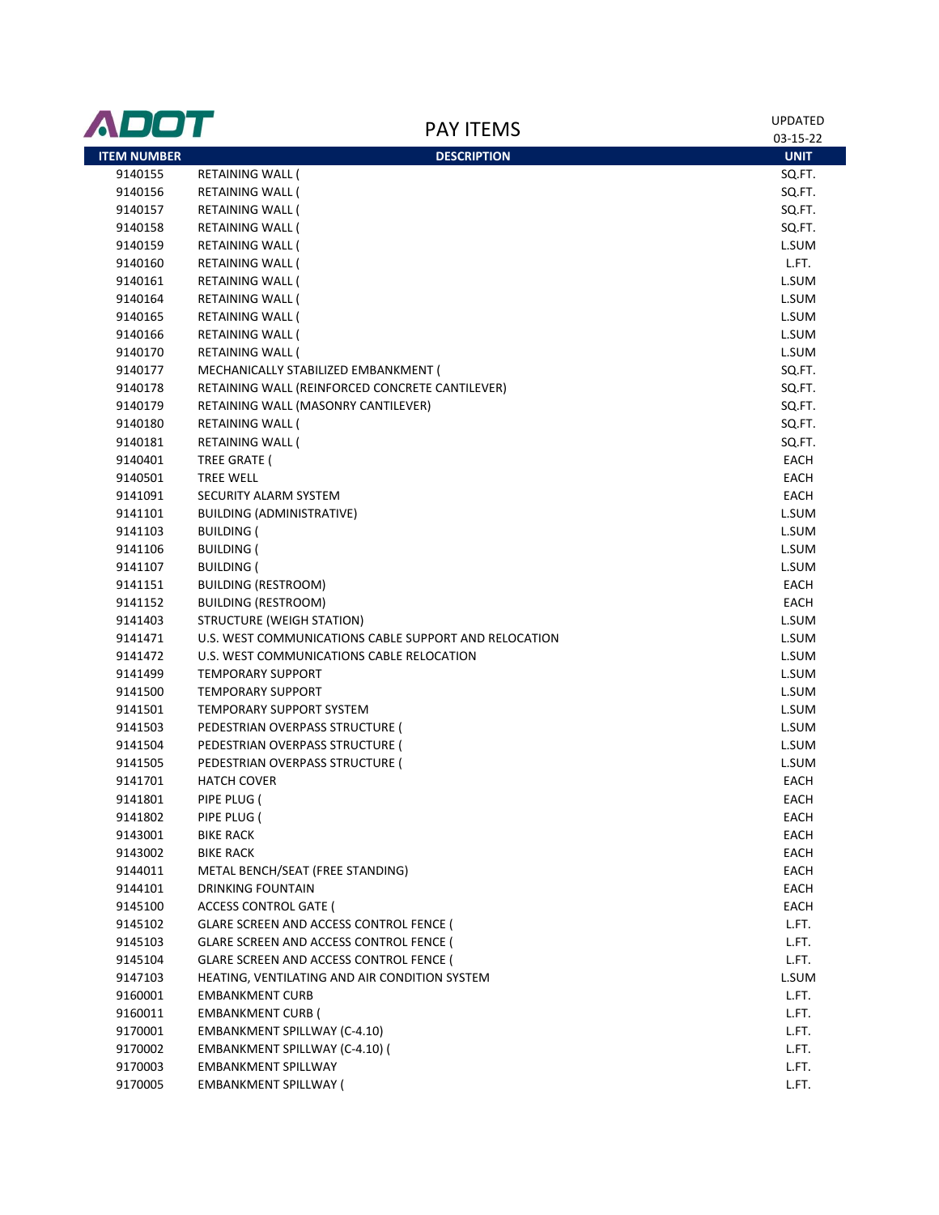# PAY ITEMS

UPDATED 03-15-22

| ITEM NUMBER | DESCRIPTION | UNIT |
|---|---|---|
| 9140155 | RETAINING WALL ( | SQ.FT. |
| 9140156 | RETAINING WALL ( | SQ.FT. |
| 9140157 | RETAINING WALL ( | SQ.FT. |
| 9140158 | RETAINING WALL ( | SQ.FT. |
| 9140159 | RETAINING WALL ( | L.SUM |
| 9140160 | RETAINING WALL ( | L.FT. |
| 9140161 | RETAINING WALL ( | L.SUM |
| 9140164 | RETAINING WALL ( | L.SUM |
| 9140165 | RETAINING WALL ( | L.SUM |
| 9140166 | RETAINING WALL ( | L.SUM |
| 9140170 | RETAINING WALL ( | L.SUM |
| 9140177 | MECHANICALLY STABILIZED EMBANKMENT ( | SQ.FT. |
| 9140178 | RETAINING WALL (REINFORCED CONCRETE CANTILEVER) | SQ.FT. |
| 9140179 | RETAINING WALL (MASONRY CANTILEVER) | SQ.FT. |
| 9140180 | RETAINING WALL ( | SQ.FT. |
| 9140181 | RETAINING WALL ( | SQ.FT. |
| 9140401 | TREE GRATE ( | EACH |
| 9140501 | TREE WELL | EACH |
| 9141091 | SECURITY ALARM SYSTEM | EACH |
| 9141101 | BUILDING (ADMINISTRATIVE) | L.SUM |
| 9141103 | BUILDING ( | L.SUM |
| 9141106 | BUILDING ( | L.SUM |
| 9141107 | BUILDING ( | L.SUM |
| 9141151 | BUILDING (RESTROOM) | EACH |
| 9141152 | BUILDING (RESTROOM) | EACH |
| 9141403 | STRUCTURE (WEIGH STATION) | L.SUM |
| 9141471 | U.S. WEST COMMUNICATIONS CABLE SUPPORT AND RELOCATION | L.SUM |
| 9141472 | U.S. WEST COMMUNICATIONS CABLE RELOCATION | L.SUM |
| 9141499 | TEMPORARY SUPPORT | L.SUM |
| 9141500 | TEMPORARY SUPPORT | L.SUM |
| 9141501 | TEMPORARY SUPPORT SYSTEM | L.SUM |
| 9141503 | PEDESTRIAN OVERPASS STRUCTURE ( | L.SUM |
| 9141504 | PEDESTRIAN OVERPASS STRUCTURE ( | L.SUM |
| 9141505 | PEDESTRIAN OVERPASS STRUCTURE ( | L.SUM |
| 9141701 | HATCH COVER | EACH |
| 9141801 | PIPE PLUG ( | EACH |
| 9141802 | PIPE PLUG ( | EACH |
| 9143001 | BIKE RACK | EACH |
| 9143002 | BIKE RACK | EACH |
| 9144011 | METAL BENCH/SEAT (FREE STANDING) | EACH |
| 9144101 | DRINKING FOUNTAIN | EACH |
| 9145100 | ACCESS CONTROL GATE ( | EACH |
| 9145102 | GLARE SCREEN AND ACCESS CONTROL FENCE ( | L.FT. |
| 9145103 | GLARE SCREEN AND ACCESS CONTROL FENCE ( | L.FT. |
| 9145104 | GLARE SCREEN AND ACCESS CONTROL FENCE ( | L.FT. |
| 9147103 | HEATING, VENTILATING AND AIR CONDITION SYSTEM | L.SUM |
| 9160001 | EMBANKMENT CURB | L.FT. |
| 9160011 | EMBANKMENT CURB ( | L.FT. |
| 9170001 | EMBANKMENT SPILLWAY (C-4.10) | L.FT. |
| 9170002 | EMBANKMENT SPILLWAY (C-4.10) ( | L.FT. |
| 9170003 | EMBANKMENT SPILLWAY | L.FT. |
| 9170005 | EMBANKMENT SPILLWAY ( | L.FT. |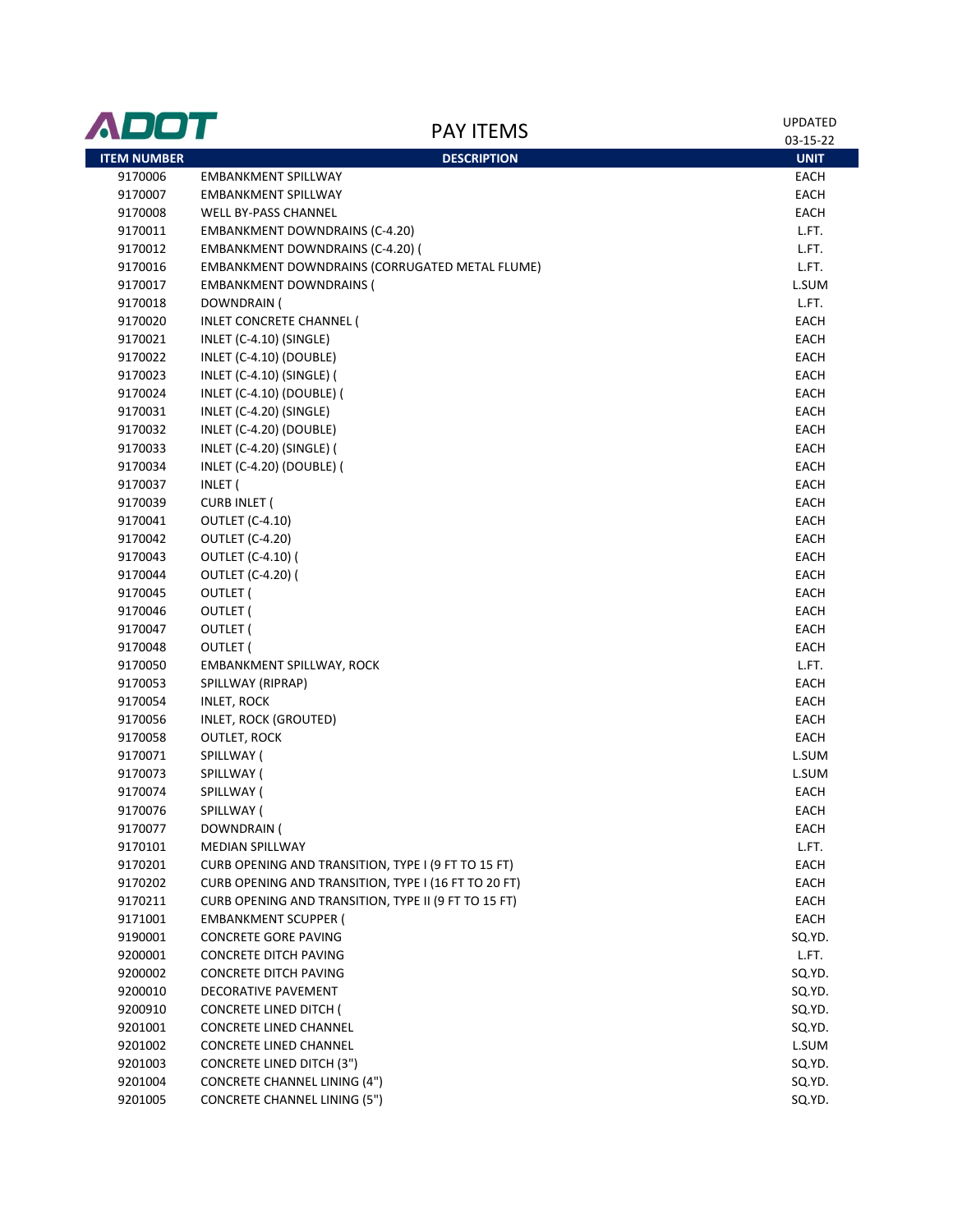# PAY ITEMS

UPDATED 03-15-22

| ITEM NUMBER | DESCRIPTION | UNIT |
|---|---|---|
| 9170006 | EMBANKMENT SPILLWAY | EACH |
| 9170007 | EMBANKMENT SPILLWAY | EACH |
| 9170008 | WELL BY-PASS CHANNEL | EACH |
| 9170011 | EMBANKMENT DOWNDRAINS (C-4.20) | L.FT. |
| 9170012 | EMBANKMENT DOWNDRAINS (C-4.20) ( | L.FT. |
| 9170016 | EMBANKMENT DOWNDRAINS (CORRUGATED METAL FLUME) | L.FT. |
| 9170017 | EMBANKMENT DOWNDRAINS ( | L.SUM |
| 9170018 | DOWNDRAIN ( | L.FT. |
| 9170020 | INLET CONCRETE CHANNEL ( | EACH |
| 9170021 | INLET (C-4.10) (SINGLE) | EACH |
| 9170022 | INLET (C-4.10) (DOUBLE) | EACH |
| 9170023 | INLET (C-4.10) (SINGLE) ( | EACH |
| 9170024 | INLET (C-4.10) (DOUBLE) ( | EACH |
| 9170031 | INLET (C-4.20) (SINGLE) | EACH |
| 9170032 | INLET (C-4.20) (DOUBLE) | EACH |
| 9170033 | INLET (C-4.20) (SINGLE) ( | EACH |
| 9170034 | INLET (C-4.20) (DOUBLE) ( | EACH |
| 9170037 | INLET ( | EACH |
| 9170039 | CURB INLET ( | EACH |
| 9170041 | OUTLET (C-4.10) | EACH |
| 9170042 | OUTLET (C-4.20) | EACH |
| 9170043 | OUTLET (C-4.10) ( | EACH |
| 9170044 | OUTLET (C-4.20) ( | EACH |
| 9170045 | OUTLET ( | EACH |
| 9170046 | OUTLET ( | EACH |
| 9170047 | OUTLET ( | EACH |
| 9170048 | OUTLET ( | EACH |
| 9170050 | EMBANKMENT SPILLWAY, ROCK | L.FT. |
| 9170053 | SPILLWAY (RIPRAP) | EACH |
| 9170054 | INLET, ROCK | EACH |
| 9170056 | INLET, ROCK (GROUTED) | EACH |
| 9170058 | OUTLET, ROCK | EACH |
| 9170071 | SPILLWAY ( | L.SUM |
| 9170073 | SPILLWAY ( | L.SUM |
| 9170074 | SPILLWAY ( | EACH |
| 9170076 | SPILLWAY ( | EACH |
| 9170077 | DOWNDRAIN ( | EACH |
| 9170101 | MEDIAN SPILLWAY | L.FT. |
| 9170201 | CURB OPENING AND TRANSITION, TYPE I (9 FT TO 15 FT) | EACH |
| 9170202 | CURB OPENING AND TRANSITION, TYPE I (16 FT TO 20 FT) | EACH |
| 9170211 | CURB OPENING AND TRANSITION, TYPE II (9 FT TO 15 FT) | EACH |
| 9171001 | EMBANKMENT SCUPPER ( | EACH |
| 9190001 | CONCRETE GORE PAVING | SQ.YD. |
| 9200001 | CONCRETE DITCH PAVING | L.FT. |
| 9200002 | CONCRETE DITCH PAVING | SQ.YD. |
| 9200010 | DECORATIVE PAVEMENT | SQ.YD. |
| 9200910 | CONCRETE LINED DITCH ( | SQ.YD. |
| 9201001 | CONCRETE LINED CHANNEL | SQ.YD. |
| 9201002 | CONCRETE LINED CHANNEL | L.SUM |
| 9201003 | CONCRETE LINED DITCH (3") | SQ.YD. |
| 9201004 | CONCRETE CHANNEL LINING (4") | SQ.YD. |
| 9201005 | CONCRETE CHANNEL LINING (5") | SQ.YD. |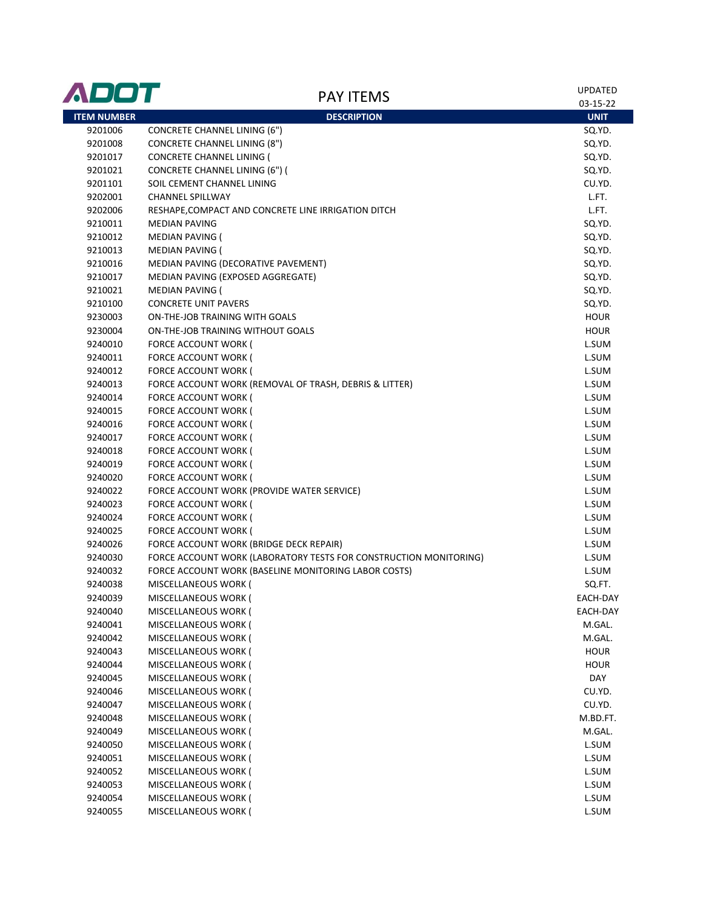# PAY ITEMS

UPDATED 03-15-22

| ITEM NUMBER | DESCRIPTION | UNIT |
|---|---|---|
| 9201006 | CONCRETE CHANNEL LINING (6") | SQ.YD. |
| 9201008 | CONCRETE CHANNEL LINING (8") | SQ.YD. |
| 9201017 | CONCRETE CHANNEL LINING ( | SQ.YD. |
| 9201021 | CONCRETE CHANNEL LINING (6") ( | SQ.YD. |
| 9201101 | SOIL CEMENT CHANNEL LINING | CU.YD. |
| 9202001 | CHANNEL SPILLWAY | L.FT. |
| 9202006 | RESHAPE,COMPACT AND CONCRETE LINE IRRIGATION DITCH | L.FT. |
| 9210011 | MEDIAN PAVING | SQ.YD. |
| 9210012 | MEDIAN PAVING ( | SQ.YD. |
| 9210013 | MEDIAN PAVING ( | SQ.YD. |
| 9210016 | MEDIAN PAVING (DECORATIVE PAVEMENT) | SQ.YD. |
| 9210017 | MEDIAN PAVING (EXPOSED AGGREGATE) | SQ.YD. |
| 9210021 | MEDIAN PAVING ( | SQ.YD. |
| 9210100 | CONCRETE UNIT PAVERS | SQ.YD. |
| 9230003 | ON-THE-JOB TRAINING WITH GOALS | HOUR |
| 9230004 | ON-THE-JOB TRAINING WITHOUT GOALS | HOUR |
| 9240010 | FORCE ACCOUNT WORK ( | L.SUM |
| 9240011 | FORCE ACCOUNT WORK ( | L.SUM |
| 9240012 | FORCE ACCOUNT WORK ( | L.SUM |
| 9240013 | FORCE ACCOUNT WORK (REMOVAL OF TRASH, DEBRIS & LITTER) | L.SUM |
| 9240014 | FORCE ACCOUNT WORK ( | L.SUM |
| 9240015 | FORCE ACCOUNT WORK ( | L.SUM |
| 9240016 | FORCE ACCOUNT WORK ( | L.SUM |
| 9240017 | FORCE ACCOUNT WORK ( | L.SUM |
| 9240018 | FORCE ACCOUNT WORK ( | L.SUM |
| 9240019 | FORCE ACCOUNT WORK ( | L.SUM |
| 9240020 | FORCE ACCOUNT WORK ( | L.SUM |
| 9240022 | FORCE ACCOUNT WORK (PROVIDE WATER SERVICE) | L.SUM |
| 9240023 | FORCE ACCOUNT WORK ( | L.SUM |
| 9240024 | FORCE ACCOUNT WORK ( | L.SUM |
| 9240025 | FORCE ACCOUNT WORK ( | L.SUM |
| 9240026 | FORCE ACCOUNT WORK (BRIDGE DECK REPAIR) | L.SUM |
| 9240030 | FORCE ACCOUNT WORK (LABORATORY TESTS FOR CONSTRUCTION MONITORING) | L.SUM |
| 9240032 | FORCE ACCOUNT WORK (BASELINE MONITORING LABOR COSTS) | L.SUM |
| 9240038 | MISCELLANEOUS WORK ( | SQ.FT. |
| 9240039 | MISCELLANEOUS WORK ( | EACH-DAY |
| 9240040 | MISCELLANEOUS WORK ( | EACH-DAY |
| 9240041 | MISCELLANEOUS WORK ( | M.GAL. |
| 9240042 | MISCELLANEOUS WORK ( | M.GAL. |
| 9240043 | MISCELLANEOUS WORK ( | HOUR |
| 9240044 | MISCELLANEOUS WORK ( | HOUR |
| 9240045 | MISCELLANEOUS WORK ( | DAY |
| 9240046 | MISCELLANEOUS WORK ( | CU.YD. |
| 9240047 | MISCELLANEOUS WORK ( | CU.YD. |
| 9240048 | MISCELLANEOUS WORK ( | M.BD.FT. |
| 9240049 | MISCELLANEOUS WORK ( | M.GAL. |
| 9240050 | MISCELLANEOUS WORK ( | L.SUM |
| 9240051 | MISCELLANEOUS WORK ( | L.SUM |
| 9240052 | MISCELLANEOUS WORK ( | L.SUM |
| 9240053 | MISCELLANEOUS WORK ( | L.SUM |
| 9240054 | MISCELLANEOUS WORK ( | L.SUM |
| 9240055 | MISCELLANEOUS WORK ( | L.SUM |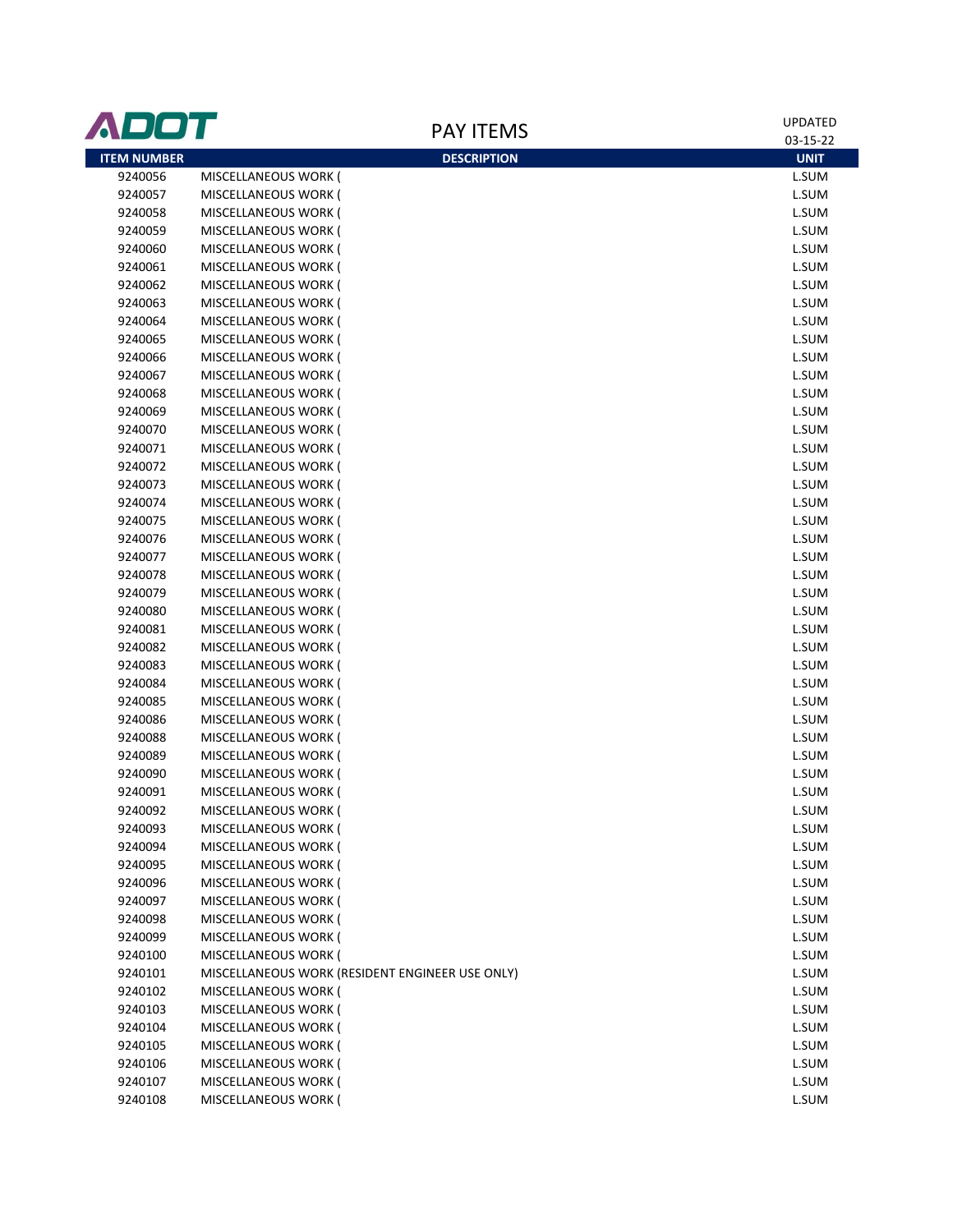ADOT

# PAY ITEMS

UPDATED 03-15-22

| ITEM NUMBER | DESCRIPTION | UNIT |
|---|---|---|
| 9240056 | MISCELLANEOUS WORK ( | L.SUM |
| 9240057 | MISCELLANEOUS WORK ( | L.SUM |
| 9240058 | MISCELLANEOUS WORK ( | L.SUM |
| 9240059 | MISCELLANEOUS WORK ( | L.SUM |
| 9240060 | MISCELLANEOUS WORK ( | L.SUM |
| 9240061 | MISCELLANEOUS WORK ( | L.SUM |
| 9240062 | MISCELLANEOUS WORK ( | L.SUM |
| 9240063 | MISCELLANEOUS WORK ( | L.SUM |
| 9240064 | MISCELLANEOUS WORK ( | L.SUM |
| 9240065 | MISCELLANEOUS WORK ( | L.SUM |
| 9240066 | MISCELLANEOUS WORK ( | L.SUM |
| 9240067 | MISCELLANEOUS WORK ( | L.SUM |
| 9240068 | MISCELLANEOUS WORK ( | L.SUM |
| 9240069 | MISCELLANEOUS WORK ( | L.SUM |
| 9240070 | MISCELLANEOUS WORK ( | L.SUM |
| 9240071 | MISCELLANEOUS WORK ( | L.SUM |
| 9240072 | MISCELLANEOUS WORK ( | L.SUM |
| 9240073 | MISCELLANEOUS WORK ( | L.SUM |
| 9240074 | MISCELLANEOUS WORK ( | L.SUM |
| 9240075 | MISCELLANEOUS WORK ( | L.SUM |
| 9240076 | MISCELLANEOUS WORK ( | L.SUM |
| 9240077 | MISCELLANEOUS WORK ( | L.SUM |
| 9240078 | MISCELLANEOUS WORK ( | L.SUM |
| 9240079 | MISCELLANEOUS WORK ( | L.SUM |
| 9240080 | MISCELLANEOUS WORK ( | L.SUM |
| 9240081 | MISCELLANEOUS WORK ( | L.SUM |
| 9240082 | MISCELLANEOUS WORK ( | L.SUM |
| 9240083 | MISCELLANEOUS WORK ( | L.SUM |
| 9240084 | MISCELLANEOUS WORK ( | L.SUM |
| 9240085 | MISCELLANEOUS WORK ( | L.SUM |
| 9240086 | MISCELLANEOUS WORK ( | L.SUM |
| 9240088 | MISCELLANEOUS WORK ( | L.SUM |
| 9240089 | MISCELLANEOUS WORK ( | L.SUM |
| 9240090 | MISCELLANEOUS WORK ( | L.SUM |
| 9240091 | MISCELLANEOUS WORK ( | L.SUM |
| 9240092 | MISCELLANEOUS WORK ( | L.SUM |
| 9240093 | MISCELLANEOUS WORK ( | L.SUM |
| 9240094 | MISCELLANEOUS WORK ( | L.SUM |
| 9240095 | MISCELLANEOUS WORK ( | L.SUM |
| 9240096 | MISCELLANEOUS WORK ( | L.SUM |
| 9240097 | MISCELLANEOUS WORK ( | L.SUM |
| 9240098 | MISCELLANEOUS WORK ( | L.SUM |
| 9240099 | MISCELLANEOUS WORK ( | L.SUM |
| 9240100 | MISCELLANEOUS WORK ( | L.SUM |
| 9240101 | MISCELLANEOUS WORK (RESIDENT ENGINEER USE ONLY) | L.SUM |
| 9240102 | MISCELLANEOUS WORK ( | L.SUM |
| 9240103 | MISCELLANEOUS WORK ( | L.SUM |
| 9240104 | MISCELLANEOUS WORK ( | L.SUM |
| 9240105 | MISCELLANEOUS WORK ( | L.SUM |
| 9240106 | MISCELLANEOUS WORK ( | L.SUM |
| 9240107 | MISCELLANEOUS WORK ( | L.SUM |
| 9240108 | MISCELLANEOUS WORK ( | L.SUM |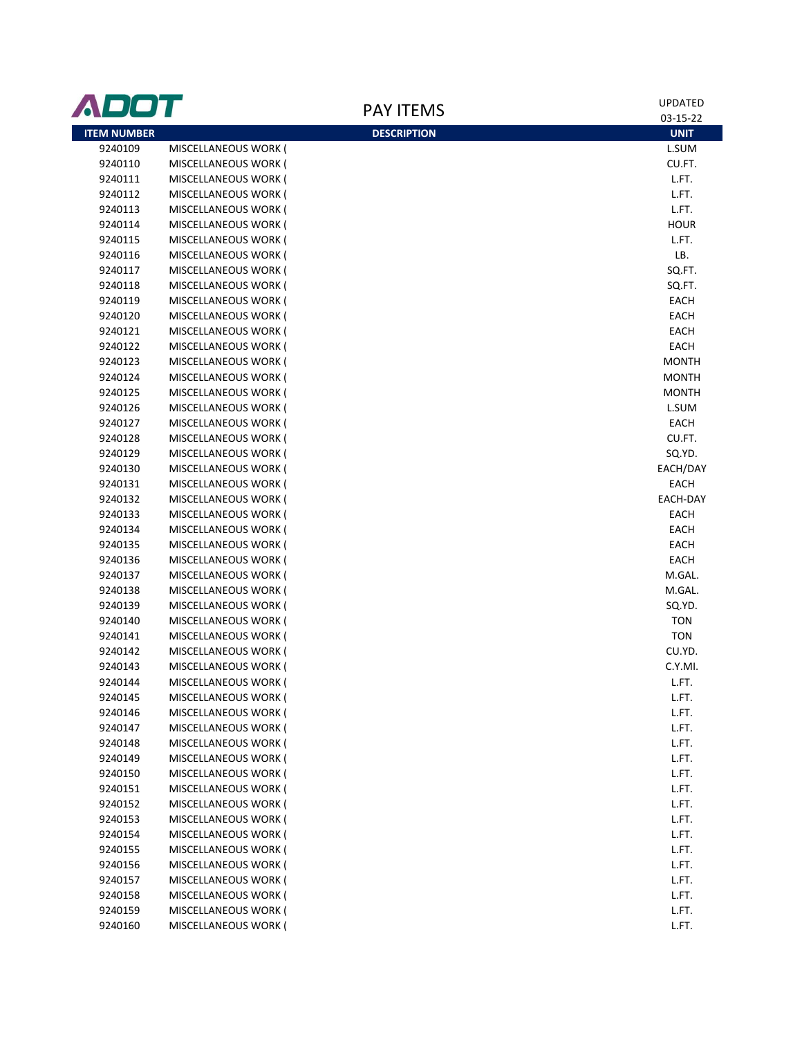| ITEM NUMBER | DESCRIPTION | UNIT |
|---|---|---|
| 9240109 | MISCELLANEOUS WORK ( | L.SUM |
| 9240110 | MISCELLANEOUS WORK ( | CU.FT. |
| 9240111 | MISCELLANEOUS WORK ( | L.FT. |
| 9240112 | MISCELLANEOUS WORK ( | L.FT. |
| 9240113 | MISCELLANEOUS WORK ( | L.FT. |
| 9240114 | MISCELLANEOUS WORK ( | HOUR |
| 9240115 | MISCELLANEOUS WORK ( | L.FT. |
| 9240116 | MISCELLANEOUS WORK ( | LB. |
| 9240117 | MISCELLANEOUS WORK ( | SQ.FT. |
| 9240118 | MISCELLANEOUS WORK ( | SQ.FT. |
| 9240119 | MISCELLANEOUS WORK ( | EACH |
| 9240120 | MISCELLANEOUS WORK ( | EACH |
| 9240121 | MISCELLANEOUS WORK ( | EACH |
| 9240122 | MISCELLANEOUS WORK ( | EACH |
| 9240123 | MISCELLANEOUS WORK ( | MONTH |
| 9240124 | MISCELLANEOUS WORK ( | MONTH |
| 9240125 | MISCELLANEOUS WORK ( | MONTH |
| 9240126 | MISCELLANEOUS WORK ( | L.SUM |
| 9240127 | MISCELLANEOUS WORK ( | EACH |
| 9240128 | MISCELLANEOUS WORK ( | CU.FT. |
| 9240129 | MISCELLANEOUS WORK ( | SQ.YD. |
| 9240130 | MISCELLANEOUS WORK ( | EACH/DAY |
| 9240131 | MISCELLANEOUS WORK ( | EACH |
| 9240132 | MISCELLANEOUS WORK ( | EACH-DAY |
| 9240133 | MISCELLANEOUS WORK ( | EACH |
| 9240134 | MISCELLANEOUS WORK ( | EACH |
| 9240135 | MISCELLANEOUS WORK ( | EACH |
| 9240136 | MISCELLANEOUS WORK ( | EACH |
| 9240137 | MISCELLANEOUS WORK ( | M.GAL. |
| 9240138 | MISCELLANEOUS WORK ( | M.GAL. |
| 9240139 | MISCELLANEOUS WORK ( | SQ.YD. |
| 9240140 | MISCELLANEOUS WORK ( | TON |
| 9240141 | MISCELLANEOUS WORK ( | TON |
| 9240142 | MISCELLANEOUS WORK ( | CU.YD. |
| 9240143 | MISCELLANEOUS WORK ( | C.Y.MI. |
| 9240144 | MISCELLANEOUS WORK ( | L.FT. |
| 9240145 | MISCELLANEOUS WORK ( | L.FT. |
| 9240146 | MISCELLANEOUS WORK ( | L.FT. |
| 9240147 | MISCELLANEOUS WORK ( | L.FT. |
| 9240148 | MISCELLANEOUS WORK ( | L.FT. |
| 9240149 | MISCELLANEOUS WORK ( | L.FT. |
| 9240150 | MISCELLANEOUS WORK ( | L.FT. |
| 9240151 | MISCELLANEOUS WORK ( | L.FT. |
| 9240152 | MISCELLANEOUS WORK ( | L.FT. |
| 9240153 | MISCELLANEOUS WORK ( | L.FT. |
| 9240154 | MISCELLANEOUS WORK ( | L.FT. |
| 9240155 | MISCELLANEOUS WORK ( | L.FT. |
| 9240156 | MISCELLANEOUS WORK ( | L.FT. |
| 9240157 | MISCELLANEOUS WORK ( | L.FT. |
| 9240158 | MISCELLANEOUS WORK ( | L.FT. |
| 9240159 | MISCELLANEOUS WORK ( | L.FT. |
| 9240160 | MISCELLANEOUS WORK ( | L.FT. |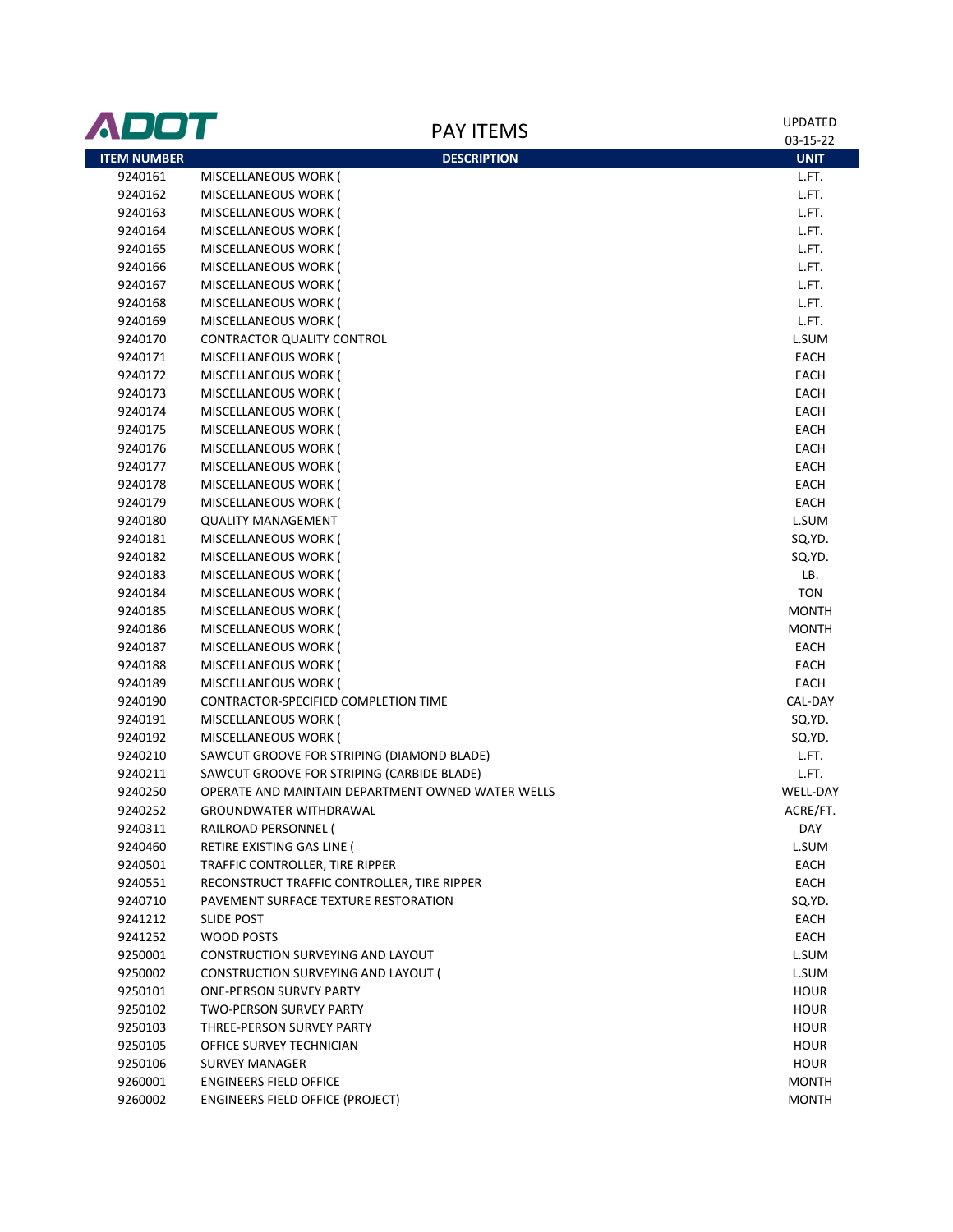# PAY ITEMS

UPDATED 03-15-22

| ITEM NUMBER | DESCRIPTION | UNIT |
|---|---|---|
| 9240161 | MISCELLANEOUS WORK ( | L.FT. |
| 9240162 | MISCELLANEOUS WORK ( | L.FT. |
| 9240163 | MISCELLANEOUS WORK ( | L.FT. |
| 9240164 | MISCELLANEOUS WORK ( | L.FT. |
| 9240165 | MISCELLANEOUS WORK ( | L.FT. |
| 9240166 | MISCELLANEOUS WORK ( | L.FT. |
| 9240167 | MISCELLANEOUS WORK ( | L.FT. |
| 9240168 | MISCELLANEOUS WORK ( | L.FT. |
| 9240169 | MISCELLANEOUS WORK ( | L.FT. |
| 9240170 | CONTRACTOR QUALITY CONTROL | L.SUM |
| 9240171 | MISCELLANEOUS WORK ( | EACH |
| 9240172 | MISCELLANEOUS WORK ( | EACH |
| 9240173 | MISCELLANEOUS WORK ( | EACH |
| 9240174 | MISCELLANEOUS WORK ( | EACH |
| 9240175 | MISCELLANEOUS WORK ( | EACH |
| 9240176 | MISCELLANEOUS WORK ( | EACH |
| 9240177 | MISCELLANEOUS WORK ( | EACH |
| 9240178 | MISCELLANEOUS WORK ( | EACH |
| 9240179 | MISCELLANEOUS WORK ( | EACH |
| 9240180 | QUALITY MANAGEMENT | L.SUM |
| 9240181 | MISCELLANEOUS WORK ( | SQ.YD. |
| 9240182 | MISCELLANEOUS WORK ( | SQ.YD. |
| 9240183 | MISCELLANEOUS WORK ( | LB. |
| 9240184 | MISCELLANEOUS WORK ( | TON |
| 9240185 | MISCELLANEOUS WORK ( | MONTH |
| 9240186 | MISCELLANEOUS WORK ( | MONTH |
| 9240187 | MISCELLANEOUS WORK ( | EACH |
| 9240188 | MISCELLANEOUS WORK ( | EACH |
| 9240189 | MISCELLANEOUS WORK ( | EACH |
| 9240190 | CONTRACTOR-SPECIFIED COMPLETION TIME | CAL-DAY |
| 9240191 | MISCELLANEOUS WORK ( | SQ.YD. |
| 9240192 | MISCELLANEOUS WORK ( | SQ.YD. |
| 9240210 | SAWCUT GROOVE FOR STRIPING (DIAMOND BLADE) | L.FT. |
| 9240211 | SAWCUT GROOVE FOR STRIPING (CARBIDE BLADE) | L.FT. |
| 9240250 | OPERATE AND MAINTAIN DEPARTMENT OWNED WATER WELLS | WELL-DAY |
| 9240252 | GROUNDWATER WITHDRAWAL | ACRE/FT. |
| 9240311 | RAILROAD PERSONNEL ( | DAY |
| 9240460 | RETIRE EXISTING GAS LINE ( | L.SUM |
| 9240501 | TRAFFIC CONTROLLER, TIRE RIPPER | EACH |
| 9240551 | RECONSTRUCT TRAFFIC CONTROLLER, TIRE RIPPER | EACH |
| 9240710 | PAVEMENT SURFACE TEXTURE RESTORATION | SQ.YD. |
| 9241212 | SLIDE POST | EACH |
| 9241252 | WOOD POSTS | EACH |
| 9250001 | CONSTRUCTION SURVEYING AND LAYOUT | L.SUM |
| 9250002 | CONSTRUCTION SURVEYING AND LAYOUT ( | L.SUM |
| 9250101 | ONE-PERSON SURVEY PARTY | HOUR |
| 9250102 | TWO-PERSON SURVEY PARTY | HOUR |
| 9250103 | THREE-PERSON SURVEY PARTY | HOUR |
| 9250105 | OFFICE SURVEY TECHNICIAN | HOUR |
| 9250106 | SURVEY MANAGER | HOUR |
| 9260001 | ENGINEERS FIELD OFFICE | MONTH |
| 9260002 | ENGINEERS FIELD OFFICE (PROJECT) | MONTH |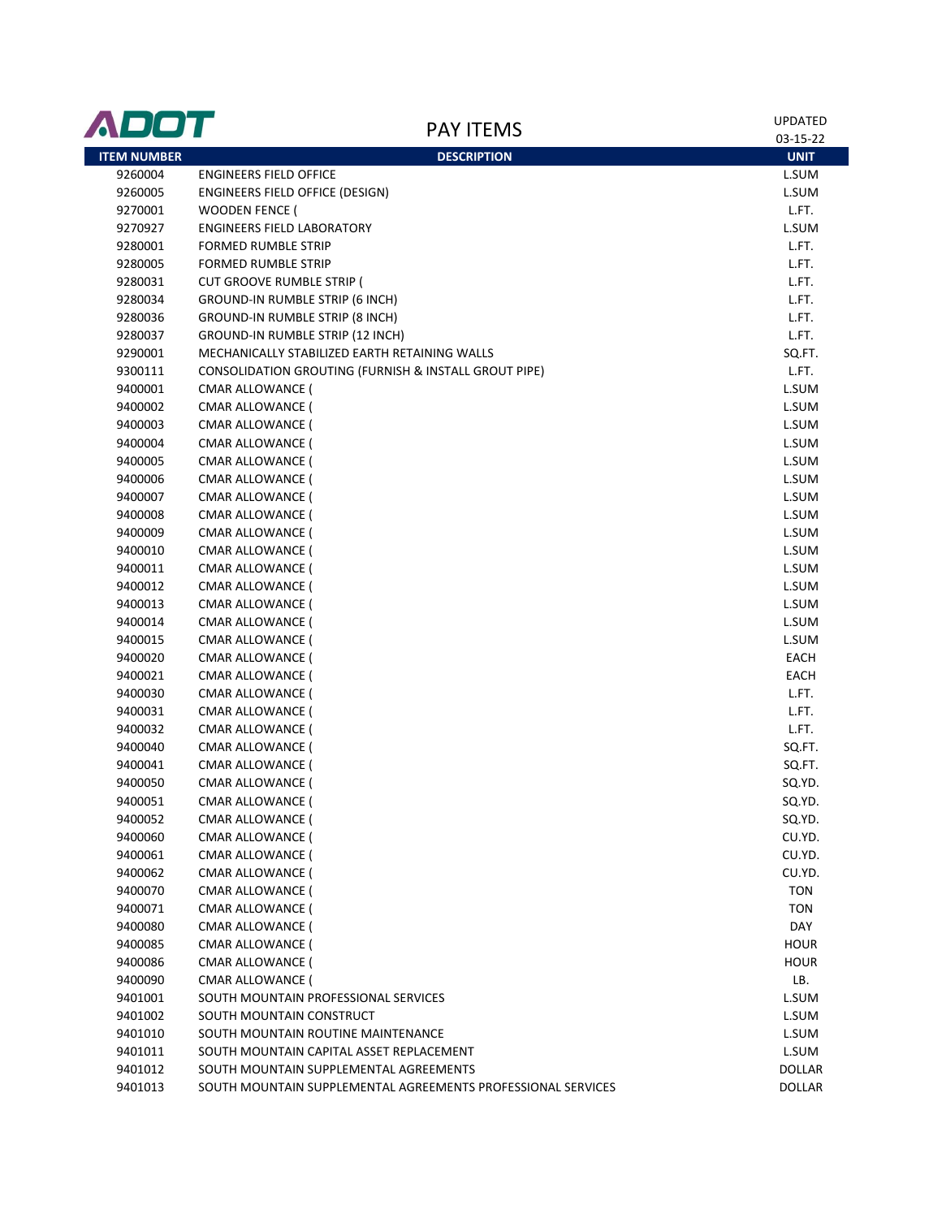# PAY ITEMS

UPDATED 03-15-22

| ITEM NUMBER | DESCRIPTION | UNIT |
|---|---|---|
| 9260004 | ENGINEERS FIELD OFFICE | L.SUM |
| 9260005 | ENGINEERS FIELD OFFICE (DESIGN) | L.SUM |
| 9270001 | WOODEN FENCE ( | L.FT. |
| 9270927 | ENGINEERS FIELD LABORATORY | L.SUM |
| 9280001 | FORMED RUMBLE STRIP | L.FT. |
| 9280005 | FORMED RUMBLE STRIP | L.FT. |
| 9280031 | CUT GROOVE RUMBLE STRIP ( | L.FT. |
| 9280034 | GROUND-IN RUMBLE STRIP (6 INCH) | L.FT. |
| 9280036 | GROUND-IN RUMBLE STRIP (8 INCH) | L.FT. |
| 9280037 | GROUND-IN RUMBLE STRIP (12 INCH) | L.FT. |
| 9290001 | MECHANICALLY STABILIZED EARTH RETAINING WALLS | SQ.FT. |
| 9300111 | CONSOLIDATION GROUTING (FURNISH & INSTALL GROUT PIPE) | L.FT. |
| 9400001 | CMAR ALLOWANCE ( | L.SUM |
| 9400002 | CMAR ALLOWANCE ( | L.SUM |
| 9400003 | CMAR ALLOWANCE ( | L.SUM |
| 9400004 | CMAR ALLOWANCE ( | L.SUM |
| 9400005 | CMAR ALLOWANCE ( | L.SUM |
| 9400006 | CMAR ALLOWANCE ( | L.SUM |
| 9400007 | CMAR ALLOWANCE ( | L.SUM |
| 9400008 | CMAR ALLOWANCE ( | L.SUM |
| 9400009 | CMAR ALLOWANCE ( | L.SUM |
| 9400010 | CMAR ALLOWANCE ( | L.SUM |
| 9400011 | CMAR ALLOWANCE ( | L.SUM |
| 9400012 | CMAR ALLOWANCE ( | L.SUM |
| 9400013 | CMAR ALLOWANCE ( | L.SUM |
| 9400014 | CMAR ALLOWANCE ( | L.SUM |
| 9400015 | CMAR ALLOWANCE ( | L.SUM |
| 9400020 | CMAR ALLOWANCE ( | EACH |
| 9400021 | CMAR ALLOWANCE ( | EACH |
| 9400030 | CMAR ALLOWANCE ( | L.FT. |
| 9400031 | CMAR ALLOWANCE ( | L.FT. |
| 9400032 | CMAR ALLOWANCE ( | L.FT. |
| 9400040 | CMAR ALLOWANCE ( | SQ.FT. |
| 9400041 | CMAR ALLOWANCE ( | SQ.FT. |
| 9400050 | CMAR ALLOWANCE ( | SQ.YD. |
| 9400051 | CMAR ALLOWANCE ( | SQ.YD. |
| 9400052 | CMAR ALLOWANCE ( | SQ.YD. |
| 9400060 | CMAR ALLOWANCE ( | CU.YD. |
| 9400061 | CMAR ALLOWANCE ( | CU.YD. |
| 9400062 | CMAR ALLOWANCE ( | CU.YD. |
| 9400070 | CMAR ALLOWANCE ( | TON |
| 9400071 | CMAR ALLOWANCE ( | TON |
| 9400080 | CMAR ALLOWANCE ( | DAY |
| 9400085 | CMAR ALLOWANCE ( | HOUR |
| 9400086 | CMAR ALLOWANCE ( | HOUR |
| 9400090 | CMAR ALLOWANCE ( | LB. |
| 9401001 | SOUTH MOUNTAIN PROFESSIONAL SERVICES | L.SUM |
| 9401002 | SOUTH MOUNTAIN CONSTRUCT | L.SUM |
| 9401010 | SOUTH MOUNTAIN ROUTINE MAINTENANCE | L.SUM |
| 9401011 | SOUTH MOUNTAIN CAPITAL ASSET REPLACEMENT | L.SUM |
| 9401012 | SOUTH MOUNTAIN SUPPLEMENTAL AGREEMENTS | DOLLAR |
| 9401013 | SOUTH MOUNTAIN SUPPLEMENTAL AGREEMENTS PROFESSIONAL SERVICES | DOLLAR |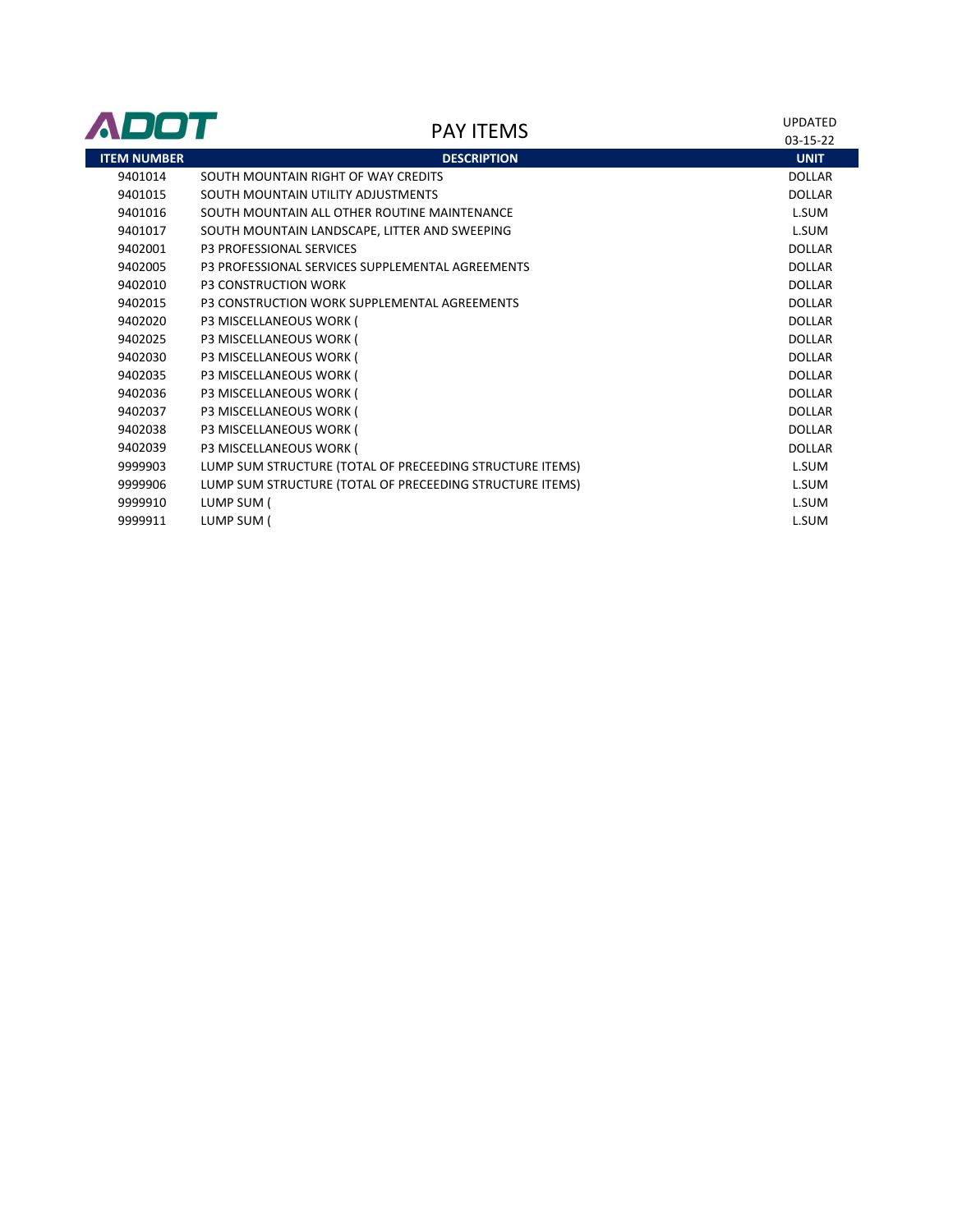ADOT

# PAY ITEMS

UPDATED 03-15-22

| ITEM NUMBER | DESCRIPTION | UNIT |
|---|---|---|
| 9401014 | SOUTH MOUNTAIN RIGHT OF WAY CREDITS | DOLLAR |
| 9401015 | SOUTH MOUNTAIN UTILITY ADJUSTMENTS | DOLLAR |
| 9401016 | SOUTH MOUNTAIN ALL OTHER ROUTINE MAINTENANCE | L.SUM |
| 9401017 | SOUTH MOUNTAIN LANDSCAPE, LITTER AND SWEEPING | L.SUM |
| 9402001 | P3 PROFESSIONAL SERVICES | DOLLAR |
| 9402005 | P3 PROFESSIONAL SERVICES SUPPLEMENTAL AGREEMENTS | DOLLAR |
| 9402010 | P3 CONSTRUCTION WORK | DOLLAR |
| 9402015 | P3 CONSTRUCTION WORK SUPPLEMENTAL AGREEMENTS | DOLLAR |
| 9402020 | P3 MISCELLANEOUS WORK ( | DOLLAR |
| 9402025 | P3 MISCELLANEOUS WORK ( | DOLLAR |
| 9402030 | P3 MISCELLANEOUS WORK ( | DOLLAR |
| 9402035 | P3 MISCELLANEOUS WORK ( | DOLLAR |
| 9402036 | P3 MISCELLANEOUS WORK ( | DOLLAR |
| 9402037 | P3 MISCELLANEOUS WORK ( | DOLLAR |
| 9402038 | P3 MISCELLANEOUS WORK ( | DOLLAR |
| 9402039 | P3 MISCELLANEOUS WORK ( | DOLLAR |
| 9999903 | LUMP SUM STRUCTURE (TOTAL OF PRECEEDING STRUCTURE ITEMS) | L.SUM |
| 9999906 | LUMP SUM STRUCTURE (TOTAL OF PRECEEDING STRUCTURE ITEMS) | L.SUM |
| 9999910 | LUMP SUM ( | L.SUM |
| 9999911 | LUMP SUM ( | L.SUM |